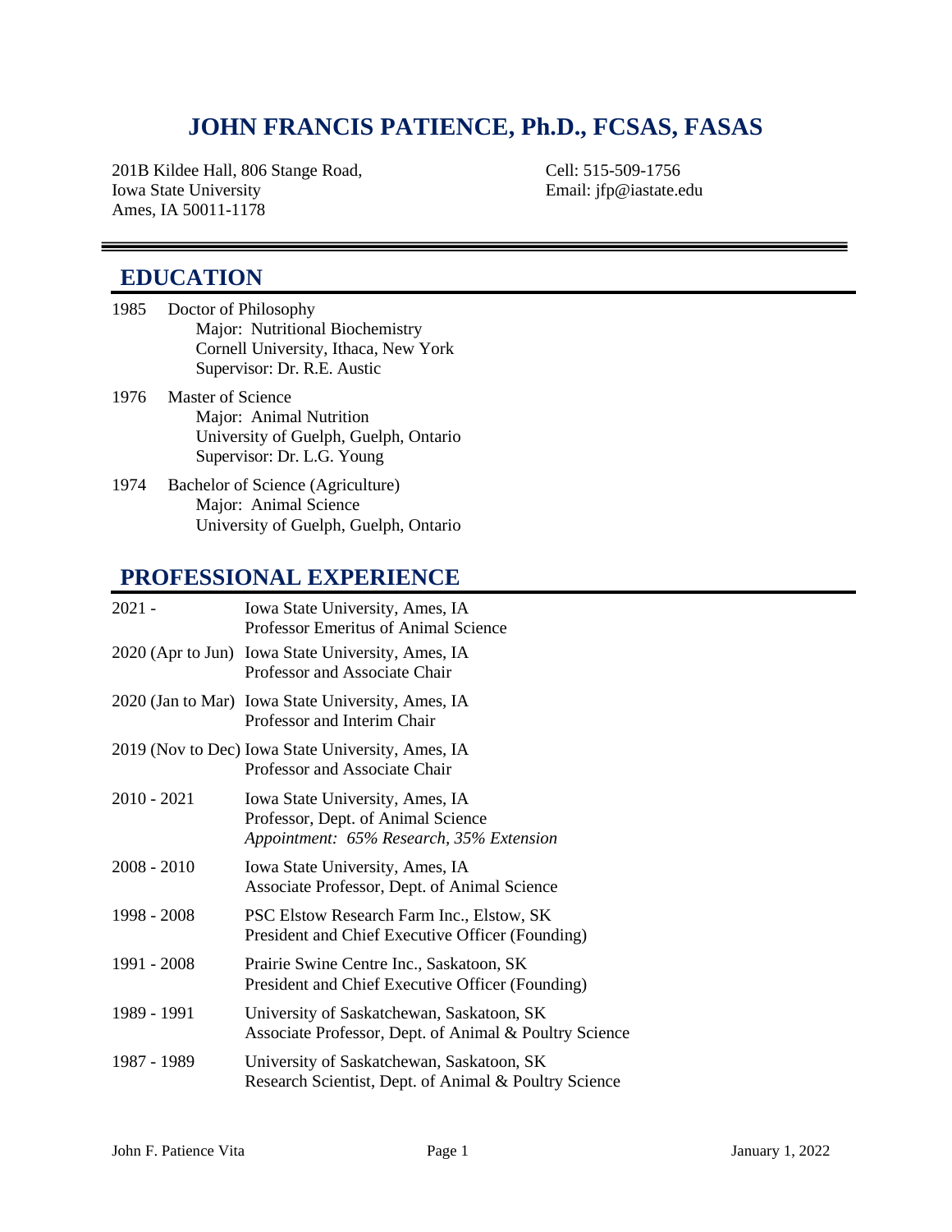# JOHN FRANCIS PATIENCE, Ph.D., FCSAS, FASAS

201B Kildee Hall, 806 Stange Road,
Iowa State University
Ames, IA 50011-1178

Cell: 515-509-1756
Email: jfp@iastate.edu

## EDUCATION

1985 Doctor of Philosophy
Major: Nutritional Biochemistry
Cornell University, Ithaca, New York
Supervisor: Dr. R.E. Austic

1976 Master of Science
Major: Animal Nutrition
University of Guelph, Guelph, Ontario
Supervisor: Dr. L.G. Young

1974 Bachelor of Science (Agriculture)
Major: Animal Science
University of Guelph, Guelph, Ontario

## PROFESSIONAL EXPERIENCE

2021 - Iowa State University, Ames, IA
Professor Emeritus of Animal Science

2020 (Apr to Jun) Iowa State University, Ames, IA
Professor and Associate Chair

2020 (Jan to Mar) Iowa State University, Ames, IA
Professor and Interim Chair

2019 (Nov to Dec) Iowa State University, Ames, IA
Professor and Associate Chair

2010 - 2021 Iowa State University, Ames, IA
Professor, Dept. of Animal Science
*Appointment: 65% Research, 35% Extension*

2008 - 2010 Iowa State University, Ames, IA
Associate Professor, Dept. of Animal Science

1998 - 2008 PSC Elstow Research Farm Inc., Elstow, SK
President and Chief Executive Officer (Founding)

1991 - 2008 Prairie Swine Centre Inc., Saskatoon, SK
President and Chief Executive Officer (Founding)

1989 - 1991 University of Saskatchewan, Saskatoon, SK
Associate Professor, Dept. of Animal & Poultry Science

1987 - 1989 University of Saskatchewan, Saskatoon, SK
Research Scientist, Dept. of Animal & Poultry Science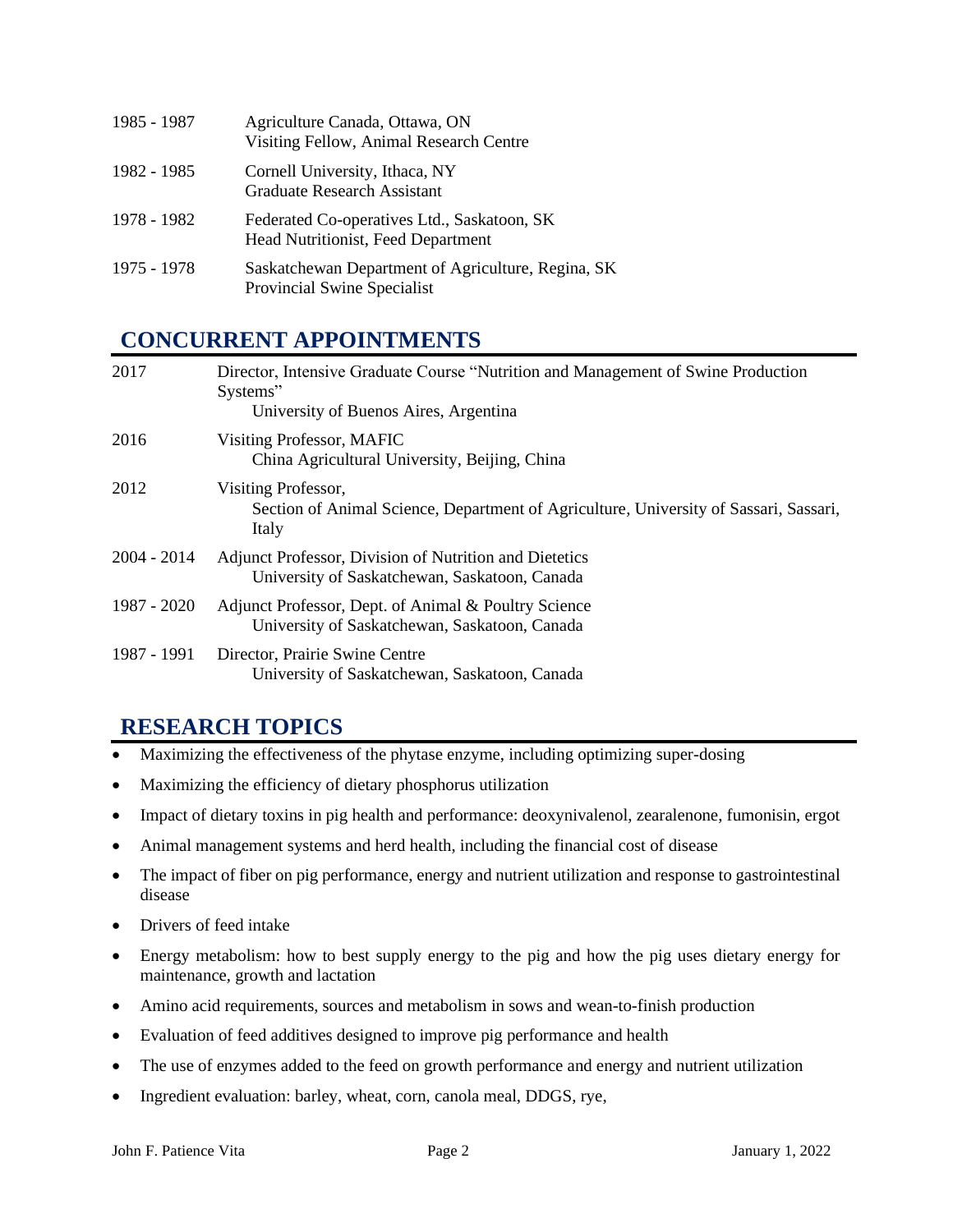| | |
|---|---|
| 1985 - 1987 | Agriculture Canada, Ottawa, ON<br>Visiting Fellow, Animal Research Centre |
| 1982 - 1985 | Cornell University, Ithaca, NY<br>Graduate Research Assistant |
| 1978 - 1982 | Federated Co-operatives Ltd., Saskatoon, SK<br>Head Nutritionist, Feed Department |
| 1975 - 1978 | Saskatchewan Department of Agriculture, Regina, SK<br>Provincial Swine Specialist |

## CONCURRENT APPOINTMENTS

| | |
|---|---|
| 2017 | Director, Intensive Graduate Course "Nutrition and Management of Swine Production Systems"<br>University of Buenos Aires, Argentina |
| 2016 | Visiting Professor, MAFIC<br>China Agricultural University, Beijing, China |
| 2012 | Visiting Professor,<br>Section of Animal Science, Department of Agriculture, University of Sassari, Sassari, Italy |
| 2004 - 2014 | Adjunct Professor, Division of Nutrition and Dietetics<br>University of Saskatchewan, Saskatoon, Canada |
| 1987 - 2020 | Adjunct Professor, Dept. of Animal & Poultry Science<br>University of Saskatchewan, Saskatoon, Canada |
| 1987 - 1991 | Director, Prairie Swine Centre<br>University of Saskatchewan, Saskatoon, Canada |

## RESEARCH TOPICS

- Maximizing the effectiveness of the phytase enzyme, including optimizing super-dosing
- Maximizing the efficiency of dietary phosphorus utilization
- Impact of dietary toxins in pig health and performance: deoxynivalenol, zearalenone, fumonisin, ergot
- Animal management systems and herd health, including the financial cost of disease
- The impact of fiber on pig performance, energy and nutrient utilization and response to gastrointestinal disease
- Drivers of feed intake
- Energy metabolism: how to best supply energy to the pig and how the pig uses dietary energy for maintenance, growth and lactation
- Amino acid requirements, sources and metabolism in sows and wean-to-finish production
- Evaluation of feed additives designed to improve pig performance and health
- The use of enzymes added to the feed on growth performance and energy and nutrient utilization
- Ingredient evaluation: barley, wheat, corn, canola meal, DDGS, rye,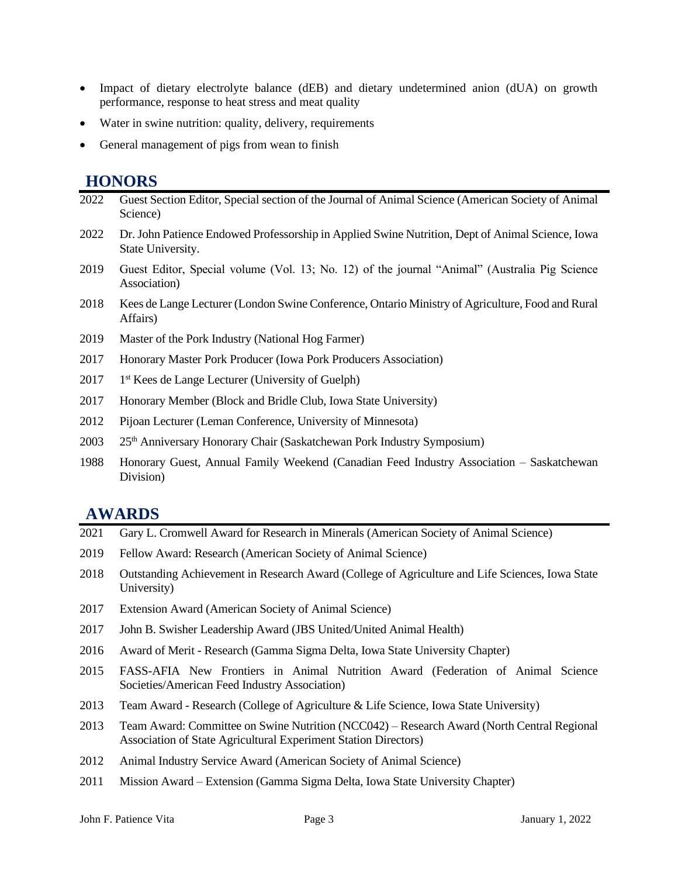- Impact of dietary electrolyte balance (dEB) and dietary undetermined anion (dUA) on growth performance, response to heat stress and meat quality
- Water in swine nutrition: quality, delivery, requirements
- General management of pigs from wean to finish

## HONORS

2022 Guest Section Editor, Special section of the Journal of Animal Science (American Society of Animal Science)

2022 Dr. John Patience Endowed Professorship in Applied Swine Nutrition, Dept of Animal Science, Iowa State University.

2019 Guest Editor, Special volume (Vol. 13; No. 12) of the journal "Animal" (Australia Pig Science Association)

2018 Kees de Lange Lecturer (London Swine Conference, Ontario Ministry of Agriculture, Food and Rural Affairs)

2019 Master of the Pork Industry (National Hog Farmer)

2017 Honorary Master Pork Producer (Iowa Pork Producers Association)

2017 1st Kees de Lange Lecturer (University of Guelph)

2017 Honorary Member (Block and Bridle Club, Iowa State University)

2012 Pijoan Lecturer (Leman Conference, University of Minnesota)

2003 25th Anniversary Honorary Chair (Saskatchewan Pork Industry Symposium)

1988 Honorary Guest, Annual Family Weekend (Canadian Feed Industry Association – Saskatchewan Division)

## AWARDS

2021 Gary L. Cromwell Award for Research in Minerals (American Society of Animal Science)

2019 Fellow Award: Research (American Society of Animal Science)

2018 Outstanding Achievement in Research Award (College of Agriculture and Life Sciences, Iowa State University)

2017 Extension Award (American Society of Animal Science)

2017 John B. Swisher Leadership Award (JBS United/United Animal Health)

2016 Award of Merit - Research (Gamma Sigma Delta, Iowa State University Chapter)

2015 FASS-AFIA New Frontiers in Animal Nutrition Award (Federation of Animal Science Societies/American Feed Industry Association)

2013 Team Award - Research (College of Agriculture & Life Science, Iowa State University)

2013 Team Award: Committee on Swine Nutrition (NCC042) – Research Award (North Central Regional Association of State Agricultural Experiment Station Directors)

2012 Animal Industry Service Award (American Society of Animal Science)

2011 Mission Award – Extension (Gamma Sigma Delta, Iowa State University Chapter)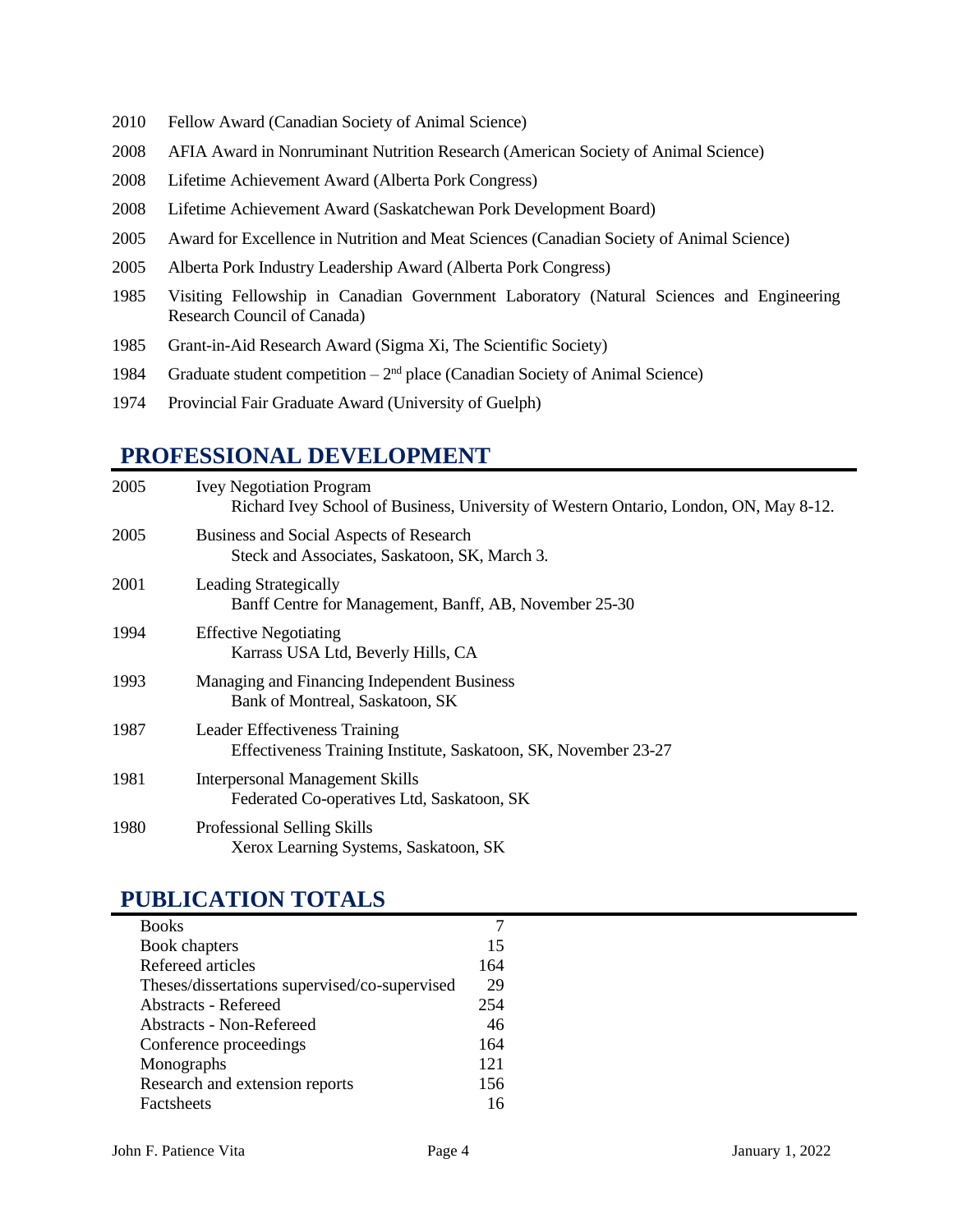2010 Fellow Award (Canadian Society of Animal Science)

2008 AFIA Award in Nonruminant Nutrition Research (American Society of Animal Science)

2008 Lifetime Achievement Award (Alberta Pork Congress)

2008 Lifetime Achievement Award (Saskatchewan Pork Development Board)

2005 Award for Excellence in Nutrition and Meat Sciences (Canadian Society of Animal Science)

2005 Alberta Pork Industry Leadership Award (Alberta Pork Congress)

1985 Visiting Fellowship in Canadian Government Laboratory (Natural Sciences and Engineering Research Council of Canada)

1985 Grant-in-Aid Research Award (Sigma Xi, The Scientific Society)

1984 Graduate student competition – 2nd place (Canadian Society of Animal Science)

1974 Provincial Fair Graduate Award (University of Guelph)

## PROFESSIONAL DEVELOPMENT

2005 Ivey Negotiation Program
Richard Ivey School of Business, University of Western Ontario, London, ON, May 8-12.

2005 Business and Social Aspects of Research
Steck and Associates, Saskatoon, SK, March 3.

2001 Leading Strategically
Banff Centre for Management, Banff, AB, November 25-30

1994 Effective Negotiating
Karrass USA Ltd, Beverly Hills, CA

1993 Managing and Financing Independent Business
Bank of Montreal, Saskatoon, SK

1987 Leader Effectiveness Training
Effectiveness Training Institute, Saskatoon, SK, November 23-27

1981 Interpersonal Management Skills
Federated Co-operatives Ltd, Saskatoon, SK

1980 Professional Selling Skills
Xerox Learning Systems, Saskatoon, SK

## PUBLICATION TOTALS

| | |
|---|---|
| Books | 7 |
| Book chapters | 15 |
| Refereed articles | 164 |
| Theses/dissertations supervised/co-supervised | 29 |
| Abstracts - Refereed | 254 |
| Abstracts - Non-Refereed | 46 |
| Conference proceedings | 164 |
| Monographs | 121 |
| Research and extension reports | 156 |
| Factsheets | 16 |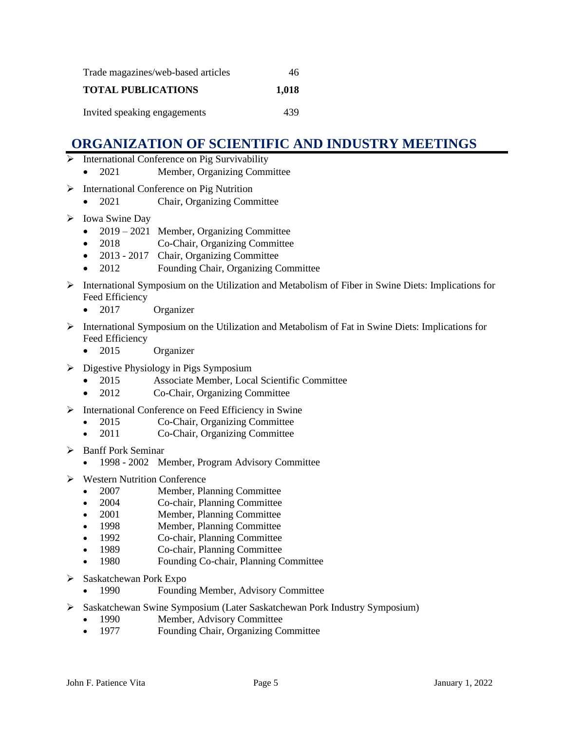| | |
|---|---|
| Trade magazines/web-based articles | 46 |
| **TOTAL PUBLICATIONS** | **1,018** |
| Invited speaking engagements | 439 |

## ORGANIZATION OF SCIENTIFIC AND INDUSTRY MEETINGS

- International Conference on Pig Survivability
  - 2021 Member, Organizing Committee
- International Conference on Pig Nutrition
  - 2021 Chair, Organizing Committee
- Iowa Swine Day
  - 2019 – 2021 Member, Organizing Committee
  - 2018 Co-Chair, Organizing Committee
  - 2013 - 2017 Chair, Organizing Committee
  - 2012 Founding Chair, Organizing Committee
- International Symposium on the Utilization and Metabolism of Fiber in Swine Diets: Implications for Feed Efficiency
  - 2017 Organizer
- International Symposium on the Utilization and Metabolism of Fat in Swine Diets: Implications for Feed Efficiency
  - 2015 Organizer
- Digestive Physiology in Pigs Symposium
  - 2015 Associate Member, Local Scientific Committee
  - 2012 Co-Chair, Organizing Committee
- International Conference on Feed Efficiency in Swine
  - 2015 Co-Chair, Organizing Committee
  - 2011 Co-Chair, Organizing Committee
- Banff Pork Seminar
  - 1998 - 2002 Member, Program Advisory Committee
- Western Nutrition Conference
  - 2007 Member, Planning Committee
  - 2004 Co-chair, Planning Committee
  - 2001 Member, Planning Committee
  - 1998 Member, Planning Committee
  - 1992 Co-chair, Planning Committee
  - 1989 Co-chair, Planning Committee
  - 1980 Founding Co-chair, Planning Committee
- Saskatchewan Pork Expo
  - 1990 Founding Member, Advisory Committee
- Saskatchewan Swine Symposium (Later Saskatchewan Pork Industry Symposium)
  - 1990 Member, Advisory Committee
  - 1977 Founding Chair, Organizing Committee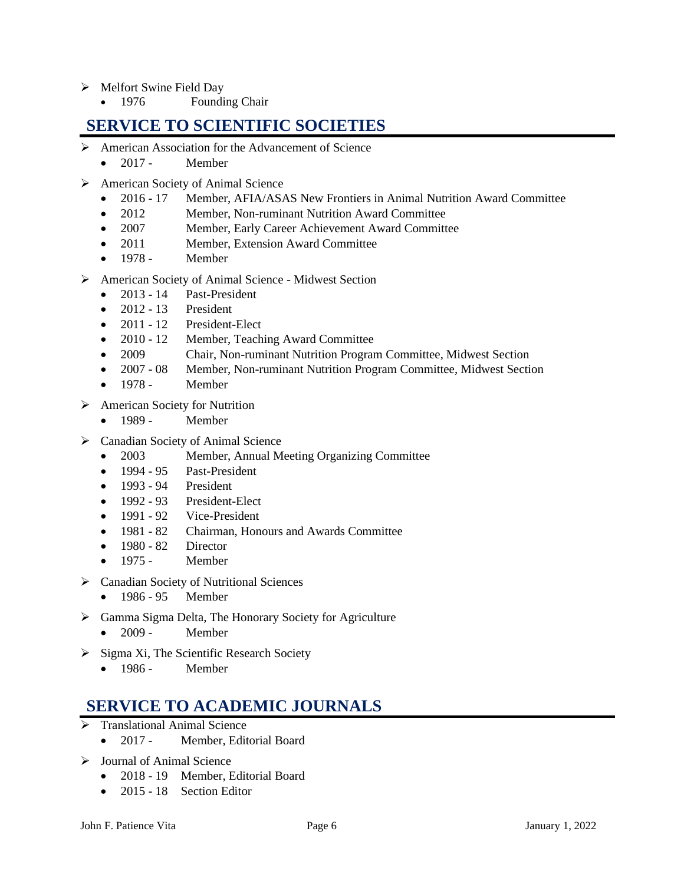- Melfort Swine Field Day
  - 1976 Founding Chair

## SERVICE TO SCIENTIFIC SOCIETIES

- American Association for the Advancement of Science
  - 2017 - Member
- American Society of Animal Science
  - 2016 - 17 Member, AFIA/ASAS New Frontiers in Animal Nutrition Award Committee
  - 2012 Member, Non-ruminant Nutrition Award Committee
  - 2007 Member, Early Career Achievement Award Committee
  - 2011 Member, Extension Award Committee
  - 1978 - Member
- American Society of Animal Science - Midwest Section
  - 2013 - 14 Past-President
  - 2012 - 13 President
  - 2011 - 12 President-Elect
  - 2010 - 12 Member, Teaching Award Committee
  - 2009 Chair, Non-ruminant Nutrition Program Committee, Midwest Section
  - 2007 - 08 Member, Non-ruminant Nutrition Program Committee, Midwest Section
  - 1978 - Member
- American Society for Nutrition
  - 1989 - Member
- Canadian Society of Animal Science
  - 2003 Member, Annual Meeting Organizing Committee
  - 1994 - 95 Past-President
  - 1993 - 94 President
  - 1992 - 93 President-Elect
  - 1991 - 92 Vice-President
  - 1981 - 82 Chairman, Honours and Awards Committee
  - 1980 - 82 Director
  - 1975 - Member
- Canadian Society of Nutritional Sciences
  - 1986 - 95 Member
- Gamma Sigma Delta, The Honorary Society for Agriculture
  - 2009 - Member
- Sigma Xi, The Scientific Research Society
  - 1986 - Member

## SERVICE TO ACADEMIC JOURNALS

- Translational Animal Science
  - 2017 - Member, Editorial Board
- Journal of Animal Science
  - 2018 - 19 Member, Editorial Board
  - 2015 - 18 Section Editor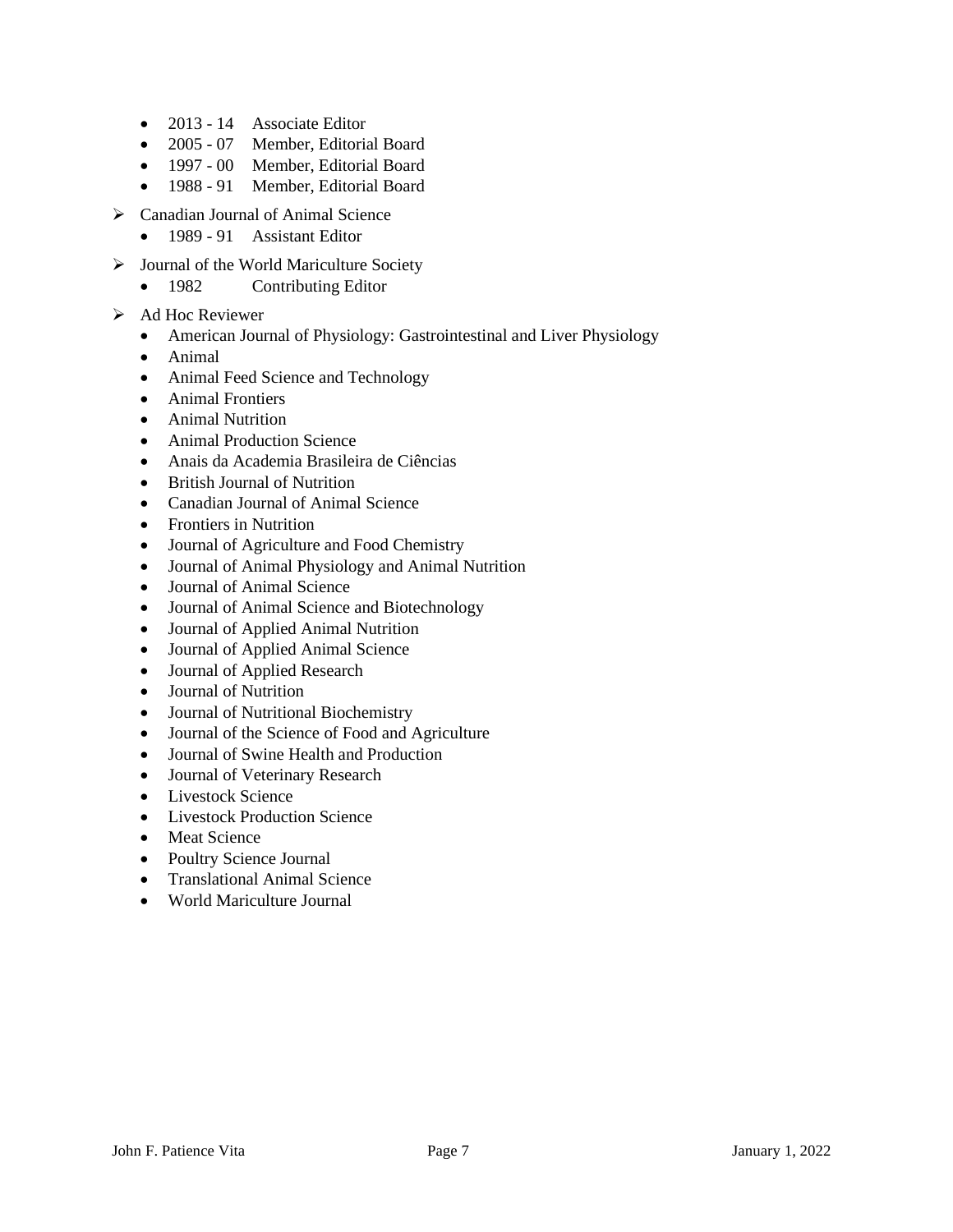- 2013 - 14  Associate Editor
- 2005 - 07  Member, Editorial Board
- 1997 - 00  Member, Editorial Board
- 1988 - 91  Member, Editorial Board

- Canadian Journal of Animal Science
  - 1989 - 91  Assistant Editor
- Journal of the World Mariculture Society
  - 1982  Contributing Editor
- Ad Hoc Reviewer
  - American Journal of Physiology: Gastrointestinal and Liver Physiology
  - Animal
  - Animal Feed Science and Technology
  - Animal Frontiers
  - Animal Nutrition
  - Animal Production Science
  - Anais da Academia Brasileira de Ciências
  - British Journal of Nutrition
  - Canadian Journal of Animal Science
  - Frontiers in Nutrition
  - Journal of Agriculture and Food Chemistry
  - Journal of Animal Physiology and Animal Nutrition
  - Journal of Animal Science
  - Journal of Animal Science and Biotechnology
  - Journal of Applied Animal Nutrition
  - Journal of Applied Animal Science
  - Journal of Applied Research
  - Journal of Nutrition
  - Journal of Nutritional Biochemistry
  - Journal of the Science of Food and Agriculture
  - Journal of Swine Health and Production
  - Journal of Veterinary Research
  - Livestock Science
  - Livestock Production Science
  - Meat Science
  - Poultry Science Journal
  - Translational Animal Science
  - World Mariculture Journal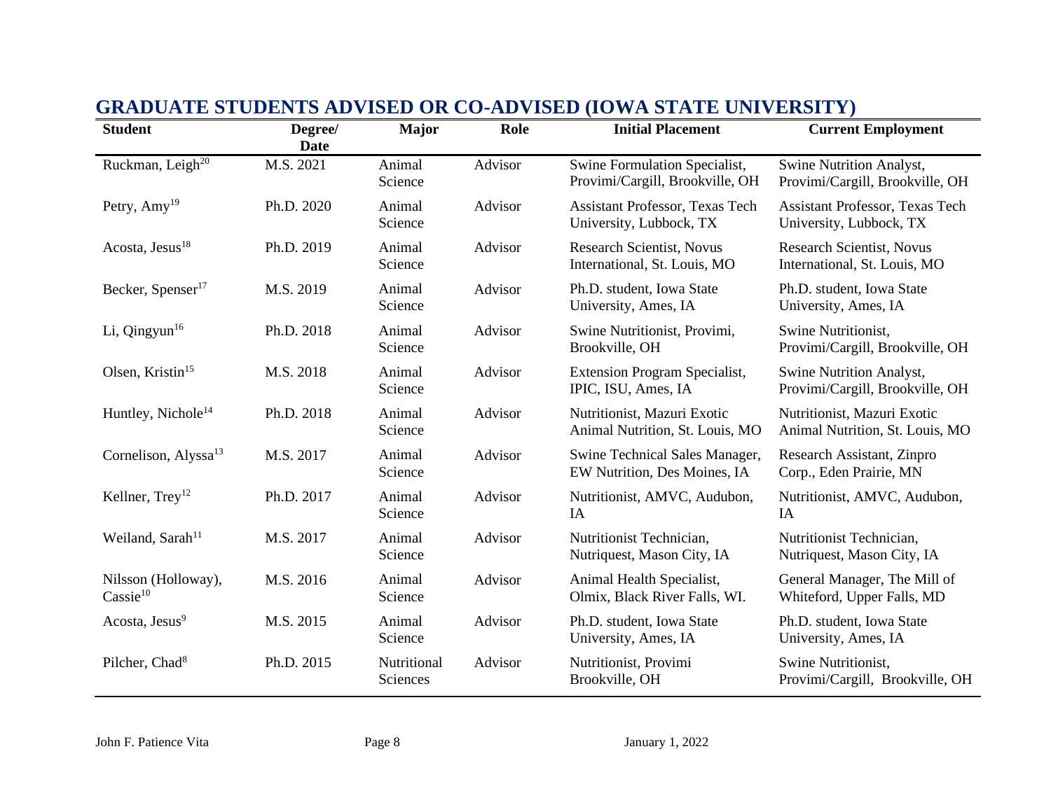## GRADUATE STUDENTS ADVISED OR CO-ADVISED (IOWA STATE UNIVERSITY)

| Student | Degree/ Date | Major | Role | Initial Placement | Current Employment |
|---|---|---|---|---|---|
| Ruckman, Leigh[20] | M.S. 2021 | Animal Science | Advisor | Swine Formulation Specialist, Provimi/Cargill, Brookville, OH | Swine Nutrition Analyst, Provimi/Cargill, Brookville, OH |
| Petry, Amy[19] | Ph.D. 2020 | Animal Science | Advisor | Assistant Professor, Texas Tech University, Lubbock, TX | Assistant Professor, Texas Tech University, Lubbock, TX |
| Acosta, Jesus[18] | Ph.D. 2019 | Animal Science | Advisor | Research Scientist, Novus International, St. Louis, MO | Research Scientist, Novus International, St. Louis, MO |
| Becker, Spenser[17] | M.S. 2019 | Animal Science | Advisor | Ph.D. student, Iowa State University, Ames, IA | Ph.D. student, Iowa State University, Ames, IA |
| Li, Qingyun[16] | Ph.D. 2018 | Animal Science | Advisor | Swine Nutritionist, Provimi, Brookville, OH | Swine Nutritionist, Provimi/Cargill, Brookville, OH |
| Olsen, Kristin[15] | M.S. 2018 | Animal Science | Advisor | Extension Program Specialist, IPIC, ISU, Ames, IA | Swine Nutrition Analyst, Provimi/Cargill, Brookville, OH |
| Huntley, Nichole[14] | Ph.D. 2018 | Animal Science | Advisor | Nutritionist, Mazuri Exotic Animal Nutrition, St. Louis, MO | Nutritionist, Mazuri Exotic Animal Nutrition, St. Louis, MO |
| Cornelison, Alyssa[13] | M.S. 2017 | Animal Science | Advisor | Swine Technical Sales Manager, EW Nutrition, Des Moines, IA | Research Assistant, Zinpro Corp., Eden Prairie, MN |
| Kellner, Trey[12] | Ph.D. 2017 | Animal Science | Advisor | Nutritionist, AMVC, Audubon, IA | Nutritionist, AMVC, Audubon, IA |
| Weiland, Sarah[11] | M.S. 2017 | Animal Science | Advisor | Nutritionist Technician, Nutriquest, Mason City, IA | Nutritionist Technician, Nutriquest, Mason City, IA |
| Nilsson (Holloway), Cassie[10] | M.S. 2016 | Animal Science | Advisor | Animal Health Specialist, Olmix, Black River Falls, WI. | General Manager, The Mill of Whiteford, Upper Falls, MD |
| Acosta, Jesus[9] | M.S. 2015 | Animal Science | Advisor | Ph.D. student, Iowa State University, Ames, IA | Ph.D. student, Iowa State University, Ames, IA |
| Pilcher, Chad[8] | Ph.D. 2015 | Nutritional Sciences | Advisor | Nutritionist, Provimi Brookville, OH | Swine Nutritionist, Provimi/Cargill, Brookville, OH |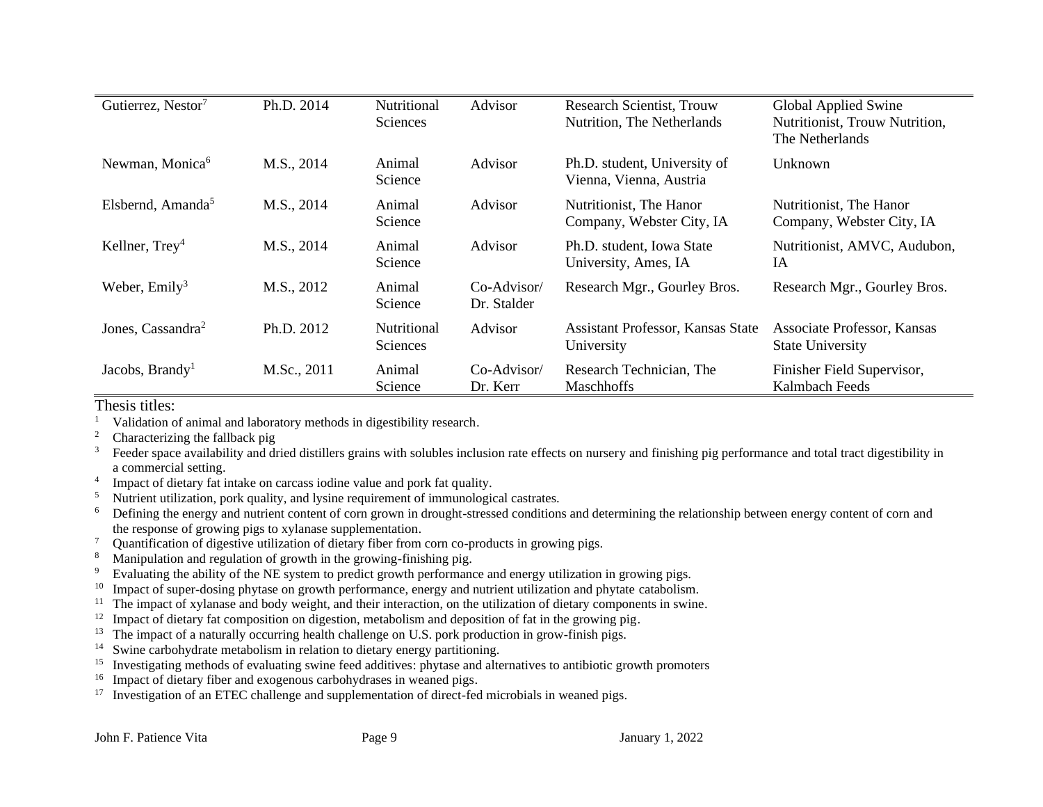| | | | | | |
|---|---|---|---|---|---|
| Gutierrez, Nestor[7] | Ph.D. 2014 | Nutritional Sciences | Advisor | Research Scientist, Trouw Nutrition, The Netherlands | Global Applied Swine Nutritionist, Trouw Nutrition, The Netherlands |
| Newman, Monica[6] | M.S., 2014 | Animal Science | Advisor | Ph.D. student, University of Vienna, Vienna, Austria | Unknown |
| Elsbernd, Amanda[5] | M.S., 2014 | Animal Science | Advisor | Nutritionist, The Hanor Company, Webster City, IA | Nutritionist, The Hanor Company, Webster City, IA |
| Kellner, Trey[4] | M.S., 2014 | Animal Science | Advisor | Ph.D. student, Iowa State University, Ames, IA | Nutritionist, AMVC, Audubon, IA |
| Weber, Emily[3] | M.S., 2012 | Animal Science | Co-Advisor/ Dr. Stalder | Research Mgr., Gourley Bros. | Research Mgr., Gourley Bros. |
| Jones, Cassandra[2] | Ph.D. 2012 | Nutritional Sciences | Advisor | Assistant Professor, Kansas State University | Associate Professor, Kansas State University |
| Jacobs, Brandy[1] | M.Sc., 2011 | Animal Science | Co-Advisor/ Dr. Kerr | Research Technician, The Maschhoffs | Finisher Field Supervisor, Kalmbach Feeds |

Thesis titles:

[1] Validation of animal and laboratory methods in digestibility research.
[2] Characterizing the fallback pig
[3] Feeder space availability and dried distillers grains with solubles inclusion rate effects on nursery and finishing pig performance and total tract digestibility in a commercial setting.
[4] Impact of dietary fat intake on carcass iodine value and pork fat quality.
[5] Nutrient utilization, pork quality, and lysine requirement of immunological castrates.
[6] Defining the energy and nutrient content of corn grown in drought-stressed conditions and determining the relationship between energy content of corn and the response of growing pigs to xylanase supplementation.
[7] Quantification of digestive utilization of dietary fiber from corn co-products in growing pigs.
[8] Manipulation and regulation of growth in the growing-finishing pig.
[9] Evaluating the ability of the NE system to predict growth performance and energy utilization in growing pigs.
[10] Impact of super-dosing phytase on growth performance, energy and nutrient utilization and phytate catabolism.
[11] The impact of xylanase and body weight, and their interaction, on the utilization of dietary components in swine.
[12] Impact of dietary fat composition on digestion, metabolism and deposition of fat in the growing pig.
[13] The impact of a naturally occurring health challenge on U.S. pork production in grow-finish pigs.
[14] Swine carbohydrate metabolism in relation to dietary energy partitioning.
[15] Investigating methods of evaluating swine feed additives: phytase and alternatives to antibiotic growth promoters
[16] Impact of dietary fiber and exogenous carbohydrases in weaned pigs.
[17] Investigation of an ETEC challenge and supplementation of direct-fed microbials in weaned pigs.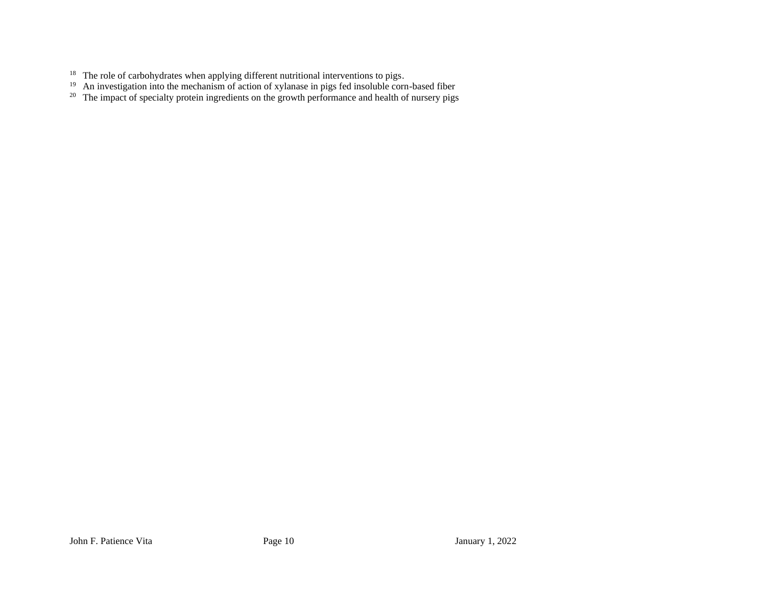[18] The role of carbohydrates when applying different nutritional interventions to pigs.
[19] An investigation into the mechanism of action of xylanase in pigs fed insoluble corn-based fiber
[20] The impact of specialty protein ingredients on the growth performance and health of nursery pigs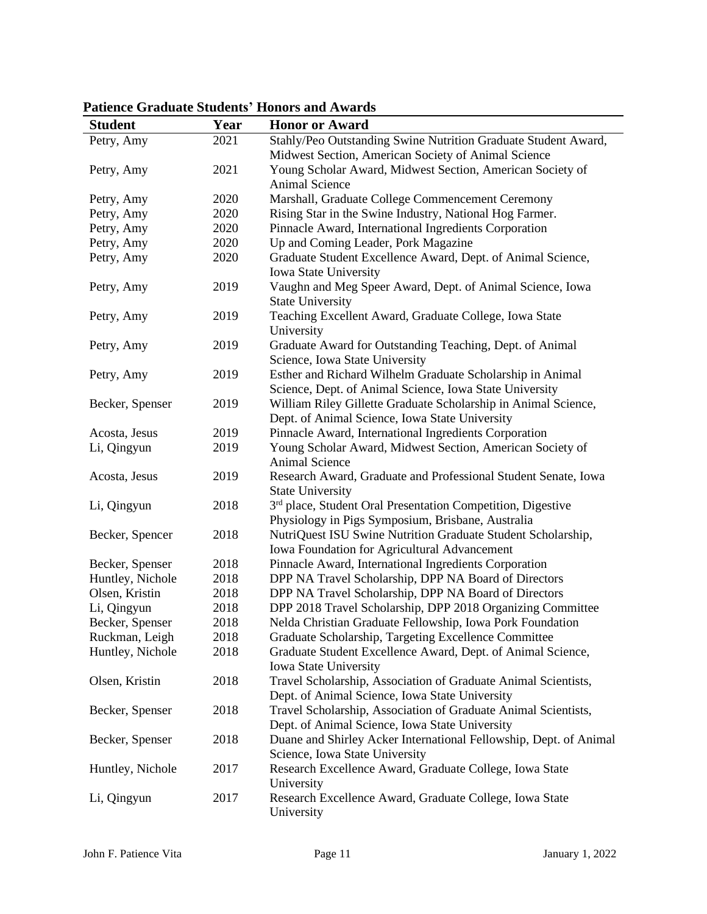**Patience Graduate Students' Honors and Awards**

| Student | Year | Honor or Award |
|---|---|---|
| Petry, Amy | 2021 | Stahly/Peo Outstanding Swine Nutrition Graduate Student Award, Midwest Section, American Society of Animal Science |
| Petry, Amy | 2021 | Young Scholar Award, Midwest Section, American Society of Animal Science |
| Petry, Amy | 2020 | Marshall, Graduate College Commencement Ceremony |
| Petry, Amy | 2020 | Rising Star in the Swine Industry, National Hog Farmer. |
| Petry, Amy | 2020 | Pinnacle Award, International Ingredients Corporation |
| Petry, Amy | 2020 | Up and Coming Leader, Pork Magazine |
| Petry, Amy | 2020 | Graduate Student Excellence Award, Dept. of Animal Science, Iowa State University |
| Petry, Amy | 2019 | Vaughn and Meg Speer Award, Dept. of Animal Science, Iowa State University |
| Petry, Amy | 2019 | Teaching Excellent Award, Graduate College, Iowa State University |
| Petry, Amy | 2019 | Graduate Award for Outstanding Teaching, Dept. of Animal Science, Iowa State University |
| Petry, Amy | 2019 | Esther and Richard Wilhelm Graduate Scholarship in Animal Science, Dept. of Animal Science, Iowa State University |
| Becker, Spenser | 2019 | William Riley Gillette Graduate Scholarship in Animal Science, Dept. of Animal Science, Iowa State University |
| Acosta, Jesus | 2019 | Pinnacle Award, International Ingredients Corporation |
| Li, Qingyun | 2019 | Young Scholar Award, Midwest Section, American Society of Animal Science |
| Acosta, Jesus | 2019 | Research Award, Graduate and Professional Student Senate, Iowa State University |
| Li, Qingyun | 2018 | 3rd place, Student Oral Presentation Competition, Digestive Physiology in Pigs Symposium, Brisbane, Australia |
| Becker, Spencer | 2018 | NutriQuest ISU Swine Nutrition Graduate Student Scholarship, Iowa Foundation for Agricultural Advancement |
| Becker, Spenser | 2018 | Pinnacle Award, International Ingredients Corporation |
| Huntley, Nichole | 2018 | DPP NA Travel Scholarship, DPP NA Board of Directors |
| Olsen, Kristin | 2018 | DPP NA Travel Scholarship, DPP NA Board of Directors |
| Li, Qingyun | 2018 | DPP 2018 Travel Scholarship, DPP 2018 Organizing Committee |
| Becker, Spenser | 2018 | Nelda Christian Graduate Fellowship, Iowa Pork Foundation |
| Ruckman, Leigh | 2018 | Graduate Scholarship, Targeting Excellence Committee |
| Huntley, Nichole | 2018 | Graduate Student Excellence Award, Dept. of Animal Science, Iowa State University |
| Olsen, Kristin | 2018 | Travel Scholarship, Association of Graduate Animal Scientists, Dept. of Animal Science, Iowa State University |
| Becker, Spenser | 2018 | Travel Scholarship, Association of Graduate Animal Scientists, Dept. of Animal Science, Iowa State University |
| Becker, Spenser | 2018 | Duane and Shirley Acker International Fellowship, Dept. of Animal Science, Iowa State University |
| Huntley, Nichole | 2017 | Research Excellence Award, Graduate College, Iowa State University |
| Li, Qingyun | 2017 | Research Excellence Award, Graduate College, Iowa State University |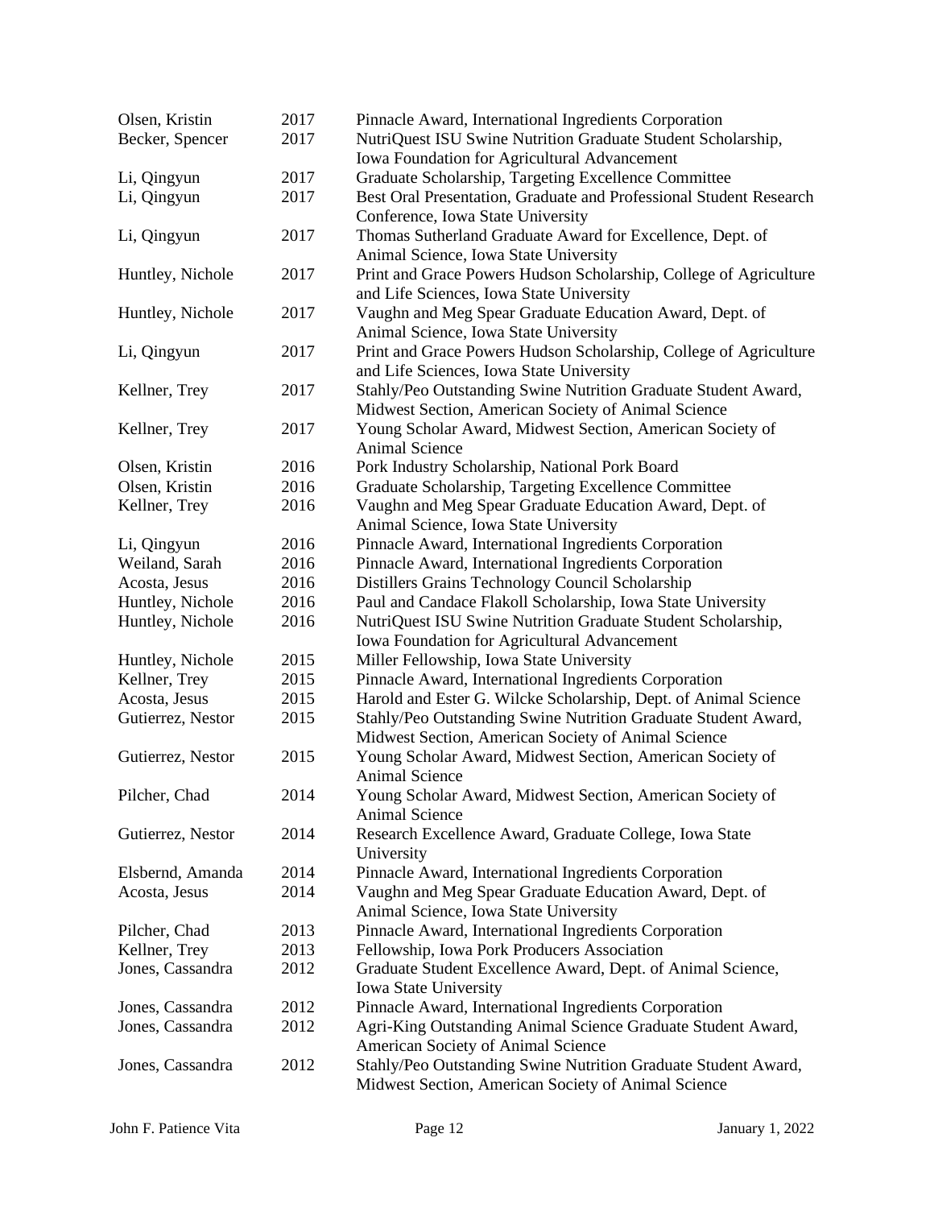| | | |
|---|---|---|
| Olsen, Kristin | 2017 | Pinnacle Award, International Ingredients Corporation |
| Becker, Spencer | 2017 | NutriQuest ISU Swine Nutrition Graduate Student Scholarship, Iowa Foundation for Agricultural Advancement |
| Li, Qingyun | 2017 | Graduate Scholarship, Targeting Excellence Committee |
| Li, Qingyun | 2017 | Best Oral Presentation, Graduate and Professional Student Research Conference, Iowa State University |
| Li, Qingyun | 2017 | Thomas Sutherland Graduate Award for Excellence, Dept. of Animal Science, Iowa State University |
| Huntley, Nichole | 2017 | Print and Grace Powers Hudson Scholarship, College of Agriculture and Life Sciences, Iowa State University |
| Huntley, Nichole | 2017 | Vaughn and Meg Spear Graduate Education Award, Dept. of Animal Science, Iowa State University |
| Li, Qingyun | 2017 | Print and Grace Powers Hudson Scholarship, College of Agriculture and Life Sciences, Iowa State University |
| Kellner, Trey | 2017 | Stahly/Peo Outstanding Swine Nutrition Graduate Student Award, Midwest Section, American Society of Animal Science |
| Kellner, Trey | 2017 | Young Scholar Award, Midwest Section, American Society of Animal Science |
| Olsen, Kristin | 2016 | Pork Industry Scholarship, National Pork Board |
| Olsen, Kristin | 2016 | Graduate Scholarship, Targeting Excellence Committee |
| Kellner, Trey | 2016 | Vaughn and Meg Spear Graduate Education Award, Dept. of Animal Science, Iowa State University |
| Li, Qingyun | 2016 | Pinnacle Award, International Ingredients Corporation |
| Weiland, Sarah | 2016 | Pinnacle Award, International Ingredients Corporation |
| Acosta, Jesus | 2016 | Distillers Grains Technology Council Scholarship |
| Huntley, Nichole | 2016 | Paul and Candace Flakoll Scholarship, Iowa State University |
| Huntley, Nichole | 2016 | NutriQuest ISU Swine Nutrition Graduate Student Scholarship, Iowa Foundation for Agricultural Advancement |
| Huntley, Nichole | 2015 | Miller Fellowship, Iowa State University |
| Kellner, Trey | 2015 | Pinnacle Award, International Ingredients Corporation |
| Acosta, Jesus | 2015 | Harold and Ester G. Wilcke Scholarship, Dept. of Animal Science |
| Gutierrez, Nestor | 2015 | Stahly/Peo Outstanding Swine Nutrition Graduate Student Award, Midwest Section, American Society of Animal Science |
| Gutierrez, Nestor | 2015 | Young Scholar Award, Midwest Section, American Society of Animal Science |
| Pilcher, Chad | 2014 | Young Scholar Award, Midwest Section, American Society of Animal Science |
| Gutierrez, Nestor | 2014 | Research Excellence Award, Graduate College, Iowa State University |
| Elsbernd, Amanda | 2014 | Pinnacle Award, International Ingredients Corporation |
| Acosta, Jesus | 2014 | Vaughn and Meg Spear Graduate Education Award, Dept. of Animal Science, Iowa State University |
| Pilcher, Chad | 2013 | Pinnacle Award, International Ingredients Corporation |
| Kellner, Trey | 2013 | Fellowship, Iowa Pork Producers Association |
| Jones, Cassandra | 2012 | Graduate Student Excellence Award, Dept. of Animal Science, Iowa State University |
| Jones, Cassandra | 2012 | Pinnacle Award, International Ingredients Corporation |
| Jones, Cassandra | 2012 | Agri-King Outstanding Animal Science Graduate Student Award, American Society of Animal Science |
| Jones, Cassandra | 2012 | Stahly/Peo Outstanding Swine Nutrition Graduate Student Award, Midwest Section, American Society of Animal Science |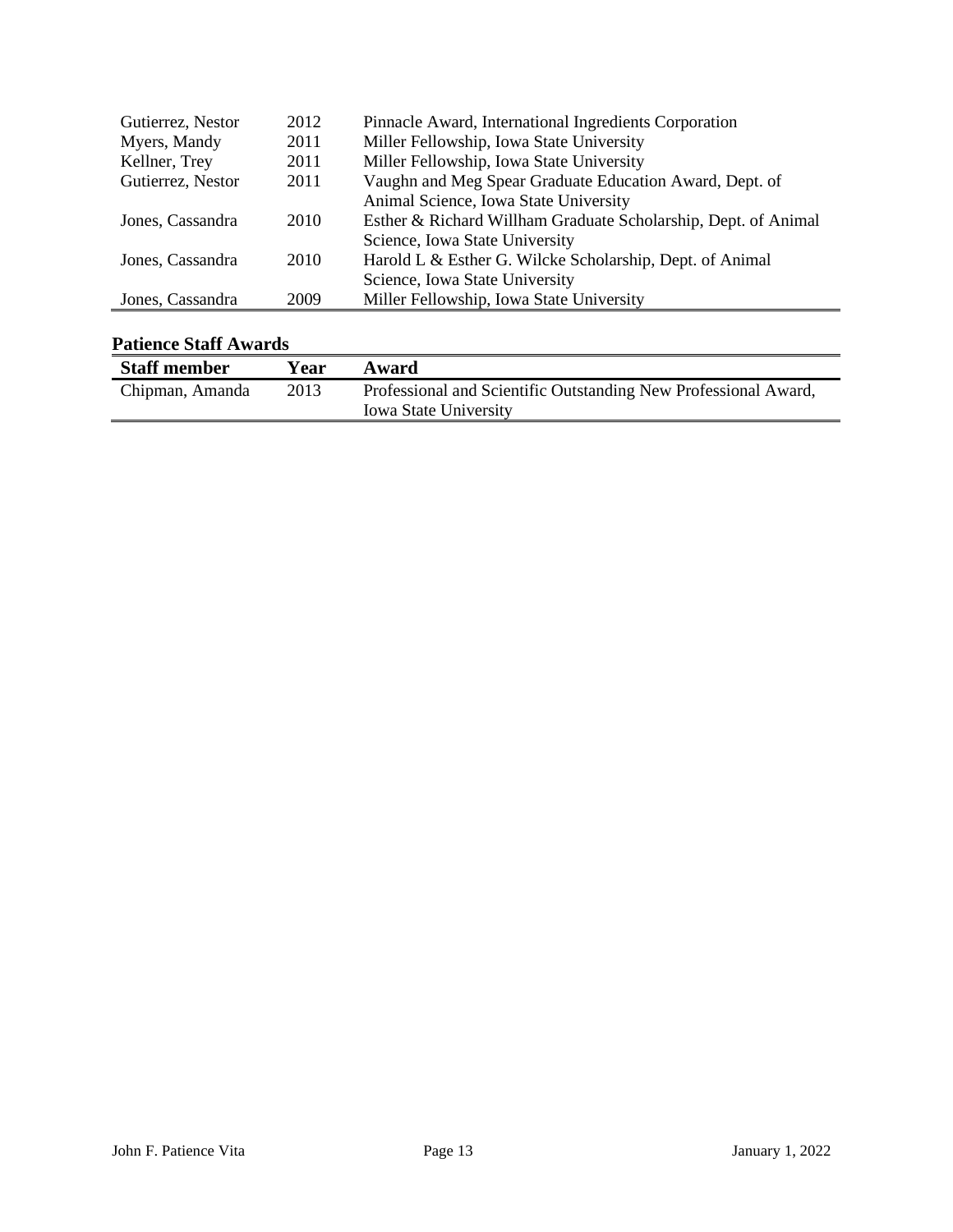| | | |
|---|---|---|
| Gutierrez, Nestor | 2012 | Pinnacle Award, International Ingredients Corporation |
| Myers, Mandy | 2011 | Miller Fellowship, Iowa State University |
| Kellner, Trey | 2011 | Miller Fellowship, Iowa State University |
| Gutierrez, Nestor | 2011 | Vaughn and Meg Spear Graduate Education Award, Dept. of Animal Science, Iowa State University |
| Jones, Cassandra | 2010 | Esther & Richard Willham Graduate Scholarship, Dept. of Animal Science, Iowa State University |
| Jones, Cassandra | 2010 | Harold L & Esther G. Wilcke Scholarship, Dept. of Animal Science, Iowa State University |
| Jones, Cassandra | 2009 | Miller Fellowship, Iowa State University |

### Patience Staff Awards

| Staff member | Year | Award |
|---|---|---|
| Chipman, Amanda | 2013 | Professional and Scientific Outstanding New Professional Award, Iowa State University |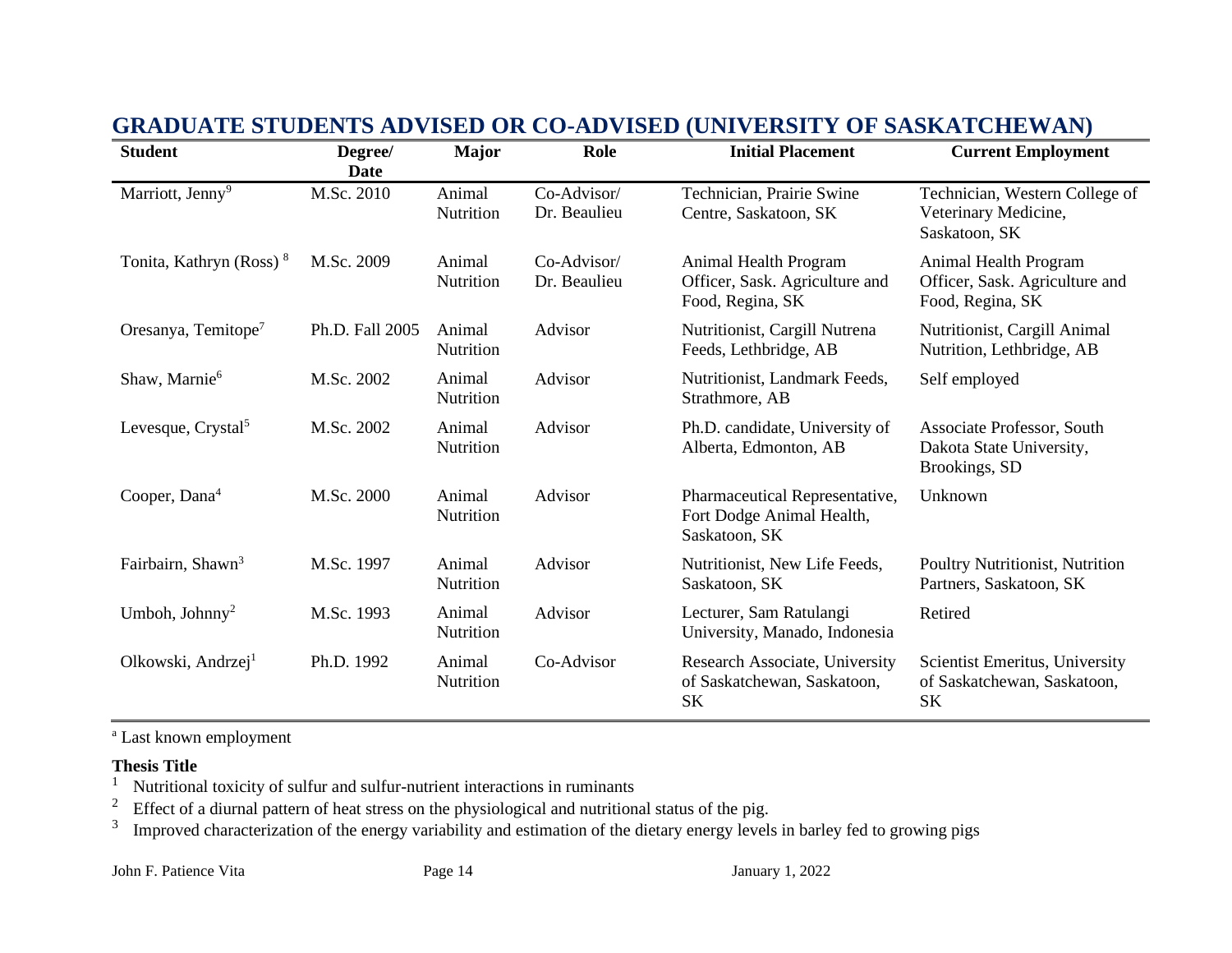## GRADUATE STUDENTS ADVISED OR CO-ADVISED (UNIVERSITY OF SASKATCHEWAN)

| Student | Degree/ Date | Major | Role | Initial Placement | Current Employment |
|---|---|---|---|---|---|
| Marriott, Jenny[9] | M.Sc. 2010 | Animal Nutrition | Co-Advisor/ Dr. Beaulieu | Technician, Prairie Swine Centre, Saskatoon, SK | Technician, Western College of Veterinary Medicine, Saskatoon, SK |
| Tonita, Kathryn (Ross) [8] | M.Sc. 2009 | Animal Nutrition | Co-Advisor/ Dr. Beaulieu | Animal Health Program Officer, Sask. Agriculture and Food, Regina, SK | Animal Health Program Officer, Sask. Agriculture and Food, Regina, SK |
| Oresanya, Temitope[7] | Ph.D. Fall 2005 | Animal Nutrition | Advisor | Nutritionist, Cargill Nutrena Feeds, Lethbridge, AB | Nutritionist, Cargill Animal Nutrition, Lethbridge, AB |
| Shaw, Marnie[6] | M.Sc. 2002 | Animal Nutrition | Advisor | Nutritionist, Landmark Feeds, Strathmore, AB | Self employed |
| Levesque, Crystal[5] | M.Sc. 2002 | Animal Nutrition | Advisor | Ph.D. candidate, University of Alberta, Edmonton, AB | Associate Professor, South Dakota State University, Brookings, SD |
| Cooper, Dana[4] | M.Sc. 2000 | Animal Nutrition | Advisor | Pharmaceutical Representative, Fort Dodge Animal Health, Saskatoon, SK | Unknown |
| Fairbairn, Shawn[3] | M.Sc. 1997 | Animal Nutrition | Advisor | Nutritionist, New Life Feeds, Saskatoon, SK | Poultry Nutritionist, Nutrition Partners, Saskatoon, SK |
| Umboh, Johnny[2] | M.Sc. 1993 | Animal Nutrition | Advisor | Lecturer, Sam Ratulangi University, Manado, Indonesia | Retired |
| Olkowski, Andrzej[1] | Ph.D. 1992 | Animal Nutrition | Co-Advisor | Research Associate, University of Saskatchewan, Saskatoon, SK | Scientist Emeritus, University of Saskatchewan, Saskatoon, SK |

[a] Last known employment

**Thesis Title**

1. Nutritional toxicity of sulfur and sulfur-nutrient interactions in ruminants
2. Effect of a diurnal pattern of heat stress on the physiological and nutritional status of the pig.
3. Improved characterization of the energy variability and estimation of the dietary energy levels in barley fed to growing pigs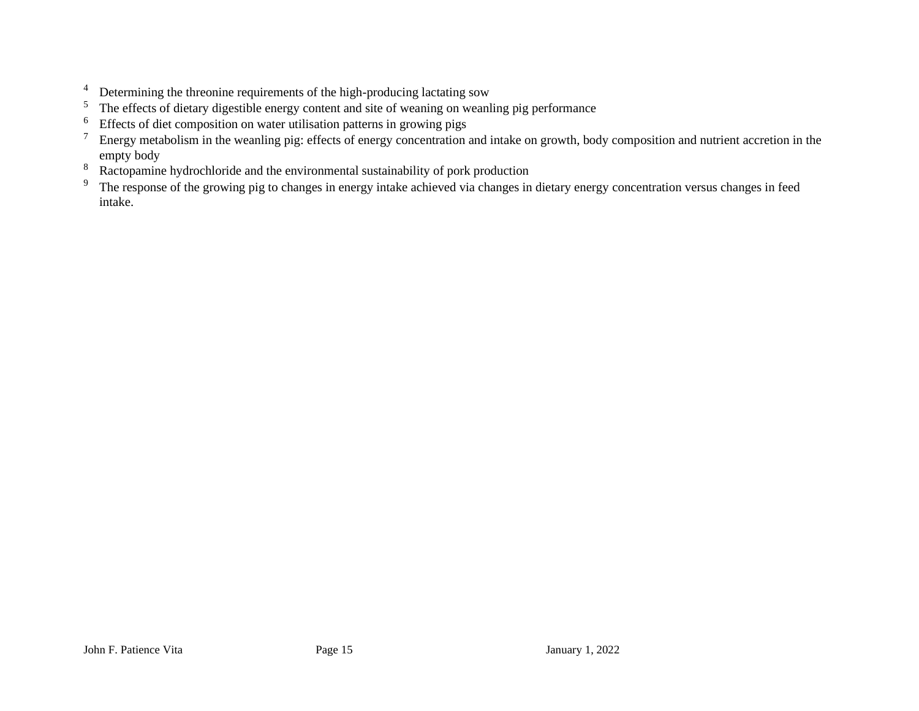[4] Determining the threonine requirements of the high-producing lactating sow
[5] The effects of dietary digestible energy content and site of weaning on weanling pig performance
[6] Effects of diet composition on water utilisation patterns in growing pigs
[7] Energy metabolism in the weanling pig: effects of energy concentration and intake on growth, body composition and nutrient accretion in the empty body
[8] Ractopamine hydrochloride and the environmental sustainability of pork production
[9] The response of the growing pig to changes in energy intake achieved via changes in dietary energy concentration versus changes in feed intake.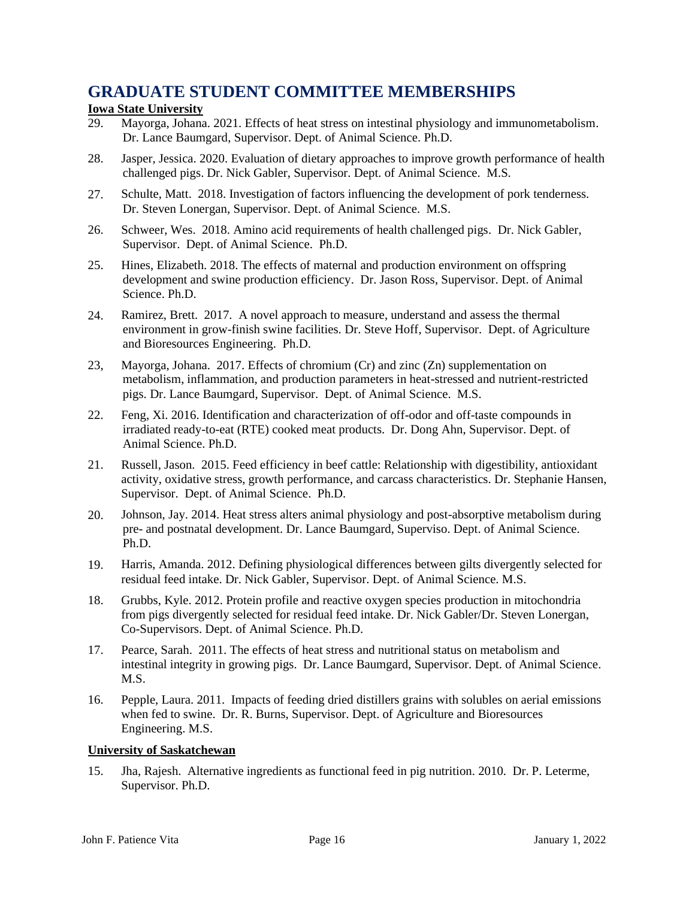# GRADUATE STUDENT COMMITTEE MEMBERSHIPS

**Iowa State University**

29. Mayorga, Johana. 2021. Effects of heat stress on intestinal physiology and immunometabolism. Dr. Lance Baumgard, Supervisor. Dept. of Animal Science. Ph.D.

28. Jasper, Jessica. 2020. Evaluation of dietary approaches to improve growth performance of health challenged pigs. Dr. Nick Gabler, Supervisor. Dept. of Animal Science. M.S.

27. Schulte, Matt. 2018. Investigation of factors influencing the development of pork tenderness. Dr. Steven Lonergan, Supervisor. Dept. of Animal Science. M.S.

26. Schweer, Wes. 2018. Amino acid requirements of health challenged pigs. Dr. Nick Gabler, Supervisor. Dept. of Animal Science. Ph.D.

25. Hines, Elizabeth. 2018. The effects of maternal and production environment on offspring development and swine production efficiency. Dr. Jason Ross, Supervisor. Dept. of Animal Science. Ph.D.

24. Ramirez, Brett. 2017. A novel approach to measure, understand and assess the thermal environment in grow-finish swine facilities. Dr. Steve Hoff, Supervisor. Dept. of Agriculture and Bioresources Engineering. Ph.D.

23, Mayorga, Johana. 2017. Effects of chromium (Cr) and zinc (Zn) supplementation on metabolism, inflammation, and production parameters in heat-stressed and nutrient-restricted pigs. Dr. Lance Baumgard, Supervisor. Dept. of Animal Science. M.S.

22. Feng, Xi. 2016. Identification and characterization of off-odor and off-taste compounds in irradiated ready-to-eat (RTE) cooked meat products. Dr. Dong Ahn, Supervisor. Dept. of Animal Science. Ph.D.

21. Russell, Jason. 2015. Feed efficiency in beef cattle: Relationship with digestibility, antioxidant activity, oxidative stress, growth performance, and carcass characteristics. Dr. Stephanie Hansen, Supervisor. Dept. of Animal Science. Ph.D.

20. Johnson, Jay. 2014. Heat stress alters animal physiology and post-absorptive metabolism during pre- and postnatal development. Dr. Lance Baumgard, Superviso. Dept. of Animal Science. Ph.D.

19. Harris, Amanda. 2012. Defining physiological differences between gilts divergently selected for residual feed intake. Dr. Nick Gabler, Supervisor. Dept. of Animal Science. M.S.

18. Grubbs, Kyle. 2012. Protein profile and reactive oxygen species production in mitochondria from pigs divergently selected for residual feed intake. Dr. Nick Gabler/Dr. Steven Lonergan, Co-Supervisors. Dept. of Animal Science. Ph.D.

17. Pearce, Sarah. 2011. The effects of heat stress and nutritional status on metabolism and intestinal integrity in growing pigs. Dr. Lance Baumgard, Supervisor. Dept. of Animal Science. M.S.

16. Pepple, Laura. 2011. Impacts of feeding dried distillers grains with solubles on aerial emissions when fed to swine. Dr. R. Burns, Supervisor. Dept. of Agriculture and Bioresources Engineering. M.S.

**University of Saskatchewan**

15. Jha, Rajesh. Alternative ingredients as functional feed in pig nutrition. 2010. Dr. P. Leterme, Supervisor. Ph.D.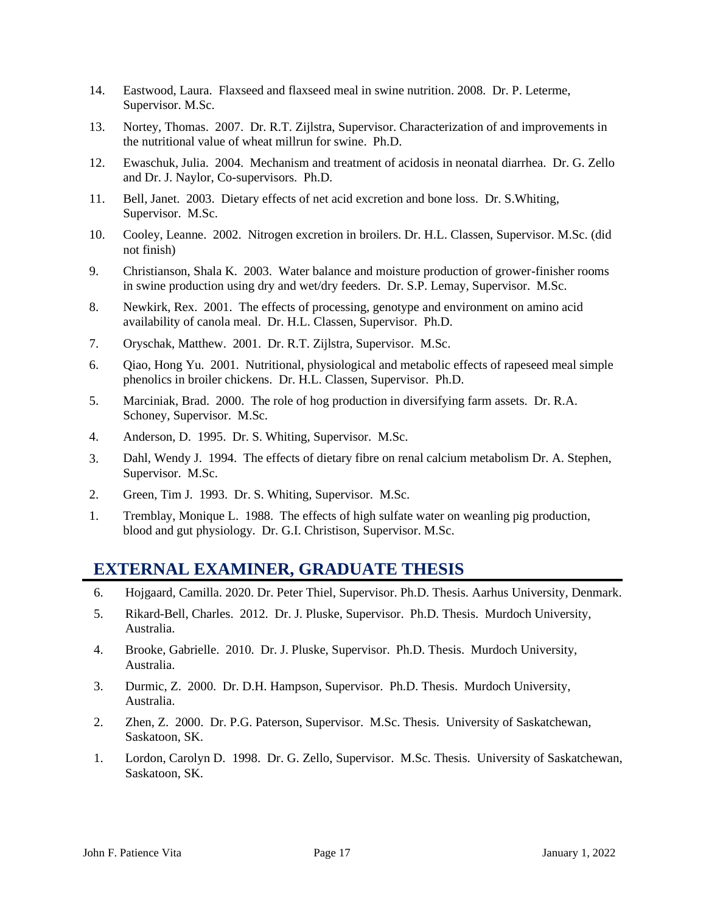14. Eastwood, Laura. Flaxseed and flaxseed meal in swine nutrition. 2008. Dr. P. Leterme, Supervisor. M.Sc.

13. Nortey, Thomas. 2007. Dr. R.T. Zijlstra, Supervisor. Characterization of and improvements in the nutritional value of wheat millrun for swine. Ph.D.

12. Ewaschuk, Julia. 2004. Mechanism and treatment of acidosis in neonatal diarrhea. Dr. G. Zello and Dr. J. Naylor, Co-supervisors. Ph.D.

11. Bell, Janet. 2003. Dietary effects of net acid excretion and bone loss. Dr. S.Whiting, Supervisor. M.Sc.

10. Cooley, Leanne. 2002. Nitrogen excretion in broilers. Dr. H.L. Classen, Supervisor. M.Sc. (did not finish)

9. Christianson, Shala K. 2003. Water balance and moisture production of grower-finisher rooms in swine production using dry and wet/dry feeders. Dr. S.P. Lemay, Supervisor. M.Sc.

8. Newkirk, Rex. 2001. The effects of processing, genotype and environment on amino acid availability of canola meal. Dr. H.L. Classen, Supervisor. Ph.D.

7. Oryschak, Matthew. 2001. Dr. R.T. Zijlstra, Supervisor. M.Sc.

6. Qiao, Hong Yu. 2001. Nutritional, physiological and metabolic effects of rapeseed meal simple phenolics in broiler chickens. Dr. H.L. Classen, Supervisor. Ph.D.

5. Marciniak, Brad. 2000. The role of hog production in diversifying farm assets. Dr. R.A. Schoney, Supervisor. M.Sc.

4. Anderson, D. 1995. Dr. S. Whiting, Supervisor. M.Sc.

3. Dahl, Wendy J. 1994. The effects of dietary fibre on renal calcium metabolism Dr. A. Stephen, Supervisor. M.Sc.

2. Green, Tim J. 1993. Dr. S. Whiting, Supervisor. M.Sc.

1. Tremblay, Monique L. 1988. The effects of high sulfate water on weanling pig production, blood and gut physiology. Dr. G.I. Christison, Supervisor. M.Sc.

## EXTERNAL EXAMINER, GRADUATE THESIS

6. Hojgaard, Camilla. 2020. Dr. Peter Thiel, Supervisor. Ph.D. Thesis. Aarhus University, Denmark.

5. Rikard-Bell, Charles. 2012. Dr. J. Pluske, Supervisor. Ph.D. Thesis. Murdoch University, Australia.

4. Brooke, Gabrielle. 2010. Dr. J. Pluske, Supervisor. Ph.D. Thesis. Murdoch University, Australia.

3. Durmic, Z. 2000. Dr. D.H. Hampson, Supervisor. Ph.D. Thesis. Murdoch University, Australia.

2. Zhen, Z. 2000. Dr. P.G. Paterson, Supervisor. M.Sc. Thesis. University of Saskatchewan, Saskatoon, SK.

1. Lordon, Carolyn D. 1998. Dr. G. Zello, Supervisor. M.Sc. Thesis. University of Saskatchewan, Saskatoon, SK.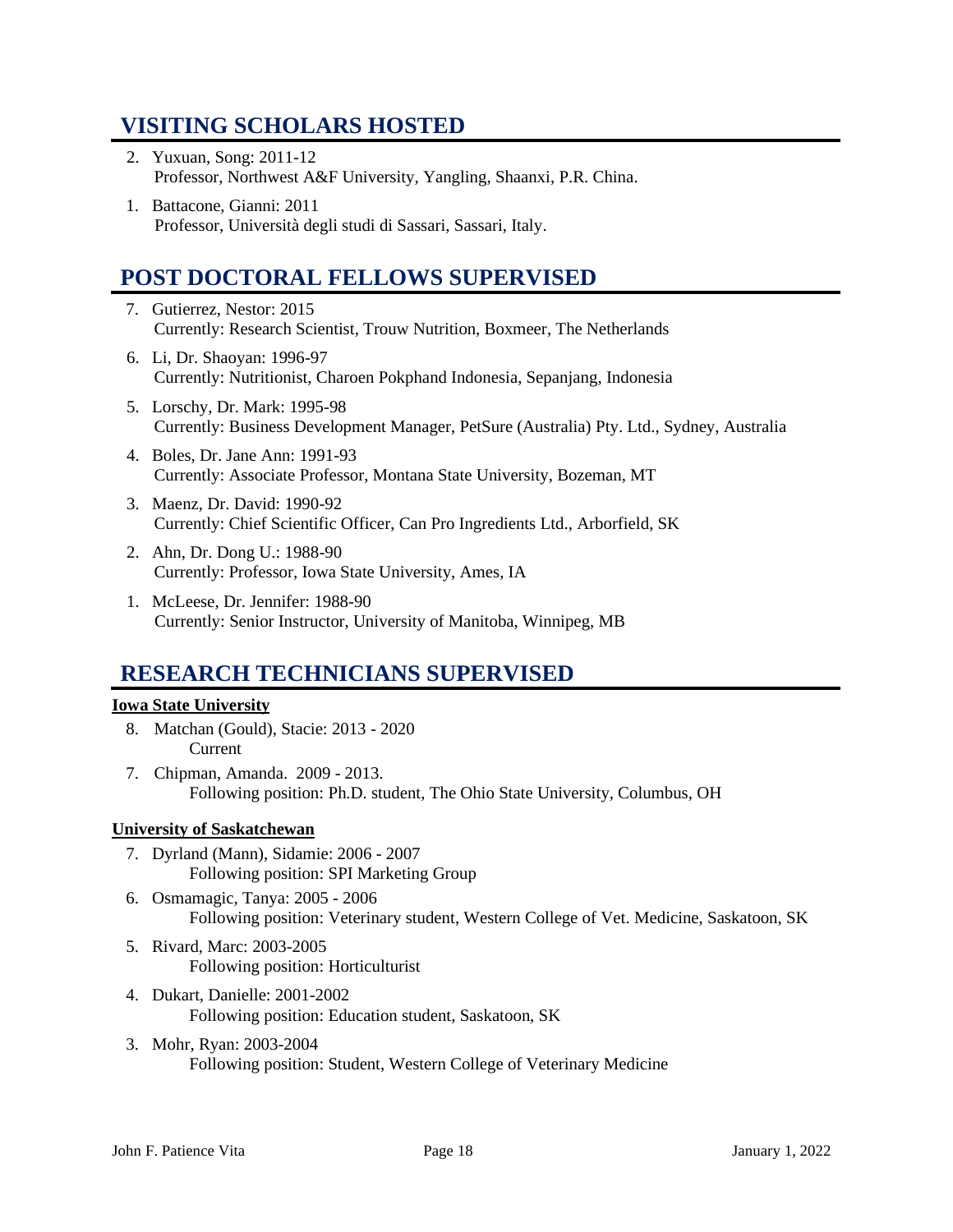## VISITING SCHOLARS HOSTED

2. Yuxuan, Song: 2011-12
   Professor, Northwest A&F University, Yangling, Shaanxi, P.R. China.
1. Battacone, Gianni: 2011
   Professor, Università degli studi di Sassari, Sassari, Italy.

## POST DOCTORAL FELLOWS SUPERVISED

7. Gutierrez, Nestor: 2015
   Currently: Research Scientist, Trouw Nutrition, Boxmeer, The Netherlands
6. Li, Dr. Shaoyan: 1996-97
   Currently: Nutritionist, Charoen Pokphand Indonesia, Sepanjang, Indonesia
5. Lorschy, Dr. Mark: 1995-98
   Currently: Business Development Manager, PetSure (Australia) Pty. Ltd., Sydney, Australia
4. Boles, Dr. Jane Ann: 1991-93
   Currently: Associate Professor, Montana State University, Bozeman, MT
3. Maenz, Dr. David: 1990-92
   Currently: Chief Scientific Officer, Can Pro Ingredients Ltd., Arborfield, SK
2. Ahn, Dr. Dong U.: 1988-90
   Currently: Professor, Iowa State University, Ames, IA
1. McLeese, Dr. Jennifer: 1988-90
   Currently: Senior Instructor, University of Manitoba, Winnipeg, MB

## RESEARCH TECHNICIANS SUPERVISED

**Iowa State University**

8. Matchan (Gould), Stacie: 2013 - 2020
   Current
7. Chipman, Amanda. 2009 - 2013.
   Following position: Ph.D. student, The Ohio State University, Columbus, OH

**University of Saskatchewan**

7. Dyrland (Mann), Sidamie: 2006 - 2007
   Following position: SPI Marketing Group
6. Osmamagic, Tanya: 2005 - 2006
   Following position: Veterinary student, Western College of Vet. Medicine, Saskatoon, SK
5. Rivard, Marc: 2003-2005
   Following position: Horticulturist
4. Dukart, Danielle: 2001-2002
   Following position: Education student, Saskatoon, SK
3. Mohr, Ryan: 2003-2004
   Following position: Student, Western College of Veterinary Medicine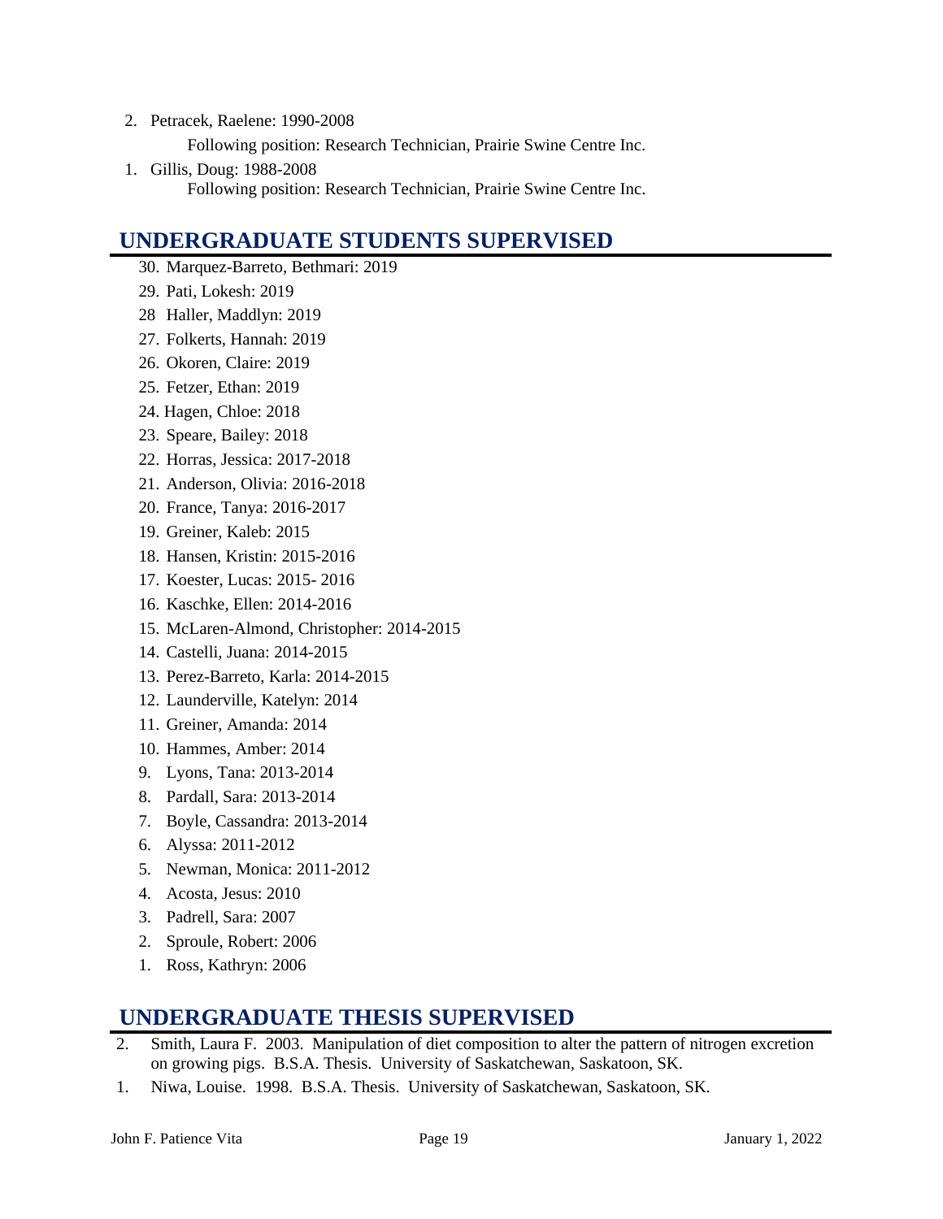2. Petracek, Raelene: 1990-2008

   Following position: Research Technician, Prairie Swine Centre Inc.

1. Gillis, Doug: 1988-2008

   Following position: Research Technician, Prairie Swine Centre Inc.

## UNDERGRADUATE STUDENTS SUPERVISED

30. Marquez-Barreto, Bethmari: 2019
29. Pati, Lokesh: 2019
28 Haller, Maddlyn: 2019
27. Folkerts, Hannah: 2019
26. Okoren, Claire: 2019
25. Fetzer, Ethan: 2019
24. Hagen, Chloe: 2018
23. Speare, Bailey: 2018
22. Horras, Jessica: 2017-2018
21. Anderson, Olivia: 2016-2018
20. France, Tanya: 2016-2017
19. Greiner, Kaleb: 2015
18. Hansen, Kristin: 2015-2016
17. Koester, Lucas: 2015- 2016
16. Kaschke, Ellen: 2014-2016
15. McLaren-Almond, Christopher: 2014-2015
14. Castelli, Juana: 2014-2015
13. Perez-Barreto, Karla: 2014-2015
12. Launderville, Katelyn: 2014
11. Greiner, Amanda: 2014
10. Hammes, Amber: 2014
9. Lyons, Tana: 2013-2014
8. Pardall, Sara: 2013-2014
7. Boyle, Cassandra: 2013-2014
6. Alyssa: 2011-2012
5. Newman, Monica: 2011-2012
4. Acosta, Jesus: 2010
3. Padrell, Sara: 2007
2. Sproule, Robert: 2006
1. Ross, Kathryn: 2006

## UNDERGRADUATE THESIS SUPERVISED

2. Smith, Laura F. 2003. Manipulation of diet composition to alter the pattern of nitrogen excretion on growing pigs. B.S.A. Thesis. University of Saskatchewan, Saskatoon, SK.
1. Niwa, Louise. 1998. B.S.A. Thesis. University of Saskatchewan, Saskatoon, SK.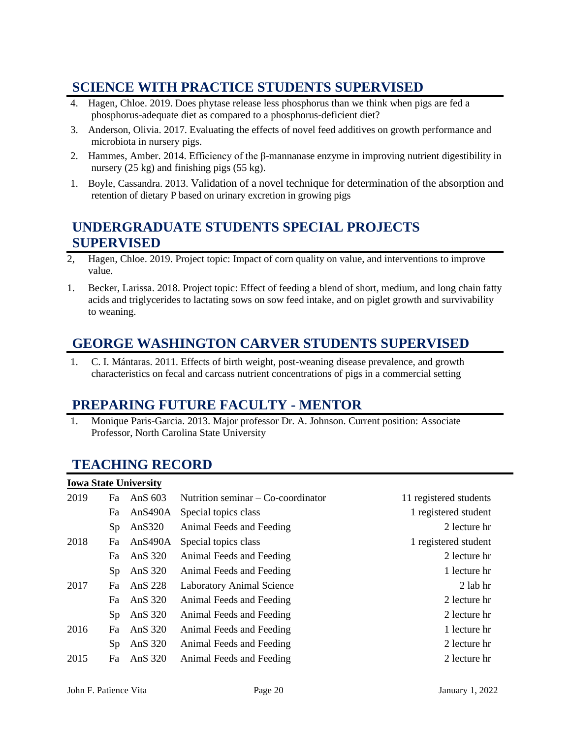## SCIENCE WITH PRACTICE STUDENTS SUPERVISED

4. Hagen, Chloe. 2019. Does phytase release less phosphorus than we think when pigs are fed a phosphorus-adequate diet as compared to a phosphorus-deficient diet?
3. Anderson, Olivia. 2017. Evaluating the effects of novel feed additives on growth performance and microbiota in nursery pigs.
2. Hammes, Amber. 2014. Efficiency of the β-mannanase enzyme in improving nutrient digestibility in nursery (25 kg) and finishing pigs (55 kg).
1. Boyle, Cassandra. 2013. Validation of a novel technique for determination of the absorption and retention of dietary P based on urinary excretion in growing pigs

## UNDERGRADUATE STUDENTS SPECIAL PROJECTS SUPERVISED

2, Hagen, Chloe. 2019. Project topic: Impact of corn quality on value, and interventions to improve value.

1. Becker, Larissa. 2018. Project topic: Effect of feeding a blend of short, medium, and long chain fatty acids and triglycerides to lactating sows on sow feed intake, and on piglet growth and survivability to weaning.

## GEORGE WASHINGTON CARVER STUDENTS SUPERVISED

1. C. I. Mántaras. 2011. Effects of birth weight, post-weaning disease prevalence, and growth characteristics on fecal and carcass nutrient concentrations of pigs in a commercial setting

## PREPARING FUTURE FACULTY - MENTOR

1. Monique Paris-Garcia. 2013. Major professor Dr. A. Johnson. Current position: Associate Professor, North Carolina State University

## TEACHING RECORD

**Iowa State University**

| | | | | |
|---|---|---|---|---|
| 2019 | Fa | AnS 603 | Nutrition seminar – Co-coordinator | 11 registered students |
| | Fa | AnS490A | Special topics class | 1 registered student |
| | Sp | AnS320 | Animal Feeds and Feeding | 2 lecture hr |
| 2018 | Fa | AnS490A | Special topics class | 1 registered student |
| | Fa | AnS 320 | Animal Feeds and Feeding | 2 lecture hr |
| | Sp | AnS 320 | Animal Feeds and Feeding | 1 lecture hr |
| 2017 | Fa | AnS 228 | Laboratory Animal Science | 2 lab hr |
| | Fa | AnS 320 | Animal Feeds and Feeding | 2 lecture hr |
| | Sp | AnS 320 | Animal Feeds and Feeding | 2 lecture hr |
| 2016 | Fa | AnS 320 | Animal Feeds and Feeding | 1 lecture hr |
| | Sp | AnS 320 | Animal Feeds and Feeding | 2 lecture hr |
| 2015 | Fa | AnS 320 | Animal Feeds and Feeding | 2 lecture hr |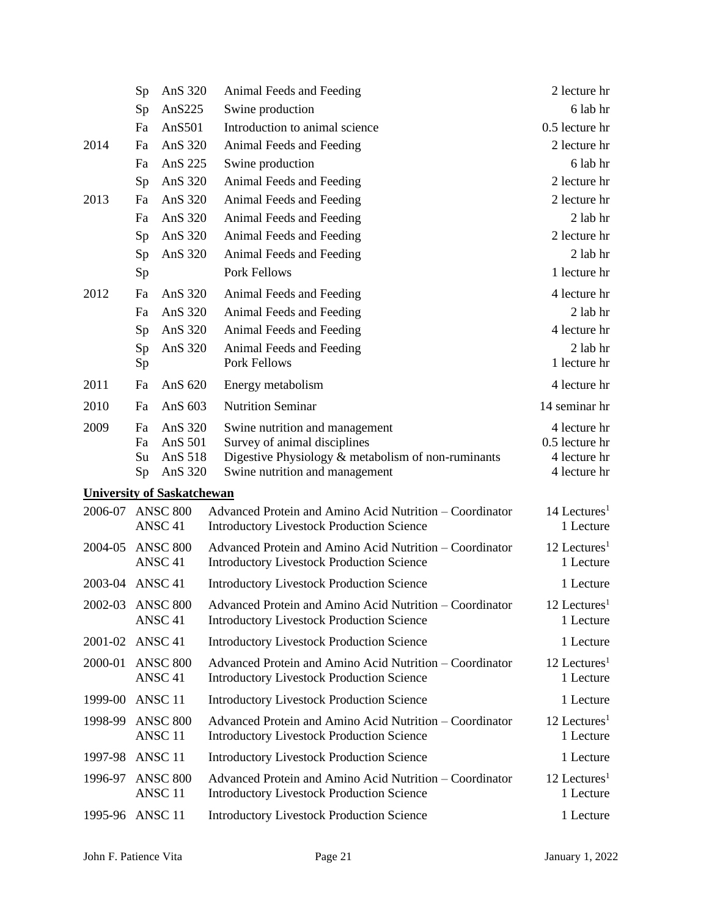| | | | | |
|---|---|---|---|---|
| | Sp | AnS 320 | Animal Feeds and Feeding | 2 lecture hr |
| | Sp | AnS225 | Swine production | 6 lab hr |
| | Fa | AnS501 | Introduction to animal science | 0.5 lecture hr |
| 2014 | Fa | AnS 320 | Animal Feeds and Feeding | 2 lecture hr |
| | Fa | AnS 225 | Swine production | 6 lab hr |
| | Sp | AnS 320 | Animal Feeds and Feeding | 2 lecture hr |
| 2013 | Fa | AnS 320 | Animal Feeds and Feeding | 2 lecture hr |
| | Fa | AnS 320 | Animal Feeds and Feeding | 2 lab hr |
| | Sp | AnS 320 | Animal Feeds and Feeding | 2 lecture hr |
| | Sp | AnS 320 | Animal Feeds and Feeding | 2 lab hr |
| | Sp | | Pork Fellows | 1 lecture hr |
| 2012 | Fa | AnS 320 | Animal Feeds and Feeding | 4 lecture hr |
| | Fa | AnS 320 | Animal Feeds and Feeding | 2 lab hr |
| | Sp | AnS 320 | Animal Feeds and Feeding | 4 lecture hr |
| | Sp | AnS 320 | Animal Feeds and Feeding | 2 lab hr |
| | Sp | | Pork Fellows | 1 lecture hr |
| 2011 | Fa | AnS 620 | Energy metabolism | 4 lecture hr |
| 2010 | Fa | AnS 603 | Nutrition Seminar | 14 seminar hr |
| 2009 | Fa | AnS 320 | Swine nutrition and management | 4 lecture hr |
| | Fa | AnS 501 | Survey of animal disciplines | 0.5 lecture hr |
| | Su | AnS 518 | Digestive Physiology & metabolism of non-ruminants | 4 lecture hr |
| | Sp | AnS 320 | Swine nutrition and management | 4 lecture hr |

**University of Saskatchewan**

| | | | |
|---|---|---|---|
| 2006-07 | ANSC 800 | Advanced Protein and Amino Acid Nutrition – Coordinator | 14 Lectures[1] |
| | ANSC 41 | Introductory Livestock Production Science | 1 Lecture |
| 2004-05 | ANSC 800 | Advanced Protein and Amino Acid Nutrition – Coordinator | 12 Lectures[1] |
| | ANSC 41 | Introductory Livestock Production Science | 1 Lecture |
| 2003-04 | ANSC 41 | Introductory Livestock Production Science | 1 Lecture |
| 2002-03 | ANSC 800 | Advanced Protein and Amino Acid Nutrition – Coordinator | 12 Lectures[1] |
| | ANSC 41 | Introductory Livestock Production Science | 1 Lecture |
| 2001-02 | ANSC 41 | Introductory Livestock Production Science | 1 Lecture |
| 2000-01 | ANSC 800 | Advanced Protein and Amino Acid Nutrition – Coordinator | 12 Lectures[1] |
| | ANSC 41 | Introductory Livestock Production Science | 1 Lecture |
| 1999-00 | ANSC 11 | Introductory Livestock Production Science | 1 Lecture |
| 1998-99 | ANSC 800 | Advanced Protein and Amino Acid Nutrition – Coordinator | 12 Lectures[1] |
| | ANSC 11 | Introductory Livestock Production Science | 1 Lecture |
| 1997-98 | ANSC 11 | Introductory Livestock Production Science | 1 Lecture |
| 1996-97 | ANSC 800 | Advanced Protein and Amino Acid Nutrition – Coordinator | 12 Lectures[1] |
| | ANSC 11 | Introductory Livestock Production Science | 1 Lecture |
| 1995-96 | ANSC 11 | Introductory Livestock Production Science | 1 Lecture |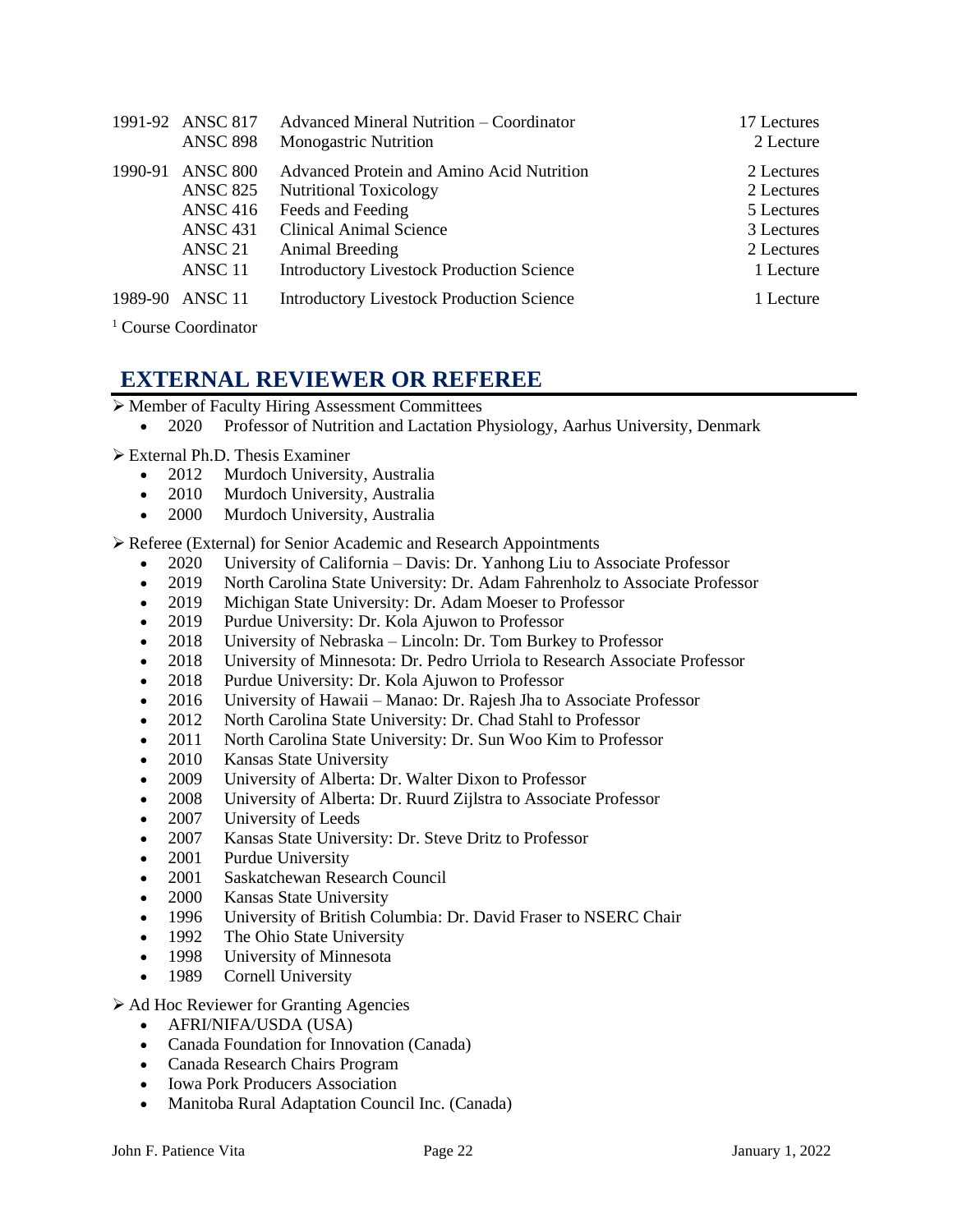| | | | |
|---|---|---|---|
| 1991-92 | ANSC 817 | Advanced Mineral Nutrition – Coordinator | 17 Lectures |
| | ANSC 898 | Monogastric Nutrition | 2 Lecture |
| 1990-91 | ANSC 800 | Advanced Protein and Amino Acid Nutrition | 2 Lectures |
| | ANSC 825 | Nutritional Toxicology | 2 Lectures |
| | ANSC 416 | Feeds and Feeding | 5 Lectures |
| | ANSC 431 | Clinical Animal Science | 3 Lectures |
| | ANSC 21 | Animal Breeding | 2 Lectures |
| | ANSC 11 | Introductory Livestock Production Science | 1 Lecture |
| 1989-90 | ANSC 11 | Introductory Livestock Production Science | 1 Lecture |

[1] Course Coordinator

## EXTERNAL REVIEWER OR REFEREE

➢ Member of Faculty Hiring Assessment Committees
- 2020 Professor of Nutrition and Lactation Physiology, Aarhus University, Denmark

➢ External Ph.D. Thesis Examiner
- 2012 Murdoch University, Australia
- 2010 Murdoch University, Australia
- 2000 Murdoch University, Australia

➢ Referee (External) for Senior Academic and Research Appointments
- 2020 University of California – Davis: Dr. Yanhong Liu to Associate Professor
- 2019 North Carolina State University: Dr. Adam Fahrenholz to Associate Professor
- 2019 Michigan State University: Dr. Adam Moeser to Professor
- 2019 Purdue University: Dr. Kola Ajuwon to Professor
- 2018 University of Nebraska – Lincoln: Dr. Tom Burkey to Professor
- 2018 University of Minnesota: Dr. Pedro Urriola to Research Associate Professor
- 2018 Purdue University: Dr. Kola Ajuwon to Professor
- 2016 University of Hawaii – Manao: Dr. Rajesh Jha to Associate Professor
- 2012 North Carolina State University: Dr. Chad Stahl to Professor
- 2011 North Carolina State University: Dr. Sun Woo Kim to Professor
- 2010 Kansas State University
- 2009 University of Alberta: Dr. Walter Dixon to Professor
- 2008 University of Alberta: Dr. Ruurd Zijlstra to Associate Professor
- 2007 University of Leeds
- 2007 Kansas State University: Dr. Steve Dritz to Professor
- 2001 Purdue University
- 2001 Saskatchewan Research Council
- 2000 Kansas State University
- 1996 University of British Columbia: Dr. David Fraser to NSERC Chair
- 1992 The Ohio State University
- 1998 University of Minnesota
- 1989 Cornell University

➢ Ad Hoc Reviewer for Granting Agencies
- AFRI/NIFA/USDA (USA)
- Canada Foundation for Innovation (Canada)
- Canada Research Chairs Program
- Iowa Pork Producers Association
- Manitoba Rural Adaptation Council Inc. (Canada)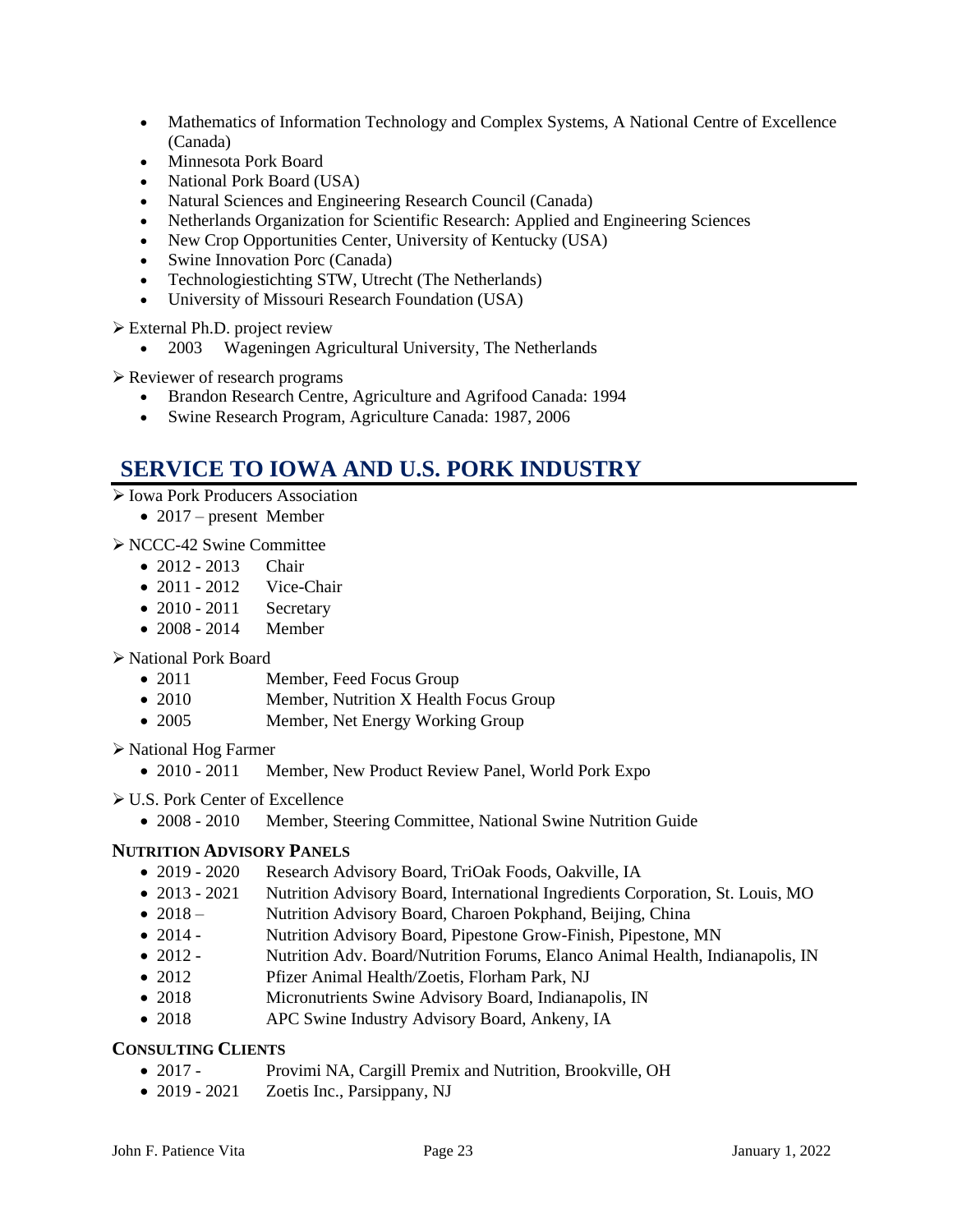- Mathematics of Information Technology and Complex Systems, A National Centre of Excellence (Canada)
- Minnesota Pork Board
- National Pork Board (USA)
- Natural Sciences and Engineering Research Council (Canada)
- Netherlands Organization for Scientific Research: Applied and Engineering Sciences
- New Crop Opportunities Center, University of Kentucky (USA)
- Swine Innovation Porc (Canada)
- Technologiestichting STW, Utrecht (The Netherlands)
- University of Missouri Research Foundation (USA)

➢ External Ph.D. project review

- 2003 Wageningen Agricultural University, The Netherlands

➢ Reviewer of research programs

- Brandon Research Centre, Agriculture and Agrifood Canada: 1994
- Swine Research Program, Agriculture Canada: 1987, 2006

## SERVICE TO IOWA AND U.S. PORK INDUSTRY

➢ Iowa Pork Producers Association

- 2017 – present Member

➢ NCCC-42 Swine Committee

- 2012 - 2013 Chair
- 2011 - 2012 Vice-Chair
- 2010 - 2011 Secretary
- 2008 - 2014 Member

➢ National Pork Board

- 2011 Member, Feed Focus Group
- 2010 Member, Nutrition X Health Focus Group
- 2005 Member, Net Energy Working Group

➢ National Hog Farmer

- 2010 - 2011 Member, New Product Review Panel, World Pork Expo

➢ U.S. Pork Center of Excellence

- 2008 - 2010 Member, Steering Committee, National Swine Nutrition Guide

### NUTRITION ADVISORY PANELS

- 2019 - 2020 Research Advisory Board, TriOak Foods, Oakville, IA
- 2013 - 2021 Nutrition Advisory Board, International Ingredients Corporation, St. Louis, MO
- 2018 – Nutrition Advisory Board, Charoen Pokphand, Beijing, China
- 2014 - Nutrition Advisory Board, Pipestone Grow-Finish, Pipestone, MN
- 2012 - Nutrition Adv. Board/Nutrition Forums, Elanco Animal Health, Indianapolis, IN
- 2012 Pfizer Animal Health/Zoetis, Florham Park, NJ
- 2018 Micronutrients Swine Advisory Board, Indianapolis, IN
- 2018 APC Swine Industry Advisory Board, Ankeny, IA

### CONSULTING CLIENTS

- 2017 - Provimi NA, Cargill Premix and Nutrition, Brookville, OH
- 2019 - 2021 Zoetis Inc., Parsippany, NJ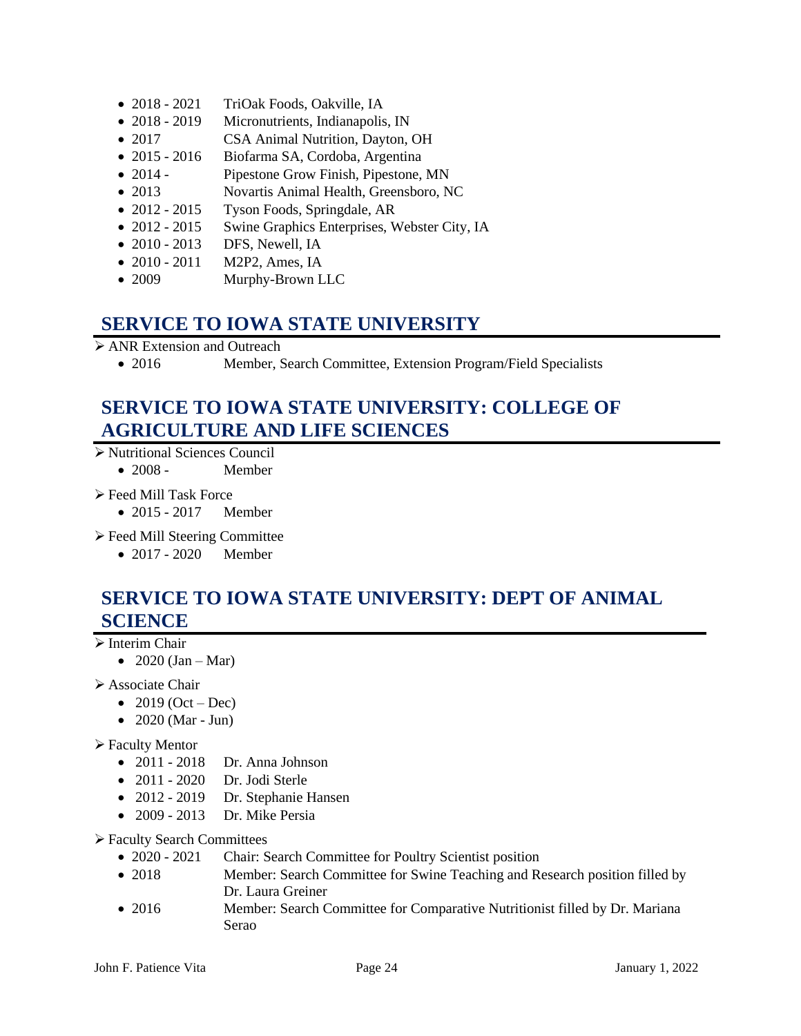- 2018 - 2021 TriOak Foods, Oakville, IA
- 2018 - 2019 Micronutrients, Indianapolis, IN
- 2017 CSA Animal Nutrition, Dayton, OH
- 2015 - 2016 Biofarma SA, Cordoba, Argentina
- 2014 - Pipestone Grow Finish, Pipestone, MN
- 2013 Novartis Animal Health, Greensboro, NC
- 2012 - 2015 Tyson Foods, Springdale, AR
- 2012 - 2015 Swine Graphics Enterprises, Webster City, IA
- 2010 - 2013 DFS, Newell, IA
- 2010 - 2011 M2P2, Ames, IA
- 2009 Murphy-Brown LLC

## SERVICE TO IOWA STATE UNIVERSITY

- ANR Extension and Outreach
  - 2016 Member, Search Committee, Extension Program/Field Specialists

## SERVICE TO IOWA STATE UNIVERSITY: COLLEGE OF AGRICULTURE AND LIFE SCIENCES

- Nutritional Sciences Council
  - 2008 - Member
- Feed Mill Task Force
  - 2015 - 2017 Member
- Feed Mill Steering Committee
  - 2017 - 2020 Member

## SERVICE TO IOWA STATE UNIVERSITY: DEPT OF ANIMAL SCIENCE

- Interim Chair
  - 2020 (Jan – Mar)
- Associate Chair
  - 2019 (Oct – Dec)
  - 2020 (Mar - Jun)
- Faculty Mentor
  - 2011 - 2018 Dr. Anna Johnson
  - 2011 - 2020 Dr. Jodi Sterle
  - 2012 - 2019 Dr. Stephanie Hansen
  - 2009 - 2013 Dr. Mike Persia
- Faculty Search Committees
  - 2020 - 2021 Chair: Search Committee for Poultry Scientist position
  - 2018 Member: Search Committee for Swine Teaching and Research position filled by Dr. Laura Greiner
  - 2016 Member: Search Committee for Comparative Nutritionist filled by Dr. Mariana Serao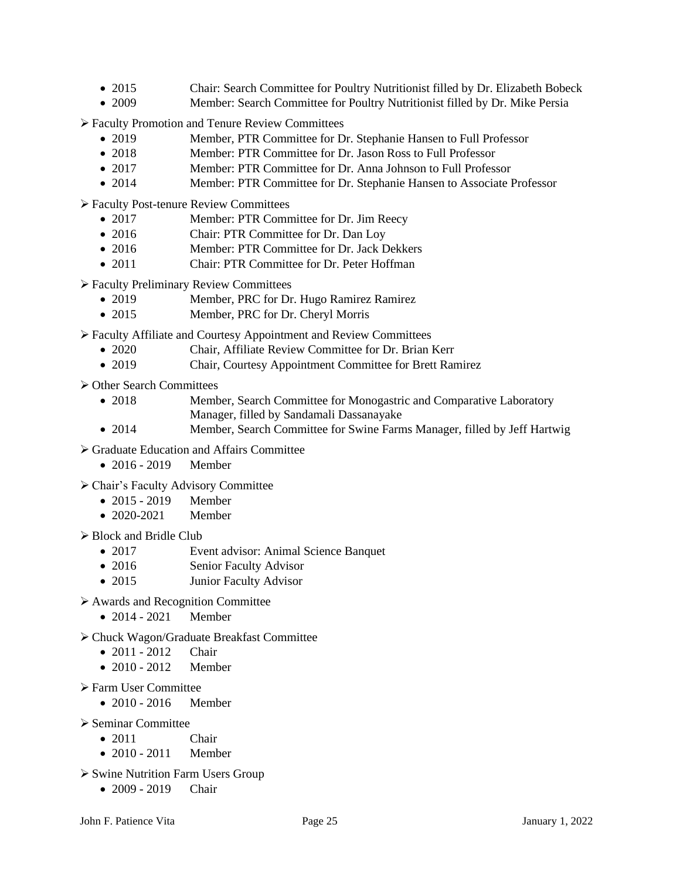- 2015 Chair: Search Committee for Poultry Nutritionist filled by Dr. Elizabeth Bobeck
- 2009 Member: Search Committee for Poultry Nutritionist filled by Dr. Mike Persia

➢ Faculty Promotion and Tenure Review Committees
- 2019 Member, PTR Committee for Dr. Stephanie Hansen to Full Professor
- 2018 Member: PTR Committee for Dr. Jason Ross to Full Professor
- 2017 Member: PTR Committee for Dr. Anna Johnson to Full Professor
- 2014 Member: PTR Committee for Dr. Stephanie Hansen to Associate Professor

➢ Faculty Post-tenure Review Committees
- 2017 Member: PTR Committee for Dr. Jim Reecy
- 2016 Chair: PTR Committee for Dr. Dan Loy
- 2016 Member: PTR Committee for Dr. Jack Dekkers
- 2011 Chair: PTR Committee for Dr. Peter Hoffman

➢ Faculty Preliminary Review Committees
- 2019 Member, PRC for Dr. Hugo Ramirez Ramirez
- 2015 Member, PRC for Dr. Cheryl Morris

➢ Faculty Affiliate and Courtesy Appointment and Review Committees
- 2020 Chair, Affiliate Review Committee for Dr. Brian Kerr
- 2019 Chair, Courtesy Appointment Committee for Brett Ramirez

➢ Other Search Committees
- 2018 Member, Search Committee for Monogastric and Comparative Laboratory Manager, filled by Sandamali Dassanayake
- 2014 Member, Search Committee for Swine Farms Manager, filled by Jeff Hartwig

➢ Graduate Education and Affairs Committee
- 2016 - 2019 Member

➢ Chair's Faculty Advisory Committee
- 2015 - 2019 Member
- 2020-2021 Member

➢ Block and Bridle Club
- 2017 Event advisor: Animal Science Banquet
- 2016 Senior Faculty Advisor
- 2015 Junior Faculty Advisor

➢ Awards and Recognition Committee
- 2014 - 2021 Member

➢ Chuck Wagon/Graduate Breakfast Committee
- 2011 - 2012 Chair
- 2010 - 2012 Member

➢ Farm User Committee
- 2010 - 2016 Member

➢ Seminar Committee
- 2011 Chair
- 2010 - 2011 Member

➢ Swine Nutrition Farm Users Group
- 2009 - 2019 Chair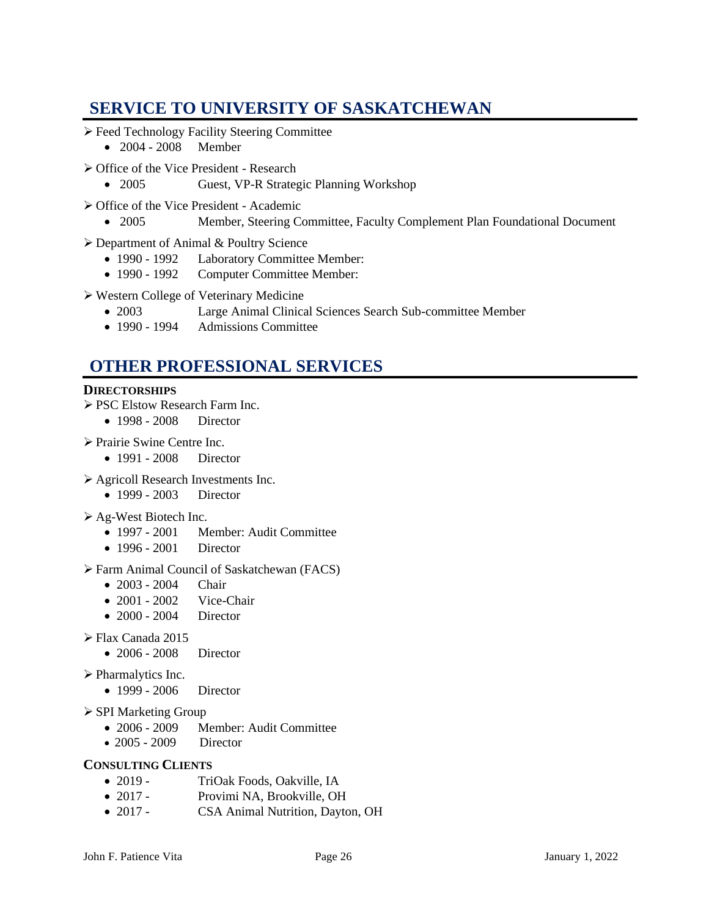## SERVICE TO UNIVERSITY OF SASKATCHEWAN

- Feed Technology Facility Steering Committee
  - 2004 - 2008 Member
- Office of the Vice President - Research
  - 2005 Guest, VP-R Strategic Planning Workshop
- Office of the Vice President - Academic
  - 2005 Member, Steering Committee, Faculty Complement Plan Foundational Document
- Department of Animal & Poultry Science
  - 1990 - 1992 Laboratory Committee Member:
  - 1990 - 1992 Computer Committee Member:
- Western College of Veterinary Medicine
  - 2003 Large Animal Clinical Sciences Search Sub-committee Member
  - 1990 - 1994 Admissions Committee

## OTHER PROFESSIONAL SERVICES

### DIRECTORSHIPS

- PSC Elstow Research Farm Inc.
  - 1998 - 2008 Director
- Prairie Swine Centre Inc.
  - 1991 - 2008 Director
- Agricoll Research Investments Inc.
  - 1999 - 2003 Director
- Ag-West Biotech Inc.
  - 1997 - 2001 Member: Audit Committee
  - 1996 - 2001 Director
- Farm Animal Council of Saskatchewan (FACS)
  - 2003 - 2004 Chair
  - 2001 - 2002 Vice-Chair
  - 2000 - 2004 Director
- Flax Canada 2015
  - 2006 - 2008 Director
- Pharmalytics Inc.
  - 1999 - 2006 Director
- SPI Marketing Group
  - 2006 - 2009 Member: Audit Committee
  - 2005 - 2009 Director

### CONSULTING CLIENTS

- 2019 - TriOak Foods, Oakville, IA
- 2017 - Provimi NA, Brookville, OH
- 2017 - CSA Animal Nutrition, Dayton, OH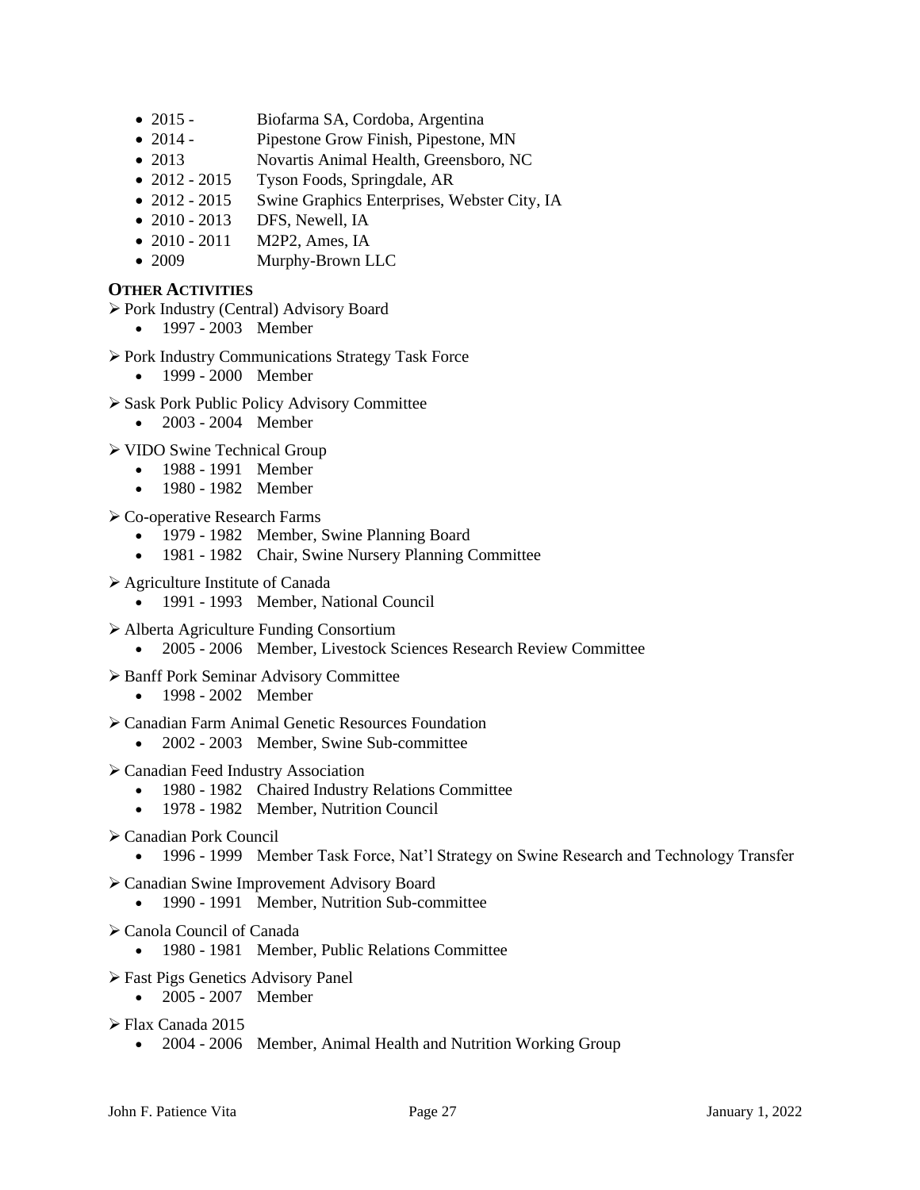- 2015 - Biofarma SA, Cordoba, Argentina
- 2014 - Pipestone Grow Finish, Pipestone, MN
- 2013 Novartis Animal Health, Greensboro, NC
- 2012 - 2015 Tyson Foods, Springdale, AR
- 2012 - 2015 Swine Graphics Enterprises, Webster City, IA
- 2010 - 2013 DFS, Newell, IA
- 2010 - 2011 M2P2, Ames, IA
- 2009 Murphy-Brown LLC

**OTHER ACTIVITIES**

- Pork Industry (Central) Advisory Board
  - 1997 - 2003 Member
- Pork Industry Communications Strategy Task Force
  - 1999 - 2000 Member
- Sask Pork Public Policy Advisory Committee
  - 2003 - 2004 Member
- VIDO Swine Technical Group
  - 1988 - 1991 Member
  - 1980 - 1982 Member
- Co-operative Research Farms
  - 1979 - 1982 Member, Swine Planning Board
  - 1981 - 1982 Chair, Swine Nursery Planning Committee
- Agriculture Institute of Canada
  - 1991 - 1993 Member, National Council
- Alberta Agriculture Funding Consortium
  - 2005 - 2006 Member, Livestock Sciences Research Review Committee
- Banff Pork Seminar Advisory Committee
  - 1998 - 2002 Member
- Canadian Farm Animal Genetic Resources Foundation
  - 2002 - 2003 Member, Swine Sub-committee
- Canadian Feed Industry Association
  - 1980 - 1982 Chaired Industry Relations Committee
  - 1978 - 1982 Member, Nutrition Council
- Canadian Pork Council
  - 1996 - 1999 Member Task Force, Nat'l Strategy on Swine Research and Technology Transfer
- Canadian Swine Improvement Advisory Board
  - 1990 - 1991 Member, Nutrition Sub-committee
- Canola Council of Canada
  - 1980 - 1981 Member, Public Relations Committee
- Fast Pigs Genetics Advisory Panel
  - 2005 - 2007 Member
- Flax Canada 2015
  - 2004 - 2006 Member, Animal Health and Nutrition Working Group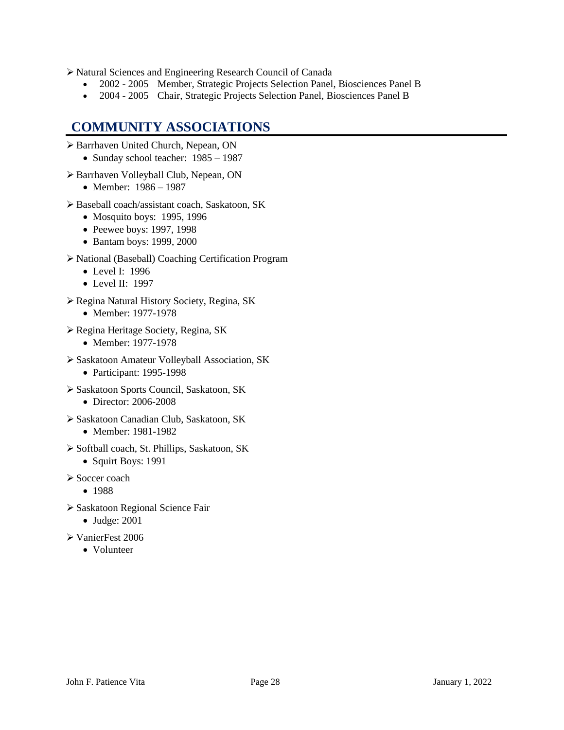- Natural Sciences and Engineering Research Council of Canada
  - 2002 - 2005 Member, Strategic Projects Selection Panel, Biosciences Panel B
  - 2004 - 2005 Chair, Strategic Projects Selection Panel, Biosciences Panel B

## COMMUNITY ASSOCIATIONS

- Barrhaven United Church, Nepean, ON
  - Sunday school teacher: 1985 – 1987
- Barrhaven Volleyball Club, Nepean, ON
  - Member: 1986 – 1987
- Baseball coach/assistant coach, Saskatoon, SK
  - Mosquito boys: 1995, 1996
  - Peewee boys: 1997, 1998
  - Bantam boys: 1999, 2000
- National (Baseball) Coaching Certification Program
  - Level I: 1996
  - Level II: 1997
- Regina Natural History Society, Regina, SK
  - Member: 1977-1978
- Regina Heritage Society, Regina, SK
  - Member: 1977-1978
- Saskatoon Amateur Volleyball Association, SK
  - Participant: 1995-1998
- Saskatoon Sports Council, Saskatoon, SK
  - Director: 2006-2008
- Saskatoon Canadian Club, Saskatoon, SK
  - Member: 1981-1982
- Softball coach, St. Phillips, Saskatoon, SK
  - Squirt Boys: 1991
- Soccer coach
  - 1988
- Saskatoon Regional Science Fair
  - Judge: 2001
- VanierFest 2006
  - Volunteer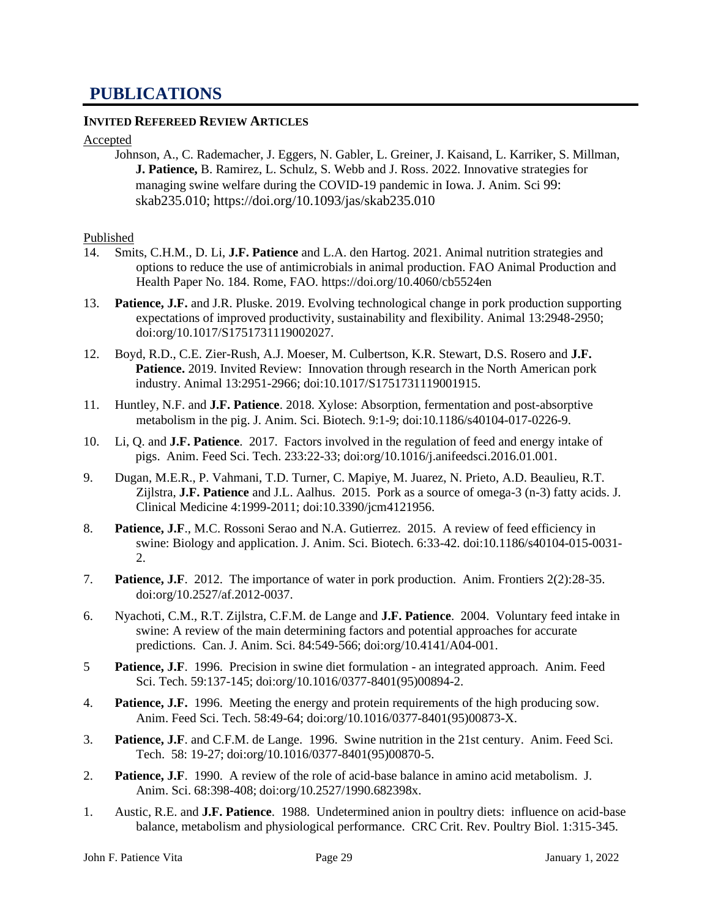# PUBLICATIONS

### INVITED REFEREED REVIEW ARTICLES

Accepted

Johnson, A., C. Rademacher, J. Eggers, N. Gabler, L. Greiner, J. Kaisand, L. Karriker, S. Millman, **J. Patience,** B. Ramirez, L. Schulz, S. Webb and J. Ross. 2022. Innovative strategies for managing swine welfare during the COVID-19 pandemic in Iowa. J. Anim. Sci 99: skab235.010; https://doi.org/10.1093/jas/skab235.010

Published

14. Smits, C.H.M., D. Li, **J.F. Patience** and L.A. den Hartog. 2021. Animal nutrition strategies and options to reduce the use of antimicrobials in animal production. FAO Animal Production and Health Paper No. 184. Rome, FAO. https://doi.org/10.4060/cb5524en

13. **Patience, J.F.** and J.R. Pluske. 2019. Evolving technological change in pork production supporting expectations of improved productivity, sustainability and flexibility. Animal 13:2948-2950; doi:org/10.1017/S1751731119002027.

12. Boyd, R.D., C.E. Zier-Rush, A.J. Moeser, M. Culbertson, K.R. Stewart, D.S. Rosero and **J.F. Patience.** 2019. Invited Review: Innovation through research in the North American pork industry. Animal 13:2951-2966; doi:10.1017/S1751731119001915.

11. Huntley, N.F. and **J.F. Patience**. 2018. Xylose: Absorption, fermentation and post-absorptive metabolism in the pig. J. Anim. Sci. Biotech. 9:1-9; doi:10.1186/s40104-017-0226-9.

10. Li, Q. and **J.F. Patience**. 2017. Factors involved in the regulation of feed and energy intake of pigs. Anim. Feed Sci. Tech. 233:22-33; doi:org/10.1016/j.anifeedsci.2016.01.001.

9. Dugan, M.E.R., P. Vahmani, T.D. Turner, C. Mapiye, M. Juarez, N. Prieto, A.D. Beaulieu, R.T. Zijlstra, **J.F. Patience** and J.L. Aalhus. 2015. Pork as a source of omega-3 (n-3) fatty acids. J. Clinical Medicine 4:1999-2011; doi:10.3390/jcm4121956.

8. **Patience, J.F**., M.C. Rossoni Serao and N.A. Gutierrez. 2015. A review of feed efficiency in swine: Biology and application. J. Anim. Sci. Biotech. 6:33-42. doi:10.1186/s40104-015-0031-2.

7. **Patience, J.F**. 2012. The importance of water in pork production. Anim. Frontiers 2(2):28-35. doi:org/10.2527/af.2012-0037.

6. Nyachoti, C.M., R.T. Zijlstra, C.F.M. de Lange and **J.F. Patience**. 2004. Voluntary feed intake in swine: A review of the main determining factors and potential approaches for accurate predictions. Can. J. Anim. Sci. 84:549-566; doi:org/10.4141/A04-001.

5 **Patience, J.F**. 1996. Precision in swine diet formulation - an integrated approach. Anim. Feed Sci. Tech. 59:137-145; doi:org/10.1016/0377-8401(95)00894-2.

4. **Patience, J.F.** 1996. Meeting the energy and protein requirements of the high producing sow. Anim. Feed Sci. Tech. 58:49-64; doi:org/10.1016/0377-8401(95)00873-X.

3. **Patience, J.F**. and C.F.M. de Lange. 1996. Swine nutrition in the 21st century. Anim. Feed Sci. Tech. 58: 19-27; doi:org/10.1016/0377-8401(95)00870-5.

2. **Patience, J.F**. 1990. A review of the role of acid-base balance in amino acid metabolism. J. Anim. Sci. 68:398-408; doi:org/10.2527/1990.682398x.

1. Austic, R.E. and **J.F. Patience**. 1988. Undetermined anion in poultry diets: influence on acid-base balance, metabolism and physiological performance. CRC Crit. Rev. Poultry Biol. 1:315-345.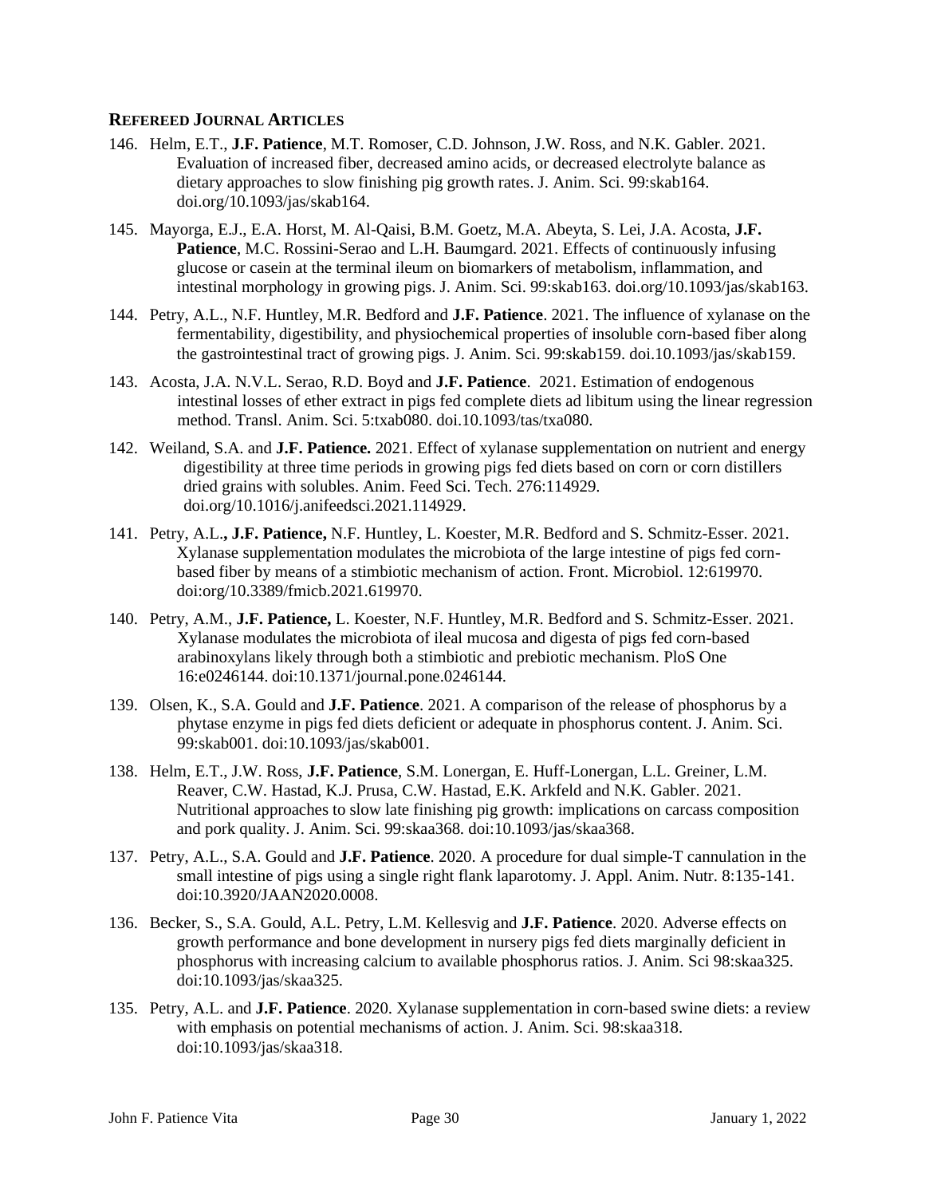## Refereed Journal Articles

146. Helm, E.T., **J.F. Patience**, M.T. Romoser, C.D. Johnson, J.W. Ross, and N.K. Gabler. 2021. Evaluation of increased fiber, decreased amino acids, or decreased electrolyte balance as dietary approaches to slow finishing pig growth rates. J. Anim. Sci. 99:skab164. doi.org/10.1093/jas/skab164.

145. Mayorga, E.J., E.A. Horst, M. Al-Qaisi, B.M. Goetz, M.A. Abeyta, S. Lei, J.A. Acosta, **J.F. Patience**, M.C. Rossini-Serao and L.H. Baumgard. 2021. Effects of continuously infusing glucose or casein at the terminal ileum on biomarkers of metabolism, inflammation, and intestinal morphology in growing pigs. J. Anim. Sci. 99:skab163. doi.org/10.1093/jas/skab163.

144. Petry, A.L., N.F. Huntley, M.R. Bedford and **J.F. Patience**. 2021. The influence of xylanase on the fermentability, digestibility, and physiochemical properties of insoluble corn-based fiber along the gastrointestinal tract of growing pigs. J. Anim. Sci. 99:skab159. doi.10.1093/jas/skab159.

143. Acosta, J.A. N.V.L. Serao, R.D. Boyd and **J.F. Patience**. 2021. Estimation of endogenous intestinal losses of ether extract in pigs fed complete diets ad libitum using the linear regression method. Transl. Anim. Sci. 5:txab080. doi.10.1093/tas/txa080.

142. Weiland, S.A. and **J.F. Patience.** 2021. Effect of xylanase supplementation on nutrient and energy digestibility at three time periods in growing pigs fed diets based on corn or corn distillers dried grains with solubles. Anim. Feed Sci. Tech. 276:114929. doi.org/10.1016/j.anifeedsci.2021.114929.

141. Petry, A.L.**, J.F. Patience,** N.F. Huntley, L. Koester, M.R. Bedford and S. Schmitz-Esser. 2021. Xylanase supplementation modulates the microbiota of the large intestine of pigs fed corn-based fiber by means of a stimbiotic mechanism of action. Front. Microbiol. 12:619970. doi:org/10.3389/fmicb.2021.619970.

140. Petry, A.M., **J.F. Patience,** L. Koester, N.F. Huntley, M.R. Bedford and S. Schmitz-Esser. 2021. Xylanase modulates the microbiota of ileal mucosa and digesta of pigs fed corn-based arabinoxylans likely through both a stimbiotic and prebiotic mechanism. PloS One 16:e0246144. doi:10.1371/journal.pone.0246144.

139. Olsen, K., S.A. Gould and **J.F. Patience**. 2021. A comparison of the release of phosphorus by a phytase enzyme in pigs fed diets deficient or adequate in phosphorus content. J. Anim. Sci. 99:skab001. doi:10.1093/jas/skab001.

138. Helm, E.T., J.W. Ross, **J.F. Patience**, S.M. Lonergan, E. Huff-Lonergan, L.L. Greiner, L.M. Reaver, C.W. Hastad, K.J. Prusa, C.W. Hastad, E.K. Arkfeld and N.K. Gabler. 2021. Nutritional approaches to slow late finishing pig growth: implications on carcass composition and pork quality. J. Anim. Sci. 99:skaa368. doi:10.1093/jas/skaa368.

137. Petry, A.L., S.A. Gould and **J.F. Patience**. 2020. A procedure for dual simple-T cannulation in the small intestine of pigs using a single right flank laparotomy. J. Appl. Anim. Nutr. 8:135-141. doi:10.3920/JAAN2020.0008.

136. Becker, S., S.A. Gould, A.L. Petry, L.M. Kellesvig and **J.F. Patience**. 2020. Adverse effects on growth performance and bone development in nursery pigs fed diets marginally deficient in phosphorus with increasing calcium to available phosphorus ratios. J. Anim. Sci 98:skaa325. doi:10.1093/jas/skaa325.

135. Petry, A.L. and **J.F. Patience**. 2020. Xylanase supplementation in corn-based swine diets: a review with emphasis on potential mechanisms of action. J. Anim. Sci. 98:skaa318. doi:10.1093/jas/skaa318.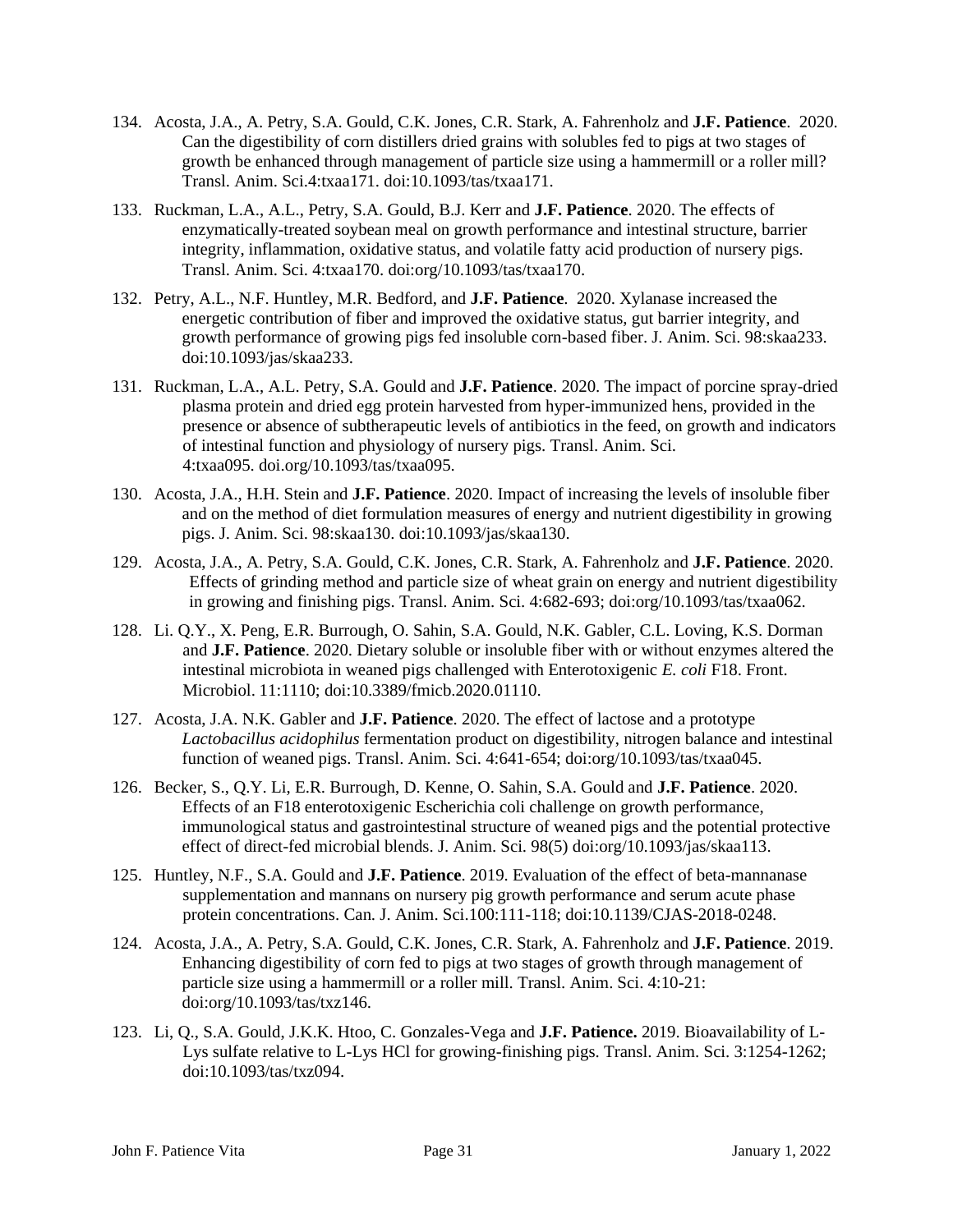134. Acosta, J.A., A. Petry, S.A. Gould, C.K. Jones, C.R. Stark, A. Fahrenholz and **J.F. Patience**. 2020. Can the digestibility of corn distillers dried grains with solubles fed to pigs at two stages of growth be enhanced through management of particle size using a hammermill or a roller mill? Transl. Anim. Sci.4:txaa171. doi:10.1093/tas/txaa171.

133. Ruckman, L.A., A.L., Petry, S.A. Gould, B.J. Kerr and **J.F. Patience**. 2020. The effects of enzymatically-treated soybean meal on growth performance and intestinal structure, barrier integrity, inflammation, oxidative status, and volatile fatty acid production of nursery pigs. Transl. Anim. Sci. 4:txaa170. doi:org/10.1093/tas/txaa170.

132. Petry, A.L., N.F. Huntley, M.R. Bedford, and **J.F. Patience**. 2020. Xylanase increased the energetic contribution of fiber and improved the oxidative status, gut barrier integrity, and growth performance of growing pigs fed insoluble corn-based fiber. J. Anim. Sci. 98:skaa233. doi:10.1093/jas/skaa233.

131. Ruckman, L.A., A.L. Petry, S.A. Gould and **J.F. Patience**. 2020. The impact of porcine spray-dried plasma protein and dried egg protein harvested from hyper-immunized hens, provided in the presence or absence of subtherapeutic levels of antibiotics in the feed, on growth and indicators of intestinal function and physiology of nursery pigs. Transl. Anim. Sci. 4:txaa095. doi.org/10.1093/tas/txaa095.

130. Acosta, J.A., H.H. Stein and **J.F. Patience**. 2020. Impact of increasing the levels of insoluble fiber and on the method of diet formulation measures of energy and nutrient digestibility in growing pigs. J. Anim. Sci. 98:skaa130. doi:10.1093/jas/skaa130.

129. Acosta, J.A., A. Petry, S.A. Gould, C.K. Jones, C.R. Stark, A. Fahrenholz and **J.F. Patience**. 2020. Effects of grinding method and particle size of wheat grain on energy and nutrient digestibility in growing and finishing pigs. Transl. Anim. Sci. 4:682-693; doi:org/10.1093/tas/txaa062.

128. Li. Q.Y., X. Peng, E.R. Burrough, O. Sahin, S.A. Gould, N.K. Gabler, C.L. Loving, K.S. Dorman and **J.F. Patience**. 2020. Dietary soluble or insoluble fiber with or without enzymes altered the intestinal microbiota in weaned pigs challenged with Enterotoxigenic *E. coli* F18. Front. Microbiol. 11:1110; doi:10.3389/fmicb.2020.01110.

127. Acosta, J.A. N.K. Gabler and **J.F. Patience**. 2020. The effect of lactose and a prototype *Lactobacillus acidophilus* fermentation product on digestibility, nitrogen balance and intestinal function of weaned pigs. Transl. Anim. Sci. 4:641-654; doi:org/10.1093/tas/txaa045.

126. Becker, S., Q.Y. Li, E.R. Burrough, D. Kenne, O. Sahin, S.A. Gould and **J.F. Patience**. 2020. Effects of an F18 enterotoxigenic Escherichia coli challenge on growth performance, immunological status and gastrointestinal structure of weaned pigs and the potential protective effect of direct-fed microbial blends. J. Anim. Sci. 98(5) doi:org/10.1093/jas/skaa113.

125. Huntley, N.F., S.A. Gould and **J.F. Patience**. 2019. Evaluation of the effect of beta-mannanase supplementation and mannans on nursery pig growth performance and serum acute phase protein concentrations. Can. J. Anim. Sci.100:111-118; doi:10.1139/CJAS-2018-0248.

124. Acosta, J.A., A. Petry, S.A. Gould, C.K. Jones, C.R. Stark, A. Fahrenholz and **J.F. Patience**. 2019. Enhancing digestibility of corn fed to pigs at two stages of growth through management of particle size using a hammermill or a roller mill. Transl. Anim. Sci. 4:10-21: doi:org/10.1093/tas/txz146.

123. Li, Q., S.A. Gould, J.K.K. Htoo, C. Gonzales-Vega and **J.F. Patience.** 2019. Bioavailability of L-Lys sulfate relative to L-Lys HCl for growing-finishing pigs. Transl. Anim. Sci. 3:1254-1262; doi:10.1093/tas/txz094.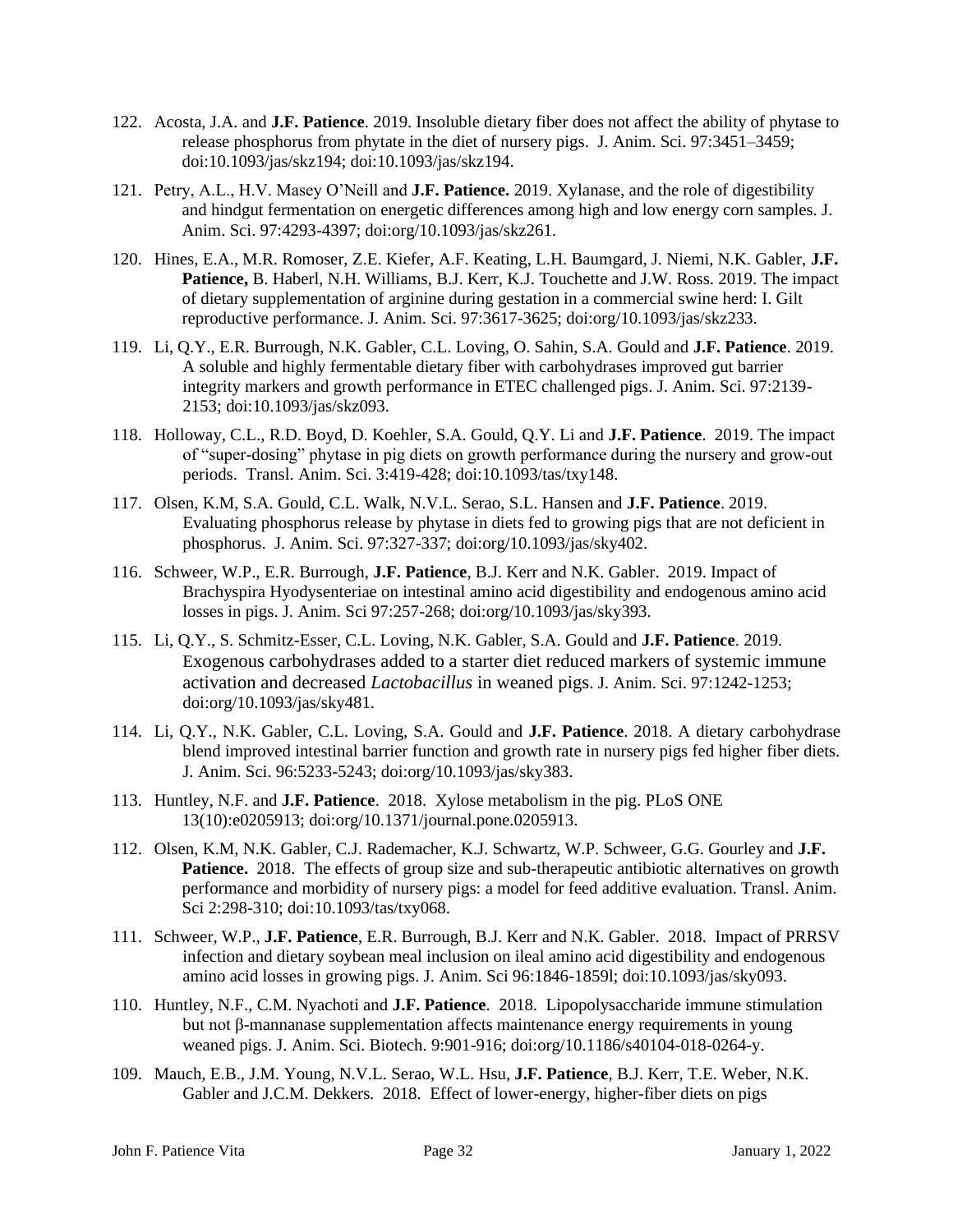122. Acosta, J.A. and **J.F. Patience**. 2019. Insoluble dietary fiber does not affect the ability of phytase to release phosphorus from phytate in the diet of nursery pigs. J. Anim. Sci. 97:3451–3459; doi:10.1093/jas/skz194; doi:10.1093/jas/skz194.

121. Petry, A.L., H.V. Masey O'Neill and **J.F. Patience.** 2019. Xylanase, and the role of digestibility and hindgut fermentation on energetic differences among high and low energy corn samples. J. Anim. Sci. 97:4293-4397; doi:org/10.1093/jas/skz261.

120. Hines, E.A., M.R. Romoser, Z.E. Kiefer, A.F. Keating, L.H. Baumgard, J. Niemi, N.K. Gabler, **J.F. Patience,** B. Haberl, N.H. Williams, B.J. Kerr, K.J. Touchette and J.W. Ross. 2019. The impact of dietary supplementation of arginine during gestation in a commercial swine herd: I. Gilt reproductive performance. J. Anim. Sci. 97:3617-3625; doi:org/10.1093/jas/skz233.

119. Li, Q.Y., E.R. Burrough, N.K. Gabler, C.L. Loving, O. Sahin, S.A. Gould and **J.F. Patience**. 2019. A soluble and highly fermentable dietary fiber with carbohydrases improved gut barrier integrity markers and growth performance in ETEC challenged pigs. J. Anim. Sci. 97:2139-2153; doi:10.1093/jas/skz093.

118. Holloway, C.L., R.D. Boyd, D. Koehler, S.A. Gould, Q.Y. Li and **J.F. Patience**. 2019. The impact of "super-dosing" phytase in pig diets on growth performance during the nursery and grow-out periods. Transl. Anim. Sci. 3:419-428; doi:10.1093/tas/txy148.

117. Olsen, K.M, S.A. Gould, C.L. Walk, N.V.L. Serao, S.L. Hansen and **J.F. Patience**. 2019. Evaluating phosphorus release by phytase in diets fed to growing pigs that are not deficient in phosphorus. J. Anim. Sci. 97:327-337; doi:org/10.1093/jas/sky402.

116. Schweer, W.P., E.R. Burrough, **J.F. Patience**, B.J. Kerr and N.K. Gabler. 2019. Impact of Brachyspira Hyodysenteriae on intestinal amino acid digestibility and endogenous amino acid losses in pigs. J. Anim. Sci 97:257-268; doi:org/10.1093/jas/sky393.

115. Li, Q.Y., S. Schmitz-Esser, C.L. Loving, N.K. Gabler, S.A. Gould and **J.F. Patience**. 2019. Exogenous carbohydrases added to a starter diet reduced markers of systemic immune activation and decreased *Lactobacillus* in weaned pigs. J. Anim. Sci. 97:1242-1253; doi:org/10.1093/jas/sky481.

114. Li, Q.Y., N.K. Gabler, C.L. Loving, S.A. Gould and **J.F. Patience**. 2018. A dietary carbohydrase blend improved intestinal barrier function and growth rate in nursery pigs fed higher fiber diets. J. Anim. Sci. 96:5233-5243; doi:org/10.1093/jas/sky383.

113. Huntley, N.F. and **J.F. Patience**. 2018. Xylose metabolism in the pig. PLoS ONE 13(10):e0205913; doi:org/10.1371/journal.pone.0205913.

112. Olsen, K.M, N.K. Gabler, C.J. Rademacher, K.J. Schwartz, W.P. Schweer, G.G. Gourley and **J.F. Patience.** 2018. The effects of group size and sub-therapeutic antibiotic alternatives on growth performance and morbidity of nursery pigs: a model for feed additive evaluation. Transl. Anim. Sci 2:298-310; doi:10.1093/tas/txy068.

111. Schweer, W.P., **J.F. Patience**, E.R. Burrough, B.J. Kerr and N.K. Gabler. 2018. Impact of PRRSV infection and dietary soybean meal inclusion on ileal amino acid digestibility and endogenous amino acid losses in growing pigs. J. Anim. Sci 96:1846-1859l; doi:10.1093/jas/sky093.

110. Huntley, N.F., C.M. Nyachoti and **J.F. Patience**. 2018. Lipopolysaccharide immune stimulation but not β-mannanase supplementation affects maintenance energy requirements in young weaned pigs. J. Anim. Sci. Biotech. 9:901-916; doi:org/10.1186/s40104-018-0264-y.

109. Mauch, E.B., J.M. Young, N.V.L. Serao, W.L. Hsu, **J.F. Patience**, B.J. Kerr, T.E. Weber, N.K. Gabler and J.C.M. Dekkers. 2018. Effect of lower-energy, higher-fiber diets on pigs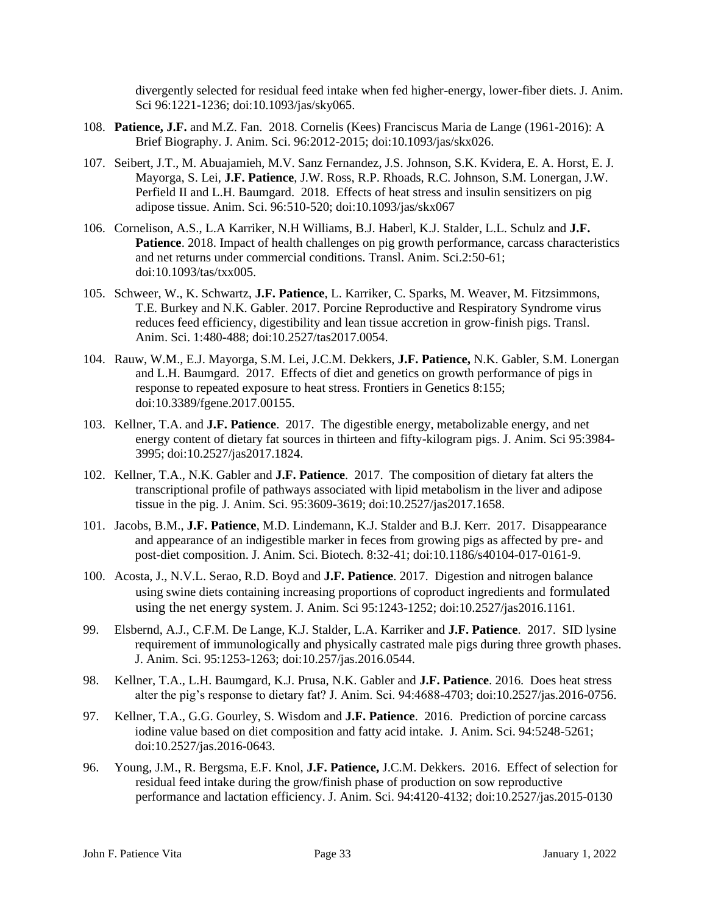divergently selected for residual feed intake when fed higher-energy, lower-fiber diets. J. Anim. Sci 96:1221-1236; doi:10.1093/jas/sky065.

108. **Patience, J.F.** and M.Z. Fan. 2018. Cornelis (Kees) Franciscus Maria de Lange (1961-2016): A Brief Biography. J. Anim. Sci. 96:2012-2015; doi:10.1093/jas/skx026.

107. Seibert, J.T., M. Abuajamieh, M.V. Sanz Fernandez, J.S. Johnson, S.K. Kvidera, E. A. Horst, E. J. Mayorga, S. Lei, **J.F. Patience**, J.W. Ross, R.P. Rhoads, R.C. Johnson, S.M. Lonergan, J.W. Perfield II and L.H. Baumgard. 2018. Effects of heat stress and insulin sensitizers on pig adipose tissue. Anim. Sci. 96:510-520; doi:10.1093/jas/skx067

106. Cornelison, A.S., L.A Karriker, N.H Williams, B.J. Haberl, K.J. Stalder, L.L. Schulz and **J.F. Patience**. 2018. Impact of health challenges on pig growth performance, carcass characteristics and net returns under commercial conditions. Transl. Anim. Sci.2:50-61; doi:10.1093/tas/txx005.

105. Schweer, W., K. Schwartz, **J.F. Patience**, L. Karriker, C. Sparks, M. Weaver, M. Fitzsimmons, T.E. Burkey and N.K. Gabler. 2017. Porcine Reproductive and Respiratory Syndrome virus reduces feed efficiency, digestibility and lean tissue accretion in grow-finish pigs. Transl. Anim. Sci. 1:480-488; doi:10.2527/tas2017.0054.

104. Rauw, W.M., E.J. Mayorga, S.M. Lei, J.C.M. Dekkers, **J.F. Patience,** N.K. Gabler, S.M. Lonergan and L.H. Baumgard. 2017. Effects of diet and genetics on growth performance of pigs in response to repeated exposure to heat stress. Frontiers in Genetics 8:155; doi:10.3389/fgene.2017.00155.

103. Kellner, T.A. and **J.F. Patience**. 2017. The digestible energy, metabolizable energy, and net energy content of dietary fat sources in thirteen and fifty-kilogram pigs. J. Anim. Sci 95:3984-3995; doi:10.2527/jas2017.1824.

102. Kellner, T.A., N.K. Gabler and **J.F. Patience**. 2017. The composition of dietary fat alters the transcriptional profile of pathways associated with lipid metabolism in the liver and adipose tissue in the pig. J. Anim. Sci. 95:3609-3619; doi:10.2527/jas2017.1658.

101. Jacobs, B.M., **J.F. Patience**, M.D. Lindemann, K.J. Stalder and B.J. Kerr. 2017. Disappearance and appearance of an indigestible marker in feces from growing pigs as affected by pre- and post-diet composition. J. Anim. Sci. Biotech. 8:32-41; doi:10.1186/s40104-017-0161-9.

100. Acosta, J., N.V.L. Serao, R.D. Boyd and **J.F. Patience**. 2017. Digestion and nitrogen balance using swine diets containing increasing proportions of coproduct ingredients and formulated using the net energy system. J. Anim. Sci 95:1243-1252; doi:10.2527/jas2016.1161.

99. Elsbernd, A.J., C.F.M. De Lange, K.J. Stalder, L.A. Karriker and **J.F. Patience**. 2017. SID lysine requirement of immunologically and physically castrated male pigs during three growth phases. J. Anim. Sci. 95:1253-1263; doi:10.257/jas.2016.0544.

98. Kellner, T.A., L.H. Baumgard, K.J. Prusa, N.K. Gabler and **J.F. Patience**. 2016. Does heat stress alter the pig's response to dietary fat? J. Anim. Sci. 94:4688-4703; doi:10.2527/jas.2016-0756.

97. Kellner, T.A., G.G. Gourley, S. Wisdom and **J.F. Patience**. 2016. Prediction of porcine carcass iodine value based on diet composition and fatty acid intake. J. Anim. Sci. 94:5248-5261; doi:10.2527/jas.2016-0643.

96. Young, J.M., R. Bergsma, E.F. Knol, **J.F. Patience,** J.C.M. Dekkers. 2016. Effect of selection for residual feed intake during the grow/finish phase of production on sow reproductive performance and lactation efficiency. J. Anim. Sci. 94:4120-4132; doi:10.2527/jas.2015-0130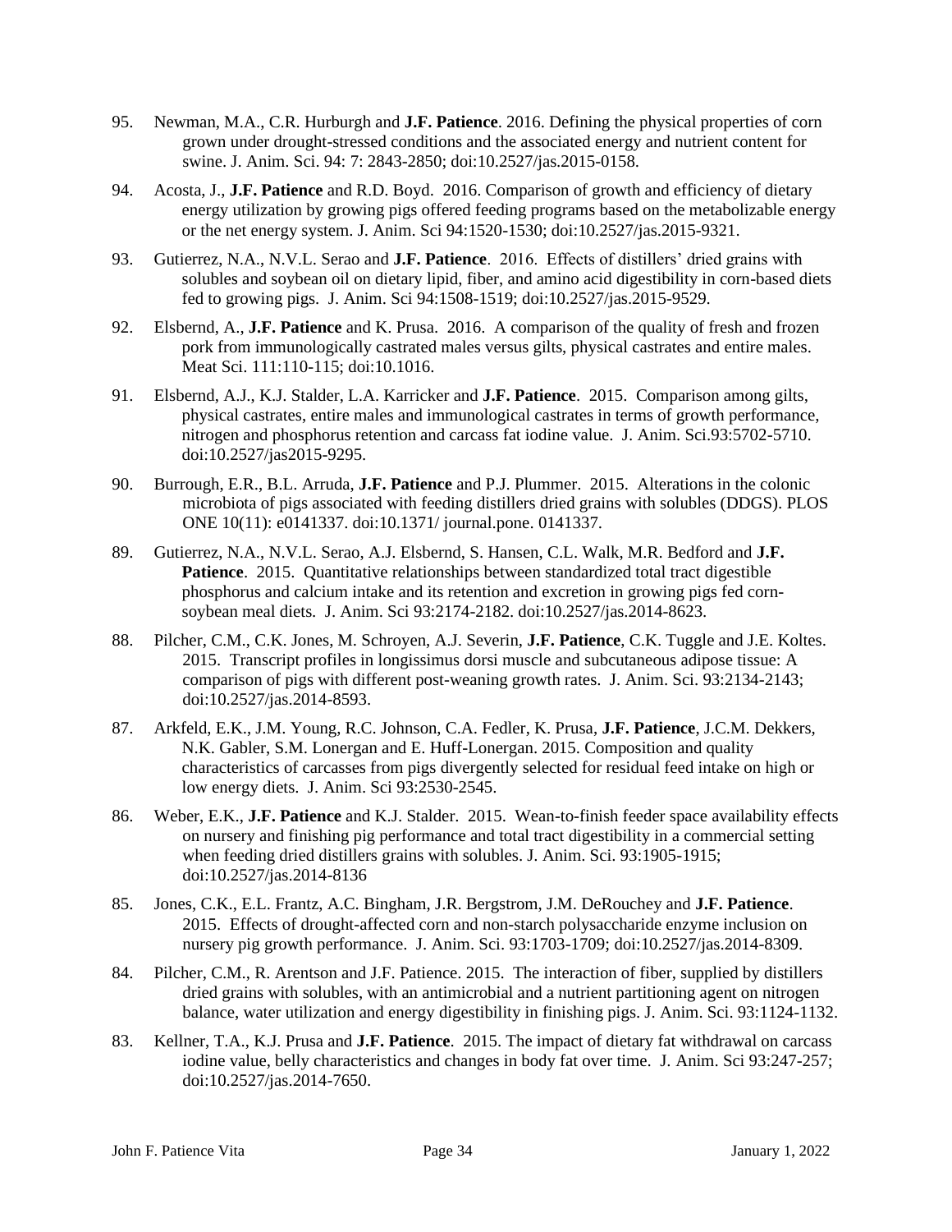95. Newman, M.A., C.R. Hurburgh and **J.F. Patience**. 2016. Defining the physical properties of corn grown under drought-stressed conditions and the associated energy and nutrient content for swine. J. Anim. Sci. 94: 7: 2843-2850; doi:10.2527/jas.2015-0158.

94. Acosta, J., **J.F. Patience** and R.D. Boyd. 2016. Comparison of growth and efficiency of dietary energy utilization by growing pigs offered feeding programs based on the metabolizable energy or the net energy system. J. Anim. Sci 94:1520-1530; doi:10.2527/jas.2015-9321.

93. Gutierrez, N.A., N.V.L. Serao and **J.F. Patience**. 2016. Effects of distillers' dried grains with solubles and soybean oil on dietary lipid, fiber, and amino acid digestibility in corn-based diets fed to growing pigs. J. Anim. Sci 94:1508-1519; doi:10.2527/jas.2015-9529.

92. Elsbernd, A., **J.F. Patience** and K. Prusa. 2016. A comparison of the quality of fresh and frozen pork from immunologically castrated males versus gilts, physical castrates and entire males. Meat Sci. 111:110-115; doi:10.1016.

91. Elsbernd, A.J., K.J. Stalder, L.A. Karricker and **J.F. Patience**. 2015. Comparison among gilts, physical castrates, entire males and immunological castrates in terms of growth performance, nitrogen and phosphorus retention and carcass fat iodine value. J. Anim. Sci.93:5702-5710. doi:10.2527/jas2015-9295.

90. Burrough, E.R., B.L. Arruda, **J.F. Patience** and P.J. Plummer. 2015. Alterations in the colonic microbiota of pigs associated with feeding distillers dried grains with solubles (DDGS). PLOS ONE 10(11): e0141337. doi:10.1371/ journal.pone. 0141337.

89. Gutierrez, N.A., N.V.L. Serao, A.J. Elsbernd, S. Hansen, C.L. Walk, M.R. Bedford and **J.F. Patience**. 2015. Quantitative relationships between standardized total tract digestible phosphorus and calcium intake and its retention and excretion in growing pigs fed corn-soybean meal diets. J. Anim. Sci 93:2174-2182. doi:10.2527/jas.2014-8623.

88. Pilcher, C.M., C.K. Jones, M. Schroyen, A.J. Severin, **J.F. Patience**, C.K. Tuggle and J.E. Koltes. 2015. Transcript profiles in longissimus dorsi muscle and subcutaneous adipose tissue: A comparison of pigs with different post-weaning growth rates. J. Anim. Sci. 93:2134-2143; doi:10.2527/jas.2014-8593.

87. Arkfeld, E.K., J.M. Young, R.C. Johnson, C.A. Fedler, K. Prusa, **J.F. Patience**, J.C.M. Dekkers, N.K. Gabler, S.M. Lonergan and E. Huff-Lonergan. 2015. Composition and quality characteristics of carcasses from pigs divergently selected for residual feed intake on high or low energy diets. J. Anim. Sci 93:2530-2545.

86. Weber, E.K., **J.F. Patience** and K.J. Stalder. 2015. Wean-to-finish feeder space availability effects on nursery and finishing pig performance and total tract digestibility in a commercial setting when feeding dried distillers grains with solubles. J. Anim. Sci. 93:1905-1915; doi:10.2527/jas.2014-8136

85. Jones, C.K., E.L. Frantz, A.C. Bingham, J.R. Bergstrom, J.M. DeRouchey and **J.F. Patience**. 2015. Effects of drought-affected corn and non-starch polysaccharide enzyme inclusion on nursery pig growth performance. J. Anim. Sci. 93:1703-1709; doi:10.2527/jas.2014-8309.

84. Pilcher, C.M., R. Arentson and J.F. Patience. 2015. The interaction of fiber, supplied by distillers dried grains with solubles, with an antimicrobial and a nutrient partitioning agent on nitrogen balance, water utilization and energy digestibility in finishing pigs. J. Anim. Sci. 93:1124-1132.

83. Kellner, T.A., K.J. Prusa and **J.F. Patience**. 2015. The impact of dietary fat withdrawal on carcass iodine value, belly characteristics and changes in body fat over time. J. Anim. Sci 93:247-257; doi:10.2527/jas.2014-7650.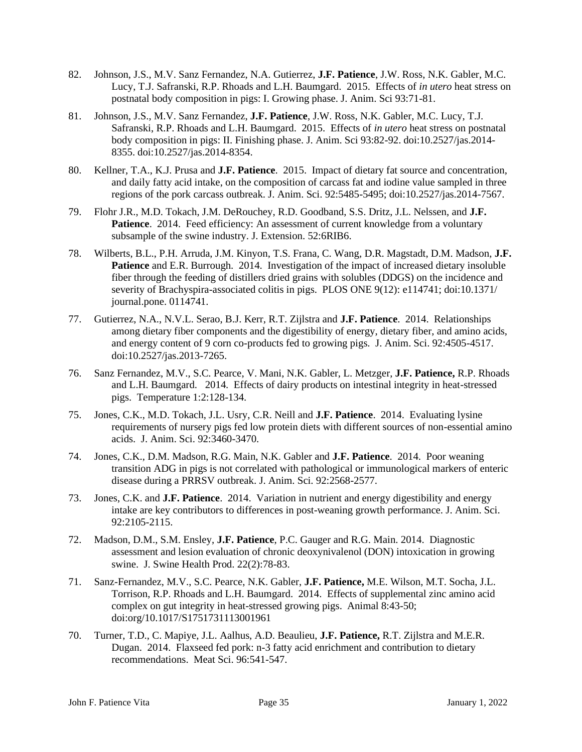82. Johnson, J.S., M.V. Sanz Fernandez, N.A. Gutierrez, **J.F. Patience**, J.W. Ross, N.K. Gabler, M.C. Lucy, T.J. Safranski, R.P. Rhoads and L.H. Baumgard. 2015. Effects of *in utero* heat stress on postnatal body composition in pigs: I. Growing phase. J. Anim. Sci 93:71-81.

81. Johnson, J.S., M.V. Sanz Fernandez, **J.F. Patience**, J.W. Ross, N.K. Gabler, M.C. Lucy, T.J. Safranski, R.P. Rhoads and L.H. Baumgard. 2015. Effects of *in utero* heat stress on postnatal body composition in pigs: II. Finishing phase. J. Anim. Sci 93:82-92. doi:10.2527/jas.2014-8355. doi:10.2527/jas.2014-8354.

80. Kellner, T.A., K.J. Prusa and **J.F. Patience**. 2015. Impact of dietary fat source and concentration, and daily fatty acid intake, on the composition of carcass fat and iodine value sampled in three regions of the pork carcass outbreak. J. Anim. Sci. 92:5485-5495; doi:10.2527/jas.2014-7567.

79. Flohr J.R., M.D. Tokach, J.M. DeRouchey, R.D. Goodband, S.S. Dritz, J.L. Nelssen, and **J.F. Patience**. 2014. Feed efficiency: An assessment of current knowledge from a voluntary subsample of the swine industry. J. Extension. 52:6RIB6.

78. Wilberts, B.L., P.H. Arruda, J.M. Kinyon, T.S. Frana, C. Wang, D.R. Magstadt, D.M. Madson, **J.F. Patience** and E.R. Burrough. 2014. Investigation of the impact of increased dietary insoluble fiber through the feeding of distillers dried grains with solubles (DDGS) on the incidence and severity of Brachyspira-associated colitis in pigs. PLOS ONE 9(12): e114741; doi:10.1371/ journal.pone. 0114741.

77. Gutierrez, N.A., N.V.L. Serao, B.J. Kerr, R.T. Zijlstra and **J.F. Patience**. 2014. Relationships among dietary fiber components and the digestibility of energy, dietary fiber, and amino acids, and energy content of 9 corn co-products fed to growing pigs. J. Anim. Sci. 92:4505-4517. doi:10.2527/jas.2013-7265.

76. Sanz Fernandez, M.V., S.C. Pearce, V. Mani, N.K. Gabler, L. Metzger, **J.F. Patience,** R.P. Rhoads and L.H. Baumgard. 2014. Effects of dairy products on intestinal integrity in heat-stressed pigs. Temperature 1:2:128-134.

75. Jones, C.K., M.D. Tokach, J.L. Usry, C.R. Neill and **J.F. Patience**. 2014. Evaluating lysine requirements of nursery pigs fed low protein diets with different sources of non-essential amino acids. J. Anim. Sci. 92:3460-3470.

74. Jones, C.K., D.M. Madson, R.G. Main, N.K. Gabler and **J.F. Patience**. 2014. Poor weaning transition ADG in pigs is not correlated with pathological or immunological markers of enteric disease during a PRRSV outbreak. J. Anim. Sci. 92:2568-2577.

73. Jones, C.K. and **J.F. Patience**. 2014. Variation in nutrient and energy digestibility and energy intake are key contributors to differences in post-weaning growth performance. J. Anim. Sci. 92:2105-2115.

72. Madson, D.M., S.M. Ensley, **J.F. Patience**, P.C. Gauger and R.G. Main. 2014. Diagnostic assessment and lesion evaluation of chronic deoxynivalenol (DON) intoxication in growing swine. J. Swine Health Prod. 22(2):78-83.

71. Sanz-Fernandez, M.V., S.C. Pearce, N.K. Gabler, **J.F. Patience,** M.E. Wilson, M.T. Socha, J.L. Torrison, R.P. Rhoads and L.H. Baumgard. 2014. Effects of supplemental zinc amino acid complex on gut integrity in heat-stressed growing pigs. Animal 8:43-50; doi:org/10.1017/S1751731113001961

70. Turner, T.D., C. Mapiye, J.L. Aalhus, A.D. Beaulieu, **J.F. Patience,** R.T. Zijlstra and M.E.R. Dugan. 2014. Flaxseed fed pork: n-3 fatty acid enrichment and contribution to dietary recommendations. Meat Sci. 96:541-547.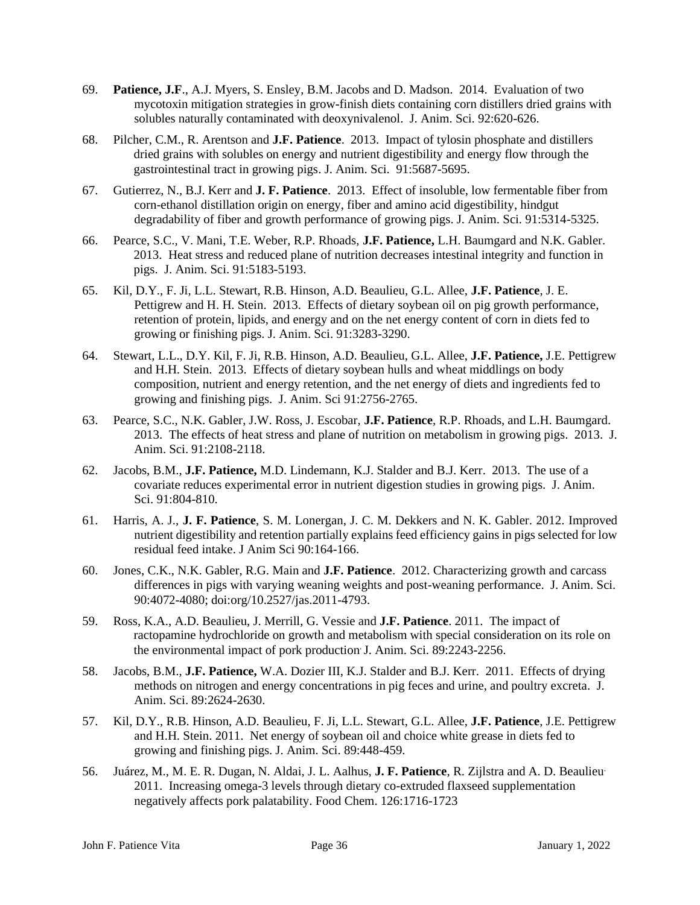69. **Patience, J.F**., A.J. Myers, S. Ensley, B.M. Jacobs and D. Madson. 2014. Evaluation of two mycotoxin mitigation strategies in grow-finish diets containing corn distillers dried grains with solubles naturally contaminated with deoxynivalenol. J. Anim. Sci. 92:620-626.

68. Pilcher, C.M., R. Arentson and **J.F. Patience**. 2013. Impact of tylosin phosphate and distillers dried grains with solubles on energy and nutrient digestibility and energy flow through the gastrointestinal tract in growing pigs. J. Anim. Sci. 91:5687-5695.

67. Gutierrez, N., B.J. Kerr and **J. F. Patience**. 2013. Effect of insoluble, low fermentable fiber from corn-ethanol distillation origin on energy, fiber and amino acid digestibility, hindgut degradability of fiber and growth performance of growing pigs. J. Anim. Sci. 91:5314-5325.

66. Pearce, S.C., V. Mani, T.E. Weber, R.P. Rhoads, **J.F. Patience,** L.H. Baumgard and N.K. Gabler. 2013. Heat stress and reduced plane of nutrition decreases intestinal integrity and function in pigs. J. Anim. Sci. 91:5183-5193.

65. Kil, D.Y., F. Ji, L.L. Stewart, R.B. Hinson, A.D. Beaulieu, G.L. Allee, **J.F. Patience**, J. E. Pettigrew and H. H. Stein. 2013. Effects of dietary soybean oil on pig growth performance, retention of protein, lipids, and energy and on the net energy content of corn in diets fed to growing or finishing pigs. J. Anim. Sci. 91:3283-3290.

64. Stewart, L.L., D.Y. Kil, F. Ji, R.B. Hinson, A.D. Beaulieu, G.L. Allee, **J.F. Patience,** J.E. Pettigrew and H.H. Stein. 2013. Effects of dietary soybean hulls and wheat middlings on body composition, nutrient and energy retention, and the net energy of diets and ingredients fed to growing and finishing pigs. J. Anim. Sci 91:2756-2765.

63. Pearce, S.C., N.K. Gabler, J.W. Ross, J. Escobar, **J.F. Patience**, R.P. Rhoads, and L.H. Baumgard. 2013. The effects of heat stress and plane of nutrition on metabolism in growing pigs. 2013. J. Anim. Sci. 91:2108-2118.

62. Jacobs, B.M., **J.F. Patience,** M.D. Lindemann, K.J. Stalder and B.J. Kerr. 2013. The use of a covariate reduces experimental error in nutrient digestion studies in growing pigs. J. Anim. Sci. 91:804-810.

61. Harris, A. J., **J. F. Patience**, S. M. Lonergan, J. C. M. Dekkers and N. K. Gabler. 2012. Improved nutrient digestibility and retention partially explains feed efficiency gains in pigs selected for low residual feed intake. J Anim Sci 90:164-166.

60. Jones, C.K., N.K. Gabler, R.G. Main and **J.F. Patience**. 2012. Characterizing growth and carcass differences in pigs with varying weaning weights and post-weaning performance. J. Anim. Sci. 90:4072-4080; doi:org/10.2527/jas.2011-4793.

59. Ross, K.A., A.D. Beaulieu, J. Merrill, G. Vessie and **J.F. Patience**. 2011. The impact of ractopamine hydrochloride on growth and metabolism with special consideration on its role on the environmental impact of pork production. J. Anim. Sci. 89:2243-2256.

58. Jacobs, B.M., **J.F. Patience,** W.A. Dozier III, K.J. Stalder and B.J. Kerr. 2011. Effects of drying methods on nitrogen and energy concentrations in pig feces and urine, and poultry excreta. J. Anim. Sci. 89:2624-2630.

57. Kil, D.Y., R.B. Hinson, A.D. Beaulieu, F. Ji, L.L. Stewart, G.L. Allee, **J.F. Patience**, J.E. Pettigrew and H.H. Stein. 2011. Net energy of soybean oil and choice white grease in diets fed to growing and finishing pigs. J. Anim. Sci. 89:448-459.

56. Juárez, M., M. E. R. Dugan, N. Aldai, J. L. Aalhus, **J. F. Patience**, R. Zijlstra and A. D. Beaulieu. 2011. Increasing omega-3 levels through dietary co-extruded flaxseed supplementation negatively affects pork palatability. Food Chem. 126:1716-1723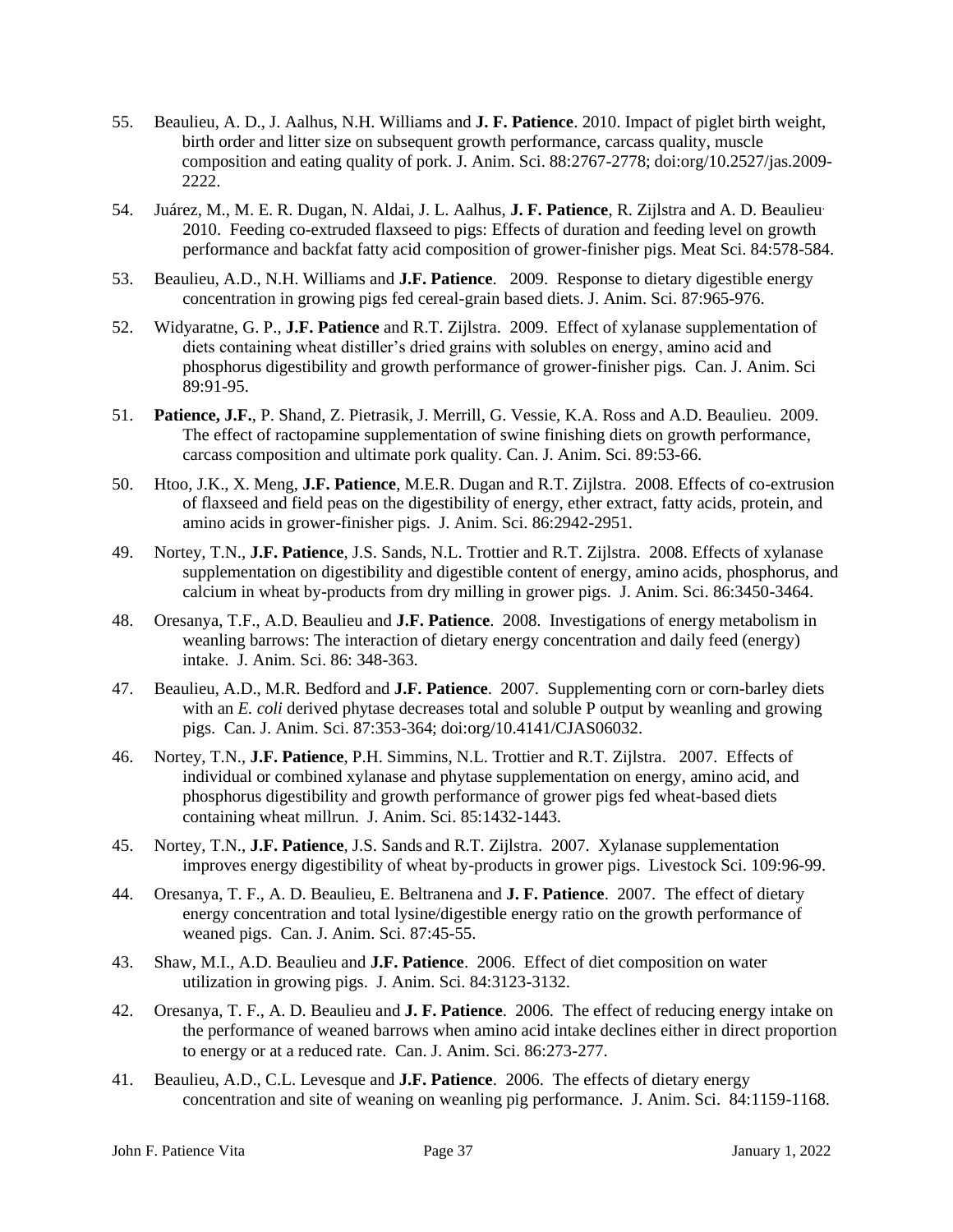55. Beaulieu, A. D., J. Aalhus, N.H. Williams and **J. F. Patience**. 2010. Impact of piglet birth weight, birth order and litter size on subsequent growth performance, carcass quality, muscle composition and eating quality of pork. J. Anim. Sci. 88:2767-2778; doi:org/10.2527/jas.2009-2222.

54. Juárez, M., M. E. R. Dugan, N. Aldai, J. L. Aalhus, **J. F. Patience**, R. Zijlstra and A. D. Beaulieu. 2010. Feeding co-extruded flaxseed to pigs: Effects of duration and feeding level on growth performance and backfat fatty acid composition of grower-finisher pigs. Meat Sci. 84:578-584.

53. Beaulieu, A.D., N.H. Williams and **J.F. Patience**. 2009. Response to dietary digestible energy concentration in growing pigs fed cereal-grain based diets. J. Anim. Sci. 87:965-976.

52. Widyaratne, G. P., **J.F. Patience** and R.T. Zijlstra. 2009. Effect of xylanase supplementation of diets containing wheat distiller's dried grains with solubles on energy, amino acid and phosphorus digestibility and growth performance of grower-finisher pigs. Can. J. Anim. Sci 89:91-95.

51. **Patience, J.F.**, P. Shand, Z. Pietrasik, J. Merrill, G. Vessie, K.A. Ross and A.D. Beaulieu. 2009. The effect of ractopamine supplementation of swine finishing diets on growth performance, carcass composition and ultimate pork quality. Can. J. Anim. Sci. 89:53-66.

50. Htoo, J.K., X. Meng, **J.F. Patience**, M.E.R. Dugan and R.T. Zijlstra. 2008. Effects of co-extrusion of flaxseed and field peas on the digestibility of energy, ether extract, fatty acids, protein, and amino acids in grower-finisher pigs. J. Anim. Sci. 86:2942-2951.

49. Nortey, T.N., **J.F. Patience**, J.S. Sands, N.L. Trottier and R.T. Zijlstra. 2008. Effects of xylanase supplementation on digestibility and digestible content of energy, amino acids, phosphorus, and calcium in wheat by-products from dry milling in grower pigs. J. Anim. Sci. 86:3450-3464.

48. Oresanya, T.F., A.D. Beaulieu and **J.F. Patience**. 2008. Investigations of energy metabolism in weanling barrows: The interaction of dietary energy concentration and daily feed (energy) intake. J. Anim. Sci. 86: 348-363.

47. Beaulieu, A.D., M.R. Bedford and **J.F. Patience**. 2007. Supplementing corn or corn-barley diets with an *E. coli* derived phytase decreases total and soluble P output by weanling and growing pigs. Can. J. Anim. Sci. 87:353-364; doi:org/10.4141/CJAS06032.

46. Nortey, T.N., **J.F. Patience**, P.H. Simmins, N.L. Trottier and R.T. Zijlstra. 2007. Effects of individual or combined xylanase and phytase supplementation on energy, amino acid, and phosphorus digestibility and growth performance of grower pigs fed wheat-based diets containing wheat millrun. J. Anim. Sci. 85:1432-1443.

45. Nortey, T.N., **J.F. Patience**, J.S. Sands and R.T. Zijlstra. 2007. Xylanase supplementation improves energy digestibility of wheat by-products in grower pigs. Livestock Sci. 109:96-99.

44. Oresanya, T. F., A. D. Beaulieu, E. Beltranena and **J. F. Patience**. 2007. The effect of dietary energy concentration and total lysine/digestible energy ratio on the growth performance of weaned pigs. Can. J. Anim. Sci. 87:45-55.

43. Shaw, M.I., A.D. Beaulieu and **J.F. Patience**. 2006. Effect of diet composition on water utilization in growing pigs. J. Anim. Sci. 84:3123-3132.

42. Oresanya, T. F., A. D. Beaulieu and **J. F. Patience**. 2006. The effect of reducing energy intake on the performance of weaned barrows when amino acid intake declines either in direct proportion to energy or at a reduced rate. Can. J. Anim. Sci. 86:273-277.

41. Beaulieu, A.D., C.L. Levesque and **J.F. Patience**. 2006. The effects of dietary energy concentration and site of weaning on weanling pig performance. J. Anim. Sci. 84:1159-1168.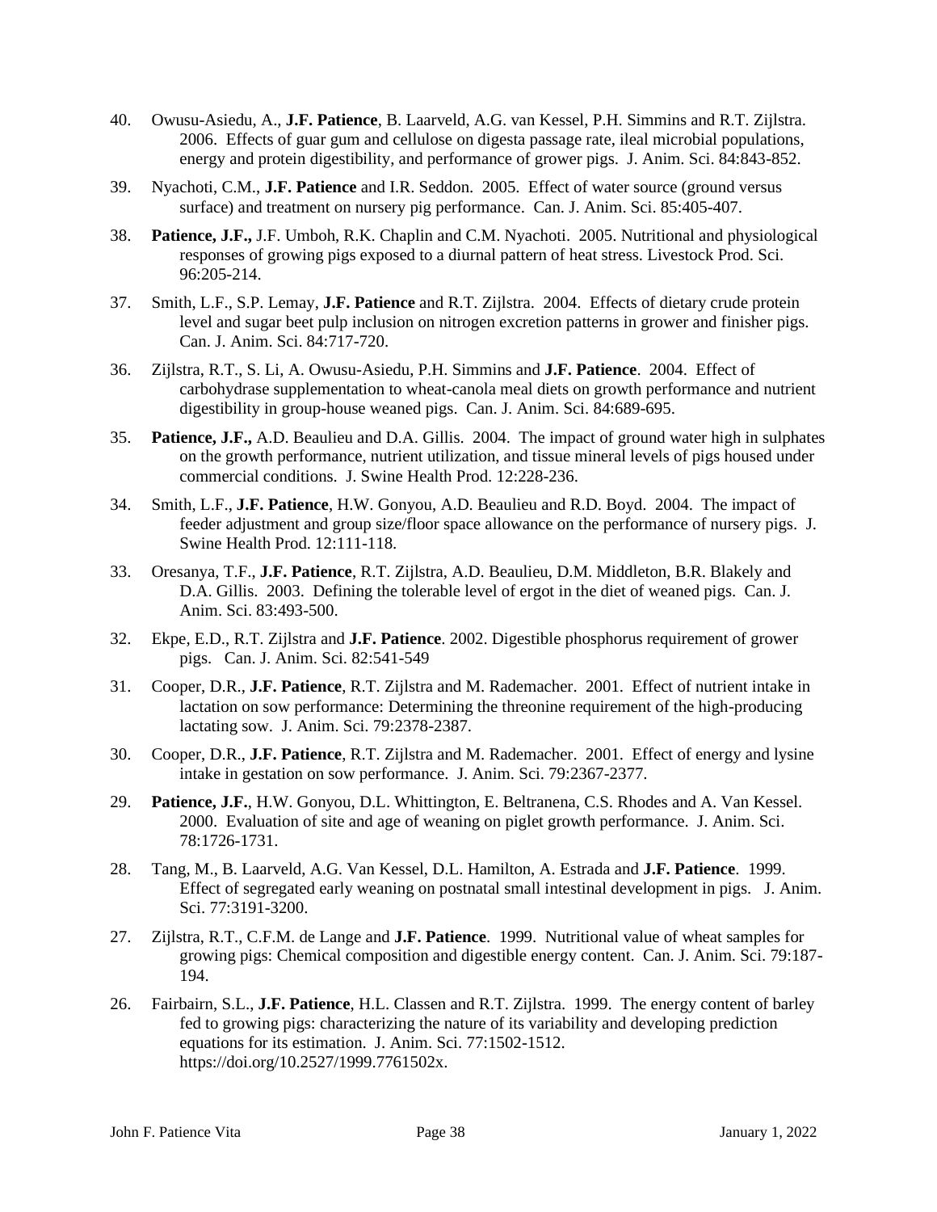40. Owusu-Asiedu, A., **J.F. Patience**, B. Laarveld, A.G. van Kessel, P.H. Simmins and R.T. Zijlstra. 2006. Effects of guar gum and cellulose on digesta passage rate, ileal microbial populations, energy and protein digestibility, and performance of grower pigs. J. Anim. Sci. 84:843-852.

39. Nyachoti, C.M., **J.F. Patience** and I.R. Seddon. 2005. Effect of water source (ground versus surface) and treatment on nursery pig performance. Can. J. Anim. Sci. 85:405-407.

38. **Patience, J.F.,** J.F. Umboh, R.K. Chaplin and C.M. Nyachoti. 2005. Nutritional and physiological responses of growing pigs exposed to a diurnal pattern of heat stress. Livestock Prod. Sci. 96:205-214.

37. Smith, L.F., S.P. Lemay, **J.F. Patience** and R.T. Zijlstra. 2004. Effects of dietary crude protein level and sugar beet pulp inclusion on nitrogen excretion patterns in grower and finisher pigs. Can. J. Anim. Sci. 84:717-720.

36. Zijlstra, R.T., S. Li, A. Owusu-Asiedu, P.H. Simmins and **J.F. Patience**. 2004. Effect of carbohydrase supplementation to wheat-canola meal diets on growth performance and nutrient digestibility in group-house weaned pigs. Can. J. Anim. Sci. 84:689-695.

35. **Patience, J.F.,** A.D. Beaulieu and D.A. Gillis. 2004. The impact of ground water high in sulphates on the growth performance, nutrient utilization, and tissue mineral levels of pigs housed under commercial conditions. J. Swine Health Prod. 12:228-236.

34. Smith, L.F., **J.F. Patience**, H.W. Gonyou, A.D. Beaulieu and R.D. Boyd. 2004. The impact of feeder adjustment and group size/floor space allowance on the performance of nursery pigs. J. Swine Health Prod. 12:111-118.

33. Oresanya, T.F., **J.F. Patience**, R.T. Zijlstra, A.D. Beaulieu, D.M. Middleton, B.R. Blakely and D.A. Gillis. 2003. Defining the tolerable level of ergot in the diet of weaned pigs. Can. J. Anim. Sci. 83:493-500.

32. Ekpe, E.D., R.T. Zijlstra and **J.F. Patience**. 2002. Digestible phosphorus requirement of grower pigs. Can. J. Anim. Sci. 82:541-549

31. Cooper, D.R., **J.F. Patience**, R.T. Zijlstra and M. Rademacher. 2001. Effect of nutrient intake in lactation on sow performance: Determining the threonine requirement of the high-producing lactating sow. J. Anim. Sci. 79:2378-2387.

30. Cooper, D.R., **J.F. Patience**, R.T. Zijlstra and M. Rademacher. 2001. Effect of energy and lysine intake in gestation on sow performance. J. Anim. Sci. 79:2367-2377.

29. **Patience, J.F.**, H.W. Gonyou, D.L. Whittington, E. Beltranena, C.S. Rhodes and A. Van Kessel. 2000. Evaluation of site and age of weaning on piglet growth performance. J. Anim. Sci. 78:1726-1731.

28. Tang, M., B. Laarveld, A.G. Van Kessel, D.L. Hamilton, A. Estrada and **J.F. Patience**. 1999. Effect of segregated early weaning on postnatal small intestinal development in pigs. J. Anim. Sci. 77:3191-3200.

27. Zijlstra, R.T., C.F.M. de Lange and **J.F. Patience**. 1999. Nutritional value of wheat samples for growing pigs: Chemical composition and digestible energy content. Can. J. Anim. Sci. 79:187-194.

26. Fairbairn, S.L., **J.F. Patience**, H.L. Classen and R.T. Zijlstra. 1999. The energy content of barley fed to growing pigs: characterizing the nature of its variability and developing prediction equations for its estimation. J. Anim. Sci. 77:1502-1512. https://doi.org/10.2527/1999.7761502x.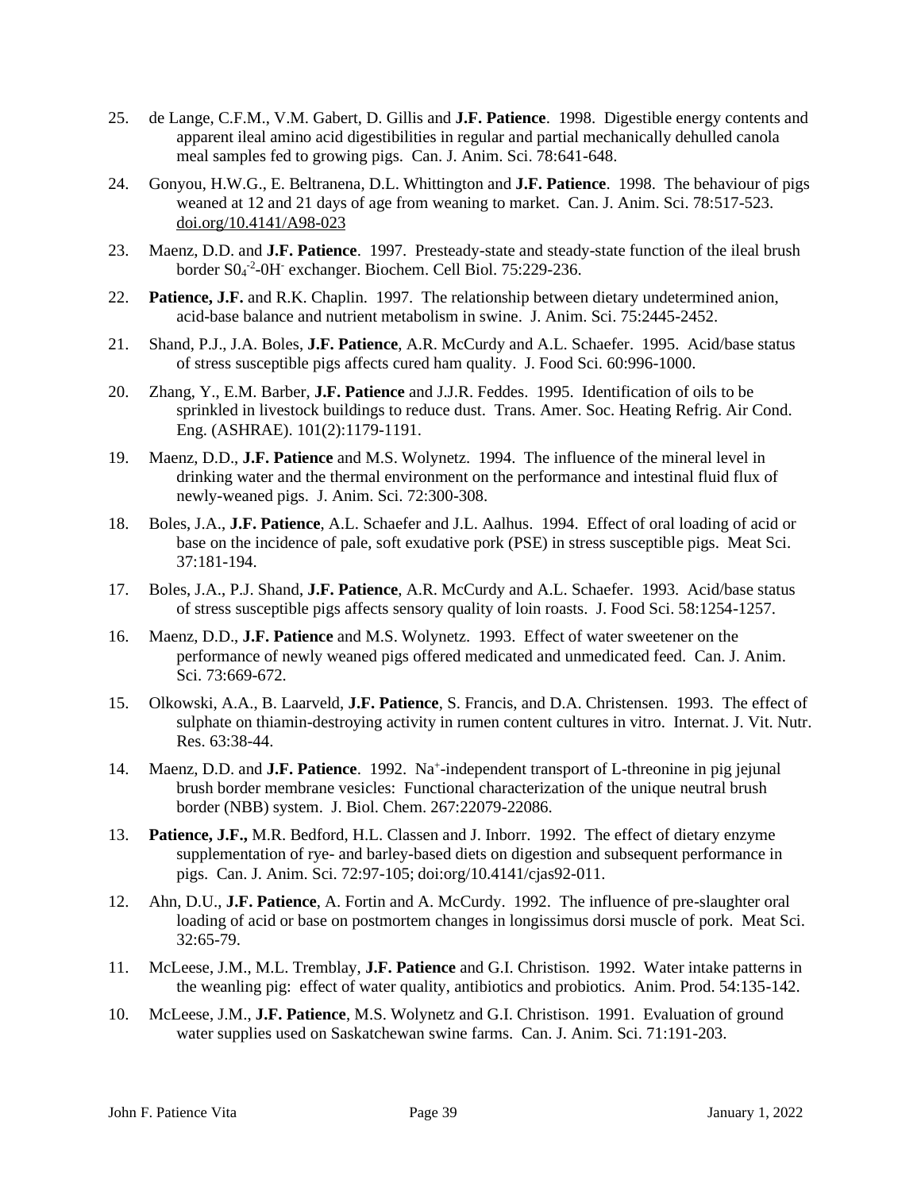25. de Lange, C.F.M., V.M. Gabert, D. Gillis and **J.F. Patience**. 1998. Digestible energy contents and apparent ileal amino acid digestibilities in regular and partial mechanically dehulled canola meal samples fed to growing pigs. Can. J. Anim. Sci. 78:641-648.

24. Gonyou, H.W.G., E. Beltranena, D.L. Whittington and **J.F. Patience**. 1998. The behaviour of pigs weaned at 12 and 21 days of age from weaning to market. Can. J. Anim. Sci. 78:517-523. doi.org/10.4141/A98-023

23. Maenz, D.D. and **J.F. Patience**. 1997. Presteady-state and steady-state function of the ileal brush border $S0_4^{-2}$-$0H^-$ exchanger. Biochem. Cell Biol. 75:229-236.

22. **Patience, J.F.** and R.K. Chaplin. 1997. The relationship between dietary undetermined anion, acid-base balance and nutrient metabolism in swine. J. Anim. Sci. 75:2445-2452.

21. Shand, P.J., J.A. Boles, **J.F. Patience**, A.R. McCurdy and A.L. Schaefer. 1995. Acid/base status of stress susceptible pigs affects cured ham quality. J. Food Sci. 60:996-1000.

20. Zhang, Y., E.M. Barber, **J.F. Patience** and J.J.R. Feddes. 1995. Identification of oils to be sprinkled in livestock buildings to reduce dust. Trans. Amer. Soc. Heating Refrig. Air Cond. Eng. (ASHRAE). 101(2):1179-1191.

19. Maenz, D.D., **J.F. Patience** and M.S. Wolynetz. 1994. The influence of the mineral level in drinking water and the thermal environment on the performance and intestinal fluid flux of newly-weaned pigs. J. Anim. Sci. 72:300-308.

18. Boles, J.A., **J.F. Patience**, A.L. Schaefer and J.L. Aalhus. 1994. Effect of oral loading of acid or base on the incidence of pale, soft exudative pork (PSE) in stress susceptible pigs. Meat Sci. 37:181-194.

17. Boles, J.A., P.J. Shand, **J.F. Patience**, A.R. McCurdy and A.L. Schaefer. 1993. Acid/base status of stress susceptible pigs affects sensory quality of loin roasts. J. Food Sci. 58:1254-1257.

16. Maenz, D.D., **J.F. Patience** and M.S. Wolynetz. 1993. Effect of water sweetener on the performance of newly weaned pigs offered medicated and unmedicated feed. Can. J. Anim. Sci. 73:669-672.

15. Olkowski, A.A., B. Laarveld, **J.F. Patience**, S. Francis, and D.A. Christensen. 1993. The effect of sulphate on thiamin-destroying activity in rumen content cultures in vitro. Internat. J. Vit. Nutr. Res. 63:38-44.

14. Maenz, D.D. and **J.F. Patience**. 1992. $Na^+$-independent transport of L-threonine in pig jejunal brush border membrane vesicles: Functional characterization of the unique neutral brush border (NBB) system. J. Biol. Chem. 267:22079-22086.

13. **Patience, J.F.,** M.R. Bedford, H.L. Classen and J. Inborr. 1992. The effect of dietary enzyme supplementation of rye- and barley-based diets on digestion and subsequent performance in pigs. Can. J. Anim. Sci. 72:97-105; doi:org/10.4141/cjas92-011.

12. Ahn, D.U., **J.F. Patience**, A. Fortin and A. McCurdy. 1992. The influence of pre-slaughter oral loading of acid or base on postmortem changes in longissimus dorsi muscle of pork. Meat Sci. 32:65-79.

11. McLeese, J.M., M.L. Tremblay, **J.F. Patience** and G.I. Christison. 1992. Water intake patterns in the weanling pig: effect of water quality, antibiotics and probiotics. Anim. Prod. 54:135-142.

10. McLeese, J.M., **J.F. Patience**, M.S. Wolynetz and G.I. Christison. 1991. Evaluation of ground water supplies used on Saskatchewan swine farms. Can. J. Anim. Sci. 71:191-203.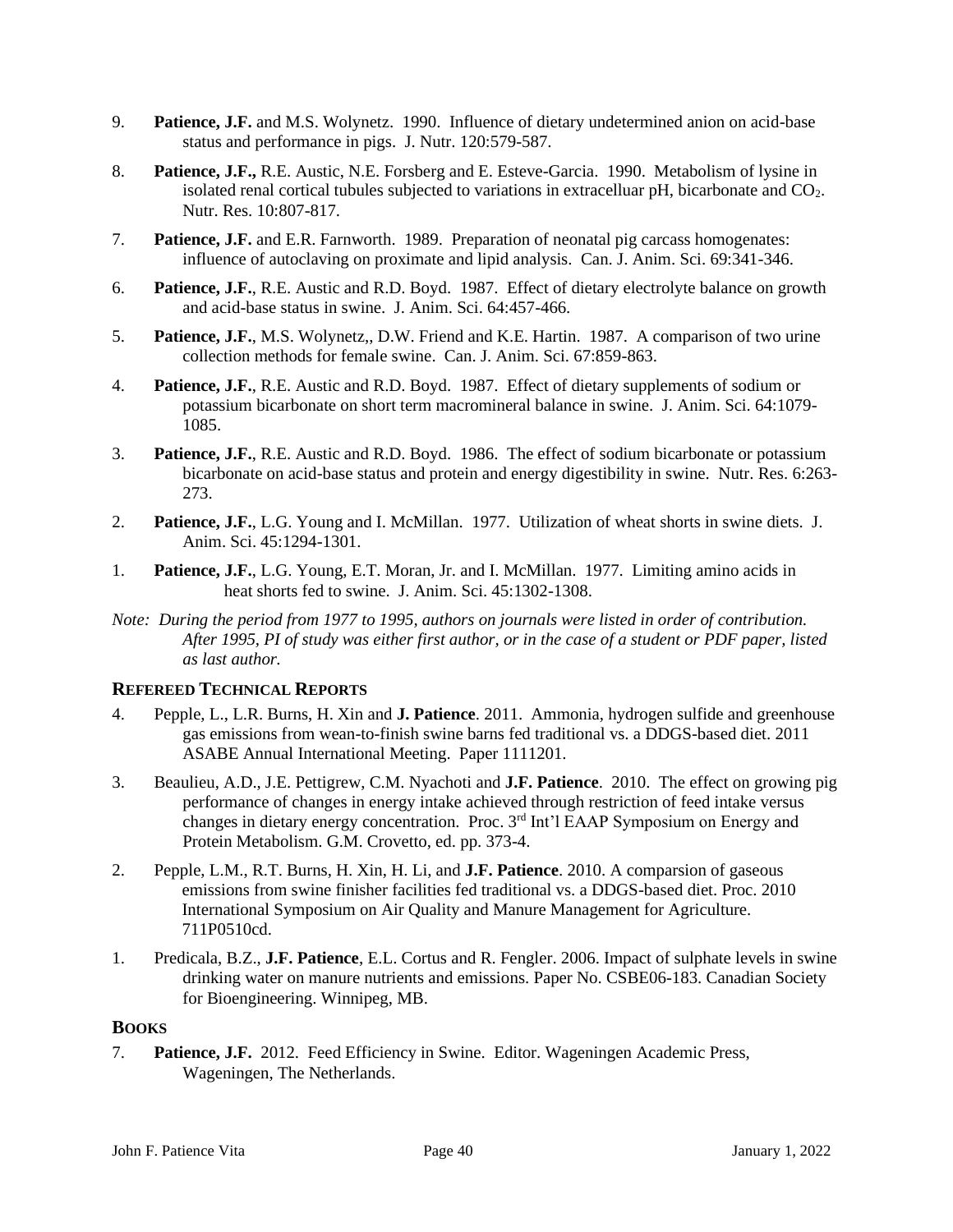9. **Patience, J.F.** and M.S. Wolynetz. 1990. Influence of dietary undetermined anion on acid-base status and performance in pigs. J. Nutr. 120:579-587.

8. **Patience, J.F.,** R.E. Austic, N.E. Forsberg and E. Esteve-Garcia. 1990. Metabolism of lysine in isolated renal cortical tubules subjected to variations in extracelluar pH, bicarbonate and $CO_2$. Nutr. Res. 10:807-817.

7. **Patience, J.F.** and E.R. Farnworth. 1989. Preparation of neonatal pig carcass homogenates: influence of autoclaving on proximate and lipid analysis. Can. J. Anim. Sci. 69:341-346.

6. **Patience, J.F.**, R.E. Austic and R.D. Boyd. 1987. Effect of dietary electrolyte balance on growth and acid-base status in swine. J. Anim. Sci. 64:457-466.

5. **Patience, J.F.**, M.S. Wolynetz,, D.W. Friend and K.E. Hartin. 1987. A comparison of two urine collection methods for female swine. Can. J. Anim. Sci. 67:859-863.

4. **Patience, J.F.**, R.E. Austic and R.D. Boyd. 1987. Effect of dietary supplements of sodium or potassium bicarbonate on short term macromineral balance in swine. J. Anim. Sci. 64:1079-1085.

3. **Patience, J.F.**, R.E. Austic and R.D. Boyd. 1986. The effect of sodium bicarbonate or potassium bicarbonate on acid-base status and protein and energy digestibility in swine. Nutr. Res. 6:263-273.

2. **Patience, J.F.**, L.G. Young and I. McMillan. 1977. Utilization of wheat shorts in swine diets. J. Anim. Sci. 45:1294-1301.

1. **Patience, J.F.**, L.G. Young, E.T. Moran, Jr. and I. McMillan. 1977. Limiting amino acids in heat shorts fed to swine. J. Anim. Sci. 45:1302-1308.

*Note: During the period from 1977 to 1995, authors on journals were listed in order of contribution. After 1995, PI of study was either first author, or in the case of a student or PDF paper, listed as last author.*

### REFEREED TECHNICAL REPORTS

4. Pepple, L., L.R. Burns, H. Xin and **J. Patience**. 2011. Ammonia, hydrogen sulfide and greenhouse gas emissions from wean-to-finish swine barns fed traditional vs. a DDGS-based diet. 2011 ASABE Annual International Meeting. Paper 1111201.

3. Beaulieu, A.D., J.E. Pettigrew, C.M. Nyachoti and **J.F. Patience**. 2010. The effect on growing pig performance of changes in energy intake achieved through restriction of feed intake versus changes in dietary energy concentration. Proc. 3rd Int'l EAAP Symposium on Energy and Protein Metabolism. G.M. Crovetto, ed. pp. 373-4.

2. Pepple, L.M., R.T. Burns, H. Xin, H. Li, and **J.F. Patience**. 2010. A comparsion of gaseous emissions from swine finisher facilities fed traditional vs. a DDGS-based diet. Proc. 2010 International Symposium on Air Quality and Manure Management for Agriculture. 711P0510cd.

1. Predicala, B.Z., **J.F. Patience**, E.L. Cortus and R. Fengler. 2006. Impact of sulphate levels in swine drinking water on manure nutrients and emissions. Paper No. CSBE06-183. Canadian Society for Bioengineering. Winnipeg, MB.

### BOOKS

7. **Patience, J.F.** 2012. Feed Efficiency in Swine. Editor. Wageningen Academic Press, Wageningen, The Netherlands.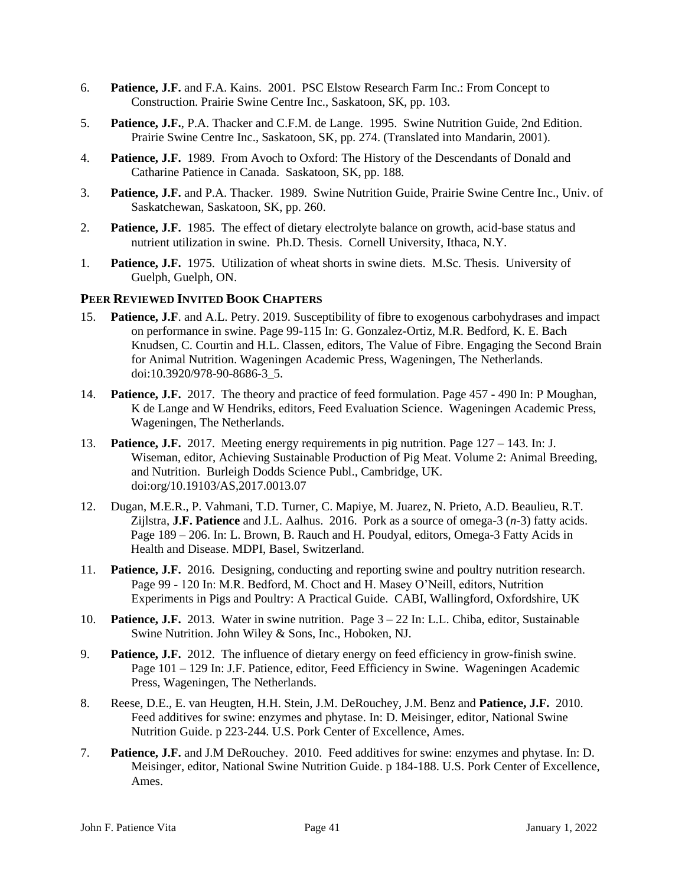6. **Patience, J.F.** and F.A. Kains. 2001. PSC Elstow Research Farm Inc.: From Concept to Construction. Prairie Swine Centre Inc., Saskatoon, SK, pp. 103.

5. **Patience, J.F.**, P.A. Thacker and C.F.M. de Lange. 1995. Swine Nutrition Guide, 2nd Edition. Prairie Swine Centre Inc., Saskatoon, SK, pp. 274. (Translated into Mandarin, 2001).

4. **Patience, J.F.** 1989. From Avoch to Oxford: The History of the Descendants of Donald and Catharine Patience in Canada. Saskatoon, SK, pp. 188.

3. **Patience, J.F.** and P.A. Thacker. 1989. Swine Nutrition Guide, Prairie Swine Centre Inc., Univ. of Saskatchewan, Saskatoon, SK, pp. 260.

2. **Patience, J.F.** 1985. The effect of dietary electrolyte balance on growth, acid-base status and nutrient utilization in swine. Ph.D. Thesis. Cornell University, Ithaca, N.Y.

1. **Patience, J.F.** 1975. Utilization of wheat shorts in swine diets. M.Sc. Thesis. University of Guelph, Guelph, ON.

### PEER REVIEWED INVITED BOOK CHAPTERS

15. **Patience, J.F**. and A.L. Petry. 2019. Susceptibility of fibre to exogenous carbohydrases and impact on performance in swine. Page 99-115 In: G. Gonzalez-Ortiz, M.R. Bedford, K. E. Bach Knudsen, C. Courtin and H.L. Classen, editors, The Value of Fibre. Engaging the Second Brain for Animal Nutrition. Wageningen Academic Press, Wageningen, The Netherlands. doi:10.3920/978-90-8686-3_5.

14. **Patience, J.F.** 2017. The theory and practice of feed formulation. Page 457 - 490 In: P Moughan, K de Lange and W Hendriks, editors, Feed Evaluation Science. Wageningen Academic Press, Wageningen, The Netherlands.

13. **Patience, J.F.** 2017. Meeting energy requirements in pig nutrition. Page 127 – 143. In: J. Wiseman, editor, Achieving Sustainable Production of Pig Meat. Volume 2: Animal Breeding, and Nutrition. Burleigh Dodds Science Publ., Cambridge, UK. doi:org/10.19103/AS,2017.0013.07

12. Dugan, M.E.R., P. Vahmani, T.D. Turner, C. Mapiye, M. Juarez, N. Prieto, A.D. Beaulieu, R.T. Zijlstra, **J.F. Patience** and J.L. Aalhus. 2016. Pork as a source of omega-3 (*n*-3) fatty acids. Page 189 – 206. In: L. Brown, B. Rauch and H. Poudyal, editors, Omega-3 Fatty Acids in Health and Disease. MDPI, Basel, Switzerland.

11. **Patience, J.F.** 2016. Designing, conducting and reporting swine and poultry nutrition research. Page 99 - 120 In: M.R. Bedford, M. Choct and H. Masey O'Neill, editors, Nutrition Experiments in Pigs and Poultry: A Practical Guide. CABI, Wallingford, Oxfordshire, UK

10. **Patience, J.F.** 2013. Water in swine nutrition. Page 3 – 22 In: L.L. Chiba, editor, Sustainable Swine Nutrition. John Wiley & Sons, Inc., Hoboken, NJ.

9. **Patience, J.F.** 2012. The influence of dietary energy on feed efficiency in grow-finish swine. Page 101 – 129 In: J.F. Patience, editor, Feed Efficiency in Swine. Wageningen Academic Press, Wageningen, The Netherlands.

8. Reese, D.E., E. van Heugten, H.H. Stein, J.M. DeRouchey, J.M. Benz and **Patience, J.F.** 2010. Feed additives for swine: enzymes and phytase. In: D. Meisinger, editor, National Swine Nutrition Guide. p 223-244. U.S. Pork Center of Excellence, Ames.

7. **Patience, J.F.** and J.M DeRouchey. 2010. Feed additives for swine: enzymes and phytase. In: D. Meisinger, editor, National Swine Nutrition Guide. p 184-188. U.S. Pork Center of Excellence, Ames.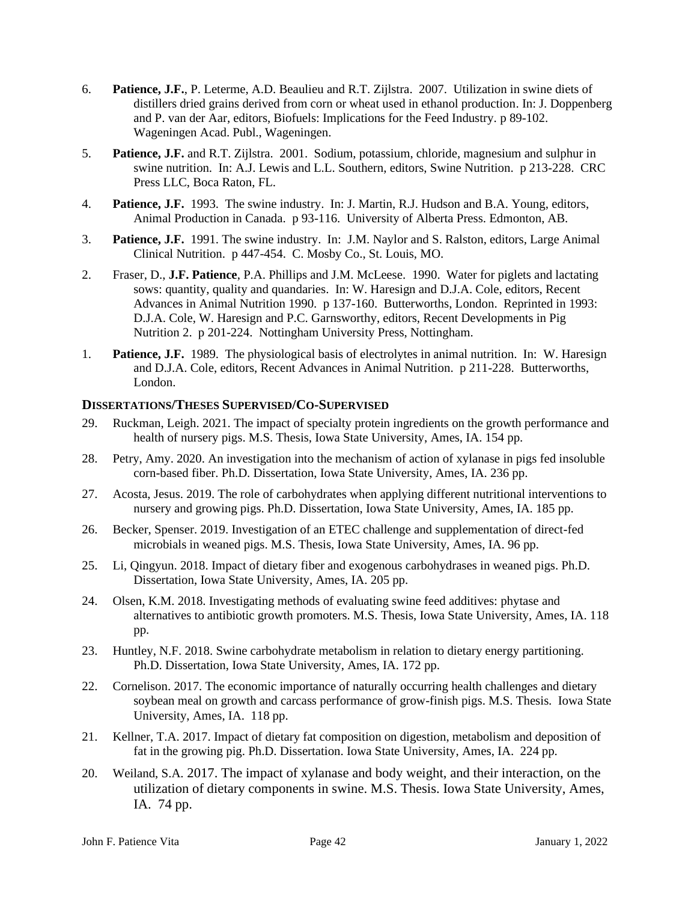6. **Patience, J.F.**, P. Leterme, A.D. Beaulieu and R.T. Zijlstra. 2007. Utilization in swine diets of distillers dried grains derived from corn or wheat used in ethanol production. In: J. Doppenberg and P. van der Aar, editors, Biofuels: Implications for the Feed Industry. p 89-102. Wageningen Acad. Publ., Wageningen.

5. **Patience, J.F.** and R.T. Zijlstra. 2001. Sodium, potassium, chloride, magnesium and sulphur in swine nutrition. In: A.J. Lewis and L.L. Southern, editors, Swine Nutrition. p 213-228. CRC Press LLC, Boca Raton, FL.

4. **Patience, J.F.** 1993. The swine industry. In: J. Martin, R.J. Hudson and B.A. Young, editors, Animal Production in Canada. p 93-116. University of Alberta Press. Edmonton, AB.

3. **Patience, J.F.** 1991. The swine industry. In: J.M. Naylor and S. Ralston, editors, Large Animal Clinical Nutrition. p 447-454. C. Mosby Co., St. Louis, MO.

2. Fraser, D., **J.F. Patience**, P.A. Phillips and J.M. McLeese. 1990. Water for piglets and lactating sows: quantity, quality and quandaries. In: W. Haresign and D.J.A. Cole, editors, Recent Advances in Animal Nutrition 1990. p 137-160. Butterworths, London. Reprinted in 1993: D.J.A. Cole, W. Haresign and P.C. Garnsworthy, editors, Recent Developments in Pig Nutrition 2. p 201-224. Nottingham University Press, Nottingham.

1. **Patience, J.F.** 1989. The physiological basis of electrolytes in animal nutrition. In: W. Haresign and D.J.A. Cole, editors, Recent Advances in Animal Nutrition. p 211-228. Butterworths, London.

### DISSERTATIONS/THESES SUPERVISED/CO-SUPERVISED

29. Ruckman, Leigh. 2021. The impact of specialty protein ingredients on the growth performance and health of nursery pigs. M.S. Thesis, Iowa State University, Ames, IA. 154 pp.

28. Petry, Amy. 2020. An investigation into the mechanism of action of xylanase in pigs fed insoluble corn-based fiber. Ph.D. Dissertation, Iowa State University, Ames, IA. 236 pp.

27. Acosta, Jesus. 2019. The role of carbohydrates when applying different nutritional interventions to nursery and growing pigs. Ph.D. Dissertation, Iowa State University, Ames, IA. 185 pp.

26. Becker, Spenser. 2019. Investigation of an ETEC challenge and supplementation of direct-fed microbials in weaned pigs. M.S. Thesis, Iowa State University, Ames, IA. 96 pp.

25. Li, Qingyun. 2018. Impact of dietary fiber and exogenous carbohydrases in weaned pigs. Ph.D. Dissertation, Iowa State University, Ames, IA. 205 pp.

24. Olsen, K.M. 2018. Investigating methods of evaluating swine feed additives: phytase and alternatives to antibiotic growth promoters. M.S. Thesis, Iowa State University, Ames, IA. 118 pp.

23. Huntley, N.F. 2018. Swine carbohydrate metabolism in relation to dietary energy partitioning. Ph.D. Dissertation, Iowa State University, Ames, IA. 172 pp.

22. Cornelison. 2017. The economic importance of naturally occurring health challenges and dietary soybean meal on growth and carcass performance of grow-finish pigs. M.S. Thesis. Iowa State University, Ames, IA. 118 pp.

21. Kellner, T.A. 2017. Impact of dietary fat composition on digestion, metabolism and deposition of fat in the growing pig. Ph.D. Dissertation. Iowa State University, Ames, IA. 224 pp.

20. Weiland, S.A. 2017. The impact of xylanase and body weight, and their interaction, on the utilization of dietary components in swine. M.S. Thesis. Iowa State University, Ames, IA. 74 pp.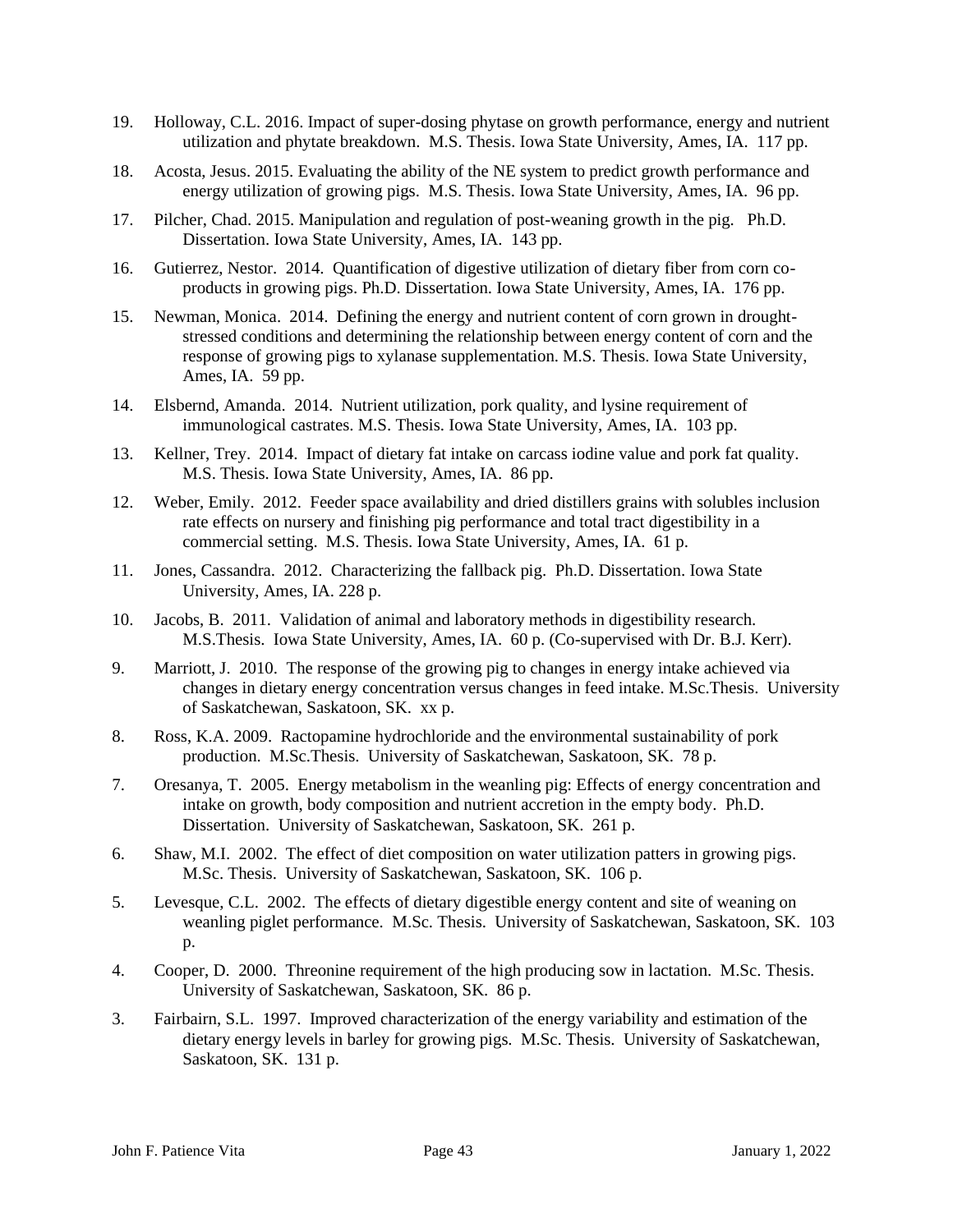19. Holloway, C.L. 2016. Impact of super-dosing phytase on growth performance, energy and nutrient utilization and phytate breakdown. M.S. Thesis. Iowa State University, Ames, IA. 117 pp.

18. Acosta, Jesus. 2015. Evaluating the ability of the NE system to predict growth performance and energy utilization of growing pigs. M.S. Thesis. Iowa State University, Ames, IA. 96 pp.

17. Pilcher, Chad. 2015. Manipulation and regulation of post-weaning growth in the pig. Ph.D. Dissertation. Iowa State University, Ames, IA. 143 pp.

16. Gutierrez, Nestor. 2014. Quantification of digestive utilization of dietary fiber from corn co-products in growing pigs. Ph.D. Dissertation. Iowa State University, Ames, IA. 176 pp.

15. Newman, Monica. 2014. Defining the energy and nutrient content of corn grown in drought-stressed conditions and determining the relationship between energy content of corn and the response of growing pigs to xylanase supplementation. M.S. Thesis. Iowa State University, Ames, IA. 59 pp.

14. Elsbernd, Amanda. 2014. Nutrient utilization, pork quality, and lysine requirement of immunological castrates. M.S. Thesis. Iowa State University, Ames, IA. 103 pp.

13. Kellner, Trey. 2014. Impact of dietary fat intake on carcass iodine value and pork fat quality. M.S. Thesis. Iowa State University, Ames, IA. 86 pp.

12. Weber, Emily. 2012. Feeder space availability and dried distillers grains with solubles inclusion rate effects on nursery and finishing pig performance and total tract digestibility in a commercial setting. M.S. Thesis. Iowa State University, Ames, IA. 61 p.

11. Jones, Cassandra. 2012. Characterizing the fallback pig. Ph.D. Dissertation. Iowa State University, Ames, IA. 228 p.

10. Jacobs, B. 2011. Validation of animal and laboratory methods in digestibility research. M.S.Thesis. Iowa State University, Ames, IA. 60 p. (Co-supervised with Dr. B.J. Kerr).

9. Marriott, J. 2010. The response of the growing pig to changes in energy intake achieved via changes in dietary energy concentration versus changes in feed intake. M.Sc.Thesis. University of Saskatchewan, Saskatoon, SK. xx p.

8. Ross, K.A. 2009. Ractopamine hydrochloride and the environmental sustainability of pork production. M.Sc.Thesis. University of Saskatchewan, Saskatoon, SK. 78 p.

7. Oresanya, T. 2005. Energy metabolism in the weanling pig: Effects of energy concentration and intake on growth, body composition and nutrient accretion in the empty body. Ph.D. Dissertation. University of Saskatchewan, Saskatoon, SK. 261 p.

6. Shaw, M.I. 2002. The effect of diet composition on water utilization patters in growing pigs. M.Sc. Thesis. University of Saskatchewan, Saskatoon, SK. 106 p.

5. Levesque, C.L. 2002. The effects of dietary digestible energy content and site of weaning on weanling piglet performance. M.Sc. Thesis. University of Saskatchewan, Saskatoon, SK. 103 p.

4. Cooper, D. 2000. Threonine requirement of the high producing sow in lactation. M.Sc. Thesis. University of Saskatchewan, Saskatoon, SK. 86 p.

3. Fairbairn, S.L. 1997. Improved characterization of the energy variability and estimation of the dietary energy levels in barley for growing pigs. M.Sc. Thesis. University of Saskatchewan, Saskatoon, SK. 131 p.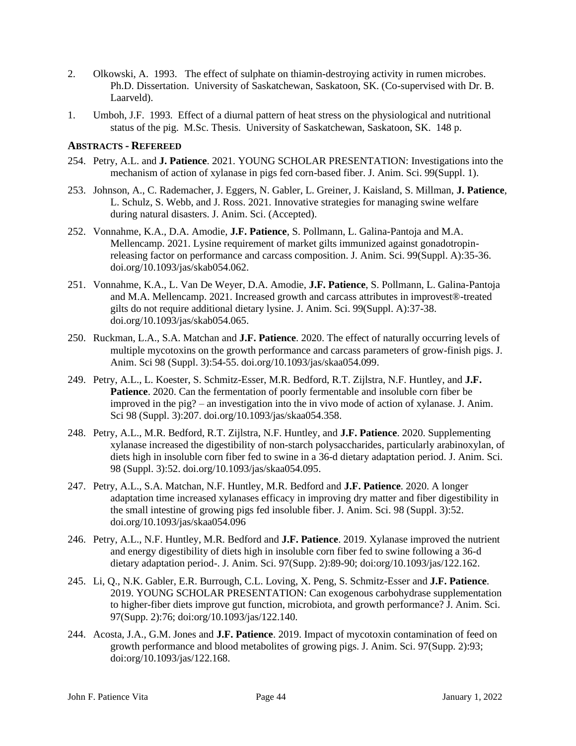2. Olkowski, A. 1993. The effect of sulphate on thiamin-destroying activity in rumen microbes. Ph.D. Dissertation. University of Saskatchewan, Saskatoon, SK. (Co-supervised with Dr. B. Laarveld).

1. Umboh, J.F. 1993. Effect of a diurnal pattern of heat stress on the physiological and nutritional status of the pig. M.Sc. Thesis. University of Saskatchewan, Saskatoon, SK. 148 p.

### ABSTRACTS - REFEREED

254. Petry, A.L. and **J. Patience**. 2021. YOUNG SCHOLAR PRESENTATION: Investigations into the mechanism of action of xylanase in pigs fed corn-based fiber. J. Anim. Sci. 99(Suppl. 1).

253. Johnson, A., C. Rademacher, J. Eggers, N. Gabler, L. Greiner, J. Kaisland, S. Millman, **J. Patience**, L. Schulz, S. Webb, and J. Ross. 2021. Innovative strategies for managing swine welfare during natural disasters. J. Anim. Sci. (Accepted).

252. Vonnahme, K.A., D.A. Amodie, **J.F. Patience**, S. Pollmann, L. Galina-Pantoja and M.A. Mellencamp. 2021. Lysine requirement of market gilts immunized against gonadotropin-releasing factor on performance and carcass composition. J. Anim. Sci. 99(Suppl. A):35-36. doi.org/10.1093/jas/skab054.062.

251. Vonnahme, K.A., L. Van De Weyer, D.A. Amodie, **J.F. Patience**, S. Pollmann, L. Galina-Pantoja and M.A. Mellencamp. 2021. Increased growth and carcass attributes in improvest®-treated gilts do not require additional dietary lysine. J. Anim. Sci. 99(Suppl. A):37-38. doi.org/10.1093/jas/skab054.065.

250. Ruckman, L.A., S.A. Matchan and **J.F. Patience**. 2020. The effect of naturally occurring levels of multiple mycotoxins on the growth performance and carcass parameters of grow-finish pigs. J. Anim. Sci 98 (Suppl. 3):54-55. doi.org/10.1093/jas/skaa054.099.

249. Petry, A.L., L. Koester, S. Schmitz-Esser, M.R. Bedford, R.T. Zijlstra, N.F. Huntley, and **J.F. Patience**. 2020. Can the fermentation of poorly fermentable and insoluble corn fiber be improved in the pig? – an investigation into the in vivo mode of action of xylanase. J. Anim. Sci 98 (Suppl. 3):207. doi.org/10.1093/jas/skaa054.358.

248. Petry, A.L., M.R. Bedford, R.T. Zijlstra, N.F. Huntley, and **J.F. Patience**. 2020. Supplementing xylanase increased the digestibility of non-starch polysaccharides, particularly arabinoxylan, of diets high in insoluble corn fiber fed to swine in a 36-d dietary adaptation period. J. Anim. Sci. 98 (Suppl. 3):52. doi.org/10.1093/jas/skaa054.095.

247. Petry, A.L., S.A. Matchan, N.F. Huntley, M.R. Bedford and **J.F. Patience**. 2020. A longer adaptation time increased xylanases efficacy in improving dry matter and fiber digestibility in the small intestine of growing pigs fed insoluble fiber. J. Anim. Sci. 98 (Suppl. 3):52. doi.org/10.1093/jas/skaa054.096

246. Petry, A.L., N.F. Huntley, M.R. Bedford and **J.F. Patience**. 2019. Xylanase improved the nutrient and energy digestibility of diets high in insoluble corn fiber fed to swine following a 36-d dietary adaptation period-. J. Anim. Sci. 97(Supp. 2):89-90; doi:org/10.1093/jas/122.162.

245. Li, Q., N.K. Gabler, E.R. Burrough, C.L. Loving, X. Peng, S. Schmitz-Esser and **J.F. Patience**. 2019. YOUNG SCHOLAR PRESENTATION: Can exogenous carbohydrase supplementation to higher-fiber diets improve gut function, microbiota, and growth performance? J. Anim. Sci. 97(Supp. 2):76; doi:org/10.1093/jas/122.140.

244. Acosta, J.A., G.M. Jones and **J.F. Patience**. 2019. Impact of mycotoxin contamination of feed on growth performance and blood metabolites of growing pigs. J. Anim. Sci. 97(Supp. 2):93; doi:org/10.1093/jas/122.168.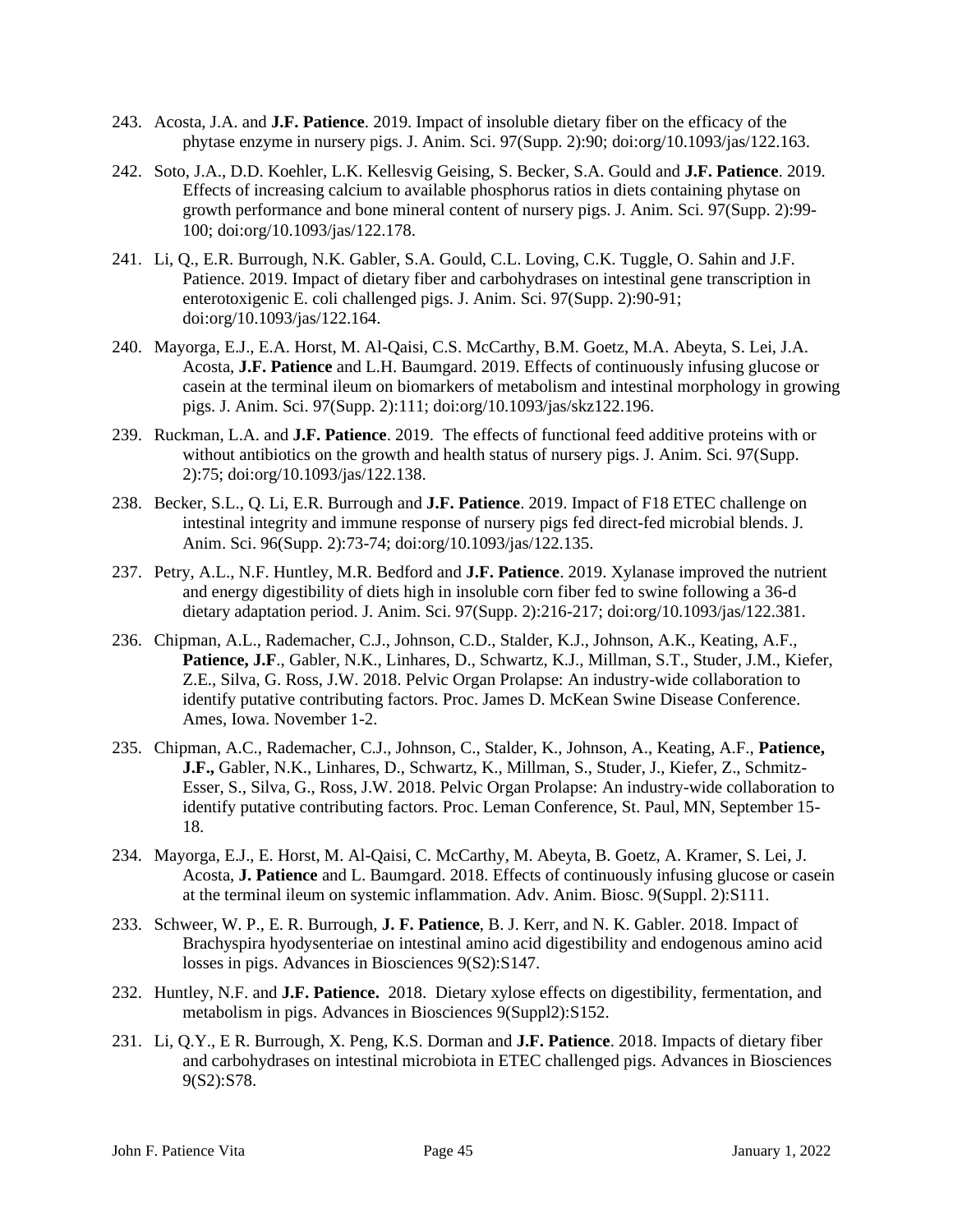243. Acosta, J.A. and **J.F. Patience**. 2019. Impact of insoluble dietary fiber on the efficacy of the phytase enzyme in nursery pigs. J. Anim. Sci. 97(Supp. 2):90; doi:org/10.1093/jas/122.163.

242. Soto, J.A., D.D. Koehler, L.K. Kellesvig Geising, S. Becker, S.A. Gould and **J.F. Patience**. 2019. Effects of increasing calcium to available phosphorus ratios in diets containing phytase on growth performance and bone mineral content of nursery pigs. J. Anim. Sci. 97(Supp. 2):99-100; doi:org/10.1093/jas/122.178.

241. Li, Q., E.R. Burrough, N.K. Gabler, S.A. Gould, C.L. Loving, C.K. Tuggle, O. Sahin and J.F. Patience. 2019. Impact of dietary fiber and carbohydrases on intestinal gene transcription in enterotoxigenic E. coli challenged pigs. J. Anim. Sci. 97(Supp. 2):90-91; doi:org/10.1093/jas/122.164.

240. Mayorga, E.J., E.A. Horst, M. Al-Qaisi, C.S. McCarthy, B.M. Goetz, M.A. Abeyta, S. Lei, J.A. Acosta, **J.F. Patience** and L.H. Baumgard. 2019. Effects of continuously infusing glucose or casein at the terminal ileum on biomarkers of metabolism and intestinal morphology in growing pigs. J. Anim. Sci. 97(Supp. 2):111; doi:org/10.1093/jas/skz122.196.

239. Ruckman, L.A. and **J.F. Patience**. 2019. The effects of functional feed additive proteins with or without antibiotics on the growth and health status of nursery pigs. J. Anim. Sci. 97(Supp. 2):75; doi:org/10.1093/jas/122.138.

238. Becker, S.L., Q. Li, E.R. Burrough and **J.F. Patience**. 2019. Impact of F18 ETEC challenge on intestinal integrity and immune response of nursery pigs fed direct-fed microbial blends. J. Anim. Sci. 96(Supp. 2):73-74; doi:org/10.1093/jas/122.135.

237. Petry, A.L., N.F. Huntley, M.R. Bedford and **J.F. Patience**. 2019. Xylanase improved the nutrient and energy digestibility of diets high in insoluble corn fiber fed to swine following a 36-d dietary adaptation period. J. Anim. Sci. 97(Supp. 2):216-217; doi:org/10.1093/jas/122.381.

236. Chipman, A.L., Rademacher, C.J., Johnson, C.D., Stalder, K.J., Johnson, A.K., Keating, A.F., **Patience, J.F**., Gabler, N.K., Linhares, D., Schwartz, K.J., Millman, S.T., Studer, J.M., Kiefer, Z.E., Silva, G. Ross, J.W. 2018. Pelvic Organ Prolapse: An industry-wide collaboration to identify putative contributing factors. Proc. James D. McKean Swine Disease Conference. Ames, Iowa. November 1-2.

235. Chipman, A.C., Rademacher, C.J., Johnson, C., Stalder, K., Johnson, A., Keating, A.F., **Patience, J.F.,** Gabler, N.K., Linhares, D., Schwartz, K., Millman, S., Studer, J., Kiefer, Z., Schmitz-Esser, S., Silva, G., Ross, J.W. 2018. Pelvic Organ Prolapse: An industry-wide collaboration to identify putative contributing factors. Proc. Leman Conference, St. Paul, MN, September 15-18.

234. Mayorga, E.J., E. Horst, M. Al-Qaisi, C. McCarthy, M. Abeyta, B. Goetz, A. Kramer, S. Lei, J. Acosta, **J. Patience** and L. Baumgard. 2018. Effects of continuously infusing glucose or casein at the terminal ileum on systemic inflammation. Adv. Anim. Biosc. 9(Suppl. 2):S111.

233. Schweer, W. P., E. R. Burrough, **J. F. Patience**, B. J. Kerr, and N. K. Gabler. 2018. Impact of Brachyspira hyodysenteriae on intestinal amino acid digestibility and endogenous amino acid losses in pigs. Advances in Biosciences 9(S2):S147.

232. Huntley, N.F. and **J.F. Patience.** 2018. Dietary xylose effects on digestibility, fermentation, and metabolism in pigs. Advances in Biosciences 9(Suppl2):S152.

231. Li, Q.Y., E R. Burrough, X. Peng, K.S. Dorman and **J.F. Patience**. 2018. Impacts of dietary fiber and carbohydrases on intestinal microbiota in ETEC challenged pigs. Advances in Biosciences 9(S2):S78.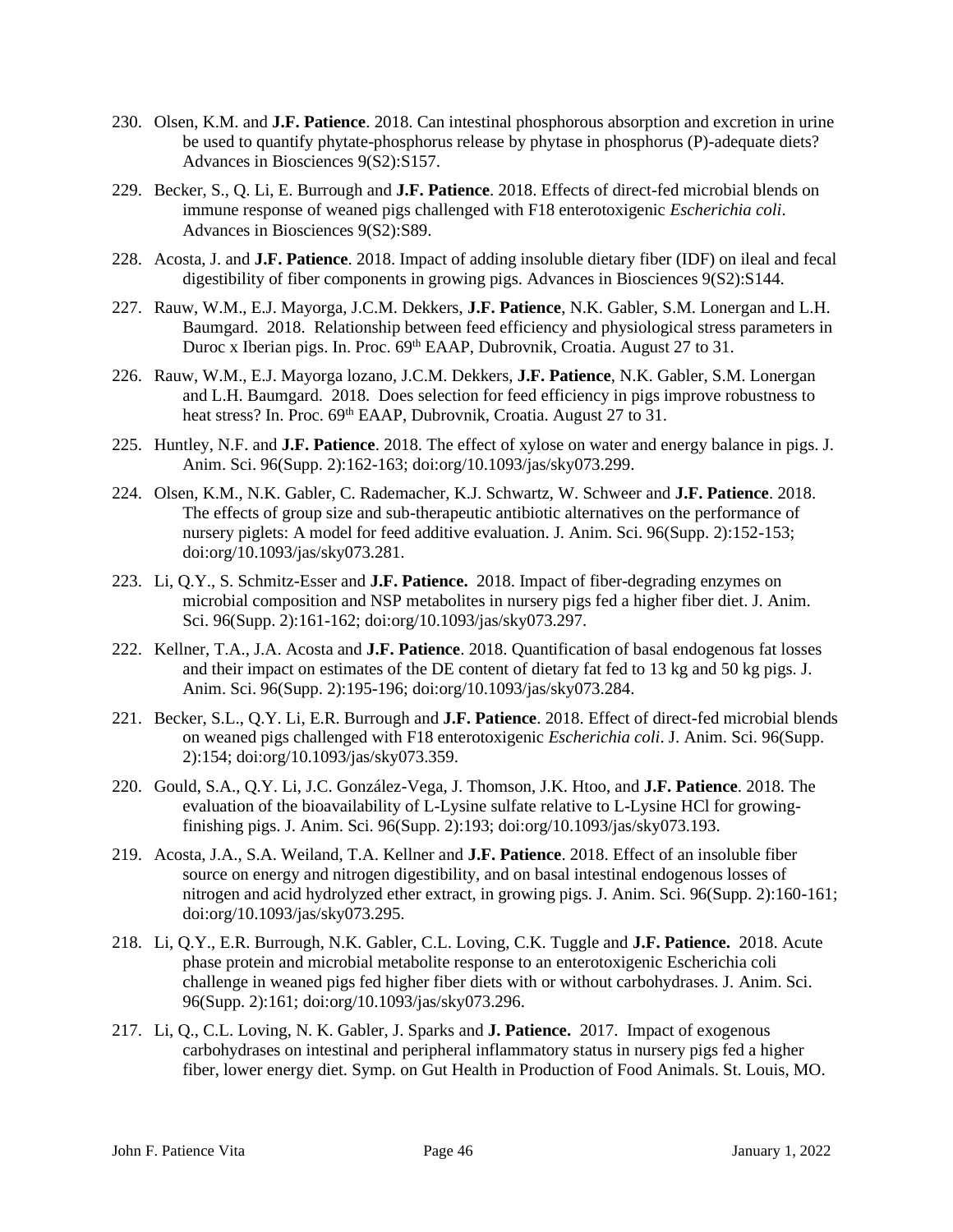230. Olsen, K.M. and **J.F. Patience**. 2018. Can intestinal phosphorous absorption and excretion in urine be used to quantify phytate-phosphorus release by phytase in phosphorus (P)-adequate diets? Advances in Biosciences 9(S2):S157.

229. Becker, S., Q. Li, E. Burrough and **J.F. Patience**. 2018. Effects of direct-fed microbial blends on immune response of weaned pigs challenged with F18 enterotoxigenic *Escherichia coli*. Advances in Biosciences 9(S2):S89.

228. Acosta, J. and **J.F. Patience**. 2018. Impact of adding insoluble dietary fiber (IDF) on ileal and fecal digestibility of fiber components in growing pigs. Advances in Biosciences 9(S2):S144.

227. Rauw, W.M., E.J. Mayorga, J.C.M. Dekkers, **J.F. Patience**, N.K. Gabler, S.M. Lonergan and L.H. Baumgard. 2018. Relationship between feed efficiency and physiological stress parameters in Duroc x Iberian pigs. In. Proc. 69th EAAP, Dubrovnik, Croatia. August 27 to 31.

226. Rauw, W.M., E.J. Mayorga lozano, J.C.M. Dekkers, **J.F. Patience**, N.K. Gabler, S.M. Lonergan and L.H. Baumgard. 2018. Does selection for feed efficiency in pigs improve robustness to heat stress? In. Proc. 69th EAAP, Dubrovnik, Croatia. August 27 to 31.

225. Huntley, N.F. and **J.F. Patience**. 2018. The effect of xylose on water and energy balance in pigs. J. Anim. Sci. 96(Supp. 2):162-163; doi:org/10.1093/jas/sky073.299.

224. Olsen, K.M., N.K. Gabler, C. Rademacher, K.J. Schwartz, W. Schweer and **J.F. Patience**. 2018. The effects of group size and sub-therapeutic antibiotic alternatives on the performance of nursery piglets: A model for feed additive evaluation. J. Anim. Sci. 96(Supp. 2):152-153; doi:org/10.1093/jas/sky073.281.

223. Li, Q.Y., S. Schmitz-Esser and **J.F. Patience.** 2018. Impact of fiber-degrading enzymes on microbial composition and NSP metabolites in nursery pigs fed a higher fiber diet. J. Anim. Sci. 96(Supp. 2):161-162; doi:org/10.1093/jas/sky073.297.

222. Kellner, T.A., J.A. Acosta and **J.F. Patience**. 2018. Quantification of basal endogenous fat losses and their impact on estimates of the DE content of dietary fat fed to 13 kg and 50 kg pigs. J. Anim. Sci. 96(Supp. 2):195-196; doi:org/10.1093/jas/sky073.284.

221. Becker, S.L., Q.Y. Li, E.R. Burrough and **J.F. Patience**. 2018. Effect of direct-fed microbial blends on weaned pigs challenged with F18 enterotoxigenic *Escherichia coli*. J. Anim. Sci. 96(Supp. 2):154; doi:org/10.1093/jas/sky073.359.

220. Gould, S.A., Q.Y. Li, J.C. González-Vega, J. Thomson, J.K. Htoo, and **J.F. Patience**. 2018. The evaluation of the bioavailability of L-Lysine sulfate relative to L-Lysine HCl for growing-finishing pigs. J. Anim. Sci. 96(Supp. 2):193; doi:org/10.1093/jas/sky073.193.

219. Acosta, J.A., S.A. Weiland, T.A. Kellner and **J.F. Patience**. 2018. Effect of an insoluble fiber source on energy and nitrogen digestibility, and on basal intestinal endogenous losses of nitrogen and acid hydrolyzed ether extract, in growing pigs. J. Anim. Sci. 96(Supp. 2):160-161; doi:org/10.1093/jas/sky073.295.

218. Li, Q.Y., E.R. Burrough, N.K. Gabler, C.L. Loving, C.K. Tuggle and **J.F. Patience.** 2018. Acute phase protein and microbial metabolite response to an enterotoxigenic Escherichia coli challenge in weaned pigs fed higher fiber diets with or without carbohydrases. J. Anim. Sci. 96(Supp. 2):161; doi:org/10.1093/jas/sky073.296.

217. Li, Q., C.L. Loving, N. K. Gabler, J. Sparks and **J. Patience.** 2017. Impact of exogenous carbohydrases on intestinal and peripheral inflammatory status in nursery pigs fed a higher fiber, lower energy diet. Symp. on Gut Health in Production of Food Animals. St. Louis, MO.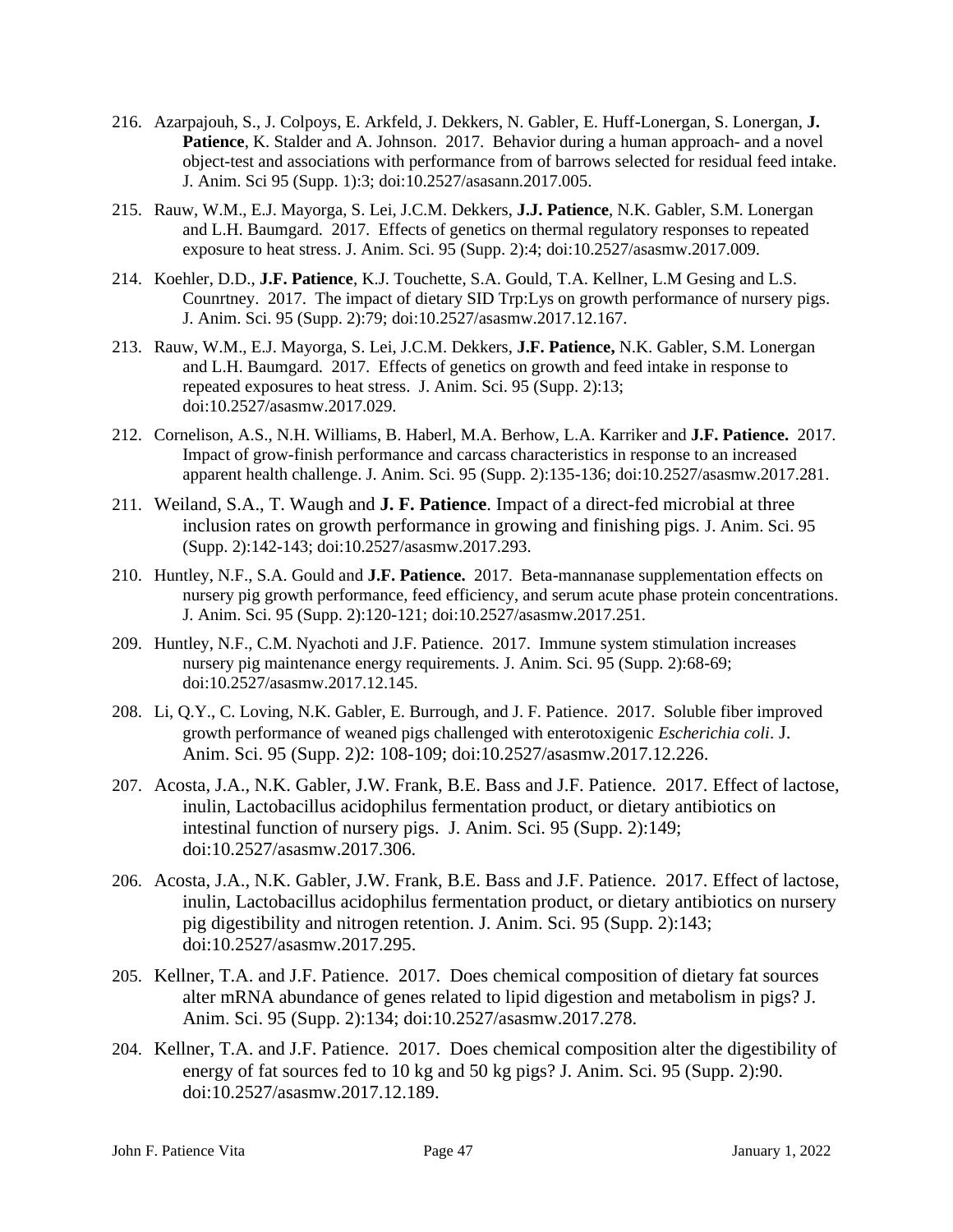216. Azarpajouh, S., J. Colpoys, E. Arkfeld, J. Dekkers, N. Gabler, E. Huff-Lonergan, S. Lonergan, **J. Patience**, K. Stalder and A. Johnson. 2017. Behavior during a human approach- and a novel object-test and associations with performance from of barrows selected for residual feed intake. J. Anim. Sci 95 (Supp. 1):3; doi:10.2527/asasann.2017.005.

215. Rauw, W.M., E.J. Mayorga, S. Lei, J.C.M. Dekkers, **J.J. Patience**, N.K. Gabler, S.M. Lonergan and L.H. Baumgard. 2017. Effects of genetics on thermal regulatory responses to repeated exposure to heat stress. J. Anim. Sci. 95 (Supp. 2):4; doi:10.2527/asasmw.2017.009.

214. Koehler, D.D., **J.F. Patience**, K.J. Touchette, S.A. Gould, T.A. Kellner, L.M Gesing and L.S. Counrtney. 2017. The impact of dietary SID Trp:Lys on growth performance of nursery pigs. J. Anim. Sci. 95 (Supp. 2):79; doi:10.2527/asasmw.2017.12.167.

213. Rauw, W.M., E.J. Mayorga, S. Lei, J.C.M. Dekkers, **J.F. Patience,** N.K. Gabler, S.M. Lonergan and L.H. Baumgard. 2017. Effects of genetics on growth and feed intake in response to repeated exposures to heat stress. J. Anim. Sci. 95 (Supp. 2):13; doi:10.2527/asasmw.2017.029.

212. Cornelison, A.S., N.H. Williams, B. Haberl, M.A. Berhow, L.A. Karriker and **J.F. Patience.** 2017. Impact of grow-finish performance and carcass characteristics in response to an increased apparent health challenge. J. Anim. Sci. 95 (Supp. 2):135-136; doi:10.2527/asasmw.2017.281.

211. Weiland, S.A., T. Waugh and **J. F. Patience**. Impact of a direct-fed microbial at three inclusion rates on growth performance in growing and finishing pigs. J. Anim. Sci. 95 (Supp. 2):142-143; doi:10.2527/asasmw.2017.293.

210. Huntley, N.F., S.A. Gould and **J.F. Patience.** 2017. Beta-mannanase supplementation effects on nursery pig growth performance, feed efficiency, and serum acute phase protein concentrations. J. Anim. Sci. 95 (Supp. 2):120-121; doi:10.2527/asasmw.2017.251.

209. Huntley, N.F., C.M. Nyachoti and J.F. Patience. 2017. Immune system stimulation increases nursery pig maintenance energy requirements. J. Anim. Sci. 95 (Supp. 2):68-69; doi:10.2527/asasmw.2017.12.145.

208. Li, Q.Y., C. Loving, N.K. Gabler, E. Burrough, and J. F. Patience. 2017. Soluble fiber improved growth performance of weaned pigs challenged with enterotoxigenic *Escherichia coli*. J. Anim. Sci. 95 (Supp. 2)2: 108-109; doi:10.2527/asasmw.2017.12.226.

207. Acosta, J.A., N.K. Gabler, J.W. Frank, B.E. Bass and J.F. Patience. 2017. Effect of lactose, inulin, Lactobacillus acidophilus fermentation product, or dietary antibiotics on intestinal function of nursery pigs. J. Anim. Sci. 95 (Supp. 2):149; doi:10.2527/asasmw.2017.306.

206. Acosta, J.A., N.K. Gabler, J.W. Frank, B.E. Bass and J.F. Patience. 2017. Effect of lactose, inulin, Lactobacillus acidophilus fermentation product, or dietary antibiotics on nursery pig digestibility and nitrogen retention. J. Anim. Sci. 95 (Supp. 2):143; doi:10.2527/asasmw.2017.295.

205. Kellner, T.A. and J.F. Patience. 2017. Does chemical composition of dietary fat sources alter mRNA abundance of genes related to lipid digestion and metabolism in pigs? J. Anim. Sci. 95 (Supp. 2):134; doi:10.2527/asasmw.2017.278.

204. Kellner, T.A. and J.F. Patience. 2017. Does chemical composition alter the digestibility of energy of fat sources fed to 10 kg and 50 kg pigs? J. Anim. Sci. 95 (Supp. 2):90. doi:10.2527/asasmw.2017.12.189.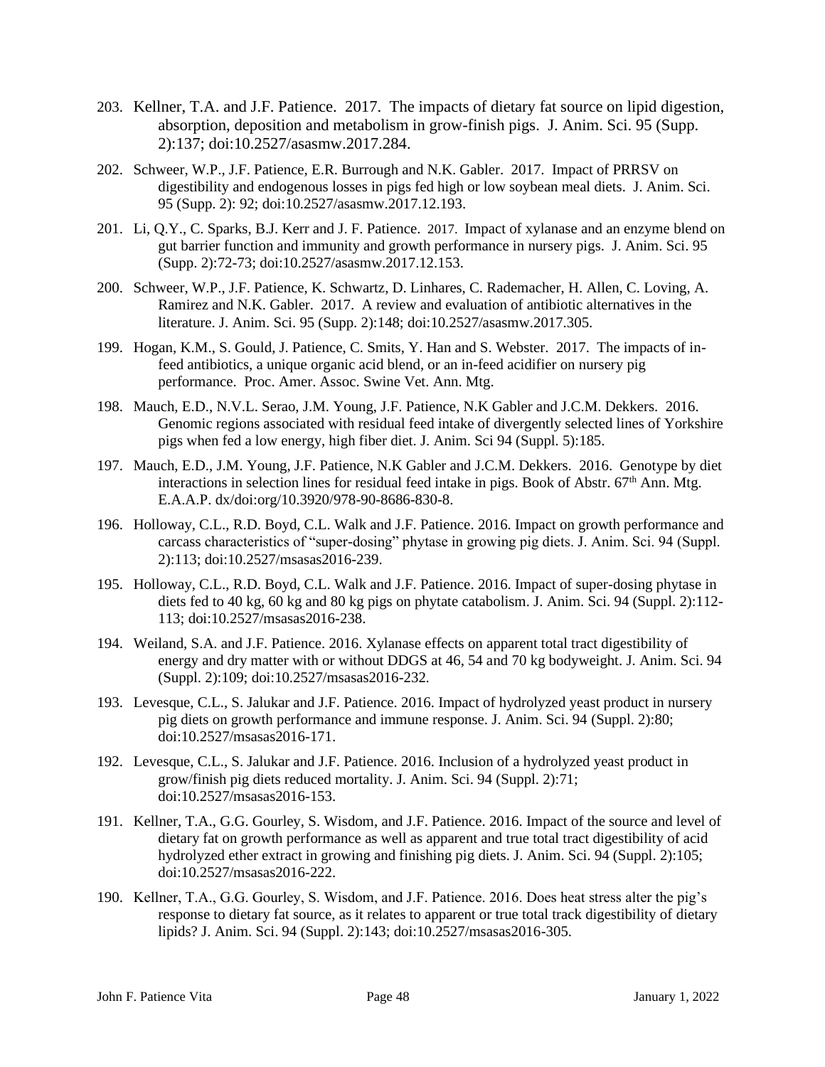203. Kellner, T.A. and J.F. Patience. 2017. The impacts of dietary fat source on lipid digestion, absorption, deposition and metabolism in grow-finish pigs. J. Anim. Sci. 95 (Supp. 2):137; doi:10.2527/asasmw.2017.284.

202. Schweer, W.P., J.F. Patience, E.R. Burrough and N.K. Gabler. 2017. Impact of PRRSV on digestibility and endogenous losses in pigs fed high or low soybean meal diets. J. Anim. Sci. 95 (Supp. 2): 92; doi:10.2527/asasmw.2017.12.193.

201. Li, Q.Y., C. Sparks, B.J. Kerr and J. F. Patience. 2017. Impact of xylanase and an enzyme blend on gut barrier function and immunity and growth performance in nursery pigs. J. Anim. Sci. 95 (Supp. 2):72-73; doi:10.2527/asasmw.2017.12.153.

200. Schweer, W.P., J.F. Patience, K. Schwartz, D. Linhares, C. Rademacher, H. Allen, C. Loving, A. Ramirez and N.K. Gabler. 2017. A review and evaluation of antibiotic alternatives in the literature. J. Anim. Sci. 95 (Supp. 2):148; doi:10.2527/asasmw.2017.305.

199. Hogan, K.M., S. Gould, J. Patience, C. Smits, Y. Han and S. Webster. 2017. The impacts of in-feed antibiotics, a unique organic acid blend, or an in-feed acidifier on nursery pig performance. Proc. Amer. Assoc. Swine Vet. Ann. Mtg.

198. Mauch, E.D., N.V.L. Serao, J.M. Young, J.F. Patience, N.K Gabler and J.C.M. Dekkers. 2016. Genomic regions associated with residual feed intake of divergently selected lines of Yorkshire pigs when fed a low energy, high fiber diet. J. Anim. Sci 94 (Suppl. 5):185.

197. Mauch, E.D., J.M. Young, J.F. Patience, N.K Gabler and J.C.M. Dekkers. 2016. Genotype by diet interactions in selection lines for residual feed intake in pigs. Book of Abstr. 67th Ann. Mtg. E.A.A.P. dx/doi:org/10.3920/978-90-8686-830-8.

196. Holloway, C.L., R.D. Boyd, C.L. Walk and J.F. Patience. 2016. Impact on growth performance and carcass characteristics of "super-dosing" phytase in growing pig diets. J. Anim. Sci. 94 (Suppl. 2):113; doi:10.2527/msasas2016-239.

195. Holloway, C.L., R.D. Boyd, C.L. Walk and J.F. Patience. 2016. Impact of super-dosing phytase in diets fed to 40 kg, 60 kg and 80 kg pigs on phytate catabolism. J. Anim. Sci. 94 (Suppl. 2):112-113; doi:10.2527/msasas2016-238.

194. Weiland, S.A. and J.F. Patience. 2016. Xylanase effects on apparent total tract digestibility of energy and dry matter with or without DDGS at 46, 54 and 70 kg bodyweight. J. Anim. Sci. 94 (Suppl. 2):109; doi:10.2527/msasas2016-232.

193. Levesque, C.L., S. Jalukar and J.F. Patience. 2016. Impact of hydrolyzed yeast product in nursery pig diets on growth performance and immune response. J. Anim. Sci. 94 (Suppl. 2):80; doi:10.2527/msasas2016-171.

192. Levesque, C.L., S. Jalukar and J.F. Patience. 2016. Inclusion of a hydrolyzed yeast product in grow/finish pig diets reduced mortality. J. Anim. Sci. 94 (Suppl. 2):71; doi:10.2527/msasas2016-153.

191. Kellner, T.A., G.G. Gourley, S. Wisdom, and J.F. Patience. 2016. Impact of the source and level of dietary fat on growth performance as well as apparent and true total tract digestibility of acid hydrolyzed ether extract in growing and finishing pig diets. J. Anim. Sci. 94 (Suppl. 2):105; doi:10.2527/msasas2016-222.

190. Kellner, T.A., G.G. Gourley, S. Wisdom, and J.F. Patience. 2016. Does heat stress alter the pig's response to dietary fat source, as it relates to apparent or true total track digestibility of dietary lipids? J. Anim. Sci. 94 (Suppl. 2):143; doi:10.2527/msasas2016-305.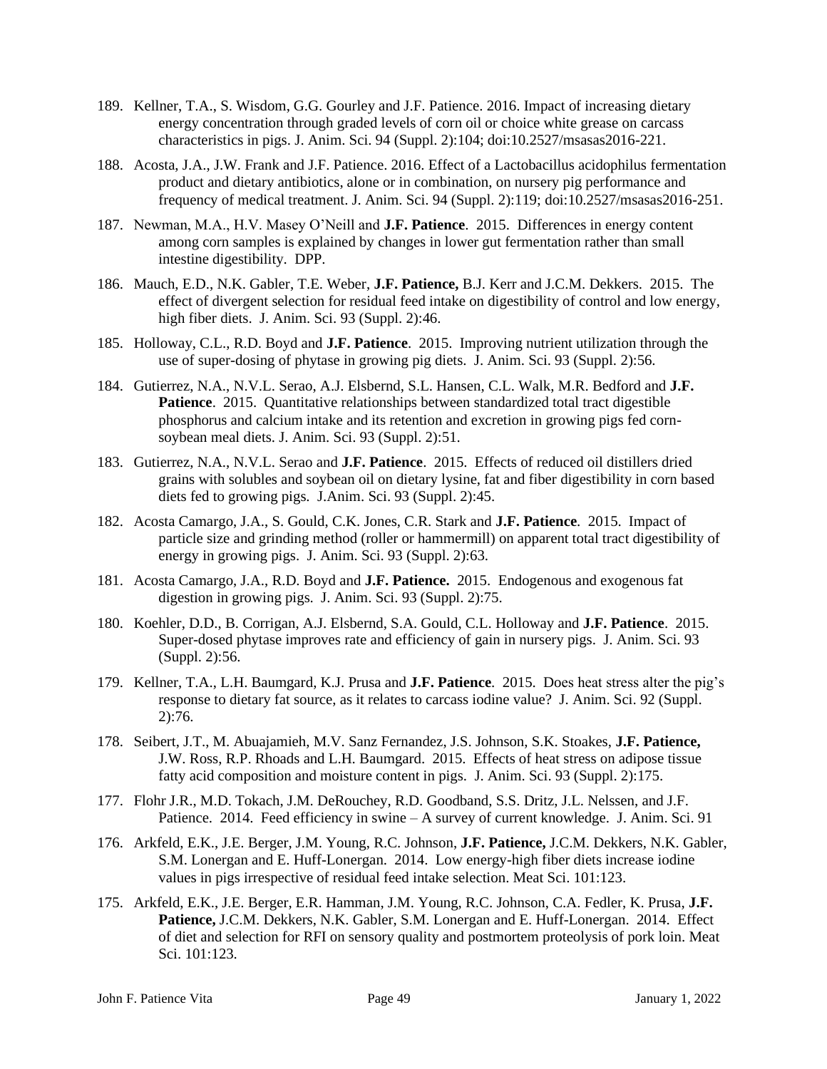189. Kellner, T.A., S. Wisdom, G.G. Gourley and J.F. Patience. 2016. Impact of increasing dietary energy concentration through graded levels of corn oil or choice white grease on carcass characteristics in pigs. J. Anim. Sci. 94 (Suppl. 2):104; doi:10.2527/msasas2016-221.

188. Acosta, J.A., J.W. Frank and J.F. Patience. 2016. Effect of a Lactobacillus acidophilus fermentation product and dietary antibiotics, alone or in combination, on nursery pig performance and frequency of medical treatment. J. Anim. Sci. 94 (Suppl. 2):119; doi:10.2527/msasas2016-251.

187. Newman, M.A., H.V. Masey O'Neill and **J.F. Patience**. 2015. Differences in energy content among corn samples is explained by changes in lower gut fermentation rather than small intestine digestibility. DPP.

186. Mauch, E.D., N.K. Gabler, T.E. Weber, **J.F. Patience,** B.J. Kerr and J.C.M. Dekkers. 2015. The effect of divergent selection for residual feed intake on digestibility of control and low energy, high fiber diets. J. Anim. Sci. 93 (Suppl. 2):46.

185. Holloway, C.L., R.D. Boyd and **J.F. Patience**. 2015. Improving nutrient utilization through the use of super-dosing of phytase in growing pig diets. J. Anim. Sci. 93 (Suppl. 2):56.

184. Gutierrez, N.A., N.V.L. Serao, A.J. Elsbernd, S.L. Hansen, C.L. Walk, M.R. Bedford and **J.F. Patience**. 2015. Quantitative relationships between standardized total tract digestible phosphorus and calcium intake and its retention and excretion in growing pigs fed corn-soybean meal diets. J. Anim. Sci. 93 (Suppl. 2):51.

183. Gutierrez, N.A., N.V.L. Serao and **J.F. Patience**. 2015. Effects of reduced oil distillers dried grains with solubles and soybean oil on dietary lysine, fat and fiber digestibility in corn based diets fed to growing pigs. J.Anim. Sci. 93 (Suppl. 2):45.

182. Acosta Camargo, J.A., S. Gould, C.K. Jones, C.R. Stark and **J.F. Patience**. 2015. Impact of particle size and grinding method (roller or hammermill) on apparent total tract digestibility of energy in growing pigs. J. Anim. Sci. 93 (Suppl. 2):63.

181. Acosta Camargo, J.A., R.D. Boyd and **J.F. Patience.** 2015. Endogenous and exogenous fat digestion in growing pigs. J. Anim. Sci. 93 (Suppl. 2):75.

180. Koehler, D.D., B. Corrigan, A.J. Elsbernd, S.A. Gould, C.L. Holloway and **J.F. Patience**. 2015. Super-dosed phytase improves rate and efficiency of gain in nursery pigs. J. Anim. Sci. 93 (Suppl. 2):56.

179. Kellner, T.A., L.H. Baumgard, K.J. Prusa and **J.F. Patience**. 2015. Does heat stress alter the pig's response to dietary fat source, as it relates to carcass iodine value? J. Anim. Sci. 92 (Suppl. 2):76.

178. Seibert, J.T., M. Abuajamieh, M.V. Sanz Fernandez, J.S. Johnson, S.K. Stoakes, **J.F. Patience,** J.W. Ross, R.P. Rhoads and L.H. Baumgard. 2015. Effects of heat stress on adipose tissue fatty acid composition and moisture content in pigs. J. Anim. Sci. 93 (Suppl. 2):175.

177. Flohr J.R., M.D. Tokach, J.M. DeRouchey, R.D. Goodband, S.S. Dritz, J.L. Nelssen, and J.F. Patience. 2014. Feed efficiency in swine – A survey of current knowledge. J. Anim. Sci. 91

176. Arkfeld, E.K., J.E. Berger, J.M. Young, R.C. Johnson, **J.F. Patience,** J.C.M. Dekkers, N.K. Gabler, S.M. Lonergan and E. Huff-Lonergan. 2014. Low energy-high fiber diets increase iodine values in pigs irrespective of residual feed intake selection. Meat Sci. 101:123.

175. Arkfeld, E.K., J.E. Berger, E.R. Hamman, J.M. Young, R.C. Johnson, C.A. Fedler, K. Prusa, **J.F. Patience,** J.C.M. Dekkers, N.K. Gabler, S.M. Lonergan and E. Huff-Lonergan. 2014. Effect of diet and selection for RFI on sensory quality and postmortem proteolysis of pork loin. Meat Sci. 101:123.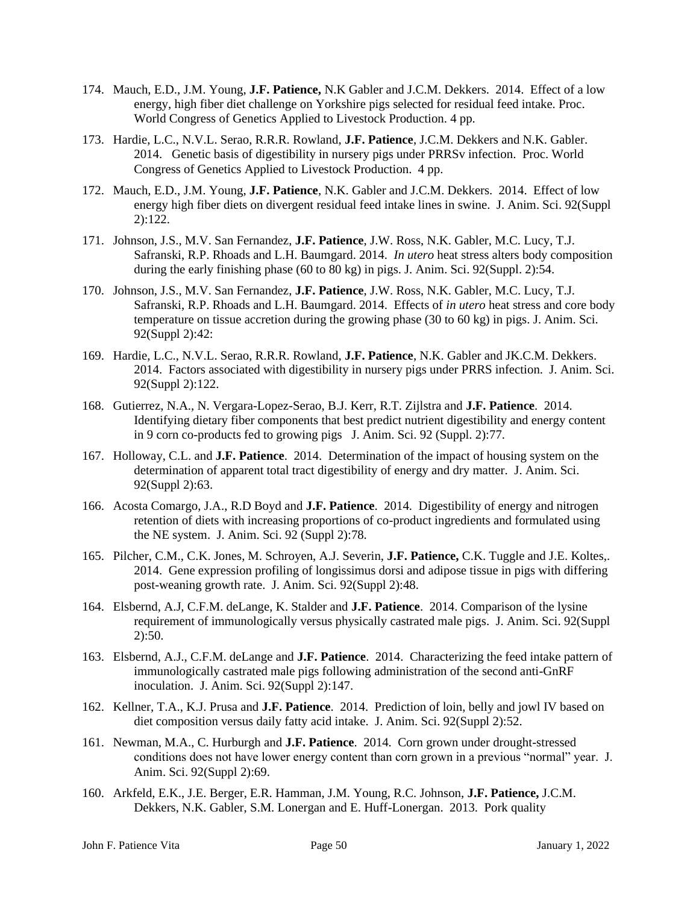174. Mauch, E.D., J.M. Young, **J.F. Patience,** N.K Gabler and J.C.M. Dekkers. 2014. Effect of a low energy, high fiber diet challenge on Yorkshire pigs selected for residual feed intake. Proc. World Congress of Genetics Applied to Livestock Production. 4 pp.

173. Hardie, L.C., N.V.L. Serao, R.R.R. Rowland, **J.F. Patience**, J.C.M. Dekkers and N.K. Gabler. 2014. Genetic basis of digestibility in nursery pigs under PRRSv infection. Proc. World Congress of Genetics Applied to Livestock Production. 4 pp.

172. Mauch, E.D., J.M. Young, **J.F. Patience**, N.K. Gabler and J.C.M. Dekkers. 2014. Effect of low energy high fiber diets on divergent residual feed intake lines in swine. J. Anim. Sci. 92(Suppl 2):122.

171. Johnson, J.S., M.V. San Fernandez, **J.F. Patience**, J.W. Ross, N.K. Gabler, M.C. Lucy, T.J. Safranski, R.P. Rhoads and L.H. Baumgard. 2014. *In utero* heat stress alters body composition during the early finishing phase (60 to 80 kg) in pigs. J. Anim. Sci. 92(Suppl. 2):54.

170. Johnson, J.S., M.V. San Fernandez, **J.F. Patience**, J.W. Ross, N.K. Gabler, M.C. Lucy, T.J. Safranski, R.P. Rhoads and L.H. Baumgard. 2014. Effects of *in utero* heat stress and core body temperature on tissue accretion during the growing phase (30 to 60 kg) in pigs. J. Anim. Sci. 92(Suppl 2):42:

169. Hardie, L.C., N.V.L. Serao, R.R.R. Rowland, **J.F. Patience**, N.K. Gabler and JK.C.M. Dekkers. 2014. Factors associated with digestibility in nursery pigs under PRRS infection. J. Anim. Sci. 92(Suppl 2):122.

168. Gutierrez, N.A., N. Vergara-Lopez-Serao, B.J. Kerr, R.T. Zijlstra and **J.F. Patience**. 2014. Identifying dietary fiber components that best predict nutrient digestibility and energy content in 9 corn co-products fed to growing pigs J. Anim. Sci. 92 (Suppl. 2):77.

167. Holloway, C.L. and **J.F. Patience**. 2014. Determination of the impact of housing system on the determination of apparent total tract digestibility of energy and dry matter. J. Anim. Sci. 92(Suppl 2):63.

166. Acosta Comargo, J.A., R.D Boyd and **J.F. Patience**. 2014. Digestibility of energy and nitrogen retention of diets with increasing proportions of co-product ingredients and formulated using the NE system. J. Anim. Sci. 92 (Suppl 2):78.

165. Pilcher, C.M., C.K. Jones, M. Schroyen, A.J. Severin, **J.F. Patience,** C.K. Tuggle and J.E. Koltes,. 2014. Gene expression profiling of longissimus dorsi and adipose tissue in pigs with differing post-weaning growth rate. J. Anim. Sci. 92(Suppl 2):48.

164. Elsbernd, A.J, C.F.M. deLange, K. Stalder and **J.F. Patience**. 2014. Comparison of the lysine requirement of immunologically versus physically castrated male pigs. J. Anim. Sci. 92(Suppl 2):50.

163. Elsbernd, A.J., C.F.M. deLange and **J.F. Patience**. 2014. Characterizing the feed intake pattern of immunologically castrated male pigs following administration of the second anti-GnRF inoculation. J. Anim. Sci. 92(Suppl 2):147.

162. Kellner, T.A., K.J. Prusa and **J.F. Patience**. 2014. Prediction of loin, belly and jowl IV based on diet composition versus daily fatty acid intake. J. Anim. Sci. 92(Suppl 2):52.

161. Newman, M.A., C. Hurburgh and **J.F. Patience**. 2014. Corn grown under drought-stressed conditions does not have lower energy content than corn grown in a previous "normal" year. J. Anim. Sci. 92(Suppl 2):69.

160. Arkfeld, E.K., J.E. Berger, E.R. Hamman, J.M. Young, R.C. Johnson, **J.F. Patience,** J.C.M. Dekkers, N.K. Gabler, S.M. Lonergan and E. Huff-Lonergan. 2013. Pork quality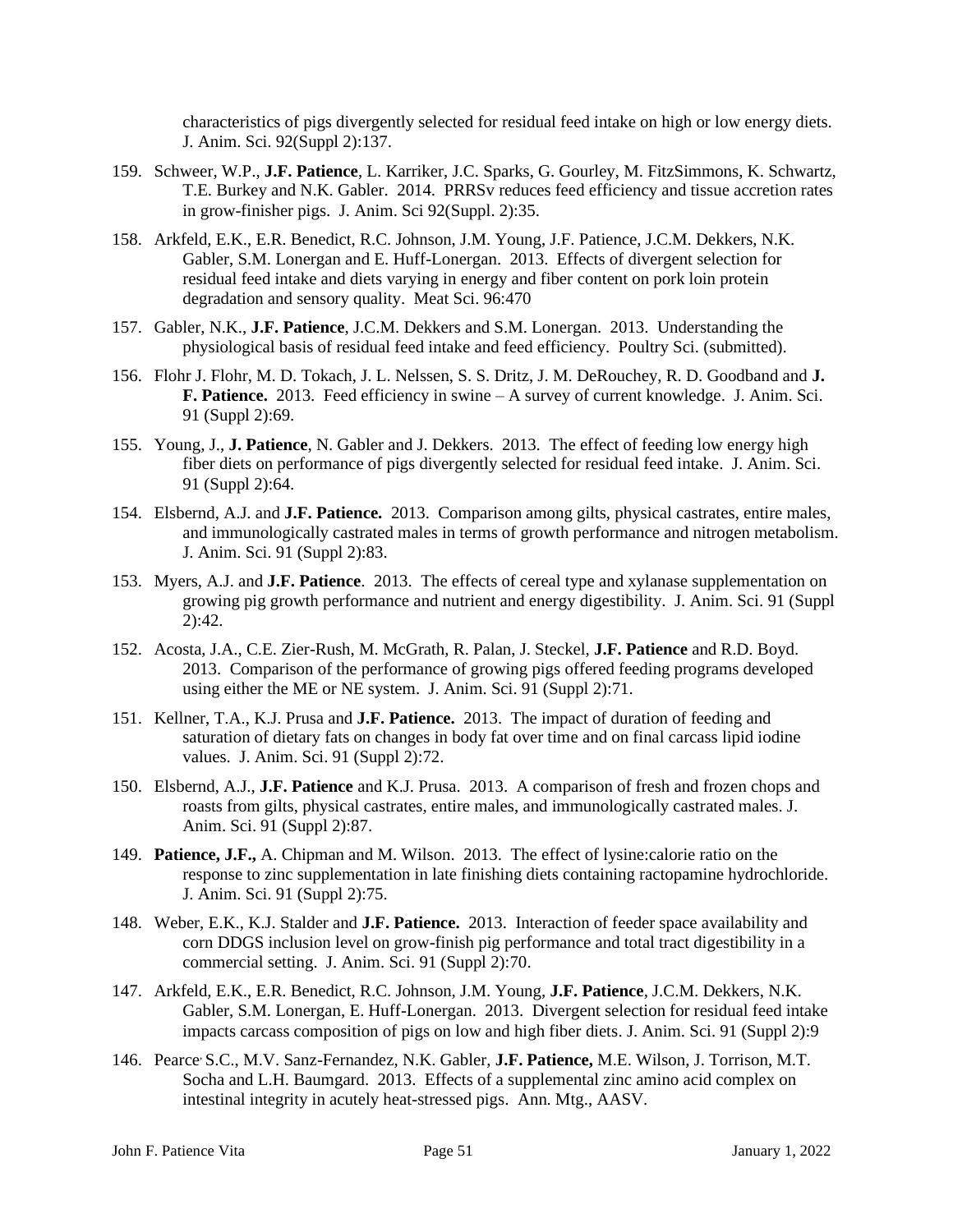characteristics of pigs divergently selected for residual feed intake on high or low energy diets. J. Anim. Sci. 92(Suppl 2):137.

159. Schweer, W.P., **J.F. Patience**, L. Karriker, J.C. Sparks, G. Gourley, M. FitzSimmons, K. Schwartz, T.E. Burkey and N.K. Gabler. 2014. PRRSv reduces feed efficiency and tissue accretion rates in grow-finisher pigs. J. Anim. Sci 92(Suppl. 2):35.

158. Arkfeld, E.K., E.R. Benedict, R.C. Johnson, J.M. Young, J.F. Patience, J.C.M. Dekkers, N.K. Gabler, S.M. Lonergan and E. Huff-Lonergan. 2013. Effects of divergent selection for residual feed intake and diets varying in energy and fiber content on pork loin protein degradation and sensory quality. Meat Sci. 96:470

157. Gabler, N.K., **J.F. Patience**, J.C.M. Dekkers and S.M. Lonergan. 2013. Understanding the physiological basis of residual feed intake and feed efficiency. Poultry Sci. (submitted).

156. Flohr J. Flohr, M. D. Tokach, J. L. Nelssen, S. S. Dritz, J. M. DeRouchey, R. D. Goodband and **J. F. Patience.** 2013. Feed efficiency in swine – A survey of current knowledge. J. Anim. Sci. 91 (Suppl 2):69.

155. Young, J., **J. Patience**, N. Gabler and J. Dekkers. 2013. The effect of feeding low energy high fiber diets on performance of pigs divergently selected for residual feed intake. J. Anim. Sci. 91 (Suppl 2):64.

154. Elsbernd, A.J. and **J.F. Patience.** 2013. Comparison among gilts, physical castrates, entire males, and immunologically castrated males in terms of growth performance and nitrogen metabolism. J. Anim. Sci. 91 (Suppl 2):83.

153. Myers, A.J. and **J.F. Patience**. 2013. The effects of cereal type and xylanase supplementation on growing pig growth performance and nutrient and energy digestibility. J. Anim. Sci. 91 (Suppl 2):42.

152. Acosta, J.A., C.E. Zier-Rush, M. McGrath, R. Palan, J. Steckel, **J.F. Patience** and R.D. Boyd. 2013. Comparison of the performance of growing pigs offered feeding programs developed using either the ME or NE system. J. Anim. Sci. 91 (Suppl 2):71.

151. Kellner, T.A., K.J. Prusa and **J.F. Patience.** 2013. The impact of duration of feeding and saturation of dietary fats on changes in body fat over time and on final carcass lipid iodine values. J. Anim. Sci. 91 (Suppl 2):72.

150. Elsbernd, A.J., **J.F. Patience** and K.J. Prusa. 2013. A comparison of fresh and frozen chops and roasts from gilts, physical castrates, entire males, and immunologically castrated males. J. Anim. Sci. 91 (Suppl 2):87.

149. **Patience, J.F.,** A. Chipman and M. Wilson. 2013. The effect of lysine:calorie ratio on the response to zinc supplementation in late finishing diets containing ractopamine hydrochloride. J. Anim. Sci. 91 (Suppl 2):75.

148. Weber, E.K., K.J. Stalder and **J.F. Patience.** 2013. Interaction of feeder space availability and corn DDGS inclusion level on grow-finish pig performance and total tract digestibility in a commercial setting. J. Anim. Sci. 91 (Suppl 2):70.

147. Arkfeld, E.K., E.R. Benedict, R.C. Johnson, J.M. Young, **J.F. Patience**, J.C.M. Dekkers, N.K. Gabler, S.M. Lonergan, E. Huff-Lonergan. 2013. Divergent selection for residual feed intake impacts carcass composition of pigs on low and high fiber diets. J. Anim. Sci. 91 (Suppl 2):9

146. Pearce, S.C., M.V. Sanz-Fernandez, N.K. Gabler, **J.F. Patience,** M.E. Wilson, J. Torrison, M.T. Socha and L.H. Baumgard. 2013. Effects of a supplemental zinc amino acid complex on intestinal integrity in acutely heat-stressed pigs. Ann. Mtg., AASV.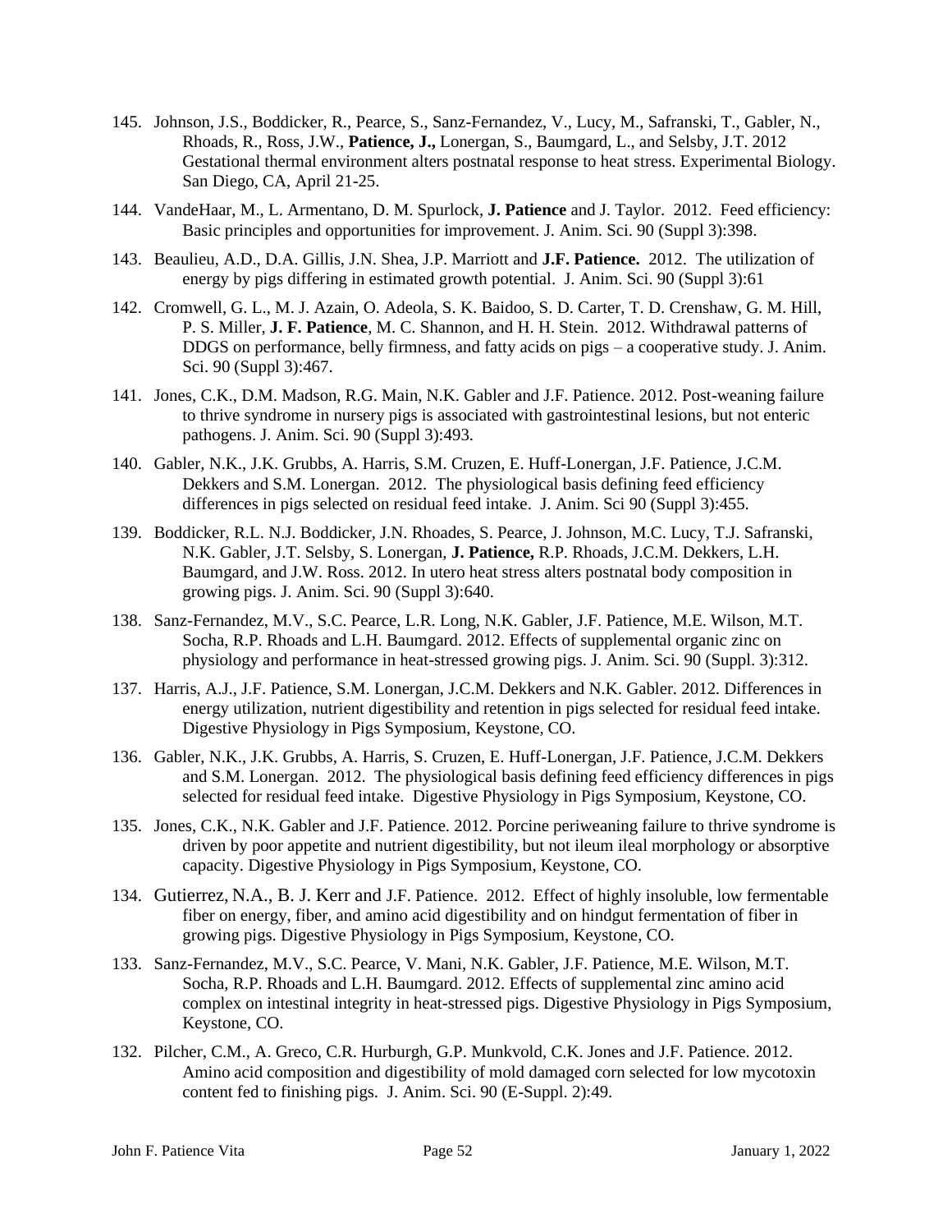145. Johnson, J.S., Boddicker, R., Pearce, S., Sanz-Fernandez, V., Lucy, M., Safranski, T., Gabler, N., Rhoads, R., Ross, J.W., **Patience, J.,** Lonergan, S., Baumgard, L., and Selsby, J.T. 2012 Gestational thermal environment alters postnatal response to heat stress. Experimental Biology. San Diego, CA, April 21-25.

144. VandeHaar, M., L. Armentano, D. M. Spurlock, **J. Patience** and J. Taylor. 2012. Feed efficiency: Basic principles and opportunities for improvement. J. Anim. Sci. 90 (Suppl 3):398.

143. Beaulieu, A.D., D.A. Gillis, J.N. Shea, J.P. Marriott and **J.F. Patience.** 2012. The utilization of energy by pigs differing in estimated growth potential. J. Anim. Sci. 90 (Suppl 3):61

142. Cromwell, G. L., M. J. Azain, O. Adeola, S. K. Baidoo, S. D. Carter, T. D. Crenshaw, G. M. Hill, P. S. Miller, **J. F. Patience**, M. C. Shannon, and H. H. Stein. 2012. Withdrawal patterns of DDGS on performance, belly firmness, and fatty acids on pigs – a cooperative study. J. Anim. Sci. 90 (Suppl 3):467.

141. Jones, C.K., D.M. Madson, R.G. Main, N.K. Gabler and J.F. Patience. 2012. Post-weaning failure to thrive syndrome in nursery pigs is associated with gastrointestinal lesions, but not enteric pathogens. J. Anim. Sci. 90 (Suppl 3):493.

140. Gabler, N.K., J.K. Grubbs, A. Harris, S.M. Cruzen, E. Huff-Lonergan, J.F. Patience, J.C.M. Dekkers and S.M. Lonergan. 2012. The physiological basis defining feed efficiency differences in pigs selected on residual feed intake. J. Anim. Sci 90 (Suppl 3):455.

139. Boddicker, R.L. N.J. Boddicker, J.N. Rhoades, S. Pearce, J. Johnson, M.C. Lucy, T.J. Safranski, N.K. Gabler, J.T. Selsby, S. Lonergan, **J. Patience,** R.P. Rhoads, J.C.M. Dekkers, L.H. Baumgard, and J.W. Ross. 2012. In utero heat stress alters postnatal body composition in growing pigs. J. Anim. Sci. 90 (Suppl 3):640.

138. Sanz-Fernandez, M.V., S.C. Pearce, L.R. Long, N.K. Gabler, J.F. Patience, M.E. Wilson, M.T. Socha, R.P. Rhoads and L.H. Baumgard. 2012. Effects of supplemental organic zinc on physiology and performance in heat-stressed growing pigs. J. Anim. Sci. 90 (Suppl. 3):312.

137. Harris, A.J., J.F. Patience, S.M. Lonergan, J.C.M. Dekkers and N.K. Gabler. 2012. Differences in energy utilization, nutrient digestibility and retention in pigs selected for residual feed intake. Digestive Physiology in Pigs Symposium, Keystone, CO.

136. Gabler, N.K., J.K. Grubbs, A. Harris, S. Cruzen, E. Huff-Lonergan, J.F. Patience, J.C.M. Dekkers and S.M. Lonergan. 2012. The physiological basis defining feed efficiency differences in pigs selected for residual feed intake. Digestive Physiology in Pigs Symposium, Keystone, CO.

135. Jones, C.K., N.K. Gabler and J.F. Patience. 2012. Porcine periweaning failure to thrive syndrome is driven by poor appetite and nutrient digestibility, but not ileum ileal morphology or absorptive capacity. Digestive Physiology in Pigs Symposium, Keystone, CO.

134. Gutierrez, N.A., B. J. Kerr and J.F. Patience. 2012. Effect of highly insoluble, low fermentable fiber on energy, fiber, and amino acid digestibility and on hindgut fermentation of fiber in growing pigs. Digestive Physiology in Pigs Symposium, Keystone, CO.

133. Sanz-Fernandez, M.V., S.C. Pearce, V. Mani, N.K. Gabler, J.F. Patience, M.E. Wilson, M.T. Socha, R.P. Rhoads and L.H. Baumgard. 2012. Effects of supplemental zinc amino acid complex on intestinal integrity in heat-stressed pigs. Digestive Physiology in Pigs Symposium, Keystone, CO.

132. Pilcher, C.M., A. Greco, C.R. Hurburgh, G.P. Munkvold, C.K. Jones and J.F. Patience. 2012. Amino acid composition and digestibility of mold damaged corn selected for low mycotoxin content fed to finishing pigs. J. Anim. Sci. 90 (E-Suppl. 2):49.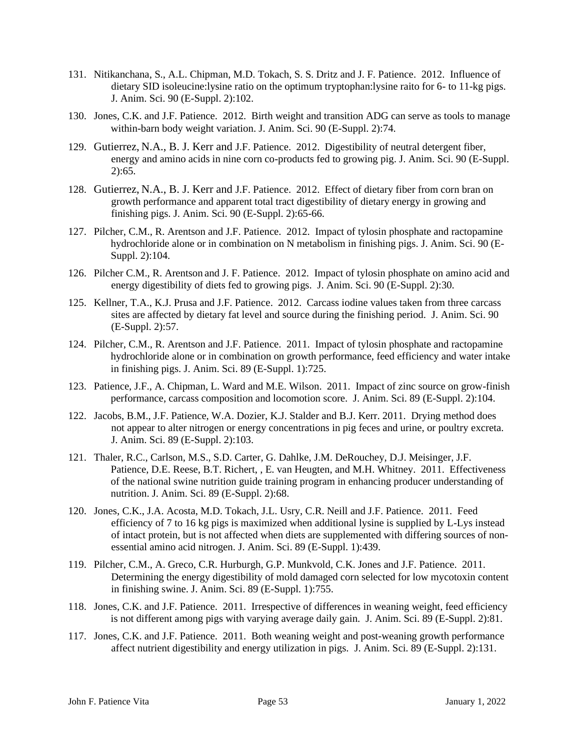131. Nitikanchana, S., A.L. Chipman, M.D. Tokach, S. S. Dritz and J. F. Patience. 2012. Influence of dietary SID isoleucine:lysine ratio on the optimum tryptophan:lysine raito for 6- to 11-kg pigs. J. Anim. Sci. 90 (E-Suppl. 2):102.

130. Jones, C.K. and J.F. Patience. 2012. Birth weight and transition ADG can serve as tools to manage within-barn body weight variation. J. Anim. Sci. 90 (E-Suppl. 2):74.

129. Gutierrez, N.A., B. J. Kerr and J.F. Patience. 2012. Digestibility of neutral detergent fiber, energy and amino acids in nine corn co-products fed to growing pig. J. Anim. Sci. 90 (E-Suppl. 2):65.

128. Gutierrez, N.A., B. J. Kerr and J.F. Patience. 2012. Effect of dietary fiber from corn bran on growth performance and apparent total tract digestibility of dietary energy in growing and finishing pigs. J. Anim. Sci. 90 (E-Suppl. 2):65-66.

127. Pilcher, C.M., R. Arentson and J.F. Patience. 2012. Impact of tylosin phosphate and ractopamine hydrochloride alone or in combination on N metabolism in finishing pigs. J. Anim. Sci. 90 (E-Suppl. 2):104.

126. Pilcher C.M., R. Arentson and J. F. Patience. 2012. Impact of tylosin phosphate on amino acid and energy digestibility of diets fed to growing pigs. J. Anim. Sci. 90 (E-Suppl. 2):30.

125. Kellner, T.A., K.J. Prusa and J.F. Patience. 2012. Carcass iodine values taken from three carcass sites are affected by dietary fat level and source during the finishing period. J. Anim. Sci. 90 (E-Suppl. 2):57.

124. Pilcher, C.M., R. Arentson and J.F. Patience. 2011. Impact of tylosin phosphate and ractopamine hydrochloride alone or in combination on growth performance, feed efficiency and water intake in finishing pigs. J. Anim. Sci. 89 (E-Suppl. 1):725.

123. Patience, J.F., A. Chipman, L. Ward and M.E. Wilson. 2011. Impact of zinc source on grow-finish performance, carcass composition and locomotion score. J. Anim. Sci. 89 (E-Suppl. 2):104.

122. Jacobs, B.M., J.F. Patience, W.A. Dozier, K.J. Stalder and B.J. Kerr. 2011. Drying method does not appear to alter nitrogen or energy concentrations in pig feces and urine, or poultry excreta. J. Anim. Sci. 89 (E-Suppl. 2):103.

121. Thaler, R.C., Carlson, M.S., S.D. Carter, G. Dahlke, J.M. DeRouchey, D.J. Meisinger, J.F. Patience, D.E. Reese, B.T. Richert, , E. van Heugten, and M.H. Whitney. 2011. Effectiveness of the national swine nutrition guide training program in enhancing producer understanding of nutrition. J. Anim. Sci. 89 (E-Suppl. 2):68.

120. Jones, C.K., J.A. Acosta, M.D. Tokach, J.L. Usry, C.R. Neill and J.F. Patience. 2011. Feed efficiency of 7 to 16 kg pigs is maximized when additional lysine is supplied by L-Lys instead of intact protein, but is not affected when diets are supplemented with differing sources of non-essential amino acid nitrogen. J. Anim. Sci. 89 (E-Suppl. 1):439.

119. Pilcher, C.M., A. Greco, C.R. Hurburgh, G.P. Munkvold, C.K. Jones and J.F. Patience. 2011. Determining the energy digestibility of mold damaged corn selected for low mycotoxin content in finishing swine. J. Anim. Sci. 89 (E-Suppl. 1):755.

118. Jones, C.K. and J.F. Patience. 2011. Irrespective of differences in weaning weight, feed efficiency is not different among pigs with varying average daily gain. J. Anim. Sci. 89 (E-Suppl. 2):81.

117. Jones, C.K. and J.F. Patience. 2011. Both weaning weight and post-weaning growth performance affect nutrient digestibility and energy utilization in pigs. J. Anim. Sci. 89 (E-Suppl. 2):131.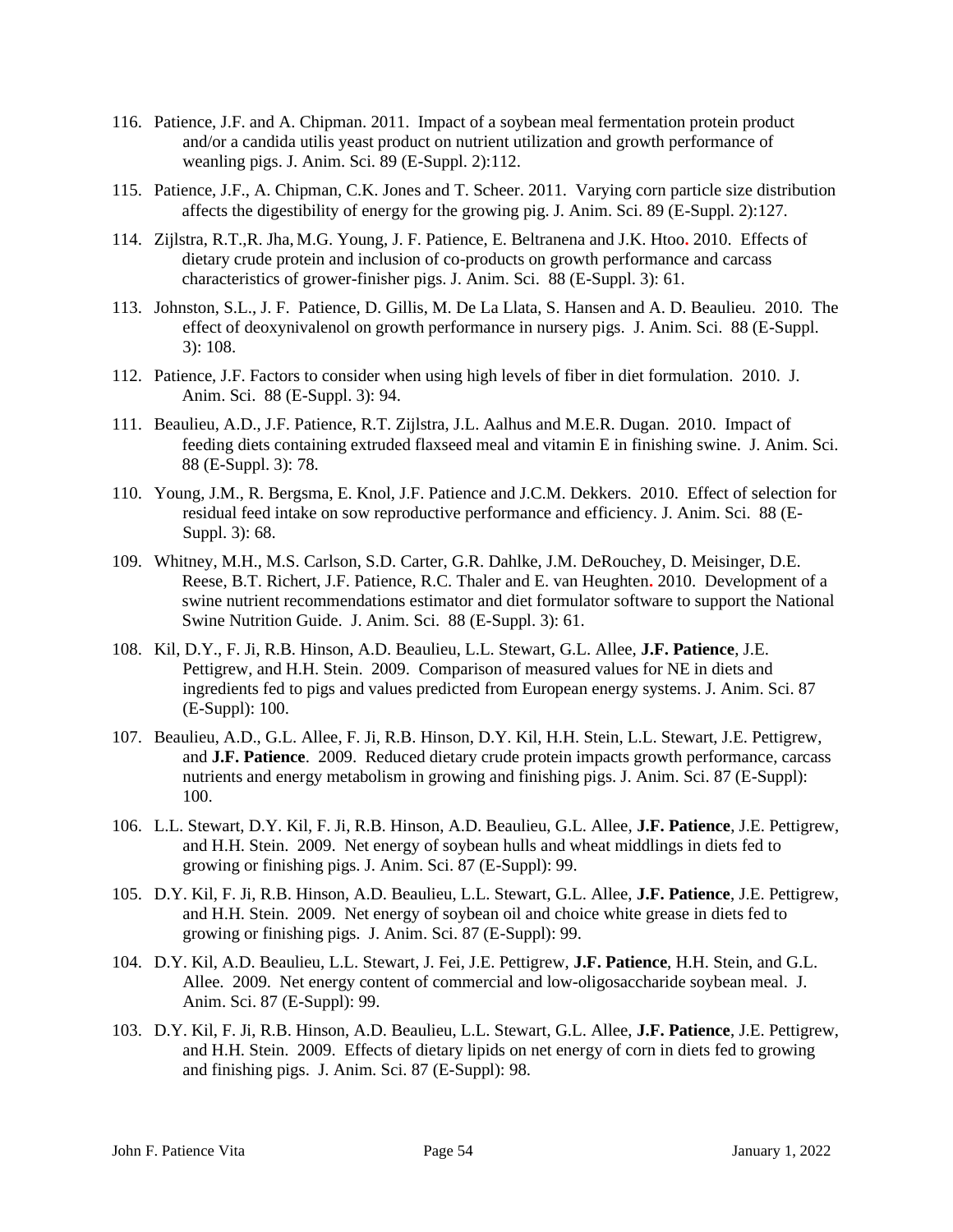116. Patience, J.F. and A. Chipman. 2011. Impact of a soybean meal fermentation protein product and/or a candida utilis yeast product on nutrient utilization and growth performance of weanling pigs. J. Anim. Sci. 89 (E-Suppl. 2):112.

115. Patience, J.F., A. Chipman, C.K. Jones and T. Scheer. 2011. Varying corn particle size distribution affects the digestibility of energy for the growing pig. J. Anim. Sci. 89 (E-Suppl. 2):127.

114. Zijlstra, R.T.,R. Jha, M.G. Young, J. F. Patience, E. Beltranena and J.K. Htoo. 2010. Effects of dietary crude protein and inclusion of co-products on growth performance and carcass characteristics of grower-finisher pigs. J. Anim. Sci. 88 (E-Suppl. 3): 61.

113. Johnston, S.L., J. F. Patience, D. Gillis, M. De La Llata, S. Hansen and A. D. Beaulieu. 2010. The effect of deoxynivalenol on growth performance in nursery pigs. J. Anim. Sci. 88 (E-Suppl. 3): 108.

112. Patience, J.F. Factors to consider when using high levels of fiber in diet formulation. 2010. J. Anim. Sci. 88 (E-Suppl. 3): 94.

111. Beaulieu, A.D., J.F. Patience, R.T. Zijlstra, J.L. Aalhus and M.E.R. Dugan. 2010. Impact of feeding diets containing extruded flaxseed meal and vitamin E in finishing swine. J. Anim. Sci. 88 (E-Suppl. 3): 78.

110. Young, J.M., R. Bergsma, E. Knol, J.F. Patience and J.C.M. Dekkers. 2010. Effect of selection for residual feed intake on sow reproductive performance and efficiency. J. Anim. Sci. 88 (E-Suppl. 3): 68.

109. Whitney, M.H., M.S. Carlson, S.D. Carter, G.R. Dahlke, J.M. DeRouchey, D. Meisinger, D.E. Reese, B.T. Richert, J.F. Patience, R.C. Thaler and E. van Heughten. 2010. Development of a swine nutrient recommendations estimator and diet formulator software to support the National Swine Nutrition Guide. J. Anim. Sci. 88 (E-Suppl. 3): 61.

108. Kil, D.Y., F. Ji, R.B. Hinson, A.D. Beaulieu, L.L. Stewart, G.L. Allee, **J.F. Patience**, J.E. Pettigrew, and H.H. Stein. 2009. Comparison of measured values for NE in diets and ingredients fed to pigs and values predicted from European energy systems. J. Anim. Sci. 87 (E-Suppl): 100.

107. Beaulieu, A.D., G.L. Allee, F. Ji, R.B. Hinson, D.Y. Kil, H.H. Stein, L.L. Stewart, J.E. Pettigrew, and **J.F. Patience**. 2009. Reduced dietary crude protein impacts growth performance, carcass nutrients and energy metabolism in growing and finishing pigs. J. Anim. Sci. 87 (E-Suppl): 100.

106. L.L. Stewart, D.Y. Kil, F. Ji, R.B. Hinson, A.D. Beaulieu, G.L. Allee, **J.F. Patience**, J.E. Pettigrew, and H.H. Stein. 2009. Net energy of soybean hulls and wheat middlings in diets fed to growing or finishing pigs. J. Anim. Sci. 87 (E-Suppl): 99.

105. D.Y. Kil, F. Ji, R.B. Hinson, A.D. Beaulieu, L.L. Stewart, G.L. Allee, **J.F. Patience**, J.E. Pettigrew, and H.H. Stein. 2009. Net energy of soybean oil and choice white grease in diets fed to growing or finishing pigs. J. Anim. Sci. 87 (E-Suppl): 99.

104. D.Y. Kil, A.D. Beaulieu, L.L. Stewart, J. Fei, J.E. Pettigrew, **J.F. Patience**, H.H. Stein, and G.L. Allee. 2009. Net energy content of commercial and low-oligosaccharide soybean meal. J. Anim. Sci. 87 (E-Suppl): 99.

103. D.Y. Kil, F. Ji, R.B. Hinson, A.D. Beaulieu, L.L. Stewart, G.L. Allee, **J.F. Patience**, J.E. Pettigrew, and H.H. Stein. 2009. Effects of dietary lipids on net energy of corn in diets fed to growing and finishing pigs. J. Anim. Sci. 87 (E-Suppl): 98.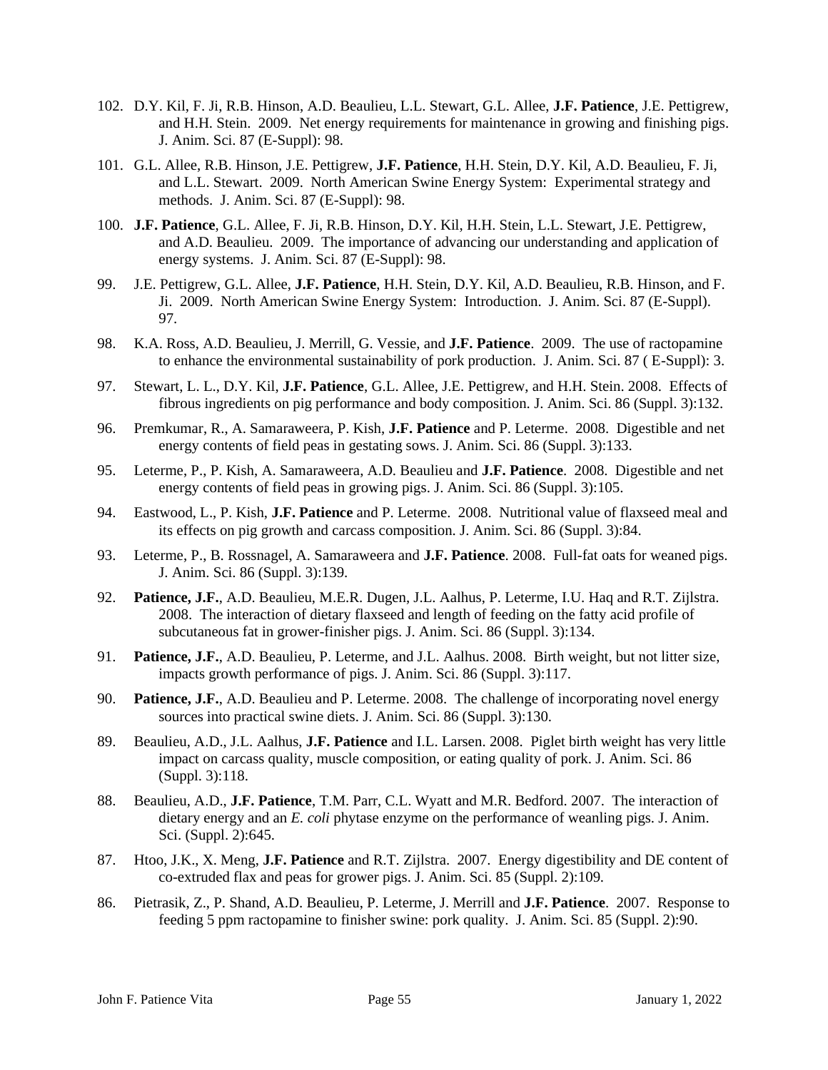102. D.Y. Kil, F. Ji, R.B. Hinson, A.D. Beaulieu, L.L. Stewart, G.L. Allee, **J.F. Patience**, J.E. Pettigrew, and H.H. Stein. 2009. Net energy requirements for maintenance in growing and finishing pigs. J. Anim. Sci. 87 (E-Suppl): 98.

101. G.L. Allee, R.B. Hinson, J.E. Pettigrew, **J.F. Patience**, H.H. Stein, D.Y. Kil, A.D. Beaulieu, F. Ji, and L.L. Stewart. 2009. North American Swine Energy System: Experimental strategy and methods. J. Anim. Sci. 87 (E-Suppl): 98.

100. **J.F. Patience**, G.L. Allee, F. Ji, R.B. Hinson, D.Y. Kil, H.H. Stein, L.L. Stewart, J.E. Pettigrew, and A.D. Beaulieu. 2009. The importance of advancing our understanding and application of energy systems. J. Anim. Sci. 87 (E-Suppl): 98.

99. J.E. Pettigrew, G.L. Allee, **J.F. Patience**, H.H. Stein, D.Y. Kil, A.D. Beaulieu, R.B. Hinson, and F. Ji. 2009. North American Swine Energy System: Introduction. J. Anim. Sci. 87 (E-Suppl). 97.

98. K.A. Ross, A.D. Beaulieu, J. Merrill, G. Vessie, and **J.F. Patience**. 2009. The use of ractopamine to enhance the environmental sustainability of pork production. J. Anim. Sci. 87 ( E-Suppl): 3.

97. Stewart, L. L., D.Y. Kil, **J.F. Patience**, G.L. Allee, J.E. Pettigrew, and H.H. Stein. 2008. Effects of fibrous ingredients on pig performance and body composition. J. Anim. Sci. 86 (Suppl. 3):132.

96. Premkumar, R., A. Samaraweera, P. Kish, **J.F. Patience** and P. Leterme. 2008. Digestible and net energy contents of field peas in gestating sows. J. Anim. Sci. 86 (Suppl. 3):133.

95. Leterme, P., P. Kish, A. Samaraweera, A.D. Beaulieu and **J.F. Patience**. 2008. Digestible and net energy contents of field peas in growing pigs. J. Anim. Sci. 86 (Suppl. 3):105.

94. Eastwood, L., P. Kish, **J.F. Patience** and P. Leterme. 2008. Nutritional value of flaxseed meal and its effects on pig growth and carcass composition. J. Anim. Sci. 86 (Suppl. 3):84.

93. Leterme, P., B. Rossnagel, A. Samaraweera and **J.F. Patience**. 2008. Full-fat oats for weaned pigs. J. Anim. Sci. 86 (Suppl. 3):139.

92. **Patience, J.F.**, A.D. Beaulieu, M.E.R. Dugen, J.L. Aalhus, P. Leterme, I.U. Haq and R.T. Zijlstra. 2008. The interaction of dietary flaxseed and length of feeding on the fatty acid profile of subcutaneous fat in grower-finisher pigs. J. Anim. Sci. 86 (Suppl. 3):134.

91. **Patience, J.F.**, A.D. Beaulieu, P. Leterme, and J.L. Aalhus. 2008. Birth weight, but not litter size, impacts growth performance of pigs. J. Anim. Sci. 86 (Suppl. 3):117.

90. **Patience, J.F.**, A.D. Beaulieu and P. Leterme. 2008. The challenge of incorporating novel energy sources into practical swine diets. J. Anim. Sci. 86 (Suppl. 3):130.

89. Beaulieu, A.D., J.L. Aalhus, **J.F. Patience** and I.L. Larsen. 2008. Piglet birth weight has very little impact on carcass quality, muscle composition, or eating quality of pork. J. Anim. Sci. 86 (Suppl. 3):118.

88. Beaulieu, A.D., **J.F. Patience**, T.M. Parr, C.L. Wyatt and M.R. Bedford. 2007. The interaction of dietary energy and an *E. coli* phytase enzyme on the performance of weanling pigs. J. Anim. Sci. (Suppl. 2):645.

87. Htoo, J.K., X. Meng, **J.F. Patience** and R.T. Zijlstra. 2007. Energy digestibility and DE content of co-extruded flax and peas for grower pigs. J. Anim. Sci. 85 (Suppl. 2):109.

86. Pietrasik, Z., P. Shand, A.D. Beaulieu, P. Leterme, J. Merrill and **J.F. Patience**. 2007. Response to feeding 5 ppm ractopamine to finisher swine: pork quality. J. Anim. Sci. 85 (Suppl. 2):90.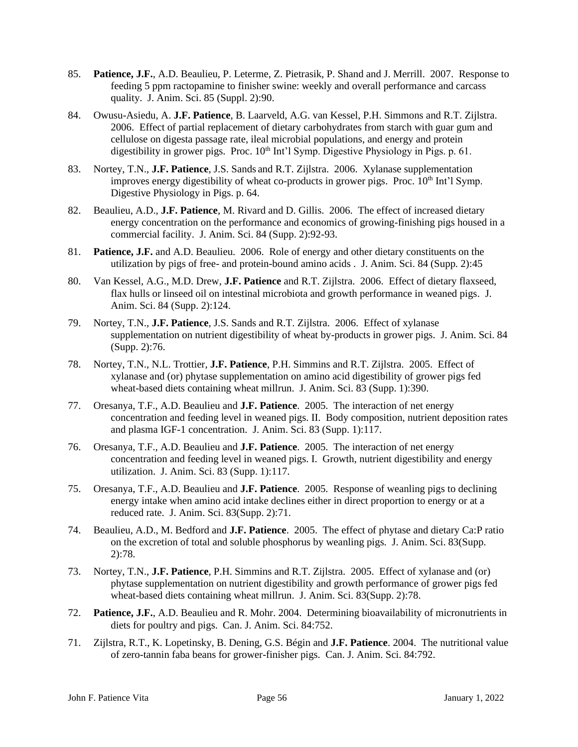85. **Patience, J.F.**, A.D. Beaulieu, P. Leterme, Z. Pietrasik, P. Shand and J. Merrill. 2007. Response to feeding 5 ppm ractopamine to finisher swine: weekly and overall performance and carcass quality. J. Anim. Sci. 85 (Suppl. 2):90.

84. Owusu-Asiedu, A. **J.F. Patience**, B. Laarveld, A.G. van Kessel, P.H. Simmons and R.T. Zijlstra. 2006. Effect of partial replacement of dietary carbohydrates from starch with guar gum and cellulose on digesta passage rate, ileal microbial populations, and energy and protein digestibility in grower pigs. Proc. 10th Int'l Symp. Digestive Physiology in Pigs. p. 61.

83. Nortey, T.N., **J.F. Patience**, J.S. Sands and R.T. Zijlstra. 2006. Xylanase supplementation improves energy digestibility of wheat co-products in grower pigs. Proc. 10th Int'l Symp. Digestive Physiology in Pigs. p. 64.

82. Beaulieu, A.D., **J.F. Patience**, M. Rivard and D. Gillis. 2006. The effect of increased dietary energy concentration on the performance and economics of growing-finishing pigs housed in a commercial facility. J. Anim. Sci. 84 (Supp. 2):92-93.

81. **Patience, J.F.** and A.D. Beaulieu. 2006. Role of energy and other dietary constituents on the utilization by pigs of free- and protein-bound amino acids . J. Anim. Sci. 84 (Supp. 2):45

80. Van Kessel, A.G., M.D. Drew, **J.F. Patience** and R.T. Zijlstra. 2006. Effect of dietary flaxseed, flax hulls or linseed oil on intestinal microbiota and growth performance in weaned pigs. J. Anim. Sci. 84 (Supp. 2):124.

79. Nortey, T.N., **J.F. Patience**, J.S. Sands and R.T. Zijlstra. 2006. Effect of xylanase supplementation on nutrient digestibility of wheat by-products in grower pigs. J. Anim. Sci. 84 (Supp. 2):76.

78. Nortey, T.N., N.L. Trottier, **J.F. Patience**, P.H. Simmins and R.T. Zijlstra. 2005. Effect of xylanase and (or) phytase supplementation on amino acid digestibility of grower pigs fed wheat-based diets containing wheat millrun. J. Anim. Sci. 83 (Supp. 1):390.

77. Oresanya, T.F., A.D. Beaulieu and **J.F. Patience**. 2005. The interaction of net energy concentration and feeding level in weaned pigs. II. Body composition, nutrient deposition rates and plasma IGF-1 concentration. J. Anim. Sci. 83 (Supp. 1):117.

76. Oresanya, T.F., A.D. Beaulieu and **J.F. Patience**. 2005. The interaction of net energy concentration and feeding level in weaned pigs. I. Growth, nutrient digestibility and energy utilization. J. Anim. Sci. 83 (Supp. 1):117.

75. Oresanya, T.F., A.D. Beaulieu and **J.F. Patience**. 2005. Response of weanling pigs to declining energy intake when amino acid intake declines either in direct proportion to energy or at a reduced rate. J. Anim. Sci. 83(Supp. 2):71.

74. Beaulieu, A.D., M. Bedford and **J.F. Patience**. 2005. The effect of phytase and dietary Ca:P ratio on the excretion of total and soluble phosphorus by weanling pigs. J. Anim. Sci. 83(Supp. 2):78.

73. Nortey, T.N., **J.F. Patience**, P.H. Simmins and R.T. Zijlstra. 2005. Effect of xylanase and (or) phytase supplementation on nutrient digestibility and growth performance of grower pigs fed wheat-based diets containing wheat millrun. J. Anim. Sci. 83(Supp. 2):78.

72. **Patience, J.F.**, A.D. Beaulieu and R. Mohr. 2004. Determining bioavailability of micronutrients in diets for poultry and pigs. Can. J. Anim. Sci. 84:752.

71. Zijlstra, R.T., K. Lopetinsky, B. Dening, G.S. Bégin and **J.F. Patience**. 2004. The nutritional value of zero-tannin faba beans for grower-finisher pigs. Can. J. Anim. Sci. 84:792.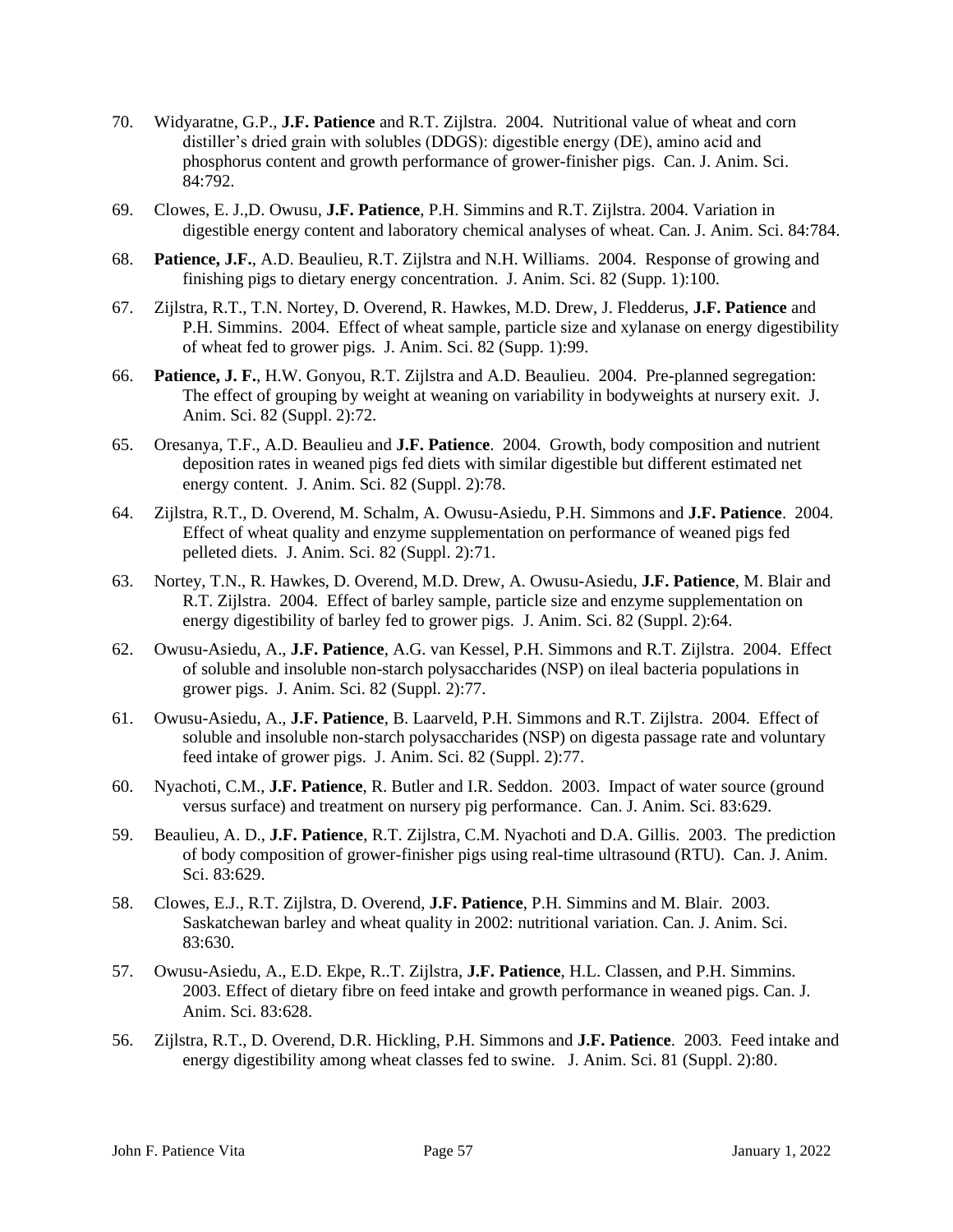70. Widyaratne, G.P., **J.F. Patience** and R.T. Zijlstra. 2004. Nutritional value of wheat and corn distiller's dried grain with solubles (DDGS): digestible energy (DE), amino acid and phosphorus content and growth performance of grower-finisher pigs. Can. J. Anim. Sci. 84:792.

69. Clowes, E. J.,D. Owusu, **J.F. Patience**, P.H. Simmins and R.T. Zijlstra. 2004. Variation in digestible energy content and laboratory chemical analyses of wheat. Can. J. Anim. Sci. 84:784.

68. **Patience, J.F.**, A.D. Beaulieu, R.T. Zijlstra and N.H. Williams. 2004. Response of growing and finishing pigs to dietary energy concentration. J. Anim. Sci. 82 (Supp. 1):100.

67. Zijlstra, R.T., T.N. Nortey, D. Overend, R. Hawkes, M.D. Drew, J. Fledderus, **J.F. Patience** and P.H. Simmins. 2004. Effect of wheat sample, particle size and xylanase on energy digestibility of wheat fed to grower pigs. J. Anim. Sci. 82 (Supp. 1):99.

66. **Patience, J. F.**, H.W. Gonyou, R.T. Zijlstra and A.D. Beaulieu. 2004. Pre-planned segregation: The effect of grouping by weight at weaning on variability in bodyweights at nursery exit. J. Anim. Sci. 82 (Suppl. 2):72.

65. Oresanya, T.F., A.D. Beaulieu and **J.F. Patience**. 2004. Growth, body composition and nutrient deposition rates in weaned pigs fed diets with similar digestible but different estimated net energy content. J. Anim. Sci. 82 (Suppl. 2):78.

64. Zijlstra, R.T., D. Overend, M. Schalm, A. Owusu-Asiedu, P.H. Simmons and **J.F. Patience**. 2004. Effect of wheat quality and enzyme supplementation on performance of weaned pigs fed pelleted diets. J. Anim. Sci. 82 (Suppl. 2):71.

63. Nortey, T.N., R. Hawkes, D. Overend, M.D. Drew, A. Owusu-Asiedu, **J.F. Patience**, M. Blair and R.T. Zijlstra. 2004. Effect of barley sample, particle size and enzyme supplementation on energy digestibility of barley fed to grower pigs. J. Anim. Sci. 82 (Suppl. 2):64.

62. Owusu-Asiedu, A., **J.F. Patience**, A.G. van Kessel, P.H. Simmons and R.T. Zijlstra. 2004. Effect of soluble and insoluble non-starch polysaccharides (NSP) on ileal bacteria populations in grower pigs. J. Anim. Sci. 82 (Suppl. 2):77.

61. Owusu-Asiedu, A., **J.F. Patience**, B. Laarveld, P.H. Simmons and R.T. Zijlstra. 2004. Effect of soluble and insoluble non-starch polysaccharides (NSP) on digesta passage rate and voluntary feed intake of grower pigs. J. Anim. Sci. 82 (Suppl. 2):77.

60. Nyachoti, C.M., **J.F. Patience**, R. Butler and I.R. Seddon. 2003. Impact of water source (ground versus surface) and treatment on nursery pig performance. Can. J. Anim. Sci. 83:629.

59. Beaulieu, A. D., **J.F. Patience**, R.T. Zijlstra, C.M. Nyachoti and D.A. Gillis. 2003. The prediction of body composition of grower-finisher pigs using real-time ultrasound (RTU). Can. J. Anim. Sci. 83:629.

58. Clowes, E.J., R.T. Zijlstra, D. Overend, **J.F. Patience**, P.H. Simmins and M. Blair. 2003. Saskatchewan barley and wheat quality in 2002: nutritional variation. Can. J. Anim. Sci. 83:630.

57. Owusu-Asiedu, A., E.D. Ekpe, R..T. Zijlstra, **J.F. Patience**, H.L. Classen, and P.H. Simmins. 2003. Effect of dietary fibre on feed intake and growth performance in weaned pigs. Can. J. Anim. Sci. 83:628.

56. Zijlstra, R.T., D. Overend, D.R. Hickling, P.H. Simmons and **J.F. Patience**. 2003. Feed intake and energy digestibility among wheat classes fed to swine. J. Anim. Sci. 81 (Suppl. 2):80.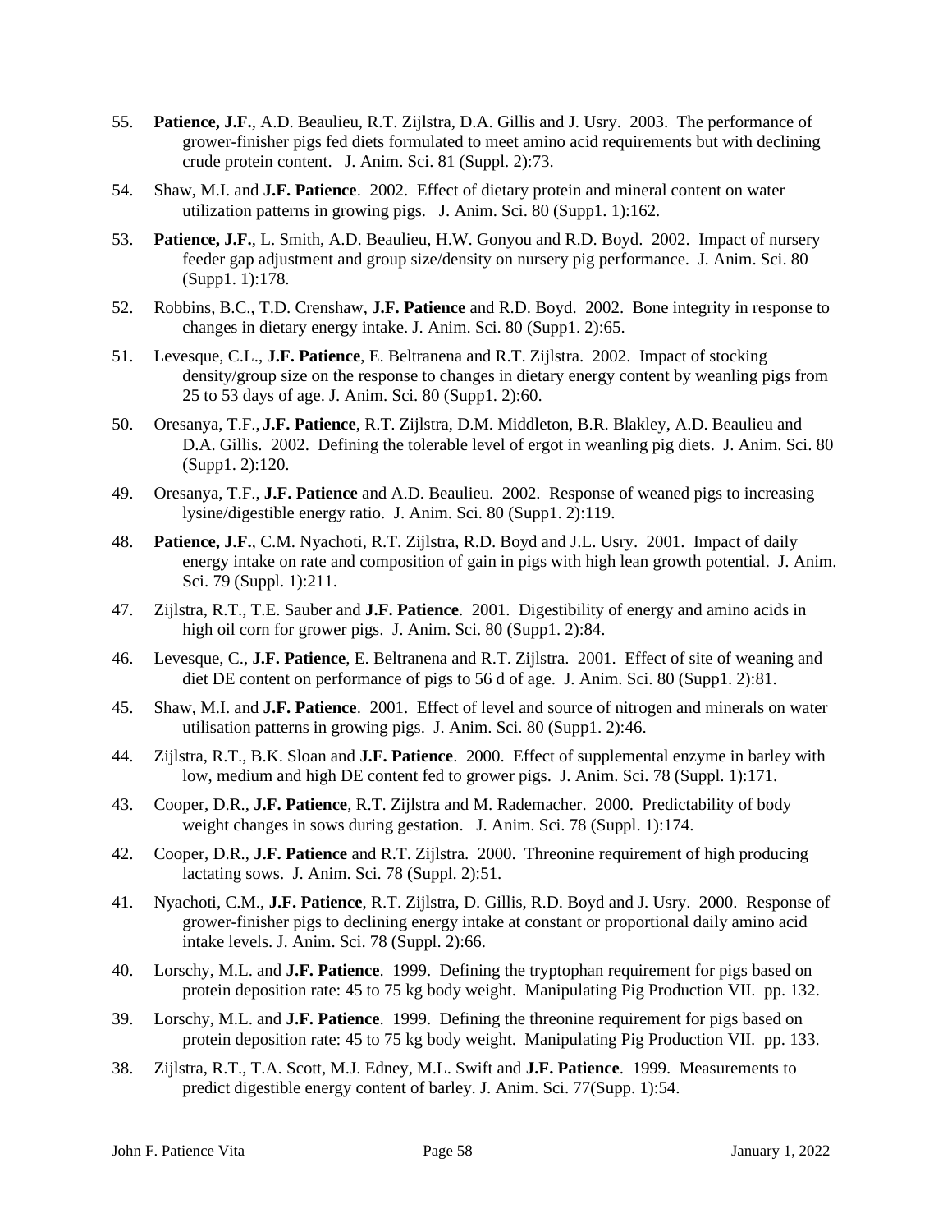55. **Patience, J.F.**, A.D. Beaulieu, R.T. Zijlstra, D.A. Gillis and J. Usry. 2003. The performance of grower-finisher pigs fed diets formulated to meet amino acid requirements but with declining crude protein content. J. Anim. Sci. 81 (Suppl. 2):73.

54. Shaw, M.I. and **J.F. Patience**. 2002. Effect of dietary protein and mineral content on water utilization patterns in growing pigs. J. Anim. Sci. 80 (Supp1. 1):162.

53. **Patience, J.F.**, L. Smith, A.D. Beaulieu, H.W. Gonyou and R.D. Boyd. 2002. Impact of nursery feeder gap adjustment and group size/density on nursery pig performance. J. Anim. Sci. 80 (Supp1. 1):178.

52. Robbins, B.C., T.D. Crenshaw, **J.F. Patience** and R.D. Boyd. 2002. Bone integrity in response to changes in dietary energy intake. J. Anim. Sci. 80 (Supp1. 2):65.

51. Levesque, C.L., **J.F. Patience**, E. Beltranena and R.T. Zijlstra. 2002. Impact of stocking density/group size on the response to changes in dietary energy content by weanling pigs from 25 to 53 days of age. J. Anim. Sci. 80 (Supp1. 2):60.

50. Oresanya, T.F., **J.F. Patience**, R.T. Zijlstra, D.M. Middleton, B.R. Blakley, A.D. Beaulieu and D.A. Gillis. 2002. Defining the tolerable level of ergot in weanling pig diets. J. Anim. Sci. 80 (Supp1. 2):120.

49. Oresanya, T.F., **J.F. Patience** and A.D. Beaulieu. 2002. Response of weaned pigs to increasing lysine/digestible energy ratio. J. Anim. Sci. 80 (Supp1. 2):119.

48. **Patience, J.F.**, C.M. Nyachoti, R.T. Zijlstra, R.D. Boyd and J.L. Usry. 2001. Impact of daily energy intake on rate and composition of gain in pigs with high lean growth potential. J. Anim. Sci. 79 (Suppl. 1):211.

47. Zijlstra, R.T., T.E. Sauber and **J.F. Patience**. 2001. Digestibility of energy and amino acids in high oil corn for grower pigs. J. Anim. Sci. 80 (Supp1. 2):84.

46. Levesque, C., **J.F. Patience**, E. Beltranena and R.T. Zijlstra. 2001. Effect of site of weaning and diet DE content on performance of pigs to 56 d of age. J. Anim. Sci. 80 (Supp1. 2):81.

45. Shaw, M.I. and **J.F. Patience**. 2001. Effect of level and source of nitrogen and minerals on water utilisation patterns in growing pigs. J. Anim. Sci. 80 (Supp1. 2):46.

44. Zijlstra, R.T., B.K. Sloan and **J.F. Patience**. 2000. Effect of supplemental enzyme in barley with low, medium and high DE content fed to grower pigs. J. Anim. Sci. 78 (Suppl. 1):171.

43. Cooper, D.R., **J.F. Patience**, R.T. Zijlstra and M. Rademacher. 2000. Predictability of body weight changes in sows during gestation. J. Anim. Sci. 78 (Suppl. 1):174.

42. Cooper, D.R., **J.F. Patience** and R.T. Zijlstra. 2000. Threonine requirement of high producing lactating sows. J. Anim. Sci. 78 (Suppl. 2):51.

41. Nyachoti, C.M., **J.F. Patience**, R.T. Zijlstra, D. Gillis, R.D. Boyd and J. Usry. 2000. Response of grower-finisher pigs to declining energy intake at constant or proportional daily amino acid intake levels. J. Anim. Sci. 78 (Suppl. 2):66.

40. Lorschy, M.L. and **J.F. Patience**. 1999. Defining the tryptophan requirement for pigs based on protein deposition rate: 45 to 75 kg body weight. Manipulating Pig Production VII. pp. 132.

39. Lorschy, M.L. and **J.F. Patience**. 1999. Defining the threonine requirement for pigs based on protein deposition rate: 45 to 75 kg body weight. Manipulating Pig Production VII. pp. 133.

38. Zijlstra, R.T., T.A. Scott, M.J. Edney, M.L. Swift and **J.F. Patience**. 1999. Measurements to predict digestible energy content of barley. J. Anim. Sci. 77(Supp. 1):54.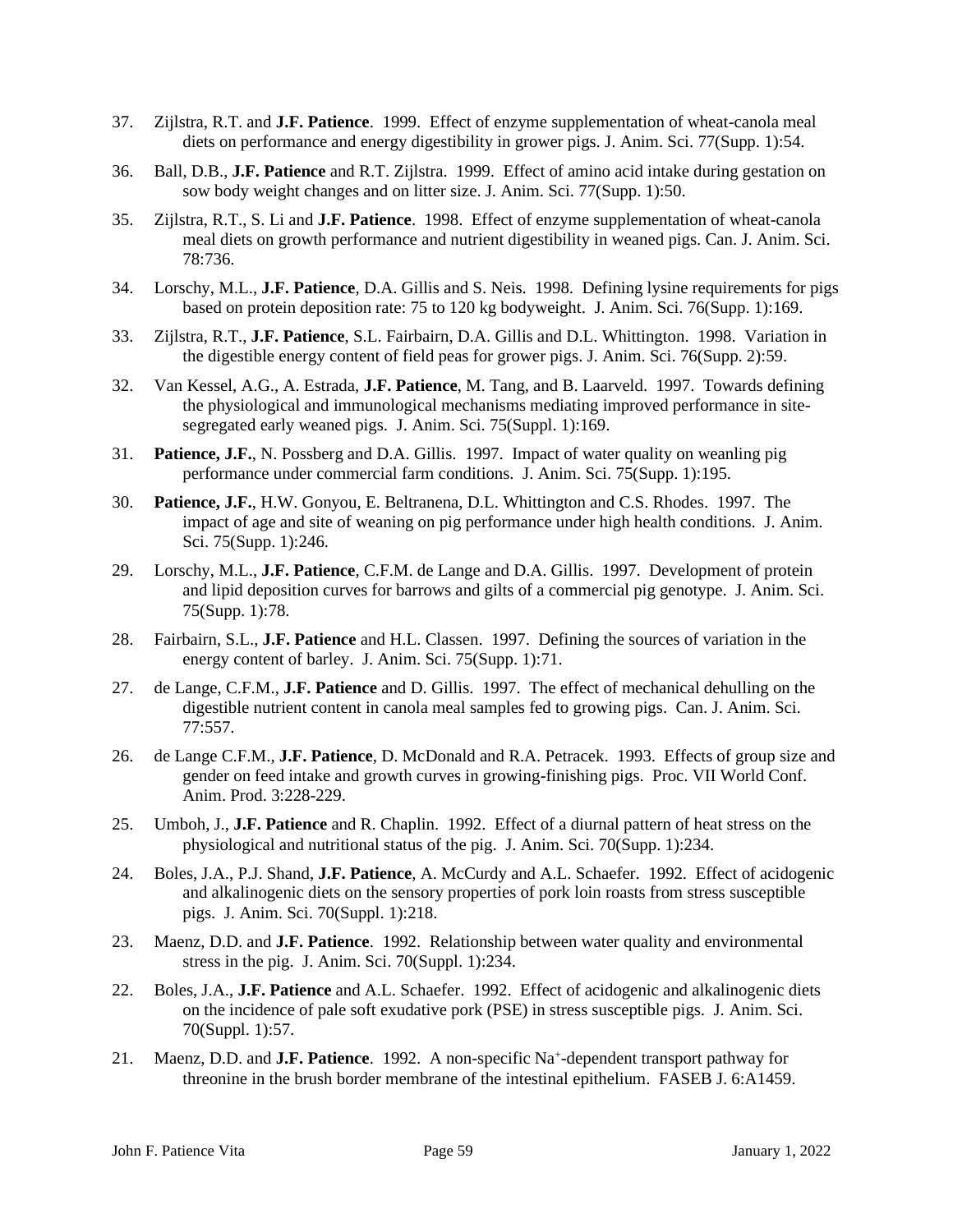37. Zijlstra, R.T. and **J.F. Patience**. 1999. Effect of enzyme supplementation of wheat-canola meal diets on performance and energy digestibility in grower pigs. J. Anim. Sci. 77(Supp. 1):54.

36. Ball, D.B., **J.F. Patience** and R.T. Zijlstra. 1999. Effect of amino acid intake during gestation on sow body weight changes and on litter size. J. Anim. Sci. 77(Supp. 1):50.

35. Zijlstra, R.T., S. Li and **J.F. Patience**. 1998. Effect of enzyme supplementation of wheat-canola meal diets on growth performance and nutrient digestibility in weaned pigs. Can. J. Anim. Sci. 78:736.

34. Lorschy, M.L., **J.F. Patience**, D.A. Gillis and S. Neis. 1998. Defining lysine requirements for pigs based on protein deposition rate: 75 to 120 kg bodyweight. J. Anim. Sci. 76(Supp. 1):169.

33. Zijlstra, R.T., **J.F. Patience**, S.L. Fairbairn, D.A. Gillis and D.L. Whittington. 1998. Variation in the digestible energy content of field peas for grower pigs. J. Anim. Sci. 76(Supp. 2):59.

32. Van Kessel, A.G., A. Estrada, **J.F. Patience**, M. Tang, and B. Laarveld. 1997. Towards defining the physiological and immunological mechanisms mediating improved performance in site-segregated early weaned pigs. J. Anim. Sci. 75(Suppl. 1):169.

31. **Patience, J.F.**, N. Possberg and D.A. Gillis. 1997. Impact of water quality on weanling pig performance under commercial farm conditions. J. Anim. Sci. 75(Supp. 1):195.

30. **Patience, J.F.**, H.W. Gonyou, E. Beltranena, D.L. Whittington and C.S. Rhodes. 1997. The impact of age and site of weaning on pig performance under high health conditions. J. Anim. Sci. 75(Supp. 1):246.

29. Lorschy, M.L., **J.F. Patience**, C.F.M. de Lange and D.A. Gillis. 1997. Development of protein and lipid deposition curves for barrows and gilts of a commercial pig genotype. J. Anim. Sci. 75(Supp. 1):78.

28. Fairbairn, S.L., **J.F. Patience** and H.L. Classen. 1997. Defining the sources of variation in the energy content of barley. J. Anim. Sci. 75(Supp. 1):71.

27. de Lange, C.F.M., **J.F. Patience** and D. Gillis. 1997. The effect of mechanical dehulling on the digestible nutrient content in canola meal samples fed to growing pigs. Can. J. Anim. Sci. 77:557.

26. de Lange C.F.M., **J.F. Patience**, D. McDonald and R.A. Petracek. 1993. Effects of group size and gender on feed intake and growth curves in growing-finishing pigs. Proc. VII World Conf. Anim. Prod. 3:228-229.

25. Umboh, J., **J.F. Patience** and R. Chaplin. 1992. Effect of a diurnal pattern of heat stress on the physiological and nutritional status of the pig. J. Anim. Sci. 70(Supp. 1):234.

24. Boles, J.A., P.J. Shand, **J.F. Patience**, A. McCurdy and A.L. Schaefer. 1992. Effect of acidogenic and alkalinogenic diets on the sensory properties of pork loin roasts from stress susceptible pigs. J. Anim. Sci. 70(Suppl. 1):218.

23. Maenz, D.D. and **J.F. Patience**. 1992. Relationship between water quality and environmental stress in the pig. J. Anim. Sci. 70(Suppl. 1):234.

22. Boles, J.A., **J.F. Patience** and A.L. Schaefer. 1992. Effect of acidogenic and alkalinogenic diets on the incidence of pale soft exudative pork (PSE) in stress susceptible pigs. J. Anim. Sci. 70(Suppl. 1):57.

21. Maenz, D.D. and **J.F. Patience**. 1992. A non-specific $Na^+$-dependent transport pathway for threonine in the brush border membrane of the intestinal epithelium. FASEB J. 6:A1459.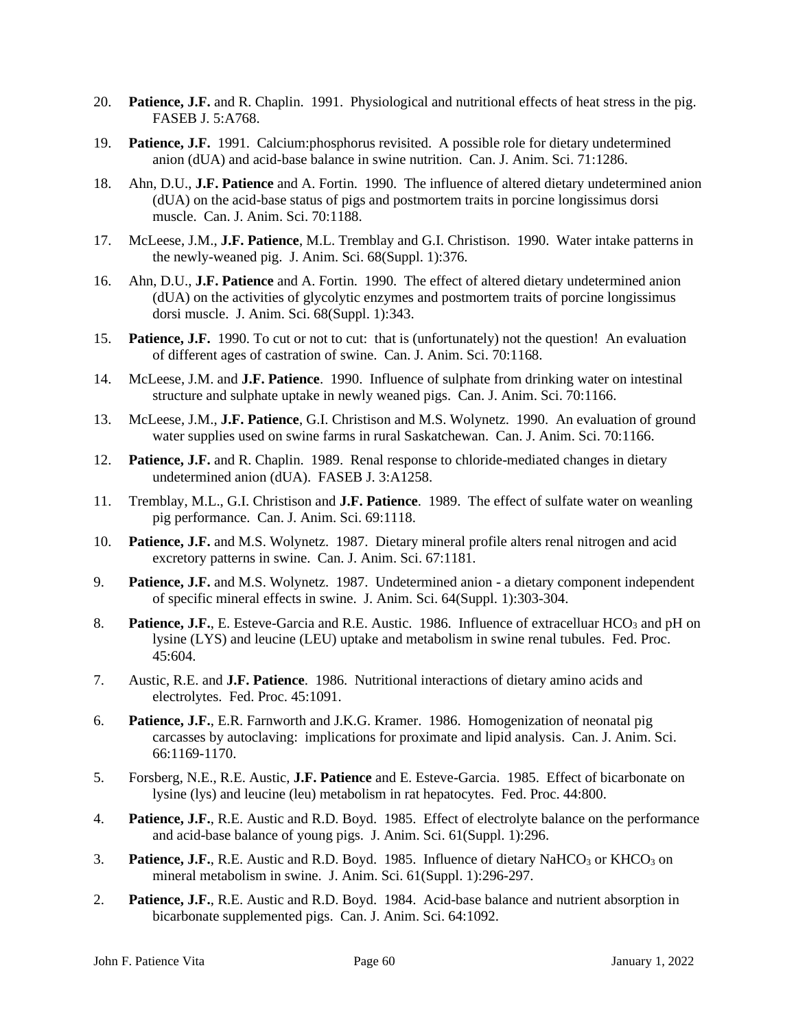20. **Patience, J.F.** and R. Chaplin. 1991. Physiological and nutritional effects of heat stress in the pig. FASEB J. 5:A768.

19. **Patience, J.F.** 1991. Calcium:phosphorus revisited. A possible role for dietary undetermined anion (dUA) and acid-base balance in swine nutrition. Can. J. Anim. Sci. 71:1286.

18. Ahn, D.U., **J.F. Patience** and A. Fortin. 1990. The influence of altered dietary undetermined anion (dUA) on the acid-base status of pigs and postmortem traits in porcine longissimus dorsi muscle. Can. J. Anim. Sci. 70:1188.

17. McLeese, J.M., **J.F. Patience**, M.L. Tremblay and G.I. Christison. 1990. Water intake patterns in the newly-weaned pig. J. Anim. Sci. 68(Suppl. 1):376.

16. Ahn, D.U., **J.F. Patience** and A. Fortin. 1990. The effect of altered dietary undetermined anion (dUA) on the activities of glycolytic enzymes and postmortem traits of porcine longissimus dorsi muscle. J. Anim. Sci. 68(Suppl. 1):343.

15. **Patience, J.F.** 1990. To cut or not to cut: that is (unfortunately) not the question! An evaluation of different ages of castration of swine. Can. J. Anim. Sci. 70:1168.

14. McLeese, J.M. and **J.F. Patience**. 1990. Influence of sulphate from drinking water on intestinal structure and sulphate uptake in newly weaned pigs. Can. J. Anim. Sci. 70:1166.

13. McLeese, J.M., **J.F. Patience**, G.I. Christison and M.S. Wolynetz. 1990. An evaluation of ground water supplies used on swine farms in rural Saskatchewan. Can. J. Anim. Sci. 70:1166.

12. **Patience, J.F.** and R. Chaplin. 1989. Renal response to chloride-mediated changes in dietary undetermined anion (dUA). FASEB J. 3:A1258.

11. Tremblay, M.L., G.I. Christison and **J.F. Patience**. 1989. The effect of sulfate water on weanling pig performance. Can. J. Anim. Sci. 69:1118.

10. **Patience, J.F.** and M.S. Wolynetz. 1987. Dietary mineral profile alters renal nitrogen and acid excretory patterns in swine. Can. J. Anim. Sci. 67:1181.

9. **Patience, J.F.** and M.S. Wolynetz. 1987. Undetermined anion - a dietary component independent of specific mineral effects in swine. J. Anim. Sci. 64(Suppl. 1):303-304.

8. **Patience, J.F.**, E. Esteve-Garcia and R.E. Austic. 1986. Influence of extracelluar $HCO_3$ and pH on lysine (LYS) and leucine (LEU) uptake and metabolism in swine renal tubules. Fed. Proc. 45:604.

7. Austic, R.E. and **J.F. Patience**. 1986. Nutritional interactions of dietary amino acids and electrolytes. Fed. Proc. 45:1091.

6. **Patience, J.F.**, E.R. Farnworth and J.K.G. Kramer. 1986. Homogenization of neonatal pig carcasses by autoclaving: implications for proximate and lipid analysis. Can. J. Anim. Sci. 66:1169-1170.

5. Forsberg, N.E., R.E. Austic, **J.F. Patience** and E. Esteve-Garcia. 1985. Effect of bicarbonate on lysine (lys) and leucine (leu) metabolism in rat hepatocytes. Fed. Proc. 44:800.

4. **Patience, J.F.**, R.E. Austic and R.D. Boyd. 1985. Effect of electrolyte balance on the performance and acid-base balance of young pigs. J. Anim. Sci. 61(Suppl. 1):296.

3. **Patience, J.F.**, R.E. Austic and R.D. Boyd. 1985. Influence of dietary $NaHCO_3$ or $KHCO_3$ on mineral metabolism in swine. J. Anim. Sci. 61(Suppl. 1):296-297.

2. **Patience, J.F.**, R.E. Austic and R.D. Boyd. 1984. Acid-base balance and nutrient absorption in bicarbonate supplemented pigs. Can. J. Anim. Sci. 64:1092.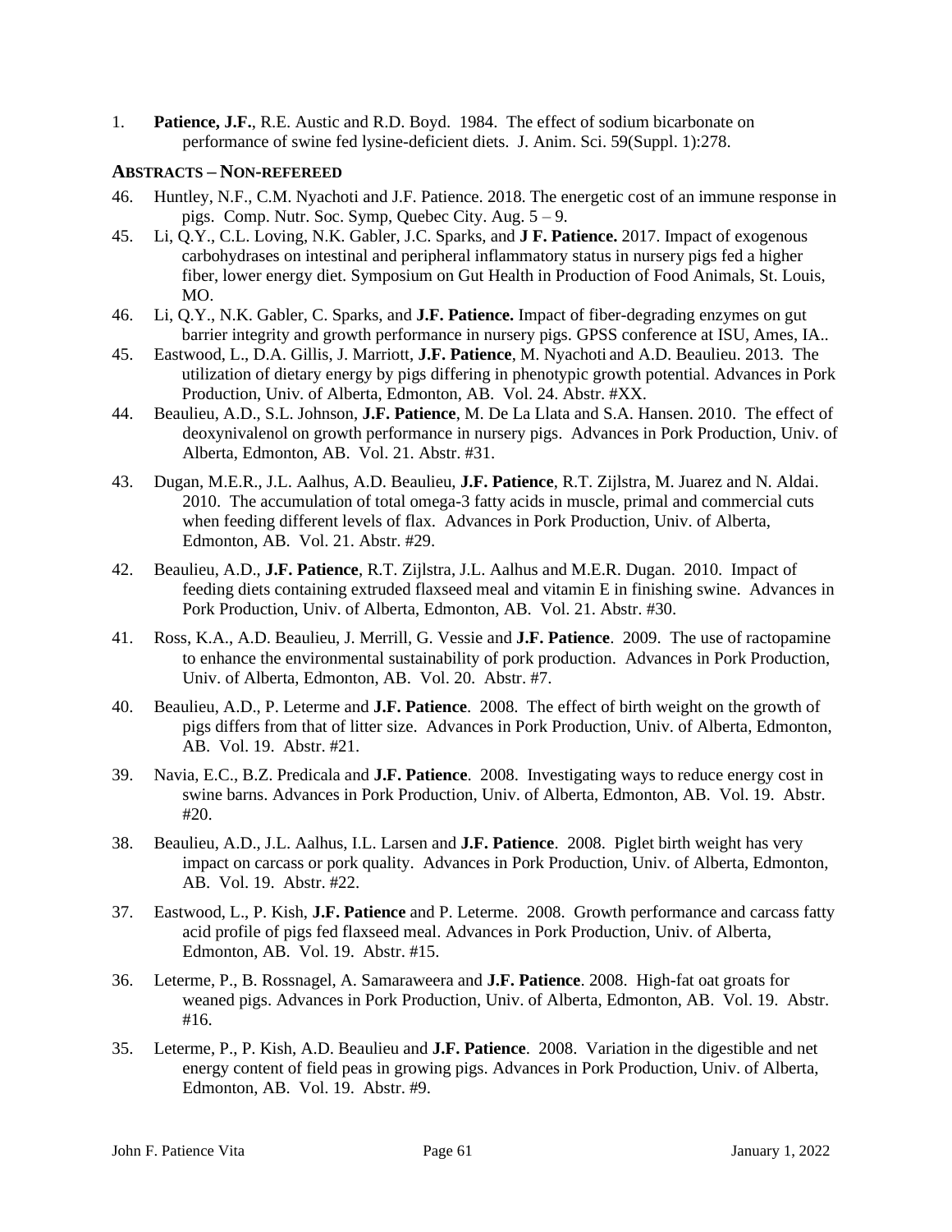1. **Patience, J.F.**, R.E. Austic and R.D. Boyd. 1984. The effect of sodium bicarbonate on performance of swine fed lysine-deficient diets. J. Anim. Sci. 59(Suppl. 1):278.

### ABSTRACTS – NON-REFEREED

46. Huntley, N.F., C.M. Nyachoti and J.F. Patience. 2018. The energetic cost of an immune response in pigs. Comp. Nutr. Soc. Symp, Quebec City. Aug. 5 – 9.

45. Li, Q.Y., C.L. Loving, N.K. Gabler, J.C. Sparks, and **J F. Patience.** 2017. Impact of exogenous carbohydrases on intestinal and peripheral inflammatory status in nursery pigs fed a higher fiber, lower energy diet. Symposium on Gut Health in Production of Food Animals, St. Louis, MO.

46. Li, Q.Y., N.K. Gabler, C. Sparks, and **J.F. Patience.** Impact of fiber-degrading enzymes on gut barrier integrity and growth performance in nursery pigs. GPSS conference at ISU, Ames, IA..

45. Eastwood, L., D.A. Gillis, J. Marriott, **J.F. Patience**, M. Nyachoti and A.D. Beaulieu. 2013. The utilization of dietary energy by pigs differing in phenotypic growth potential. Advances in Pork Production, Univ. of Alberta, Edmonton, AB. Vol. 24. Abstr. #XX.

44. Beaulieu, A.D., S.L. Johnson, **J.F. Patience**, M. De La Llata and S.A. Hansen. 2010. The effect of deoxynivalenol on growth performance in nursery pigs. Advances in Pork Production, Univ. of Alberta, Edmonton, AB. Vol. 21. Abstr. #31.

43. Dugan, M.E.R., J.L. Aalhus, A.D. Beaulieu, **J.F. Patience**, R.T. Zijlstra, M. Juarez and N. Aldai. 2010. The accumulation of total omega-3 fatty acids in muscle, primal and commercial cuts when feeding different levels of flax. Advances in Pork Production, Univ. of Alberta, Edmonton, AB. Vol. 21. Abstr. #29.

42. Beaulieu, A.D., **J.F. Patience**, R.T. Zijlstra, J.L. Aalhus and M.E.R. Dugan. 2010. Impact of feeding diets containing extruded flaxseed meal and vitamin E in finishing swine. Advances in Pork Production, Univ. of Alberta, Edmonton, AB. Vol. 21. Abstr. #30.

41. Ross, K.A., A.D. Beaulieu, J. Merrill, G. Vessie and **J.F. Patience**. 2009. The use of ractopamine to enhance the environmental sustainability of pork production. Advances in Pork Production, Univ. of Alberta, Edmonton, AB. Vol. 20. Abstr. #7.

40. Beaulieu, A.D., P. Leterme and **J.F. Patience**. 2008. The effect of birth weight on the growth of pigs differs from that of litter size. Advances in Pork Production, Univ. of Alberta, Edmonton, AB. Vol. 19. Abstr. #21.

39. Navia, E.C., B.Z. Predicala and **J.F. Patience**. 2008. Investigating ways to reduce energy cost in swine barns. Advances in Pork Production, Univ. of Alberta, Edmonton, AB. Vol. 19. Abstr. #20.

38. Beaulieu, A.D., J.L. Aalhus, I.L. Larsen and **J.F. Patience**. 2008. Piglet birth weight has very impact on carcass or pork quality. Advances in Pork Production, Univ. of Alberta, Edmonton, AB. Vol. 19. Abstr. #22.

37. Eastwood, L., P. Kish, **J.F. Patience** and P. Leterme. 2008. Growth performance and carcass fatty acid profile of pigs fed flaxseed meal. Advances in Pork Production, Univ. of Alberta, Edmonton, AB. Vol. 19. Abstr. #15.

36. Leterme, P., B. Rossnagel, A. Samaraweera and **J.F. Patience**. 2008. High-fat oat groats for weaned pigs. Advances in Pork Production, Univ. of Alberta, Edmonton, AB. Vol. 19. Abstr. #16.

35. Leterme, P., P. Kish, A.D. Beaulieu and **J.F. Patience**. 2008. Variation in the digestible and net energy content of field peas in growing pigs. Advances in Pork Production, Univ. of Alberta, Edmonton, AB. Vol. 19. Abstr. #9.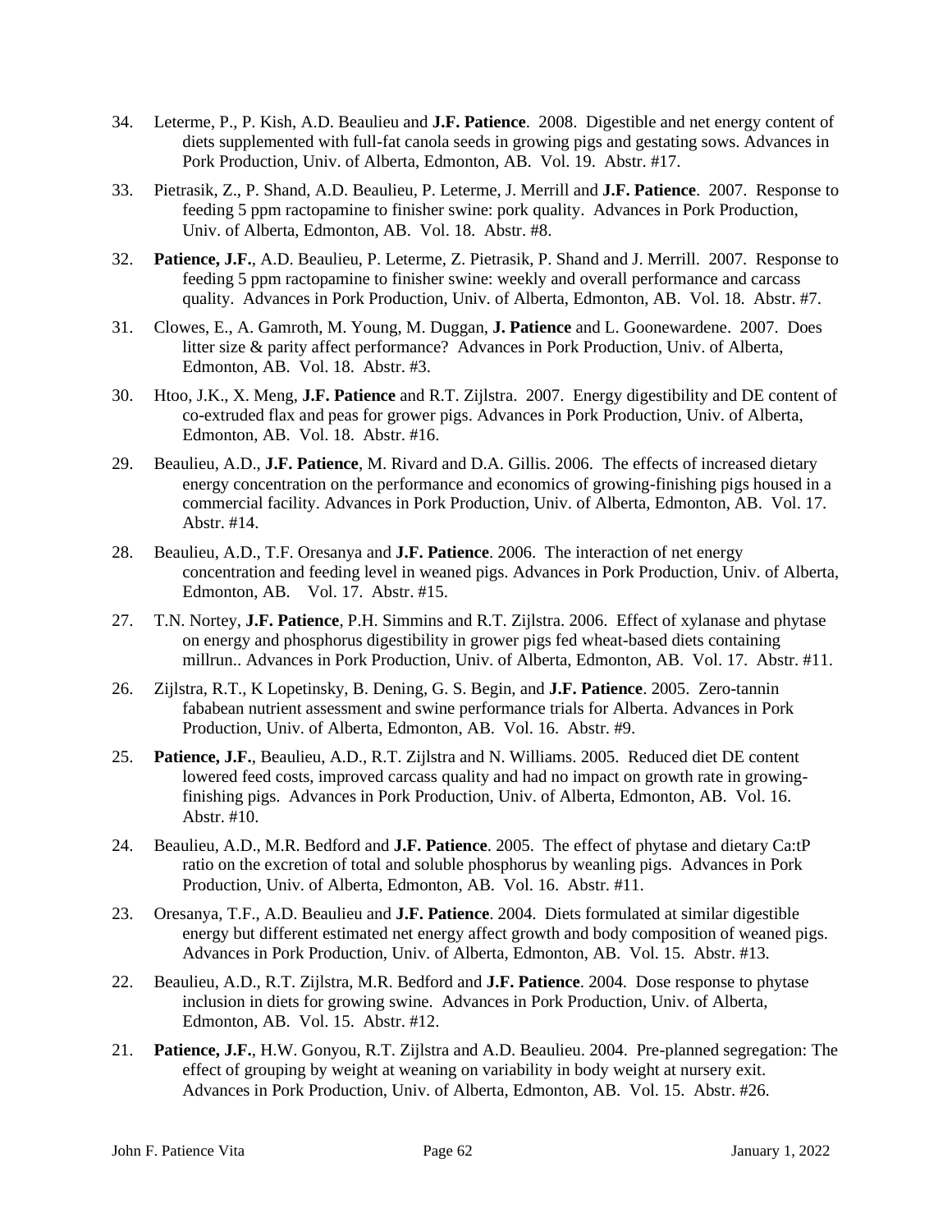34. Leterme, P., P. Kish, A.D. Beaulieu and **J.F. Patience**. 2008. Digestible and net energy content of diets supplemented with full-fat canola seeds in growing pigs and gestating sows. Advances in Pork Production, Univ. of Alberta, Edmonton, AB. Vol. 19. Abstr. #17.

33. Pietrasik, Z., P. Shand, A.D. Beaulieu, P. Leterme, J. Merrill and **J.F. Patience**. 2007. Response to feeding 5 ppm ractopamine to finisher swine: pork quality. Advances in Pork Production, Univ. of Alberta, Edmonton, AB. Vol. 18. Abstr. #8.

32. **Patience, J.F.**, A.D. Beaulieu, P. Leterme, Z. Pietrasik, P. Shand and J. Merrill. 2007. Response to feeding 5 ppm ractopamine to finisher swine: weekly and overall performance and carcass quality. Advances in Pork Production, Univ. of Alberta, Edmonton, AB. Vol. 18. Abstr. #7.

31. Clowes, E., A. Gamroth, M. Young, M. Duggan, **J. Patience** and L. Goonewardene. 2007. Does litter size & parity affect performance? Advances in Pork Production, Univ. of Alberta, Edmonton, AB. Vol. 18. Abstr. #3.

30. Htoo, J.K., X. Meng, **J.F. Patience** and R.T. Zijlstra. 2007. Energy digestibility and DE content of co-extruded flax and peas for grower pigs. Advances in Pork Production, Univ. of Alberta, Edmonton, AB. Vol. 18. Abstr. #16.

29. Beaulieu, A.D., **J.F. Patience**, M. Rivard and D.A. Gillis. 2006. The effects of increased dietary energy concentration on the performance and economics of growing-finishing pigs housed in a commercial facility. Advances in Pork Production, Univ. of Alberta, Edmonton, AB. Vol. 17. Abstr. #14.

28. Beaulieu, A.D., T.F. Oresanya and **J.F. Patience**. 2006. The interaction of net energy concentration and feeding level in weaned pigs. Advances in Pork Production, Univ. of Alberta, Edmonton, AB. Vol. 17. Abstr. #15.

27. T.N. Nortey, **J.F. Patience**, P.H. Simmins and R.T. Zijlstra. 2006. Effect of xylanase and phytase on energy and phosphorus digestibility in grower pigs fed wheat-based diets containing millrun.. Advances in Pork Production, Univ. of Alberta, Edmonton, AB. Vol. 17. Abstr. #11.

26. Zijlstra, R.T., K Lopetinsky, B. Dening, G. S. Begin, and **J.F. Patience**. 2005. Zero-tannin fababean nutrient assessment and swine performance trials for Alberta. Advances in Pork Production, Univ. of Alberta, Edmonton, AB. Vol. 16. Abstr. #9.

25. **Patience, J.F.**, Beaulieu, A.D., R.T. Zijlstra and N. Williams. 2005. Reduced diet DE content lowered feed costs, improved carcass quality and had no impact on growth rate in growing-finishing pigs. Advances in Pork Production, Univ. of Alberta, Edmonton, AB. Vol. 16. Abstr. #10.

24. Beaulieu, A.D., M.R. Bedford and **J.F. Patience**. 2005. The effect of phytase and dietary Ca:tP ratio on the excretion of total and soluble phosphorus by weanling pigs. Advances in Pork Production, Univ. of Alberta, Edmonton, AB. Vol. 16. Abstr. #11.

23. Oresanya, T.F., A.D. Beaulieu and **J.F. Patience**. 2004. Diets formulated at similar digestible energy but different estimated net energy affect growth and body composition of weaned pigs. Advances in Pork Production, Univ. of Alberta, Edmonton, AB. Vol. 15. Abstr. #13.

22. Beaulieu, A.D., R.T. Zijlstra, M.R. Bedford and **J.F. Patience**. 2004. Dose response to phytase inclusion in diets for growing swine. Advances in Pork Production, Univ. of Alberta, Edmonton, AB. Vol. 15. Abstr. #12.

21. **Patience, J.F.**, H.W. Gonyou, R.T. Zijlstra and A.D. Beaulieu. 2004. Pre-planned segregation: The effect of grouping by weight at weaning on variability in body weight at nursery exit. Advances in Pork Production, Univ. of Alberta, Edmonton, AB. Vol. 15. Abstr. #26.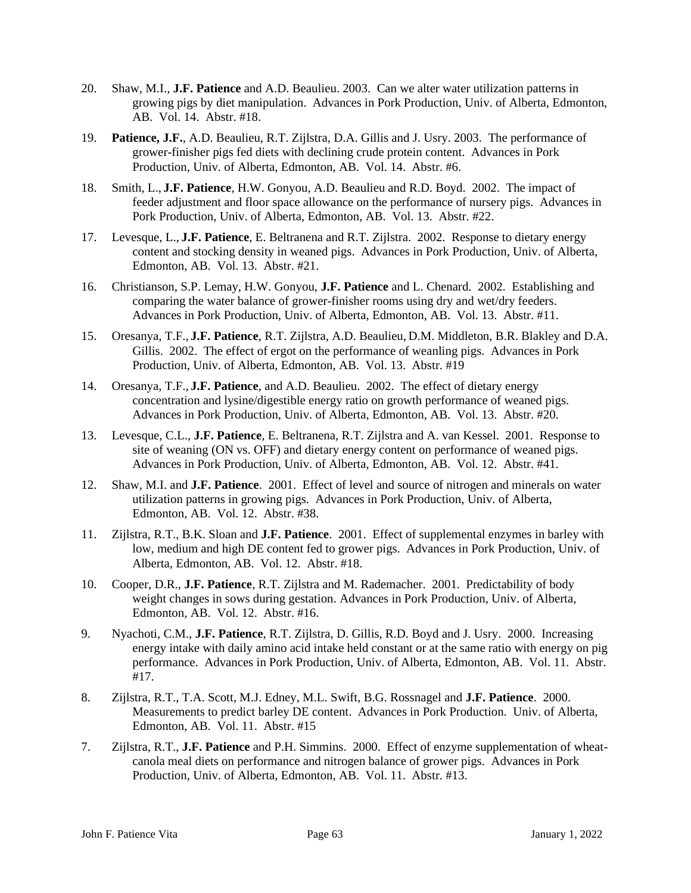20. Shaw, M.I., **J.F. Patience** and A.D. Beaulieu. 2003. Can we alter water utilization patterns in growing pigs by diet manipulation. Advances in Pork Production, Univ. of Alberta, Edmonton, AB. Vol. 14. Abstr. #18.

19. **Patience, J.F.**, A.D. Beaulieu, R.T. Zijlstra, D.A. Gillis and J. Usry. 2003. The performance of grower-finisher pigs fed diets with declining crude protein content. Advances in Pork Production, Univ. of Alberta, Edmonton, AB. Vol. 14. Abstr. #6.

18. Smith, L., **J.F. Patience**, H.W. Gonyou, A.D. Beaulieu and R.D. Boyd. 2002. The impact of feeder adjustment and floor space allowance on the performance of nursery pigs. Advances in Pork Production, Univ. of Alberta, Edmonton, AB. Vol. 13. Abstr. #22.

17. Levesque, L., **J.F. Patience**, E. Beltranena and R.T. Zijlstra. 2002. Response to dietary energy content and stocking density in weaned pigs. Advances in Pork Production, Univ. of Alberta, Edmonton, AB. Vol. 13. Abstr. #21.

16. Christianson, S.P. Lemay, H.W. Gonyou, **J.F. Patience** and L. Chenard. 2002. Establishing and comparing the water balance of grower-finisher rooms using dry and wet/dry feeders. Advances in Pork Production, Univ. of Alberta, Edmonton, AB. Vol. 13. Abstr. #11.

15. Oresanya, T.F., **J.F. Patience**, R.T. Zijlstra, A.D. Beaulieu, D.M. Middleton, B.R. Blakley and D.A. Gillis. 2002. The effect of ergot on the performance of weanling pigs. Advances in Pork Production, Univ. of Alberta, Edmonton, AB. Vol. 13. Abstr. #19

14. Oresanya, T.F., **J.F. Patience**, and A.D. Beaulieu. 2002. The effect of dietary energy concentration and lysine/digestible energy ratio on growth performance of weaned pigs. Advances in Pork Production, Univ. of Alberta, Edmonton, AB. Vol. 13. Abstr. #20.

13. Levesque, C.L., **J.F. Patience**, E. Beltranena, R.T. Zijlstra and A. van Kessel. 2001. Response to site of weaning (ON vs. OFF) and dietary energy content on performance of weaned pigs. Advances in Pork Production, Univ. of Alberta, Edmonton, AB. Vol. 12. Abstr. #41.

12. Shaw, M.I. and **J.F. Patience**. 2001. Effect of level and source of nitrogen and minerals on water utilization patterns in growing pigs. Advances in Pork Production, Univ. of Alberta, Edmonton, AB. Vol. 12. Abstr. #38.

11. Zijlstra, R.T., B.K. Sloan and **J.F. Patience**. 2001. Effect of supplemental enzymes in barley with low, medium and high DE content fed to grower pigs. Advances in Pork Production, Univ. of Alberta, Edmonton, AB. Vol. 12. Abstr. #18.

10. Cooper, D.R., **J.F. Patience**, R.T. Zijlstra and M. Rademacher. 2001. Predictability of body weight changes in sows during gestation. Advances in Pork Production, Univ. of Alberta, Edmonton, AB. Vol. 12. Abstr. #16.

9. Nyachoti, C.M., **J.F. Patience**, R.T. Zijlstra, D. Gillis, R.D. Boyd and J. Usry. 2000. Increasing energy intake with daily amino acid intake held constant or at the same ratio with energy on pig performance. Advances in Pork Production, Univ. of Alberta, Edmonton, AB. Vol. 11. Abstr. #17.

8. Zijlstra, R.T., T.A. Scott, M.J. Edney, M.L. Swift, B.G. Rossnagel and **J.F. Patience**. 2000. Measurements to predict barley DE content. Advances in Pork Production. Univ. of Alberta, Edmonton, AB. Vol. 11. Abstr. #15

7. Zijlstra, R.T., **J.F. Patience** and P.H. Simmins. 2000. Effect of enzyme supplementation of wheat-canola meal diets on performance and nitrogen balance of grower pigs. Advances in Pork Production, Univ. of Alberta, Edmonton, AB. Vol. 11. Abstr. #13.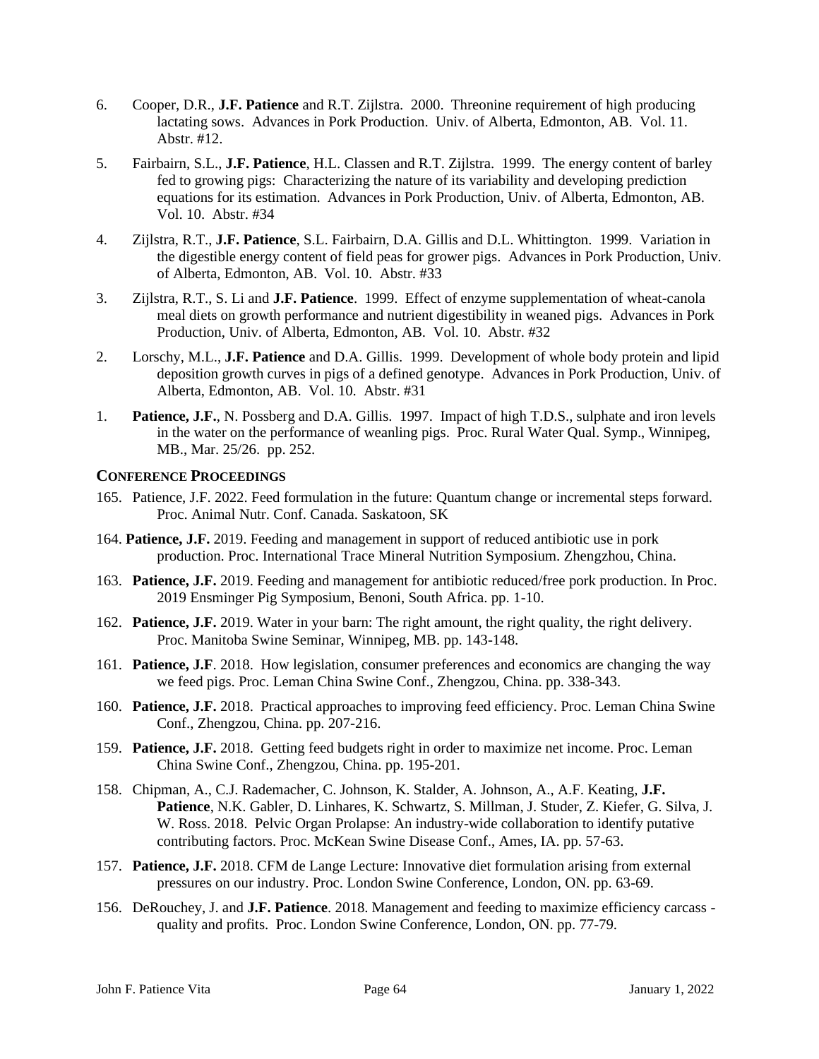6. Cooper, D.R., **J.F. Patience** and R.T. Zijlstra. 2000. Threonine requirement of high producing lactating sows. Advances in Pork Production. Univ. of Alberta, Edmonton, AB. Vol. 11. Abstr. #12.

5. Fairbairn, S.L., **J.F. Patience**, H.L. Classen and R.T. Zijlstra. 1999. The energy content of barley fed to growing pigs: Characterizing the nature of its variability and developing prediction equations for its estimation. Advances in Pork Production, Univ. of Alberta, Edmonton, AB. Vol. 10. Abstr. #34

4. Zijlstra, R.T., **J.F. Patience**, S.L. Fairbairn, D.A. Gillis and D.L. Whittington. 1999. Variation in the digestible energy content of field peas for grower pigs. Advances in Pork Production, Univ. of Alberta, Edmonton, AB. Vol. 10. Abstr. #33

3. Zijlstra, R.T., S. Li and **J.F. Patience**. 1999. Effect of enzyme supplementation of wheat-canola meal diets on growth performance and nutrient digestibility in weaned pigs. Advances in Pork Production, Univ. of Alberta, Edmonton, AB. Vol. 10. Abstr. #32

2. Lorschy, M.L., **J.F. Patience** and D.A. Gillis. 1999. Development of whole body protein and lipid deposition growth curves in pigs of a defined genotype. Advances in Pork Production, Univ. of Alberta, Edmonton, AB. Vol. 10. Abstr. #31

1. **Patience, J.F.**, N. Possberg and D.A. Gillis. 1997. Impact of high T.D.S., sulphate and iron levels in the water on the performance of weanling pigs. Proc. Rural Water Qual. Symp., Winnipeg, MB., Mar. 25/26. pp. 252.

### CONFERENCE PROCEEDINGS

165. Patience, J.F. 2022. Feed formulation in the future: Quantum change or incremental steps forward. Proc. Animal Nutr. Conf. Canada. Saskatoon, SK

164. **Patience, J.F.** 2019. Feeding and management in support of reduced antibiotic use in pork production. Proc. International Trace Mineral Nutrition Symposium. Zhengzhou, China.

163. **Patience, J.F.** 2019. Feeding and management for antibiotic reduced/free pork production. In Proc. 2019 Ensminger Pig Symposium, Benoni, South Africa. pp. 1-10.

162. **Patience, J.F.** 2019. Water in your barn: The right amount, the right quality, the right delivery. Proc. Manitoba Swine Seminar, Winnipeg, MB. pp. 143-148.

161. **Patience, J.F**. 2018. How legislation, consumer preferences and economics are changing the way we feed pigs. Proc. Leman China Swine Conf., Zhengzou, China. pp. 338-343.

160. **Patience, J.F.** 2018. Practical approaches to improving feed efficiency. Proc. Leman China Swine Conf., Zhengzou, China. pp. 207-216.

159. **Patience, J.F.** 2018. Getting feed budgets right in order to maximize net income. Proc. Leman China Swine Conf., Zhengzou, China. pp. 195-201.

158. Chipman, A., C.J. Rademacher, C. Johnson, K. Stalder, A. Johnson, A., A.F. Keating, **J.F. Patience**, N.K. Gabler, D. Linhares, K. Schwartz, S. Millman, J. Studer, Z. Kiefer, G. Silva, J. W. Ross. 2018. Pelvic Organ Prolapse: An industry-wide collaboration to identify putative contributing factors. Proc. McKean Swine Disease Conf., Ames, IA. pp. 57-63.

157. **Patience, J.F.** 2018. CFM de Lange Lecture: Innovative diet formulation arising from external pressures on our industry. Proc. London Swine Conference, London, ON. pp. 63-69.

156. DeRouchey, J. and **J.F. Patience**. 2018. Management and feeding to maximize efficiency carcass - quality and profits. Proc. London Swine Conference, London, ON. pp. 77-79.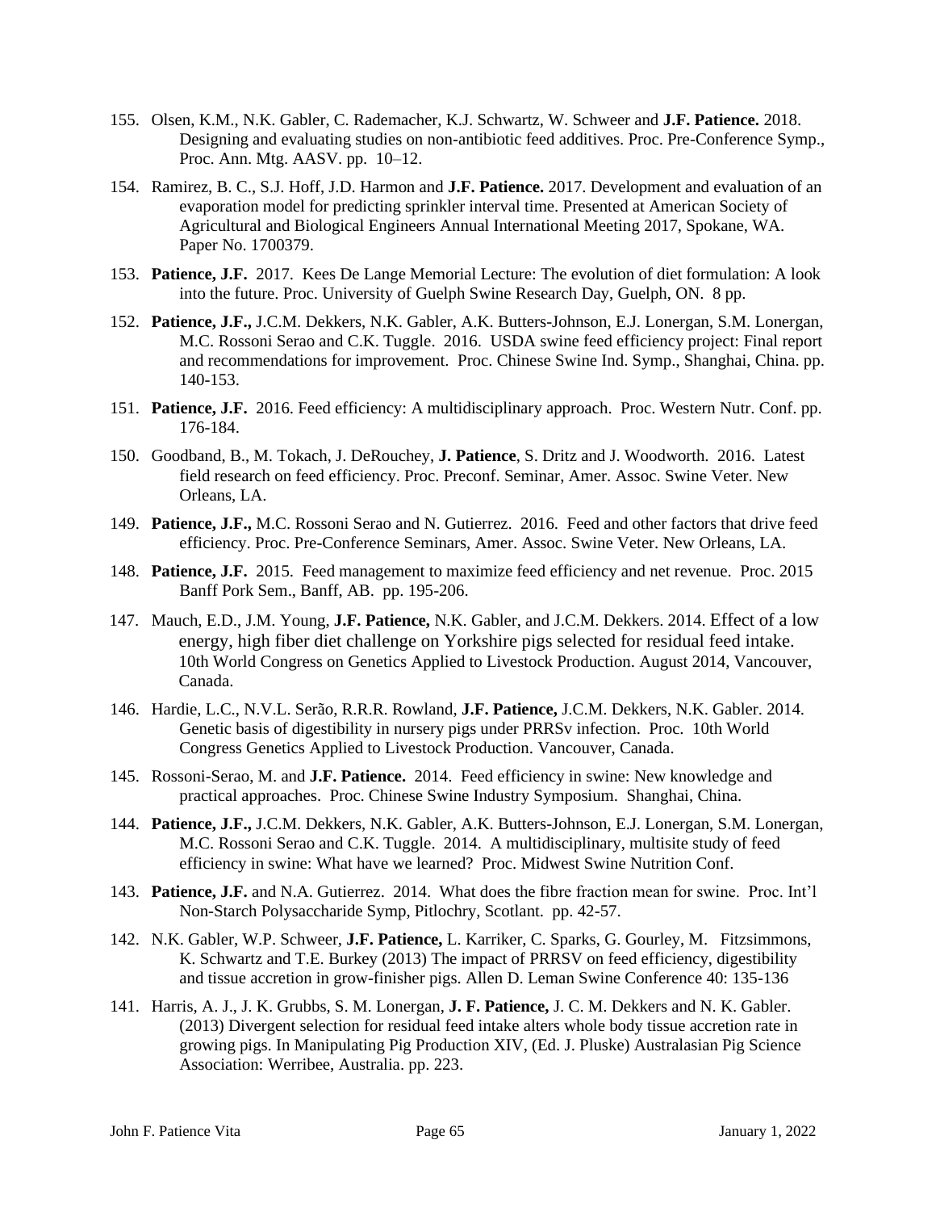155. Olsen, K.M., N.K. Gabler, C. Rademacher, K.J. Schwartz, W. Schweer and **J.F. Patience.** 2018. Designing and evaluating studies on non-antibiotic feed additives. Proc. Pre-Conference Symp., Proc. Ann. Mtg. AASV. pp. 10–12.

154. Ramirez, B. C., S.J. Hoff, J.D. Harmon and **J.F. Patience.** 2017. Development and evaluation of an evaporation model for predicting sprinkler interval time. Presented at American Society of Agricultural and Biological Engineers Annual International Meeting 2017, Spokane, WA. Paper No. 1700379.

153. **Patience, J.F.** 2017. Kees De Lange Memorial Lecture: The evolution of diet formulation: A look into the future. Proc. University of Guelph Swine Research Day, Guelph, ON. 8 pp.

152. **Patience, J.F.,** J.C.M. Dekkers, N.K. Gabler, A.K. Butters-Johnson, E.J. Lonergan, S.M. Lonergan, M.C. Rossoni Serao and C.K. Tuggle. 2016. USDA swine feed efficiency project: Final report and recommendations for improvement. Proc. Chinese Swine Ind. Symp., Shanghai, China. pp. 140-153.

151. **Patience, J.F.** 2016. Feed efficiency: A multidisciplinary approach. Proc. Western Nutr. Conf. pp. 176-184.

150. Goodband, B., M. Tokach, J. DeRouchey, **J. Patience**, S. Dritz and J. Woodworth. 2016. Latest field research on feed efficiency. Proc. Preconf. Seminar, Amer. Assoc. Swine Veter. New Orleans, LA.

149. **Patience, J.F.,** M.C. Rossoni Serao and N. Gutierrez. 2016. Feed and other factors that drive feed efficiency. Proc. Pre-Conference Seminars, Amer. Assoc. Swine Veter. New Orleans, LA.

148. **Patience, J.F.** 2015. Feed management to maximize feed efficiency and net revenue. Proc. 2015 Banff Pork Sem., Banff, AB. pp. 195-206.

147. Mauch, E.D., J.M. Young, **J.F. Patience,** N.K. Gabler, and J.C.M. Dekkers. 2014. Effect of a low energy, high fiber diet challenge on Yorkshire pigs selected for residual feed intake. 10th World Congress on Genetics Applied to Livestock Production. August 2014, Vancouver, Canada.

146. Hardie, L.C., N.V.L. Serão, R.R.R. Rowland, **J.F. Patience,** J.C.M. Dekkers, N.K. Gabler. 2014. Genetic basis of digestibility in nursery pigs under PRRSv infection. Proc. 10th World Congress Genetics Applied to Livestock Production. Vancouver, Canada.

145. Rossoni-Serao, M. and **J.F. Patience.** 2014. Feed efficiency in swine: New knowledge and practical approaches. Proc. Chinese Swine Industry Symposium. Shanghai, China.

144. **Patience, J.F.,** J.C.M. Dekkers, N.K. Gabler, A.K. Butters-Johnson, E.J. Lonergan, S.M. Lonergan, M.C. Rossoni Serao and C.K. Tuggle. 2014. A multidisciplinary, multisite study of feed efficiency in swine: What have we learned? Proc. Midwest Swine Nutrition Conf.

143. **Patience, J.F.** and N.A. Gutierrez. 2014. What does the fibre fraction mean for swine. Proc. Int'l Non-Starch Polysaccharide Symp, Pitlochry, Scotlant. pp. 42-57.

142. N.K. Gabler, W.P. Schweer, **J.F. Patience,** L. Karriker, C. Sparks, G. Gourley, M. Fitzsimmons, K. Schwartz and T.E. Burkey (2013) The impact of PRRSV on feed efficiency, digestibility and tissue accretion in grow-finisher pigs. Allen D. Leman Swine Conference 40: 135-136

141. Harris, A. J., J. K. Grubbs, S. M. Lonergan, **J. F. Patience,** J. C. M. Dekkers and N. K. Gabler. (2013) Divergent selection for residual feed intake alters whole body tissue accretion rate in growing pigs. In Manipulating Pig Production XIV, (Ed. J. Pluske) Australasian Pig Science Association: Werribee, Australia. pp. 223.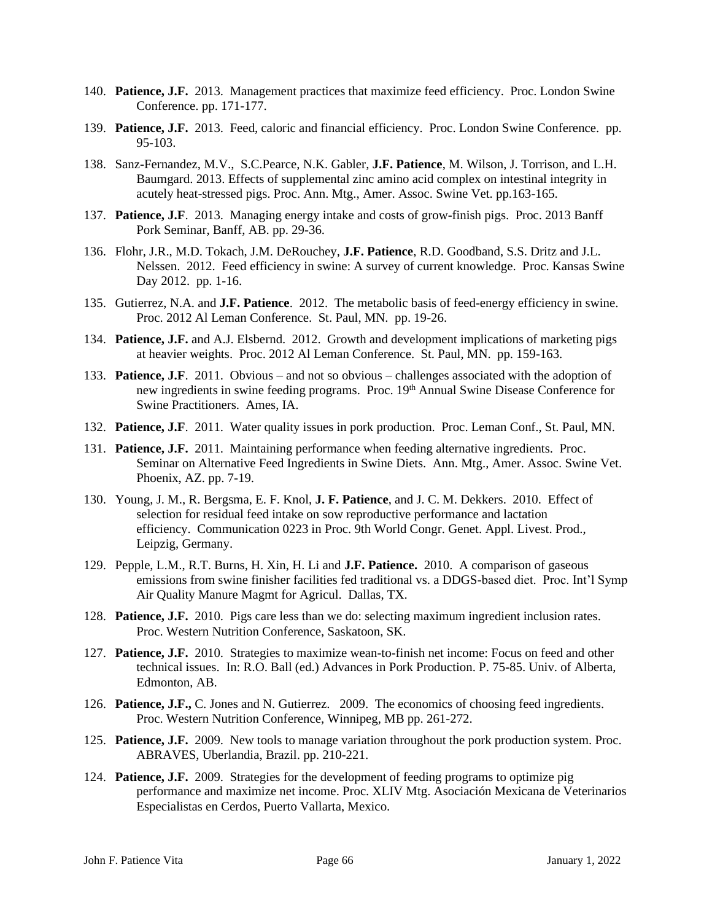140. **Patience, J.F.** 2013. Management practices that maximize feed efficiency. Proc. London Swine Conference. pp. 171-177.

139. **Patience, J.F.** 2013. Feed, caloric and financial efficiency. Proc. London Swine Conference. pp. 95-103.

138. Sanz-Fernandez, M.V., S.C.Pearce, N.K. Gabler, **J.F. Patience**, M. Wilson, J. Torrison, and L.H. Baumgard. 2013. Effects of supplemental zinc amino acid complex on intestinal integrity in acutely heat-stressed pigs. Proc. Ann. Mtg., Amer. Assoc. Swine Vet. pp.163-165.

137. **Patience, J.F**. 2013. Managing energy intake and costs of grow-finish pigs. Proc. 2013 Banff Pork Seminar, Banff, AB. pp. 29-36.

136. Flohr, J.R., M.D. Tokach, J.M. DeRouchey, **J.F. Patience**, R.D. Goodband, S.S. Dritz and J.L. Nelssen. 2012. Feed efficiency in swine: A survey of current knowledge. Proc. Kansas Swine Day 2012. pp. 1-16.

135. Gutierrez, N.A. and **J.F. Patience**. 2012. The metabolic basis of feed-energy efficiency in swine. Proc. 2012 Al Leman Conference. St. Paul, MN. pp. 19-26.

134. **Patience, J.F.** and A.J. Elsbernd. 2012. Growth and development implications of marketing pigs at heavier weights. Proc. 2012 Al Leman Conference. St. Paul, MN. pp. 159-163.

133. **Patience, J.F**. 2011. Obvious – and not so obvious – challenges associated with the adoption of new ingredients in swine feeding programs. Proc. 19th Annual Swine Disease Conference for Swine Practitioners. Ames, IA.

132. **Patience, J.F**. 2011. Water quality issues in pork production. Proc. Leman Conf., St. Paul, MN.

131. **Patience, J.F.** 2011. Maintaining performance when feeding alternative ingredients. Proc. Seminar on Alternative Feed Ingredients in Swine Diets. Ann. Mtg., Amer. Assoc. Swine Vet. Phoenix, AZ. pp. 7-19.

130. Young, J. M., R. Bergsma, E. F. Knol, **J. F. Patience**, and J. C. M. Dekkers. 2010. Effect of selection for residual feed intake on sow reproductive performance and lactation efficiency. Communication 0223 in Proc. 9th World Congr. Genet. Appl. Livest. Prod., Leipzig, Germany.

129. Pepple, L.M., R.T. Burns, H. Xin, H. Li and **J.F. Patience.** 2010. A comparison of gaseous emissions from swine finisher facilities fed traditional vs. a DDGS-based diet. Proc. Int'l Symp Air Quality Manure Magmt for Agricul. Dallas, TX.

128. **Patience, J.F.** 2010. Pigs care less than we do: selecting maximum ingredient inclusion rates. Proc. Western Nutrition Conference, Saskatoon, SK.

127. **Patience, J.F.** 2010. Strategies to maximize wean-to-finish net income: Focus on feed and other technical issues. In: R.O. Ball (ed.) Advances in Pork Production. P. 75-85. Univ. of Alberta, Edmonton, AB.

126. **Patience, J.F.,** C. Jones and N. Gutierrez. 2009. The economics of choosing feed ingredients. Proc. Western Nutrition Conference, Winnipeg, MB pp. 261-272.

125. **Patience, J.F.** 2009. New tools to manage variation throughout the pork production system. Proc. ABRAVES, Uberlandia, Brazil. pp. 210-221.

124. **Patience, J.F.** 2009. Strategies for the development of feeding programs to optimize pig performance and maximize net income. Proc. XLIV Mtg. Asociación Mexicana de Veterinarios Especialistas en Cerdos, Puerto Vallarta, Mexico.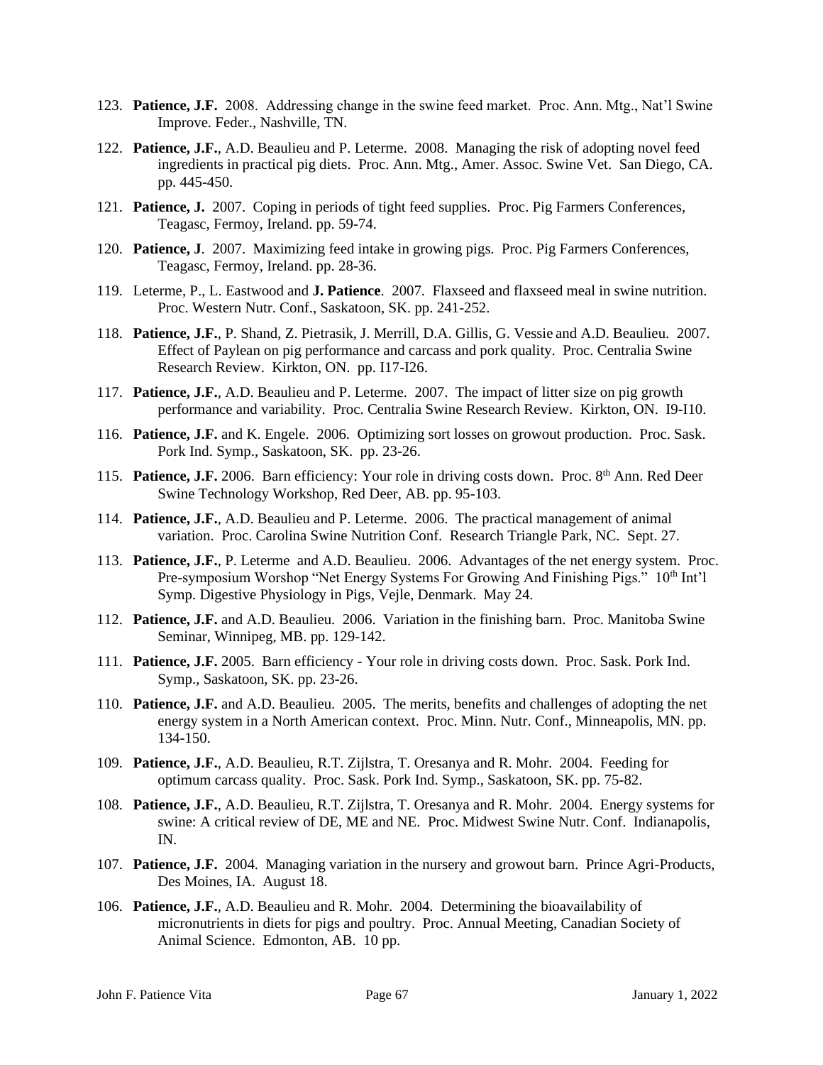123. **Patience, J.F.** 2008. Addressing change in the swine feed market. Proc. Ann. Mtg., Nat'l Swine Improve. Feder., Nashville, TN.

122. **Patience, J.F.**, A.D. Beaulieu and P. Leterme. 2008. Managing the risk of adopting novel feed ingredients in practical pig diets. Proc. Ann. Mtg., Amer. Assoc. Swine Vet. San Diego, CA. pp. 445-450.

121. **Patience, J.** 2007. Coping in periods of tight feed supplies. Proc. Pig Farmers Conferences, Teagasc, Fermoy, Ireland. pp. 59-74.

120. **Patience, J**. 2007. Maximizing feed intake in growing pigs. Proc. Pig Farmers Conferences, Teagasc, Fermoy, Ireland. pp. 28-36.

119. Leterme, P., L. Eastwood and **J. Patience**. 2007. Flaxseed and flaxseed meal in swine nutrition. Proc. Western Nutr. Conf., Saskatoon, SK. pp. 241-252.

118. **Patience, J.F.**, P. Shand, Z. Pietrasik, J. Merrill, D.A. Gillis, G. Vessie and A.D. Beaulieu. 2007. Effect of Paylean on pig performance and carcass and pork quality. Proc. Centralia Swine Research Review. Kirkton, ON. pp. I17-I26.

117. **Patience, J.F.**, A.D. Beaulieu and P. Leterme. 2007. The impact of litter size on pig growth performance and variability. Proc. Centralia Swine Research Review. Kirkton, ON. I9-I10.

116. **Patience, J.F.** and K. Engele. 2006. Optimizing sort losses on growout production. Proc. Sask. Pork Ind. Symp., Saskatoon, SK. pp. 23-26.

115. **Patience, J.F.** 2006. Barn efficiency: Your role in driving costs down. Proc. 8th Ann. Red Deer Swine Technology Workshop, Red Deer, AB. pp. 95-103.

114. **Patience, J.F.**, A.D. Beaulieu and P. Leterme. 2006. The practical management of animal variation. Proc. Carolina Swine Nutrition Conf. Research Triangle Park, NC. Sept. 27.

113. **Patience, J.F.**, P. Leterme and A.D. Beaulieu. 2006. Advantages of the net energy system. Proc. Pre-symposium Worshop "Net Energy Systems For Growing And Finishing Pigs." 10th Int'l Symp. Digestive Physiology in Pigs, Vejle, Denmark. May 24.

112. **Patience, J.F.** and A.D. Beaulieu. 2006. Variation in the finishing barn. Proc. Manitoba Swine Seminar, Winnipeg, MB. pp. 129-142.

111. **Patience, J.F.** 2005. Barn efficiency - Your role in driving costs down. Proc. Sask. Pork Ind. Symp., Saskatoon, SK. pp. 23-26.

110. **Patience, J.F.** and A.D. Beaulieu. 2005. The merits, benefits and challenges of adopting the net energy system in a North American context. Proc. Minn. Nutr. Conf., Minneapolis, MN. pp. 134-150.

109. **Patience, J.F.**, A.D. Beaulieu, R.T. Zijlstra, T. Oresanya and R. Mohr. 2004. Feeding for optimum carcass quality. Proc. Sask. Pork Ind. Symp., Saskatoon, SK. pp. 75-82.

108. **Patience, J.F.**, A.D. Beaulieu, R.T. Zijlstra, T. Oresanya and R. Mohr. 2004. Energy systems for swine: A critical review of DE, ME and NE. Proc. Midwest Swine Nutr. Conf. Indianapolis, IN.

107. **Patience, J.F.** 2004. Managing variation in the nursery and growout barn. Prince Agri-Products, Des Moines, IA. August 18.

106. **Patience, J.F.**, A.D. Beaulieu and R. Mohr. 2004. Determining the bioavailability of micronutrients in diets for pigs and poultry. Proc. Annual Meeting, Canadian Society of Animal Science. Edmonton, AB. 10 pp.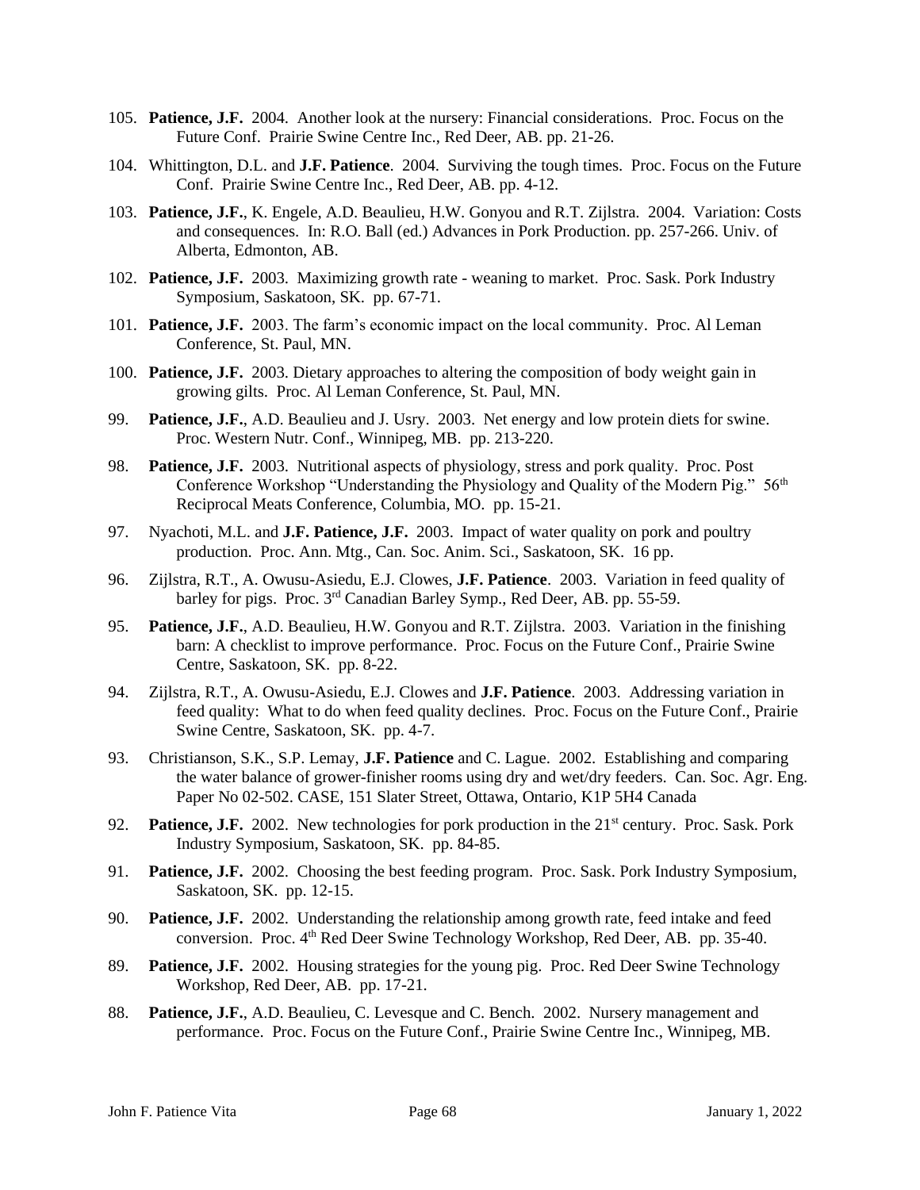105. **Patience, J.F.** 2004. Another look at the nursery: Financial considerations. Proc. Focus on the Future Conf. Prairie Swine Centre Inc., Red Deer, AB. pp. 21-26.

104. Whittington, D.L. and **J.F. Patience**. 2004. Surviving the tough times. Proc. Focus on the Future Conf. Prairie Swine Centre Inc., Red Deer, AB. pp. 4-12.

103. **Patience, J.F.**, K. Engele, A.D. Beaulieu, H.W. Gonyou and R.T. Zijlstra. 2004. Variation: Costs and consequences. In: R.O. Ball (ed.) Advances in Pork Production. pp. 257-266. Univ. of Alberta, Edmonton, AB.

102. **Patience, J.F.** 2003. Maximizing growth rate - weaning to market. Proc. Sask. Pork Industry Symposium, Saskatoon, SK. pp. 67-71.

101. **Patience, J.F.** 2003. The farm's economic impact on the local community. Proc. Al Leman Conference, St. Paul, MN.

100. **Patience, J.F.** 2003. Dietary approaches to altering the composition of body weight gain in growing gilts. Proc. Al Leman Conference, St. Paul, MN.

99. **Patience, J.F.**, A.D. Beaulieu and J. Usry. 2003. Net energy and low protein diets for swine. Proc. Western Nutr. Conf., Winnipeg, MB. pp. 213-220.

98. **Patience, J.F.** 2003. Nutritional aspects of physiology, stress and pork quality. Proc. Post Conference Workshop "Understanding the Physiology and Quality of the Modern Pig." 56th Reciprocal Meats Conference, Columbia, MO. pp. 15-21.

97. Nyachoti, M.L. and **J.F. Patience, J.F.** 2003. Impact of water quality on pork and poultry production. Proc. Ann. Mtg., Can. Soc. Anim. Sci., Saskatoon, SK. 16 pp.

96. Zijlstra, R.T., A. Owusu-Asiedu, E.J. Clowes, **J.F. Patience**. 2003. Variation in feed quality of barley for pigs. Proc. 3rd Canadian Barley Symp., Red Deer, AB. pp. 55-59.

95. **Patience, J.F.**, A.D. Beaulieu, H.W. Gonyou and R.T. Zijlstra. 2003. Variation in the finishing barn: A checklist to improve performance. Proc. Focus on the Future Conf., Prairie Swine Centre, Saskatoon, SK. pp. 8-22.

94. Zijlstra, R.T., A. Owusu-Asiedu, E.J. Clowes and **J.F. Patience**. 2003. Addressing variation in feed quality: What to do when feed quality declines. Proc. Focus on the Future Conf., Prairie Swine Centre, Saskatoon, SK. pp. 4-7.

93. Christianson, S.K., S.P. Lemay, **J.F. Patience** and C. Lague. 2002. Establishing and comparing the water balance of grower-finisher rooms using dry and wet/dry feeders. Can. Soc. Agr. Eng. Paper No 02-502. CASE, 151 Slater Street, Ottawa, Ontario, K1P 5H4 Canada

92. **Patience, J.F.** 2002. New technologies for pork production in the 21st century. Proc. Sask. Pork Industry Symposium, Saskatoon, SK. pp. 84-85.

91. **Patience, J.F.** 2002. Choosing the best feeding program. Proc. Sask. Pork Industry Symposium, Saskatoon, SK. pp. 12-15.

90. **Patience, J.F.** 2002. Understanding the relationship among growth rate, feed intake and feed conversion. Proc. 4th Red Deer Swine Technology Workshop, Red Deer, AB. pp. 35-40.

89. **Patience, J.F.** 2002. Housing strategies for the young pig. Proc. Red Deer Swine Technology Workshop, Red Deer, AB. pp. 17-21.

88. **Patience, J.F.**, A.D. Beaulieu, C. Levesque and C. Bench. 2002. Nursery management and performance. Proc. Focus on the Future Conf., Prairie Swine Centre Inc., Winnipeg, MB.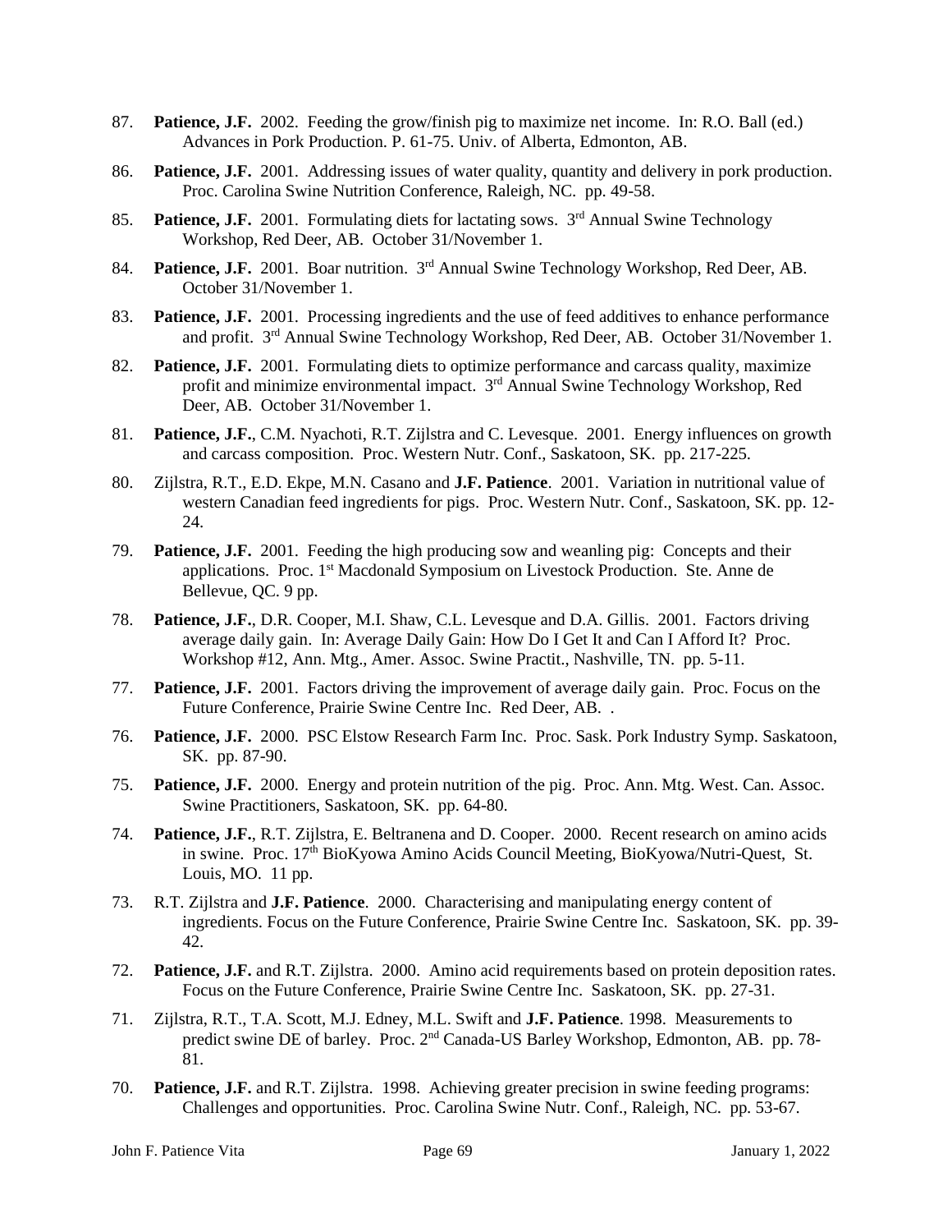87. **Patience, J.F.** 2002. Feeding the grow/finish pig to maximize net income. In: R.O. Ball (ed.) Advances in Pork Production. P. 61-75. Univ. of Alberta, Edmonton, AB.

86. **Patience, J.F.** 2001. Addressing issues of water quality, quantity and delivery in pork production. Proc. Carolina Swine Nutrition Conference, Raleigh, NC. pp. 49-58.

85. **Patience, J.F.** 2001. Formulating diets for lactating sows. 3rd Annual Swine Technology Workshop, Red Deer, AB. October 31/November 1.

84. **Patience, J.F.** 2001. Boar nutrition. 3rd Annual Swine Technology Workshop, Red Deer, AB. October 31/November 1.

83. **Patience, J.F.** 2001. Processing ingredients and the use of feed additives to enhance performance and profit. 3rd Annual Swine Technology Workshop, Red Deer, AB. October 31/November 1.

82. **Patience, J.F.** 2001. Formulating diets to optimize performance and carcass quality, maximize profit and minimize environmental impact. 3rd Annual Swine Technology Workshop, Red Deer, AB. October 31/November 1.

81. **Patience, J.F.**, C.M. Nyachoti, R.T. Zijlstra and C. Levesque. 2001. Energy influences on growth and carcass composition. Proc. Western Nutr. Conf., Saskatoon, SK. pp. 217-225.

80. Zijlstra, R.T., E.D. Ekpe, M.N. Casano and **J.F. Patience**. 2001. Variation in nutritional value of western Canadian feed ingredients for pigs. Proc. Western Nutr. Conf., Saskatoon, SK. pp. 12-24.

79. **Patience, J.F.** 2001. Feeding the high producing sow and weanling pig: Concepts and their applications. Proc. 1st Macdonald Symposium on Livestock Production. Ste. Anne de Bellevue, QC. 9 pp.

78. **Patience, J.F.**, D.R. Cooper, M.I. Shaw, C.L. Levesque and D.A. Gillis. 2001. Factors driving average daily gain. In: Average Daily Gain: How Do I Get It and Can I Afford It? Proc. Workshop #12, Ann. Mtg., Amer. Assoc. Swine Practit., Nashville, TN. pp. 5-11.

77. **Patience, J.F.** 2001. Factors driving the improvement of average daily gain. Proc. Focus on the Future Conference, Prairie Swine Centre Inc. Red Deer, AB. .

76. **Patience, J.F.** 2000. PSC Elstow Research Farm Inc. Proc. Sask. Pork Industry Symp. Saskatoon, SK. pp. 87-90.

75. **Patience, J.F.** 2000. Energy and protein nutrition of the pig. Proc. Ann. Mtg. West. Can. Assoc. Swine Practitioners, Saskatoon, SK. pp. 64-80.

74. **Patience, J.F.**, R.T. Zijlstra, E. Beltranena and D. Cooper. 2000. Recent research on amino acids in swine. Proc. 17th BioKyowa Amino Acids Council Meeting, BioKyowa/Nutri-Quest, St. Louis, MO. 11 pp.

73. R.T. Zijlstra and **J.F. Patience**. 2000. Characterising and manipulating energy content of ingredients. Focus on the Future Conference, Prairie Swine Centre Inc. Saskatoon, SK. pp. 39-42.

72. **Patience, J.F.** and R.T. Zijlstra. 2000. Amino acid requirements based on protein deposition rates. Focus on the Future Conference, Prairie Swine Centre Inc. Saskatoon, SK. pp. 27-31.

71. Zijlstra, R.T., T.A. Scott, M.J. Edney, M.L. Swift and **J.F. Patience**. 1998. Measurements to predict swine DE of barley. Proc. 2nd Canada-US Barley Workshop, Edmonton, AB. pp. 78-81.

70. **Patience, J.F.** and R.T. Zijlstra. 1998. Achieving greater precision in swine feeding programs: Challenges and opportunities. Proc. Carolina Swine Nutr. Conf., Raleigh, NC. pp. 53-67.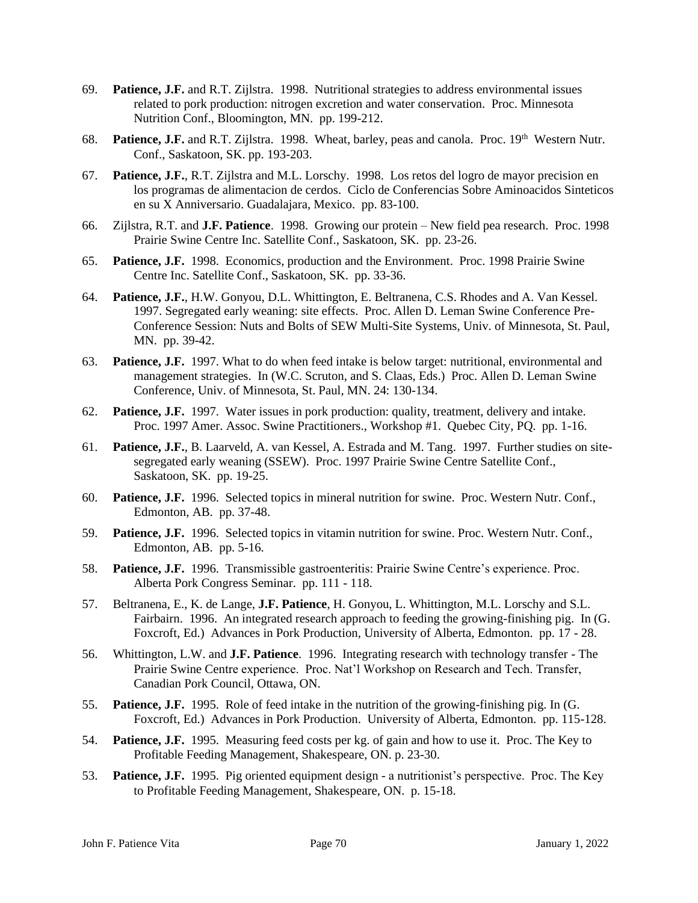69. **Patience, J.F.** and R.T. Zijlstra. 1998. Nutritional strategies to address environmental issues related to pork production: nitrogen excretion and water conservation. Proc. Minnesota Nutrition Conf., Bloomington, MN. pp. 199-212.

68. **Patience, J.F.** and R.T. Zijlstra. 1998. Wheat, barley, peas and canola. Proc. 19th Western Nutr. Conf., Saskatoon, SK. pp. 193-203.

67. **Patience, J.F.**, R.T. Zijlstra and M.L. Lorschy. 1998. Los retos del logro de mayor precision en los programas de alimentacion de cerdos. Ciclo de Conferencias Sobre Aminoacidos Sinteticos en su X Anniversario. Guadalajara, Mexico. pp. 83-100.

66. Zijlstra, R.T. and **J.F. Patience**. 1998. Growing our protein – New field pea research. Proc. 1998 Prairie Swine Centre Inc. Satellite Conf., Saskatoon, SK. pp. 23-26.

65. **Patience, J.F.** 1998. Economics, production and the Environment. Proc. 1998 Prairie Swine Centre Inc. Satellite Conf., Saskatoon, SK. pp. 33-36.

64. **Patience, J.F.**, H.W. Gonyou, D.L. Whittington, E. Beltranena, C.S. Rhodes and A. Van Kessel. 1997. Segregated early weaning: site effects. Proc. Allen D. Leman Swine Conference Pre-Conference Session: Nuts and Bolts of SEW Multi-Site Systems, Univ. of Minnesota, St. Paul, MN. pp. 39-42.

63. **Patience, J.F.** 1997. What to do when feed intake is below target: nutritional, environmental and management strategies. In (W.C. Scruton, and S. Claas, Eds.) Proc. Allen D. Leman Swine Conference, Univ. of Minnesota, St. Paul, MN. 24: 130-134.

62. **Patience, J.F.** 1997. Water issues in pork production: quality, treatment, delivery and intake. Proc. 1997 Amer. Assoc. Swine Practitioners., Workshop #1. Quebec City, PQ. pp. 1-16.

61. **Patience, J.F.**, B. Laarveld, A. van Kessel, A. Estrada and M. Tang. 1997. Further studies on site-segregated early weaning (SSEW). Proc. 1997 Prairie Swine Centre Satellite Conf., Saskatoon, SK. pp. 19-25.

60. **Patience, J.F.** 1996. Selected topics in mineral nutrition for swine. Proc. Western Nutr. Conf., Edmonton, AB. pp. 37-48.

59. **Patience, J.F.** 1996. Selected topics in vitamin nutrition for swine. Proc. Western Nutr. Conf., Edmonton, AB. pp. 5-16.

58. **Patience, J.F.** 1996. Transmissible gastroenteritis: Prairie Swine Centre's experience. Proc. Alberta Pork Congress Seminar. pp. 111 - 118.

57. Beltranena, E., K. de Lange, **J.F. Patience**, H. Gonyou, L. Whittington, M.L. Lorschy and S.L. Fairbairn. 1996. An integrated research approach to feeding the growing-finishing pig. In (G. Foxcroft, Ed.) Advances in Pork Production, University of Alberta, Edmonton. pp. 17 - 28.

56. Whittington, L.W. and **J.F. Patience**. 1996. Integrating research with technology transfer - The Prairie Swine Centre experience. Proc. Nat'l Workshop on Research and Tech. Transfer, Canadian Pork Council, Ottawa, ON.

55. **Patience, J.F.** 1995. Role of feed intake in the nutrition of the growing-finishing pig. In (G. Foxcroft, Ed.) Advances in Pork Production. University of Alberta, Edmonton. pp. 115-128.

54. **Patience, J.F.** 1995. Measuring feed costs per kg. of gain and how to use it. Proc. The Key to Profitable Feeding Management, Shakespeare, ON. p. 23-30.

53. **Patience, J.F.** 1995. Pig oriented equipment design - a nutritionist's perspective. Proc. The Key to Profitable Feeding Management, Shakespeare, ON. p. 15-18.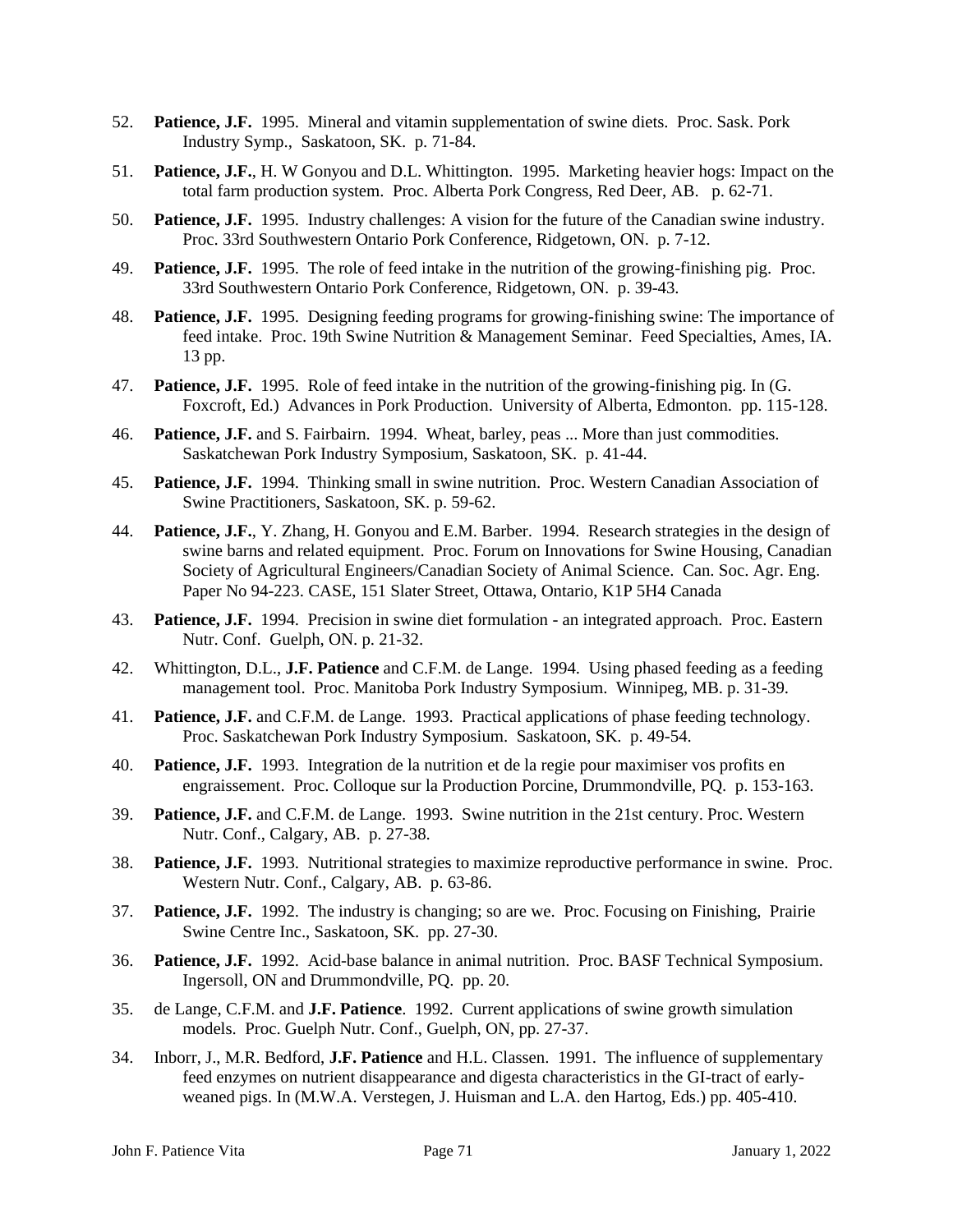52. **Patience, J.F.** 1995. Mineral and vitamin supplementation of swine diets. Proc. Sask. Pork Industry Symp., Saskatoon, SK. p. 71-84.

51. **Patience, J.F.**, H. W Gonyou and D.L. Whittington. 1995. Marketing heavier hogs: Impact on the total farm production system. Proc. Alberta Pork Congress, Red Deer, AB. p. 62-71.

50. **Patience, J.F.** 1995. Industry challenges: A vision for the future of the Canadian swine industry. Proc. 33rd Southwestern Ontario Pork Conference, Ridgetown, ON. p. 7-12.

49. **Patience, J.F.** 1995. The role of feed intake in the nutrition of the growing-finishing pig. Proc. 33rd Southwestern Ontario Pork Conference, Ridgetown, ON. p. 39-43.

48. **Patience, J.F.** 1995. Designing feeding programs for growing-finishing swine: The importance of feed intake. Proc. 19th Swine Nutrition & Management Seminar. Feed Specialties, Ames, IA. 13 pp.

47. **Patience, J.F.** 1995. Role of feed intake in the nutrition of the growing-finishing pig. In (G. Foxcroft, Ed.) Advances in Pork Production. University of Alberta, Edmonton. pp. 115-128.

46. **Patience, J.F.** and S. Fairbairn. 1994. Wheat, barley, peas ... More than just commodities. Saskatchewan Pork Industry Symposium, Saskatoon, SK. p. 41-44.

45. **Patience, J.F.** 1994. Thinking small in swine nutrition. Proc. Western Canadian Association of Swine Practitioners, Saskatoon, SK. p. 59-62.

44. **Patience, J.F.**, Y. Zhang, H. Gonyou and E.M. Barber. 1994. Research strategies in the design of swine barns and related equipment. Proc. Forum on Innovations for Swine Housing, Canadian Society of Agricultural Engineers/Canadian Society of Animal Science. Can. Soc. Agr. Eng. Paper No 94-223. CASE, 151 Slater Street, Ottawa, Ontario, K1P 5H4 Canada

43. **Patience, J.F.** 1994. Precision in swine diet formulation - an integrated approach. Proc. Eastern Nutr. Conf. Guelph, ON. p. 21-32.

42. Whittington, D.L., **J.F. Patience** and C.F.M. de Lange. 1994. Using phased feeding as a feeding management tool. Proc. Manitoba Pork Industry Symposium. Winnipeg, MB. p. 31-39.

41. **Patience, J.F.** and C.F.M. de Lange. 1993. Practical applications of phase feeding technology. Proc. Saskatchewan Pork Industry Symposium. Saskatoon, SK. p. 49-54.

40. **Patience, J.F.** 1993. Integration de la nutrition et de la regie pour maximiser vos profits en engraissement. Proc. Colloque sur la Production Porcine, Drummondville, PQ. p. 153-163.

39. **Patience, J.F.** and C.F.M. de Lange. 1993. Swine nutrition in the 21st century. Proc. Western Nutr. Conf., Calgary, AB. p. 27-38.

38. **Patience, J.F.** 1993. Nutritional strategies to maximize reproductive performance in swine. Proc. Western Nutr. Conf., Calgary, AB. p. 63-86.

37. **Patience, J.F.** 1992. The industry is changing; so are we. Proc. Focusing on Finishing, Prairie Swine Centre Inc., Saskatoon, SK. pp. 27-30.

36. **Patience, J.F.** 1992. Acid-base balance in animal nutrition. Proc. BASF Technical Symposium. Ingersoll, ON and Drummondville, PQ. pp. 20.

35. de Lange, C.F.M. and **J.F. Patience**. 1992. Current applications of swine growth simulation models. Proc. Guelph Nutr. Conf., Guelph, ON, pp. 27-37.

34. Inborr, J., M.R. Bedford, **J.F. Patience** and H.L. Classen. 1991. The influence of supplementary feed enzymes on nutrient disappearance and digesta characteristics in the GI-tract of early-weaned pigs. In (M.W.A. Verstegen, J. Huisman and L.A. den Hartog, Eds.) pp. 405-410.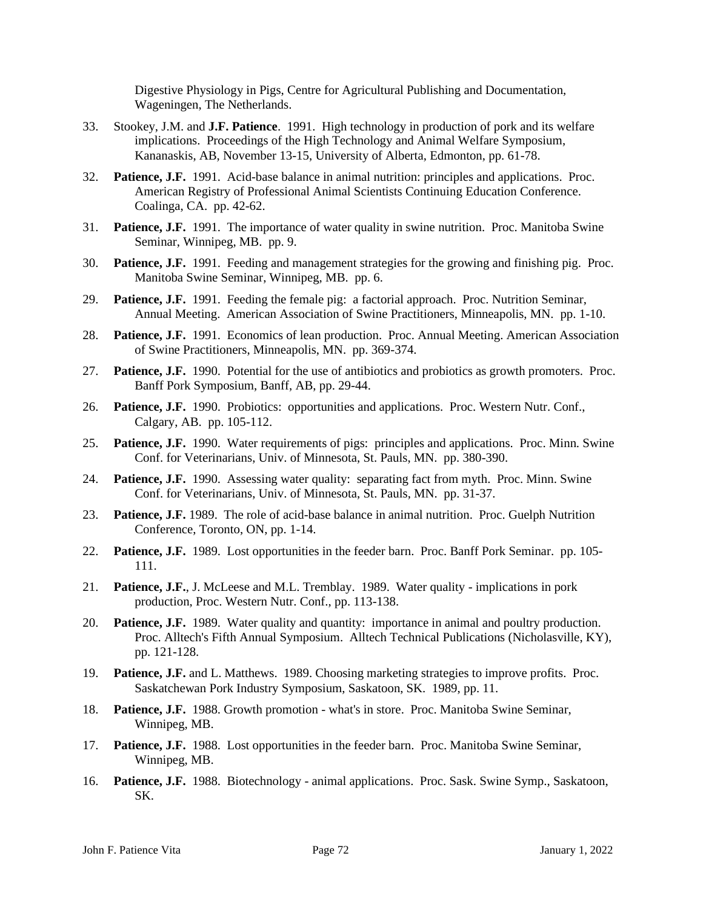Digestive Physiology in Pigs, Centre for Agricultural Publishing and Documentation, Wageningen, The Netherlands.

33. Stookey, J.M. and **J.F. Patience**. 1991. High technology in production of pork and its welfare implications. Proceedings of the High Technology and Animal Welfare Symposium, Kananaskis, AB, November 13-15, University of Alberta, Edmonton, pp. 61-78.

32. **Patience, J.F.** 1991. Acid-base balance in animal nutrition: principles and applications. Proc. American Registry of Professional Animal Scientists Continuing Education Conference. Coalinga, CA. pp. 42-62.

31. **Patience, J.F.** 1991. The importance of water quality in swine nutrition. Proc. Manitoba Swine Seminar, Winnipeg, MB. pp. 9.

30. **Patience, J.F.** 1991. Feeding and management strategies for the growing and finishing pig. Proc. Manitoba Swine Seminar, Winnipeg, MB. pp. 6.

29. **Patience, J.F.** 1991. Feeding the female pig: a factorial approach. Proc. Nutrition Seminar, Annual Meeting. American Association of Swine Practitioners, Minneapolis, MN. pp. 1-10.

28. **Patience, J.F.** 1991. Economics of lean production. Proc. Annual Meeting. American Association of Swine Practitioners, Minneapolis, MN. pp. 369-374.

27. **Patience, J.F.** 1990. Potential for the use of antibiotics and probiotics as growth promoters. Proc. Banff Pork Symposium, Banff, AB, pp. 29-44.

26. **Patience, J.F.** 1990. Probiotics: opportunities and applications. Proc. Western Nutr. Conf., Calgary, AB. pp. 105-112.

25. **Patience, J.F.** 1990. Water requirements of pigs: principles and applications. Proc. Minn. Swine Conf. for Veterinarians, Univ. of Minnesota, St. Pauls, MN. pp. 380-390.

24. **Patience, J.F.** 1990. Assessing water quality: separating fact from myth. Proc. Minn. Swine Conf. for Veterinarians, Univ. of Minnesota, St. Pauls, MN. pp. 31-37.

23. **Patience, J.F.** 1989. The role of acid-base balance in animal nutrition. Proc. Guelph Nutrition Conference, Toronto, ON, pp. 1-14.

22. **Patience, J.F.** 1989. Lost opportunities in the feeder barn. Proc. Banff Pork Seminar. pp. 105-111.

21. **Patience, J.F.**, J. McLeese and M.L. Tremblay. 1989. Water quality - implications in pork production, Proc. Western Nutr. Conf., pp. 113-138.

20. **Patience, J.F.** 1989. Water quality and quantity: importance in animal and poultry production. Proc. Alltech's Fifth Annual Symposium. Alltech Technical Publications (Nicholasville, KY), pp. 121-128.

19. **Patience, J.F.** and L. Matthews. 1989. Choosing marketing strategies to improve profits. Proc. Saskatchewan Pork Industry Symposium, Saskatoon, SK. 1989, pp. 11.

18. **Patience, J.F.** 1988. Growth promotion - what's in store. Proc. Manitoba Swine Seminar, Winnipeg, MB.

17. **Patience, J.F.** 1988. Lost opportunities in the feeder barn. Proc. Manitoba Swine Seminar, Winnipeg, MB.

16. **Patience, J.F.** 1988. Biotechnology - animal applications. Proc. Sask. Swine Symp., Saskatoon, SK.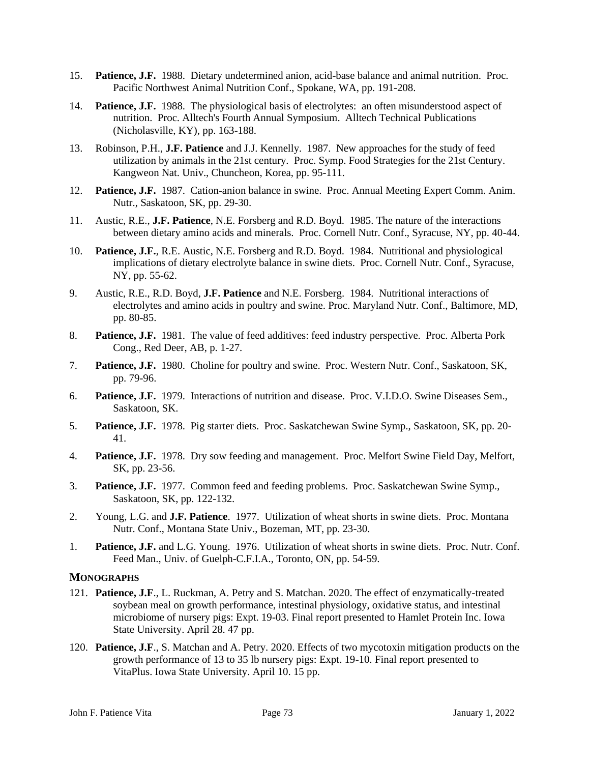15. **Patience, J.F.** 1988. Dietary undetermined anion, acid-base balance and animal nutrition. Proc. Pacific Northwest Animal Nutrition Conf., Spokane, WA, pp. 191-208.

14. **Patience, J.F.** 1988. The physiological basis of electrolytes: an often misunderstood aspect of nutrition. Proc. Alltech's Fourth Annual Symposium. Alltech Technical Publications (Nicholasville, KY), pp. 163-188.

13. Robinson, P.H., **J.F. Patience** and J.J. Kennelly. 1987. New approaches for the study of feed utilization by animals in the 21st century. Proc. Symp. Food Strategies for the 21st Century. Kangweon Nat. Univ., Chuncheon, Korea, pp. 95-111.

12. **Patience, J.F.** 1987. Cation-anion balance in swine. Proc. Annual Meeting Expert Comm. Anim. Nutr., Saskatoon, SK, pp. 29-30.

11. Austic, R.E., **J.F. Patience**, N.E. Forsberg and R.D. Boyd. 1985. The nature of the interactions between dietary amino acids and minerals. Proc. Cornell Nutr. Conf., Syracuse, NY, pp. 40-44.

10. **Patience, J.F.**, R.E. Austic, N.E. Forsberg and R.D. Boyd. 1984. Nutritional and physiological implications of dietary electrolyte balance in swine diets. Proc. Cornell Nutr. Conf., Syracuse, NY, pp. 55-62.

9. Austic, R.E., R.D. Boyd, **J.F. Patience** and N.E. Forsberg. 1984. Nutritional interactions of electrolytes and amino acids in poultry and swine. Proc. Maryland Nutr. Conf., Baltimore, MD, pp. 80-85.

8. **Patience, J.F.** 1981. The value of feed additives: feed industry perspective. Proc. Alberta Pork Cong., Red Deer, AB, p. 1-27.

7. **Patience, J.F.** 1980. Choline for poultry and swine. Proc. Western Nutr. Conf., Saskatoon, SK, pp. 79-96.

6. **Patience, J.F.** 1979. Interactions of nutrition and disease. Proc. V.I.D.O. Swine Diseases Sem., Saskatoon, SK.

5. **Patience, J.F.** 1978. Pig starter diets. Proc. Saskatchewan Swine Symp., Saskatoon, SK, pp. 20-41.

4. **Patience, J.F.** 1978. Dry sow feeding and management. Proc. Melfort Swine Field Day, Melfort, SK, pp. 23-56.

3. **Patience, J.F.** 1977. Common feed and feeding problems. Proc. Saskatchewan Swine Symp., Saskatoon, SK, pp. 122-132.

2. Young, L.G. and **J.F. Patience**. 1977. Utilization of wheat shorts in swine diets. Proc. Montana Nutr. Conf., Montana State Univ., Bozeman, MT, pp. 23-30.

1. **Patience, J.F.** and L.G. Young. 1976. Utilization of wheat shorts in swine diets. Proc. Nutr. Conf. Feed Man., Univ. of Guelph-C.F.I.A., Toronto, ON, pp. 54-59.

## MONOGRAPHS

121. **Patience, J.F**., L. Ruckman, A. Petry and S. Matchan. 2020. The effect of enzymatically-treated soybean meal on growth performance, intestinal physiology, oxidative status, and intestinal microbiome of nursery pigs: Expt. 19-03. Final report presented to Hamlet Protein Inc. Iowa State University. April 28. 47 pp.

120. **Patience, J.F**., S. Matchan and A. Petry. 2020. Effects of two mycotoxin mitigation products on the growth performance of 13 to 35 lb nursery pigs: Expt. 19-10. Final report presented to VitaPlus. Iowa State University. April 10. 15 pp.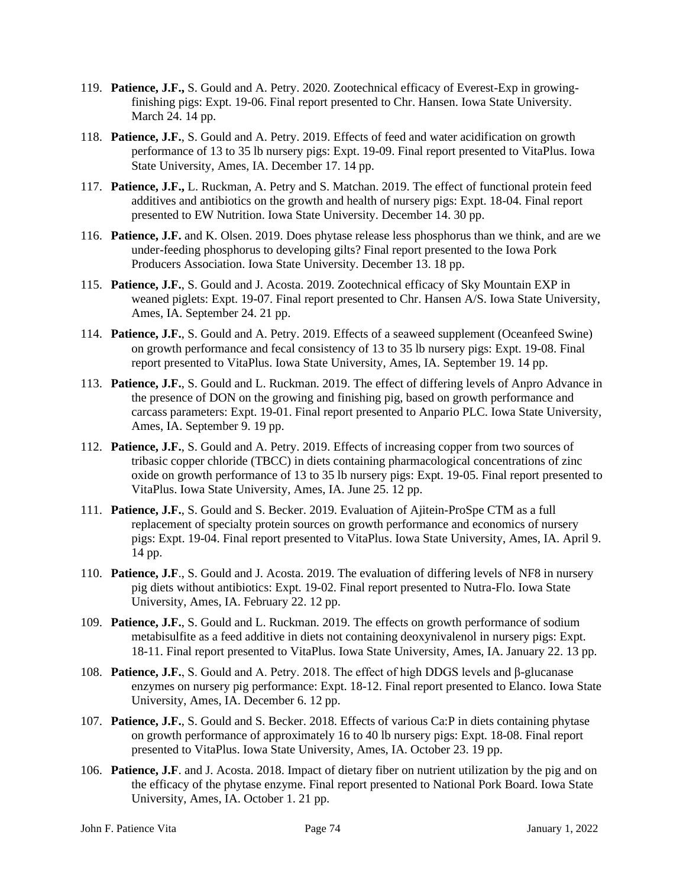119. **Patience, J.F.,** S. Gould and A. Petry. 2020. Zootechnical efficacy of Everest-Exp in growing-finishing pigs: Expt. 19-06. Final report presented to Chr. Hansen. Iowa State University. March 24. 14 pp.

118. **Patience, J.F.**, S. Gould and A. Petry. 2019. Effects of feed and water acidification on growth performance of 13 to 35 lb nursery pigs: Expt. 19-09. Final report presented to VitaPlus. Iowa State University, Ames, IA. December 17. 14 pp.

117. **Patience, J.F.,** L. Ruckman, A. Petry and S. Matchan. 2019. The effect of functional protein feed additives and antibiotics on the growth and health of nursery pigs: Expt. 18-04. Final report presented to EW Nutrition. Iowa State University. December 14. 30 pp.

116. **Patience, J.F.** and K. Olsen. 2019. Does phytase release less phosphorus than we think, and are we under-feeding phosphorus to developing gilts? Final report presented to the Iowa Pork Producers Association. Iowa State University. December 13. 18 pp.

115. **Patience, J.F.**, S. Gould and J. Acosta. 2019. Zootechnical efficacy of Sky Mountain EXP in weaned piglets: Expt. 19-07. Final report presented to Chr. Hansen A/S. Iowa State University, Ames, IA. September 24. 21 pp.

114. **Patience, J.F.**, S. Gould and A. Petry. 2019. Effects of a seaweed supplement (Oceanfeed Swine) on growth performance and fecal consistency of 13 to 35 lb nursery pigs: Expt. 19-08. Final report presented to VitaPlus. Iowa State University, Ames, IA. September 19. 14 pp.

113. **Patience, J.F.**, S. Gould and L. Ruckman. 2019. The effect of differing levels of Anpro Advance in the presence of DON on the growing and finishing pig, based on growth performance and carcass parameters: Expt. 19-01. Final report presented to Anpario PLC. Iowa State University, Ames, IA. September 9. 19 pp.

112. **Patience, J.F.**, S. Gould and A. Petry. 2019. Effects of increasing copper from two sources of tribasic copper chloride (TBCC) in diets containing pharmacological concentrations of zinc oxide on growth performance of 13 to 35 lb nursery pigs: Expt. 19-05. Final report presented to VitaPlus. Iowa State University, Ames, IA. June 25. 12 pp.

111. **Patience, J.F.**, S. Gould and S. Becker. 2019. Evaluation of Ajitein-ProSpe CTM as a full replacement of specialty protein sources on growth performance and economics of nursery pigs: Expt. 19-04. Final report presented to VitaPlus. Iowa State University, Ames, IA. April 9. 14 pp.

110. **Patience, J.F**., S. Gould and J. Acosta. 2019. The evaluation of differing levels of NF8 in nursery pig diets without antibiotics: Expt. 19-02. Final report presented to Nutra-Flo. Iowa State University, Ames, IA. February 22. 12 pp.

109. **Patience, J.F.**, S. Gould and L. Ruckman. 2019. The effects on growth performance of sodium metabisulfite as a feed additive in diets not containing deoxynivalenol in nursery pigs: Expt. 18-11. Final report presented to VitaPlus. Iowa State University, Ames, IA. January 22. 13 pp.

108. **Patience, J.F.**, S. Gould and A. Petry. 2018. The effect of high DDGS levels and β-glucanase enzymes on nursery pig performance: Expt. 18-12. Final report presented to Elanco. Iowa State University, Ames, IA. December 6. 12 pp.

107. **Patience, J.F.**, S. Gould and S. Becker. 2018. Effects of various Ca:P in diets containing phytase on growth performance of approximately 16 to 40 lb nursery pigs: Expt. 18-08. Final report presented to VitaPlus. Iowa State University, Ames, IA. October 23. 19 pp.

106. **Patience, J.F**. and J. Acosta. 2018. Impact of dietary fiber on nutrient utilization by the pig and on the efficacy of the phytase enzyme. Final report presented to National Pork Board. Iowa State University, Ames, IA. October 1. 21 pp.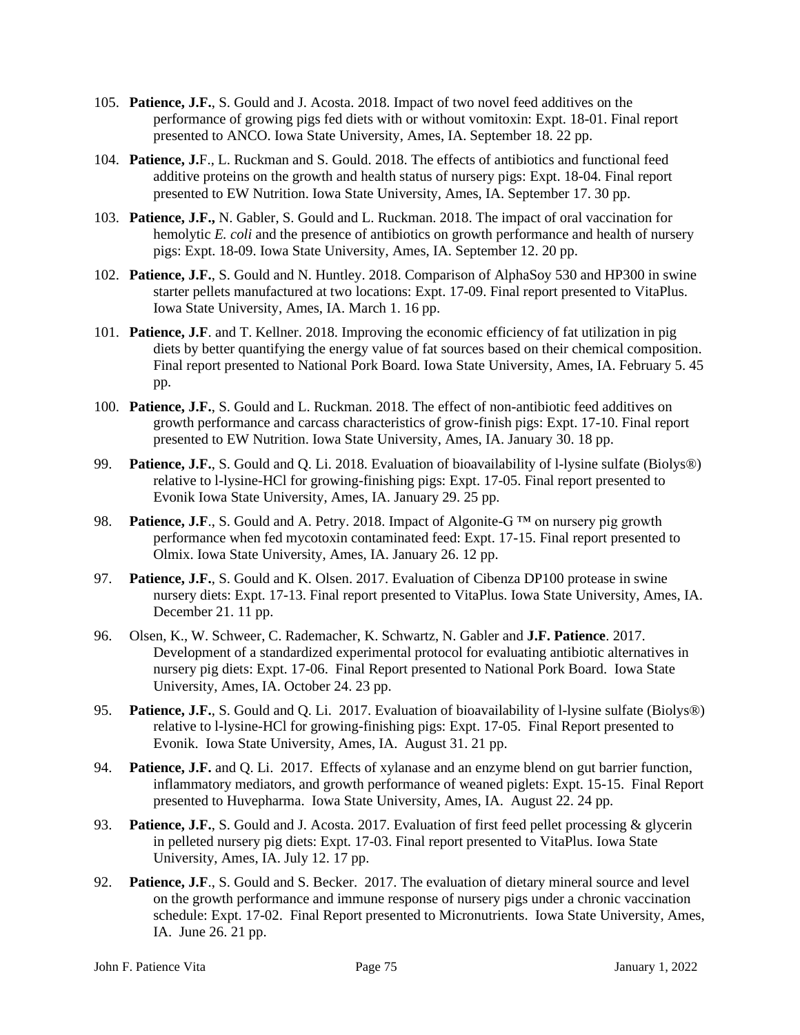105. **Patience, J.F.**, S. Gould and J. Acosta. 2018. Impact of two novel feed additives on the performance of growing pigs fed diets with or without vomitoxin: Expt. 18-01. Final report presented to ANCO. Iowa State University, Ames, IA. September 18. 22 pp.

104. **Patience, J.**F., L. Ruckman and S. Gould. 2018. The effects of antibiotics and functional feed additive proteins on the growth and health status of nursery pigs: Expt. 18-04. Final report presented to EW Nutrition. Iowa State University, Ames, IA. September 17. 30 pp.

103. **Patience, J.F.,** N. Gabler, S. Gould and L. Ruckman. 2018. The impact of oral vaccination for hemolytic *E. coli* and the presence of antibiotics on growth performance and health of nursery pigs: Expt. 18-09. Iowa State University, Ames, IA. September 12. 20 pp.

102. **Patience, J.F.**, S. Gould and N. Huntley. 2018. Comparison of AlphaSoy 530 and HP300 in swine starter pellets manufactured at two locations: Expt. 17-09. Final report presented to VitaPlus. Iowa State University, Ames, IA. March 1. 16 pp.

101. **Patience, J.F**. and T. Kellner. 2018. Improving the economic efficiency of fat utilization in pig diets by better quantifying the energy value of fat sources based on their chemical composition. Final report presented to National Pork Board. Iowa State University, Ames, IA. February 5. 45 pp.

100. **Patience, J.F.**, S. Gould and L. Ruckman. 2018. The effect of non-antibiotic feed additives on growth performance and carcass characteristics of grow-finish pigs: Expt. 17-10. Final report presented to EW Nutrition. Iowa State University, Ames, IA. January 30. 18 pp.

99. **Patience, J.F.**, S. Gould and Q. Li. 2018. Evaluation of bioavailability of l-lysine sulfate (Biolys®) relative to l-lysine-HCl for growing-finishing pigs: Expt. 17-05. Final report presented to Evonik Iowa State University, Ames, IA. January 29. 25 pp.

98. **Patience, J.F**., S. Gould and A. Petry. 2018. Impact of Algonite-G ™ on nursery pig growth performance when fed mycotoxin contaminated feed: Expt. 17-15. Final report presented to Olmix. Iowa State University, Ames, IA. January 26. 12 pp.

97. **Patience, J.F.**, S. Gould and K. Olsen. 2017. Evaluation of Cibenza DP100 protease in swine nursery diets: Expt. 17-13. Final report presented to VitaPlus. Iowa State University, Ames, IA. December 21. 11 pp.

96. Olsen, K., W. Schweer, C. Rademacher, K. Schwartz, N. Gabler and **J.F. Patience**. 2017. Development of a standardized experimental protocol for evaluating antibiotic alternatives in nursery pig diets: Expt. 17-06. Final Report presented to National Pork Board. Iowa State University, Ames, IA. October 24. 23 pp.

95. **Patience, J.F.**, S. Gould and Q. Li. 2017. Evaluation of bioavailability of l-lysine sulfate (Biolys®) relative to l-lysine-HCl for growing-finishing pigs: Expt. 17-05. Final Report presented to Evonik. Iowa State University, Ames, IA. August 31. 21 pp.

94. **Patience, J.F.** and Q. Li. 2017. Effects of xylanase and an enzyme blend on gut barrier function, inflammatory mediators, and growth performance of weaned piglets: Expt. 15-15. Final Report presented to Huvepharma. Iowa State University, Ames, IA. August 22. 24 pp.

93. **Patience, J.F.**, S. Gould and J. Acosta. 2017. Evaluation of first feed pellet processing & glycerin in pelleted nursery pig diets: Expt. 17-03. Final report presented to VitaPlus. Iowa State University, Ames, IA. July 12. 17 pp.

92. **Patience, J.F**., S. Gould and S. Becker. 2017. The evaluation of dietary mineral source and level on the growth performance and immune response of nursery pigs under a chronic vaccination schedule: Expt. 17-02. Final Report presented to Micronutrients. Iowa State University, Ames, IA. June 26. 21 pp.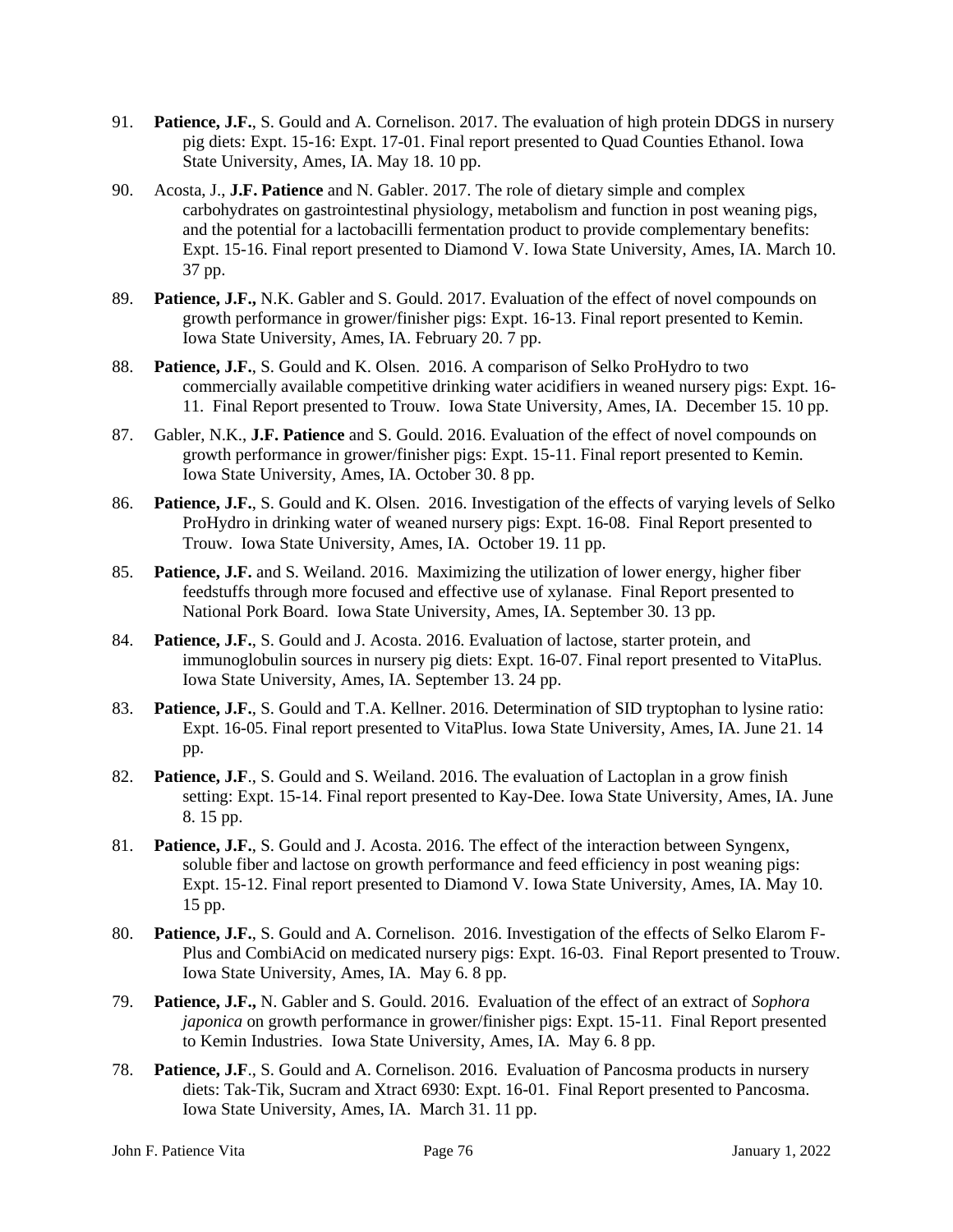91. **Patience, J.F.**, S. Gould and A. Cornelison. 2017. The evaluation of high protein DDGS in nursery pig diets: Expt. 15-16: Expt. 17-01. Final report presented to Quad Counties Ethanol. Iowa State University, Ames, IA. May 18. 10 pp.

90. Acosta, J., **J.F. Patience** and N. Gabler. 2017. The role of dietary simple and complex carbohydrates on gastrointestinal physiology, metabolism and function in post weaning pigs, and the potential for a lactobacilli fermentation product to provide complementary benefits: Expt. 15-16. Final report presented to Diamond V. Iowa State University, Ames, IA. March 10. 37 pp.

89. **Patience, J.F.,** N.K. Gabler and S. Gould. 2017. Evaluation of the effect of novel compounds on growth performance in grower/finisher pigs: Expt. 16-13. Final report presented to Kemin. Iowa State University, Ames, IA. February 20. 7 pp.

88. **Patience, J.F.**, S. Gould and K. Olsen. 2016. A comparison of Selko ProHydro to two commercially available competitive drinking water acidifiers in weaned nursery pigs: Expt. 16-11. Final Report presented to Trouw. Iowa State University, Ames, IA. December 15. 10 pp.

87. Gabler, N.K., **J.F. Patience** and S. Gould. 2016. Evaluation of the effect of novel compounds on growth performance in grower/finisher pigs: Expt. 15-11. Final report presented to Kemin. Iowa State University, Ames, IA. October 30. 8 pp.

86. **Patience, J.F.**, S. Gould and K. Olsen. 2016. Investigation of the effects of varying levels of Selko ProHydro in drinking water of weaned nursery pigs: Expt. 16-08. Final Report presented to Trouw. Iowa State University, Ames, IA. October 19. 11 pp.

85. **Patience, J.F.** and S. Weiland. 2016. Maximizing the utilization of lower energy, higher fiber feedstuffs through more focused and effective use of xylanase. Final Report presented to National Pork Board. Iowa State University, Ames, IA. September 30. 13 pp.

84. **Patience, J.F.**, S. Gould and J. Acosta. 2016. Evaluation of lactose, starter protein, and immunoglobulin sources in nursery pig diets: Expt. 16-07. Final report presented to VitaPlus. Iowa State University, Ames, IA. September 13. 24 pp.

83. **Patience, J.F.**, S. Gould and T.A. Kellner. 2016. Determination of SID tryptophan to lysine ratio: Expt. 16-05. Final report presented to VitaPlus. Iowa State University, Ames, IA. June 21. 14 pp.

82. **Patience, J.F**., S. Gould and S. Weiland. 2016. The evaluation of Lactoplan in a grow finish setting: Expt. 15-14. Final report presented to Kay-Dee. Iowa State University, Ames, IA. June 8. 15 pp.

81. **Patience, J.F.**, S. Gould and J. Acosta. 2016. The effect of the interaction between Syngenx, soluble fiber and lactose on growth performance and feed efficiency in post weaning pigs: Expt. 15-12. Final report presented to Diamond V. Iowa State University, Ames, IA. May 10. 15 pp.

80. **Patience, J.F.**, S. Gould and A. Cornelison. 2016. Investigation of the effects of Selko Elarom F-Plus and CombiAcid on medicated nursery pigs: Expt. 16-03. Final Report presented to Trouw. Iowa State University, Ames, IA. May 6. 8 pp.

79. **Patience, J.F.,** N. Gabler and S. Gould. 2016. Evaluation of the effect of an extract of *Sophora japonica* on growth performance in grower/finisher pigs: Expt. 15-11. Final Report presented to Kemin Industries. Iowa State University, Ames, IA. May 6. 8 pp.

78. **Patience, J.F**., S. Gould and A. Cornelison. 2016. Evaluation of Pancosma products in nursery diets: Tak-Tik, Sucram and Xtract 6930: Expt. 16-01. Final Report presented to Pancosma. Iowa State University, Ames, IA. March 31. 11 pp.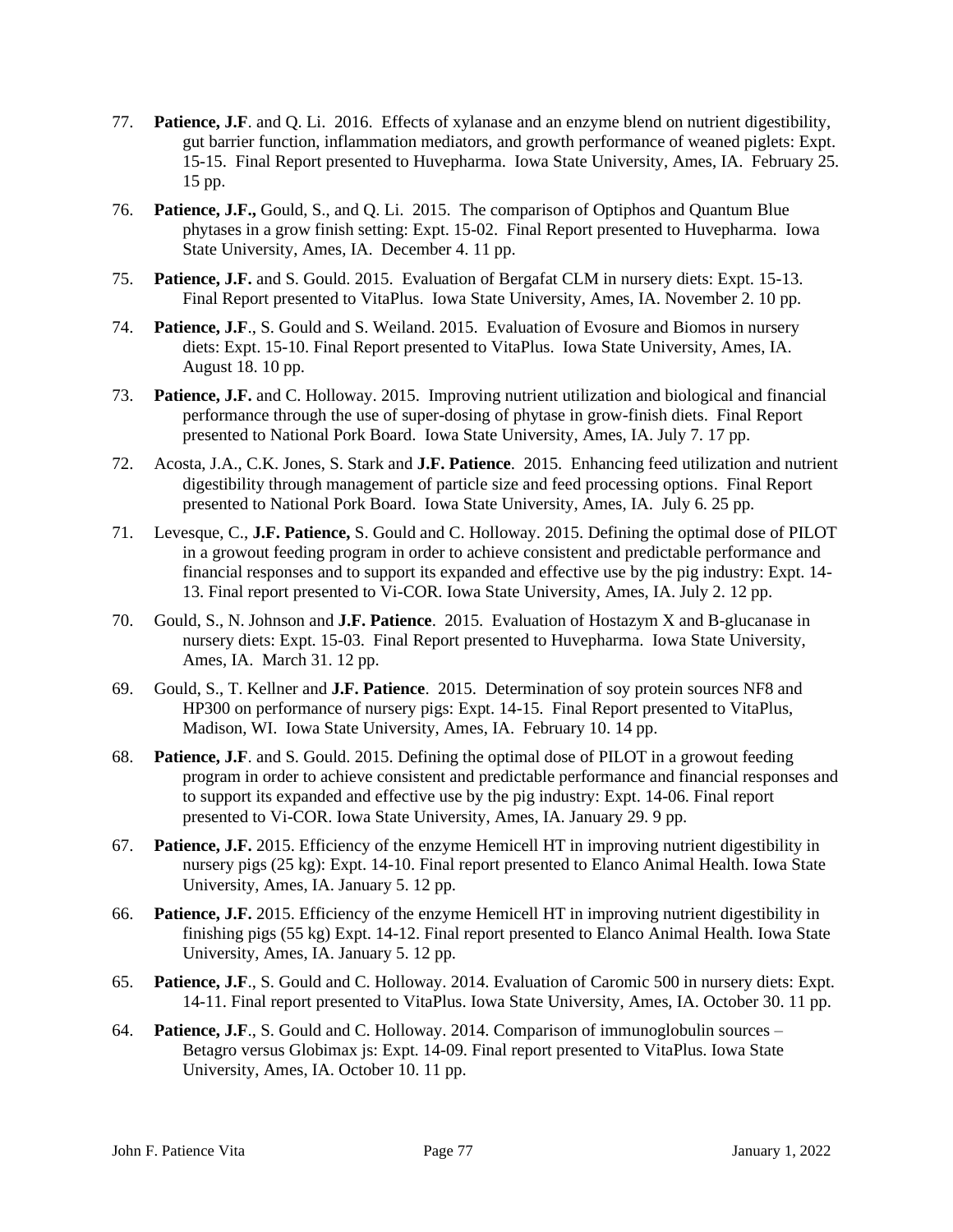77. **Patience, J.F**. and Q. Li. 2016. Effects of xylanase and an enzyme blend on nutrient digestibility, gut barrier function, inflammation mediators, and growth performance of weaned piglets: Expt. 15-15. Final Report presented to Huvepharma. Iowa State University, Ames, IA. February 25. 15 pp.

76. **Patience, J.F.,** Gould, S., and Q. Li. 2015. The comparison of Optiphos and Quantum Blue phytases in a grow finish setting: Expt. 15-02. Final Report presented to Huvepharma. Iowa State University, Ames, IA. December 4. 11 pp.

75. **Patience, J.F.** and S. Gould. 2015. Evaluation of Bergafat CLM in nursery diets: Expt. 15-13. Final Report presented to VitaPlus. Iowa State University, Ames, IA. November 2. 10 pp.

74. **Patience, J.F**., S. Gould and S. Weiland. 2015. Evaluation of Evosure and Biomos in nursery diets: Expt. 15-10. Final Report presented to VitaPlus. Iowa State University, Ames, IA. August 18. 10 pp.

73. **Patience, J.F.** and C. Holloway. 2015. Improving nutrient utilization and biological and financial performance through the use of super-dosing of phytase in grow-finish diets. Final Report presented to National Pork Board. Iowa State University, Ames, IA. July 7. 17 pp.

72. Acosta, J.A., C.K. Jones, S. Stark and **J.F. Patience**. 2015. Enhancing feed utilization and nutrient digestibility through management of particle size and feed processing options. Final Report presented to National Pork Board. Iowa State University, Ames, IA. July 6. 25 pp.

71. Levesque, C., **J.F. Patience,** S. Gould and C. Holloway. 2015. Defining the optimal dose of PILOT in a growout feeding program in order to achieve consistent and predictable performance and financial responses and to support its expanded and effective use by the pig industry: Expt. 14-13. Final report presented to Vi-COR. Iowa State University, Ames, IA. July 2. 12 pp.

70. Gould, S., N. Johnson and **J.F. Patience**. 2015. Evaluation of Hostazym X and B-glucanase in nursery diets: Expt. 15-03. Final Report presented to Huvepharma. Iowa State University, Ames, IA. March 31. 12 pp.

69. Gould, S., T. Kellner and **J.F. Patience**. 2015. Determination of soy protein sources NF8 and HP300 on performance of nursery pigs: Expt. 14-15. Final Report presented to VitaPlus, Madison, WI. Iowa State University, Ames, IA. February 10. 14 pp.

68. **Patience, J.F**. and S. Gould. 2015. Defining the optimal dose of PILOT in a growout feeding program in order to achieve consistent and predictable performance and financial responses and to support its expanded and effective use by the pig industry: Expt. 14-06. Final report presented to Vi-COR. Iowa State University, Ames, IA. January 29. 9 pp.

67. **Patience, J.F.** 2015. Efficiency of the enzyme Hemicell HT in improving nutrient digestibility in nursery pigs (25 kg): Expt. 14-10. Final report presented to Elanco Animal Health. Iowa State University, Ames, IA. January 5. 12 pp.

66. **Patience, J.F.** 2015. Efficiency of the enzyme Hemicell HT in improving nutrient digestibility in finishing pigs (55 kg) Expt. 14-12. Final report presented to Elanco Animal Health. Iowa State University, Ames, IA. January 5. 12 pp.

65. **Patience, J.F**., S. Gould and C. Holloway. 2014. Evaluation of Caromic 500 in nursery diets: Expt. 14-11. Final report presented to VitaPlus. Iowa State University, Ames, IA. October 30. 11 pp.

64. **Patience, J.F**., S. Gould and C. Holloway. 2014. Comparison of immunoglobulin sources – Betagro versus Globimax js: Expt. 14-09. Final report presented to VitaPlus. Iowa State University, Ames, IA. October 10. 11 pp.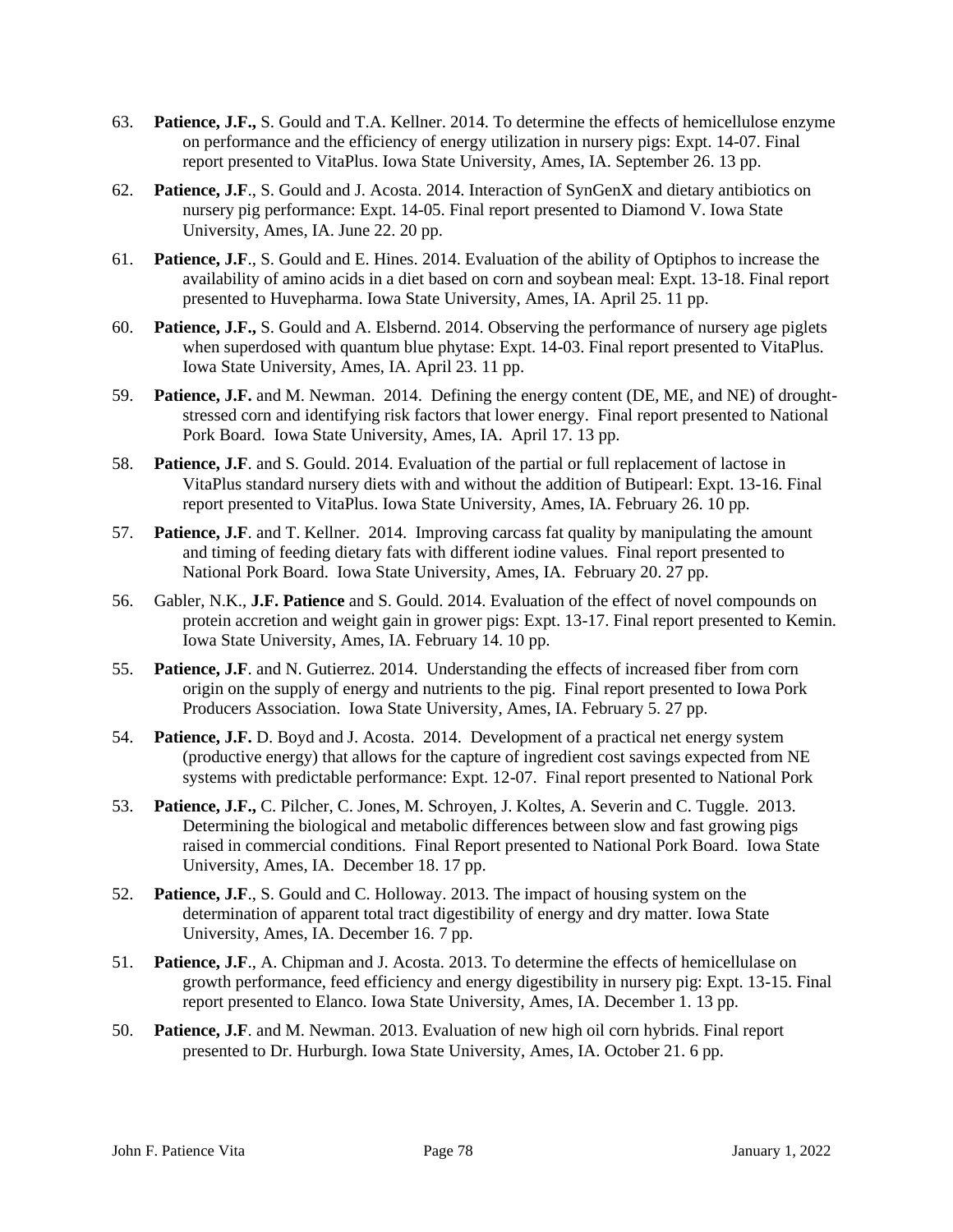63. **Patience, J.F.,** S. Gould and T.A. Kellner. 2014. To determine the effects of hemicellulose enzyme on performance and the efficiency of energy utilization in nursery pigs: Expt. 14-07. Final report presented to VitaPlus. Iowa State University, Ames, IA. September 26. 13 pp.

62. **Patience, J.F**., S. Gould and J. Acosta. 2014. Interaction of SynGenX and dietary antibiotics on nursery pig performance: Expt. 14-05. Final report presented to Diamond V. Iowa State University, Ames, IA. June 22. 20 pp.

61. **Patience, J.F**., S. Gould and E. Hines. 2014. Evaluation of the ability of Optiphos to increase the availability of amino acids in a diet based on corn and soybean meal: Expt. 13-18. Final report presented to Huvepharma. Iowa State University, Ames, IA. April 25. 11 pp.

60. **Patience, J.F.,** S. Gould and A. Elsbernd. 2014. Observing the performance of nursery age piglets when superdosed with quantum blue phytase: Expt. 14-03. Final report presented to VitaPlus. Iowa State University, Ames, IA. April 23. 11 pp.

59. **Patience, J.F.** and M. Newman. 2014. Defining the energy content (DE, ME, and NE) of drought-stressed corn and identifying risk factors that lower energy. Final report presented to National Pork Board. Iowa State University, Ames, IA. April 17. 13 pp.

58. **Patience, J.F**. and S. Gould. 2014. Evaluation of the partial or full replacement of lactose in VitaPlus standard nursery diets with and without the addition of Butipearl: Expt. 13-16. Final report presented to VitaPlus. Iowa State University, Ames, IA. February 26. 10 pp.

57. **Patience, J.F**. and T. Kellner. 2014. Improving carcass fat quality by manipulating the amount and timing of feeding dietary fats with different iodine values. Final report presented to National Pork Board. Iowa State University, Ames, IA. February 20. 27 pp.

56. Gabler, N.K., **J.F. Patience** and S. Gould. 2014. Evaluation of the effect of novel compounds on protein accretion and weight gain in grower pigs: Expt. 13-17. Final report presented to Kemin. Iowa State University, Ames, IA. February 14. 10 pp.

55. **Patience, J.F**. and N. Gutierrez. 2014. Understanding the effects of increased fiber from corn origin on the supply of energy and nutrients to the pig. Final report presented to Iowa Pork Producers Association. Iowa State University, Ames, IA. February 5. 27 pp.

54. **Patience, J.F.** D. Boyd and J. Acosta. 2014. Development of a practical net energy system (productive energy) that allows for the capture of ingredient cost savings expected from NE systems with predictable performance: Expt. 12-07. Final report presented to National Pork

53. **Patience, J.F.,** C. Pilcher, C. Jones, M. Schroyen, J. Koltes, A. Severin and C. Tuggle. 2013. Determining the biological and metabolic differences between slow and fast growing pigs raised in commercial conditions. Final Report presented to National Pork Board. Iowa State University, Ames, IA. December 18. 17 pp.

52. **Patience, J.F**., S. Gould and C. Holloway. 2013. The impact of housing system on the determination of apparent total tract digestibility of energy and dry matter. Iowa State University, Ames, IA. December 16. 7 pp.

51. **Patience, J.F**., A. Chipman and J. Acosta. 2013. To determine the effects of hemicellulase on growth performance, feed efficiency and energy digestibility in nursery pig: Expt. 13-15. Final report presented to Elanco. Iowa State University, Ames, IA. December 1. 13 pp.

50. **Patience, J.F**. and M. Newman. 2013. Evaluation of new high oil corn hybrids. Final report presented to Dr. Hurburgh. Iowa State University, Ames, IA. October 21. 6 pp.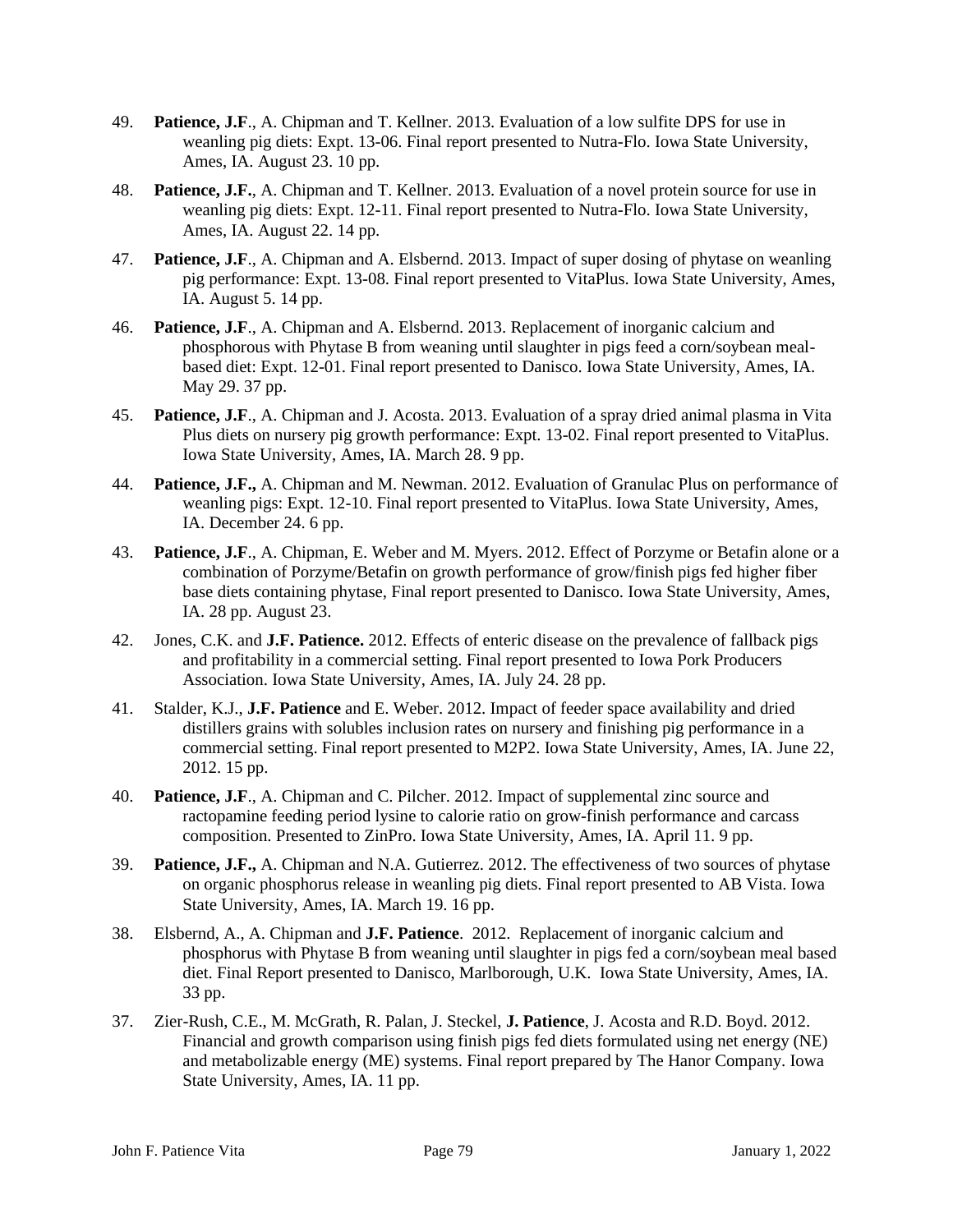49. **Patience, J.F**., A. Chipman and T. Kellner. 2013. Evaluation of a low sulfite DPS for use in weanling pig diets: Expt. 13-06. Final report presented to Nutra-Flo. Iowa State University, Ames, IA. August 23. 10 pp.

48. **Patience, J.F.**, A. Chipman and T. Kellner. 2013. Evaluation of a novel protein source for use in weanling pig diets: Expt. 12-11. Final report presented to Nutra-Flo. Iowa State University, Ames, IA. August 22. 14 pp.

47. **Patience, J.F**., A. Chipman and A. Elsbernd. 2013. Impact of super dosing of phytase on weanling pig performance: Expt. 13-08. Final report presented to VitaPlus. Iowa State University, Ames, IA. August 5. 14 pp.

46. **Patience, J.F**., A. Chipman and A. Elsbernd. 2013. Replacement of inorganic calcium and phosphorous with Phytase B from weaning until slaughter in pigs feed a corn/soybean meal-based diet: Expt. 12-01. Final report presented to Danisco. Iowa State University, Ames, IA. May 29. 37 pp.

45. **Patience, J.F**., A. Chipman and J. Acosta. 2013. Evaluation of a spray dried animal plasma in Vita Plus diets on nursery pig growth performance: Expt. 13-02. Final report presented to VitaPlus. Iowa State University, Ames, IA. March 28. 9 pp.

44. **Patience, J.F.,** A. Chipman and M. Newman. 2012. Evaluation of Granulac Plus on performance of weanling pigs: Expt. 12-10. Final report presented to VitaPlus. Iowa State University, Ames, IA. December 24. 6 pp.

43. **Patience, J.F**., A. Chipman, E. Weber and M. Myers. 2012. Effect of Porzyme or Betafin alone or a combination of Porzyme/Betafin on growth performance of grow/finish pigs fed higher fiber base diets containing phytase, Final report presented to Danisco. Iowa State University, Ames, IA. 28 pp. August 23.

42. Jones, C.K. and **J.F. Patience.** 2012. Effects of enteric disease on the prevalence of fallback pigs and profitability in a commercial setting. Final report presented to Iowa Pork Producers Association. Iowa State University, Ames, IA. July 24. 28 pp.

41. Stalder, K.J., **J.F. Patience** and E. Weber. 2012. Impact of feeder space availability and dried distillers grains with solubles inclusion rates on nursery and finishing pig performance in a commercial setting. Final report presented to M2P2. Iowa State University, Ames, IA. June 22, 2012. 15 pp.

40. **Patience, J.F**., A. Chipman and C. Pilcher. 2012. Impact of supplemental zinc source and ractopamine feeding period lysine to calorie ratio on grow-finish performance and carcass composition. Presented to ZinPro. Iowa State University, Ames, IA. April 11. 9 pp.

39. **Patience, J.F.,** A. Chipman and N.A. Gutierrez. 2012. The effectiveness of two sources of phytase on organic phosphorus release in weanling pig diets. Final report presented to AB Vista. Iowa State University, Ames, IA. March 19. 16 pp.

38. Elsbernd, A., A. Chipman and **J.F. Patience**. 2012. Replacement of inorganic calcium and phosphorus with Phytase B from weaning until slaughter in pigs fed a corn/soybean meal based diet. Final Report presented to Danisco, Marlborough, U.K. Iowa State University, Ames, IA. 33 pp.

37. Zier-Rush, C.E., M. McGrath, R. Palan, J. Steckel, **J. Patience**, J. Acosta and R.D. Boyd. 2012. Financial and growth comparison using finish pigs fed diets formulated using net energy (NE) and metabolizable energy (ME) systems. Final report prepared by The Hanor Company. Iowa State University, Ames, IA. 11 pp.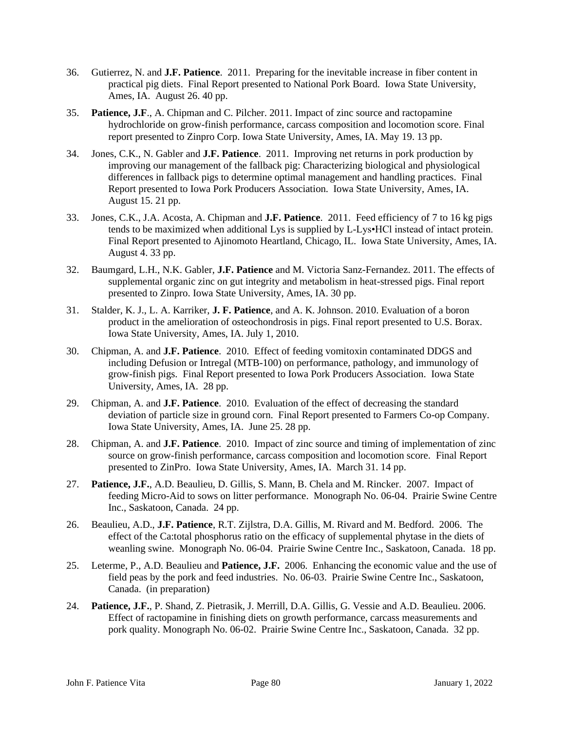36. Gutierrez, N. and **J.F. Patience**. 2011. Preparing for the inevitable increase in fiber content in practical pig diets. Final Report presented to National Pork Board. Iowa State University, Ames, IA. August 26. 40 pp.

35. **Patience, J.F**., A. Chipman and C. Pilcher. 2011. Impact of zinc source and ractopamine hydrochloride on grow-finish performance, carcass composition and locomotion score. Final report presented to Zinpro Corp. Iowa State University, Ames, IA. May 19. 13 pp.

34. Jones, C.K., N. Gabler and **J.F. Patience**. 2011. Improving net returns in pork production by improving our management of the fallback pig: Characterizing biological and physiological differences in fallback pigs to determine optimal management and handling practices. Final Report presented to Iowa Pork Producers Association. Iowa State University, Ames, IA. August 15. 21 pp.

33. Jones, C.K., J.A. Acosta, A. Chipman and **J.F. Patience**. 2011. Feed efficiency of 7 to 16 kg pigs tends to be maximized when additional Lys is supplied by L-Lys•HCl instead of intact protein. Final Report presented to Ajinomoto Heartland, Chicago, IL. Iowa State University, Ames, IA. August 4. 33 pp.

32. Baumgard, L.H., N.K. Gabler, **J.F. Patience** and M. Victoria Sanz-Fernandez. 2011. The effects of supplemental organic zinc on gut integrity and metabolism in heat-stressed pigs. Final report presented to Zinpro. Iowa State University, Ames, IA. 30 pp.

31. Stalder, K. J., L. A. Karriker, **J. F. Patience**, and A. K. Johnson. 2010. Evaluation of a boron product in the amelioration of osteochondrosis in pigs. Final report presented to U.S. Borax. Iowa State University, Ames, IA. July 1, 2010.

30. Chipman, A. and **J.F. Patience**. 2010. Effect of feeding vomitoxin contaminated DDGS and including Defusion or Intregal (MTB-100) on performance, pathology, and immunology of grow-finish pigs. Final Report presented to Iowa Pork Producers Association. Iowa State University, Ames, IA. 28 pp.

29. Chipman, A. and **J.F. Patience**. 2010. Evaluation of the effect of decreasing the standard deviation of particle size in ground corn. Final Report presented to Farmers Co-op Company. Iowa State University, Ames, IA. June 25. 28 pp.

28. Chipman, A. and **J.F. Patience**. 2010. Impact of zinc source and timing of implementation of zinc source on grow-finish performance, carcass composition and locomotion score. Final Report presented to ZinPro. Iowa State University, Ames, IA. March 31. 14 pp.

27. **Patience, J.F.**, A.D. Beaulieu, D. Gillis, S. Mann, B. Chela and M. Rincker. 2007. Impact of feeding Micro-Aid to sows on litter performance. Monograph No. 06-04. Prairie Swine Centre Inc., Saskatoon, Canada. 24 pp.

26. Beaulieu, A.D., **J.F. Patience**, R.T. Zijlstra, D.A. Gillis, M. Rivard and M. Bedford. 2006. The effect of the Ca:total phosphorus ratio on the efficacy of supplemental phytase in the diets of weanling swine. Monograph No. 06-04. Prairie Swine Centre Inc., Saskatoon, Canada. 18 pp.

25. Leterme, P., A.D. Beaulieu and **Patience, J.F.** 2006. Enhancing the economic value and the use of field peas by the pork and feed industries. No. 06-03. Prairie Swine Centre Inc., Saskatoon, Canada. (in preparation)

24. **Patience, J.F.**, P. Shand, Z. Pietrasik, J. Merrill, D.A. Gillis, G. Vessie and A.D. Beaulieu. 2006. Effect of ractopamine in finishing diets on growth performance, carcass measurements and pork quality. Monograph No. 06-02. Prairie Swine Centre Inc., Saskatoon, Canada. 32 pp.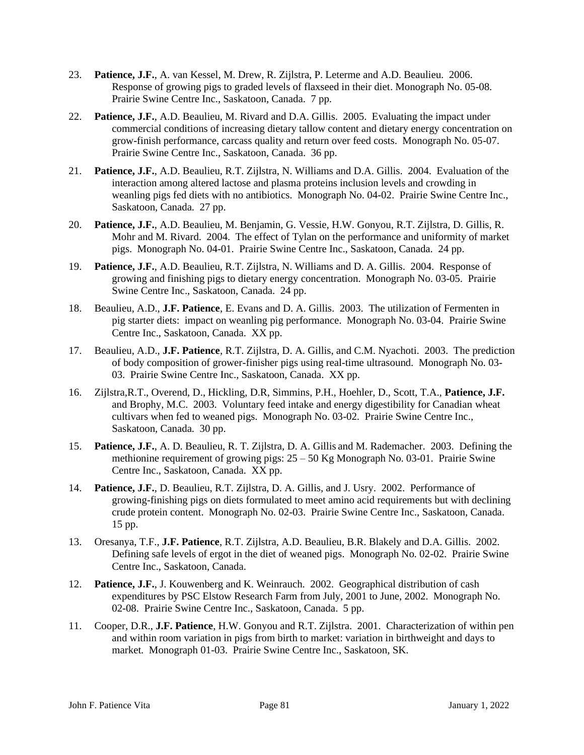23. **Patience, J.F.**, A. van Kessel, M. Drew, R. Zijlstra, P. Leterme and A.D. Beaulieu. 2006. Response of growing pigs to graded levels of flaxseed in their diet. Monograph No. 05-08. Prairie Swine Centre Inc., Saskatoon, Canada. 7 pp.

22. **Patience, J.F.**, A.D. Beaulieu, M. Rivard and D.A. Gillis. 2005. Evaluating the impact under commercial conditions of increasing dietary tallow content and dietary energy concentration on grow-finish performance, carcass quality and return over feed costs. Monograph No. 05-07. Prairie Swine Centre Inc., Saskatoon, Canada. 36 pp.

21. **Patience, J.F.**, A.D. Beaulieu, R.T. Zijlstra, N. Williams and D.A. Gillis. 2004. Evaluation of the interaction among altered lactose and plasma proteins inclusion levels and crowding in weanling pigs fed diets with no antibiotics. Monograph No. 04-02. Prairie Swine Centre Inc., Saskatoon, Canada. 27 pp.

20. **Patience, J.F.**, A.D. Beaulieu, M. Benjamin, G. Vessie, H.W. Gonyou, R.T. Zijlstra, D. Gillis, R. Mohr and M. Rivard. 2004. The effect of Tylan on the performance and uniformity of market pigs. Monograph No. 04-01. Prairie Swine Centre Inc., Saskatoon, Canada. 24 pp.

19. **Patience, J.F.**, A.D. Beaulieu, R.T. Zijlstra, N. Williams and D. A. Gillis. 2004. Response of growing and finishing pigs to dietary energy concentration. Monograph No. 03-05. Prairie Swine Centre Inc., Saskatoon, Canada. 24 pp.

18. Beaulieu, A.D., **J.F. Patience**, E. Evans and D. A. Gillis. 2003. The utilization of Fermenten in pig starter diets: impact on weanling pig performance. Monograph No. 03-04. Prairie Swine Centre Inc., Saskatoon, Canada. XX pp.

17. Beaulieu, A.D., **J.F. Patience**, R.T. Zijlstra, D. A. Gillis, and C.M. Nyachoti. 2003. The prediction of body composition of grower-finisher pigs using real-time ultrasound. Monograph No. 03-03. Prairie Swine Centre Inc., Saskatoon, Canada. XX pp.

16. Zijlstra,R.T., Overend, D., Hickling, D.R, Simmins, P.H., Hoehler, D., Scott, T.A., **Patience, J.F.** and Brophy, M.C. 2003. Voluntary feed intake and energy digestibility for Canadian wheat cultivars when fed to weaned pigs. Monograph No. 03-02. Prairie Swine Centre Inc., Saskatoon, Canada. 30 pp.

15. **Patience, J.F.**, A. D. Beaulieu, R. T. Zijlstra, D. A. Gillis and M. Rademacher. 2003. Defining the methionine requirement of growing pigs: 25 – 50 Kg Monograph No. 03-01. Prairie Swine Centre Inc., Saskatoon, Canada. XX pp.

14. **Patience, J.F.**, D. Beaulieu, R.T. Zijlstra, D. A. Gillis, and J. Usry. 2002. Performance of growing-finishing pigs on diets formulated to meet amino acid requirements but with declining crude protein content. Monograph No. 02-03. Prairie Swine Centre Inc., Saskatoon, Canada. 15 pp.

13. Oresanya, T.F., **J.F. Patience**, R.T. Zijlstra, A.D. Beaulieu, B.R. Blakely and D.A. Gillis. 2002. Defining safe levels of ergot in the diet of weaned pigs. Monograph No. 02-02. Prairie Swine Centre Inc., Saskatoon, Canada.

12. **Patience, J.F.**, J. Kouwenberg and K. Weinrauch. 2002. Geographical distribution of cash expenditures by PSC Elstow Research Farm from July, 2001 to June, 2002. Monograph No. 02-08. Prairie Swine Centre Inc., Saskatoon, Canada. 5 pp.

11. Cooper, D.R., **J.F. Patience**, H.W. Gonyou and R.T. Zijlstra. 2001. Characterization of within pen and within room variation in pigs from birth to market: variation in birthweight and days to market. Monograph 01-03. Prairie Swine Centre Inc., Saskatoon, SK.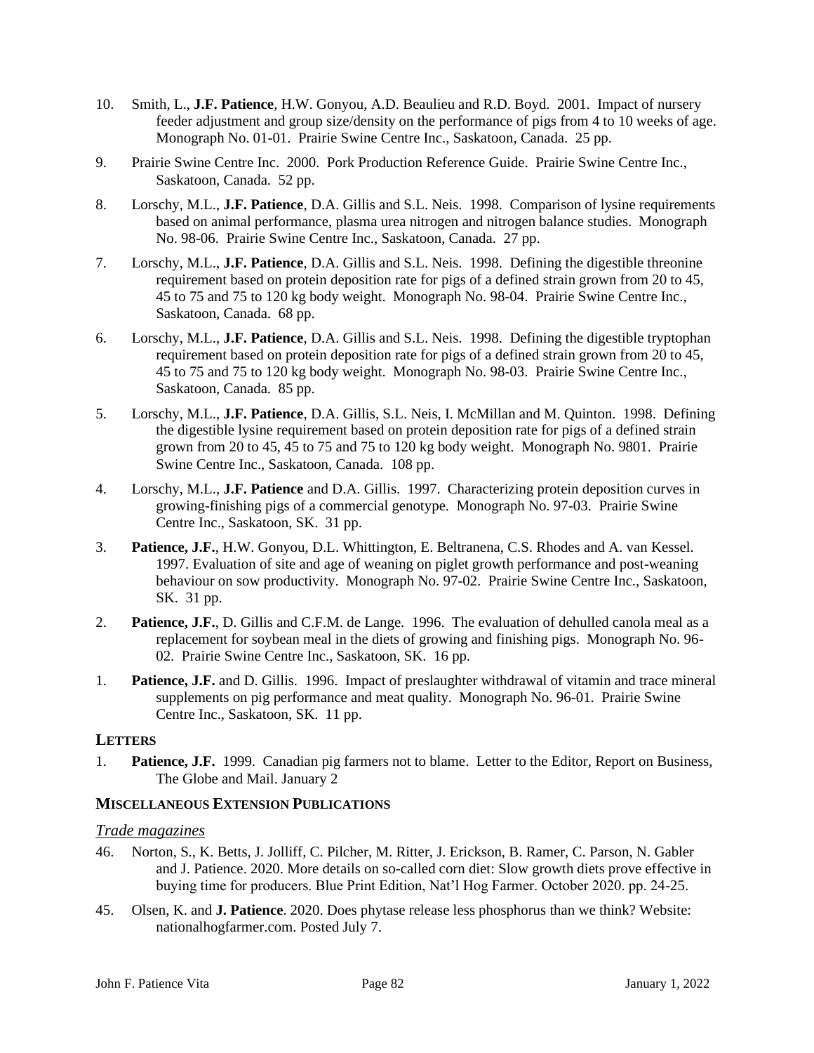10. Smith, L., **J.F. Patience**, H.W. Gonyou, A.D. Beaulieu and R.D. Boyd. 2001. Impact of nursery feeder adjustment and group size/density on the performance of pigs from 4 to 10 weeks of age. Monograph No. 01-01. Prairie Swine Centre Inc., Saskatoon, Canada. 25 pp.

9. Prairie Swine Centre Inc. 2000. Pork Production Reference Guide. Prairie Swine Centre Inc., Saskatoon, Canada. 52 pp.

8. Lorschy, M.L., **J.F. Patience**, D.A. Gillis and S.L. Neis. 1998. Comparison of lysine requirements based on animal performance, plasma urea nitrogen and nitrogen balance studies. Monograph No. 98-06. Prairie Swine Centre Inc., Saskatoon, Canada. 27 pp.

7. Lorschy, M.L., **J.F. Patience**, D.A. Gillis and S.L. Neis. 1998. Defining the digestible threonine requirement based on protein deposition rate for pigs of a defined strain grown from 20 to 45, 45 to 75 and 75 to 120 kg body weight. Monograph No. 98-04. Prairie Swine Centre Inc., Saskatoon, Canada. 68 pp.

6. Lorschy, M.L., **J.F. Patience**, D.A. Gillis and S.L. Neis. 1998. Defining the digestible tryptophan requirement based on protein deposition rate for pigs of a defined strain grown from 20 to 45, 45 to 75 and 75 to 120 kg body weight. Monograph No. 98-03. Prairie Swine Centre Inc., Saskatoon, Canada. 85 pp.

5. Lorschy, M.L., **J.F. Patience**, D.A. Gillis, S.L. Neis, I. McMillan and M. Quinton. 1998. Defining the digestible lysine requirement based on protein deposition rate for pigs of a defined strain grown from 20 to 45, 45 to 75 and 75 to 120 kg body weight. Monograph No. 9801. Prairie Swine Centre Inc., Saskatoon, Canada. 108 pp.

4. Lorschy, M.L., **J.F. Patience** and D.A. Gillis. 1997. Characterizing protein deposition curves in growing-finishing pigs of a commercial genotype. Monograph No. 97-03. Prairie Swine Centre Inc., Saskatoon, SK. 31 pp.

3. **Patience, J.F.**, H.W. Gonyou, D.L. Whittington, E. Beltranena, C.S. Rhodes and A. van Kessel. 1997. Evaluation of site and age of weaning on piglet growth performance and post-weaning behaviour on sow productivity. Monograph No. 97-02. Prairie Swine Centre Inc., Saskatoon, SK. 31 pp.

2. **Patience, J.F.**, D. Gillis and C.F.M. de Lange. 1996. The evaluation of dehulled canola meal as a replacement for soybean meal in the diets of growing and finishing pigs. Monograph No. 96-02. Prairie Swine Centre Inc., Saskatoon, SK. 16 pp.

1. **Patience, J.F.** and D. Gillis. 1996. Impact of preslaughter withdrawal of vitamin and trace mineral supplements on pig performance and meat quality. Monograph No. 96-01. Prairie Swine Centre Inc., Saskatoon, SK. 11 pp.

### LETTERS

1. **Patience, J.F.** 1999. Canadian pig farmers not to blame. Letter to the Editor, Report on Business, The Globe and Mail. January 2

### MISCELLANEOUS EXTENSION PUBLICATIONS

*Trade magazines*

46. Norton, S., K. Betts, J. Jolliff, C. Pilcher, M. Ritter, J. Erickson, B. Ramer, C. Parson, N. Gabler and J. Patience. 2020. More details on so-called corn diet: Slow growth diets prove effective in buying time for producers. Blue Print Edition, Nat'l Hog Farmer. October 2020. pp. 24-25.

45. Olsen, K. and **J. Patience**. 2020. Does phytase release less phosphorus than we think? Website: nationalhogfarmer.com. Posted July 7.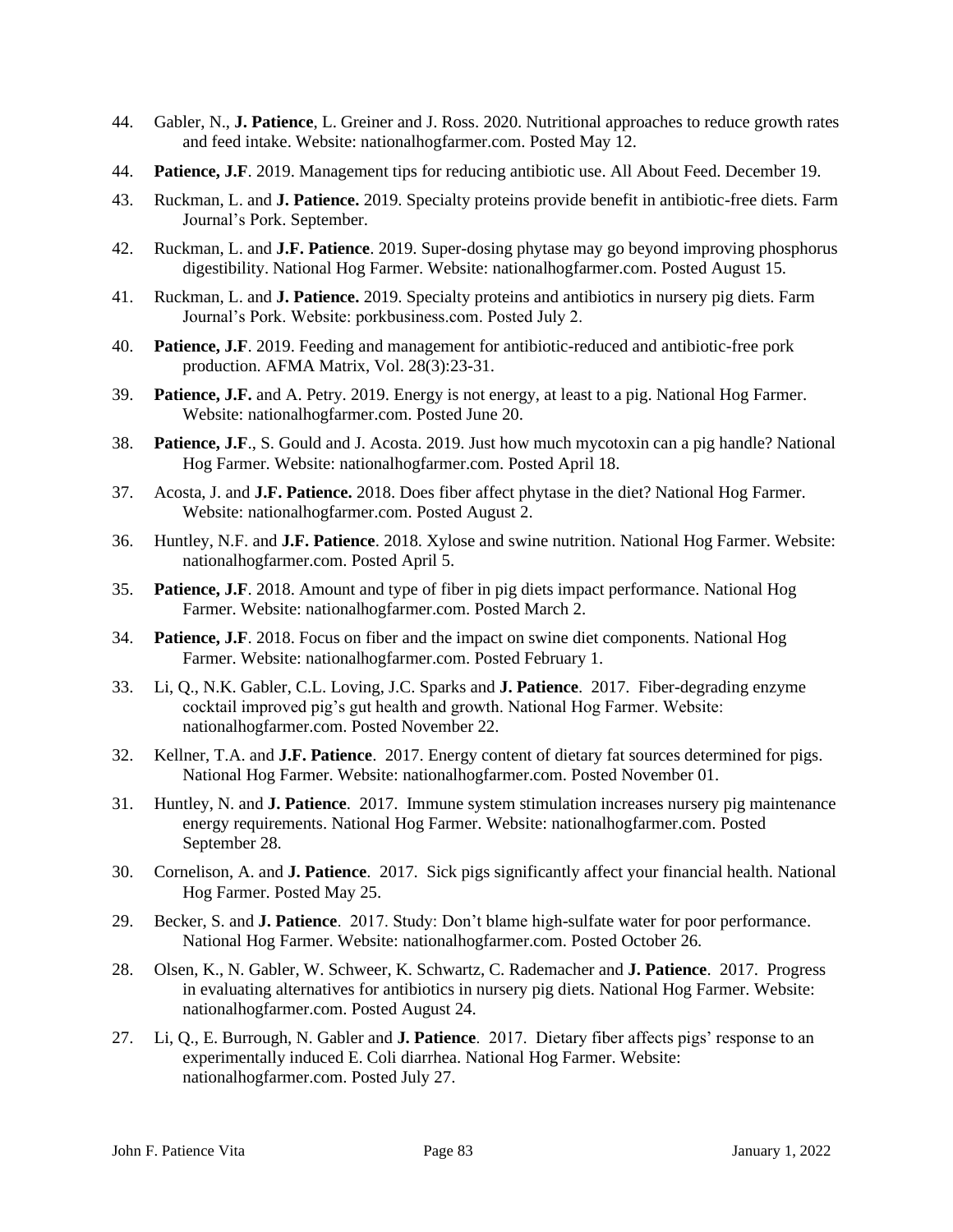44. Gabler, N., **J. Patience**, L. Greiner and J. Ross. 2020. Nutritional approaches to reduce growth rates and feed intake. Website: nationalhogfarmer.com. Posted May 12.

44. **Patience, J.F**. 2019. Management tips for reducing antibiotic use. All About Feed. December 19.

43. Ruckman, L. and **J. Patience.** 2019. Specialty proteins provide benefit in antibiotic-free diets. Farm Journal's Pork. September.

42. Ruckman, L. and **J.F. Patience**. 2019. Super-dosing phytase may go beyond improving phosphorus digestibility. National Hog Farmer. Website: nationalhogfarmer.com. Posted August 15.

41. Ruckman, L. and **J. Patience.** 2019. Specialty proteins and antibiotics in nursery pig diets. Farm Journal's Pork. Website: porkbusiness.com. Posted July 2.

40. **Patience, J.F**. 2019. Feeding and management for antibiotic-reduced and antibiotic-free pork production. AFMA Matrix, Vol. 28(3):23-31.

39. **Patience, J.F.** and A. Petry. 2019. Energy is not energy, at least to a pig. National Hog Farmer. Website: nationalhogfarmer.com. Posted June 20.

38. **Patience, J.F**., S. Gould and J. Acosta. 2019. Just how much mycotoxin can a pig handle? National Hog Farmer. Website: nationalhogfarmer.com. Posted April 18.

37. Acosta, J. and **J.F. Patience.** 2018. Does fiber affect phytase in the diet? National Hog Farmer. Website: nationalhogfarmer.com. Posted August 2.

36. Huntley, N.F. and **J.F. Patience**. 2018. Xylose and swine nutrition. National Hog Farmer. Website: nationalhogfarmer.com. Posted April 5.

35. **Patience, J.F**. 2018. Amount and type of fiber in pig diets impact performance. National Hog Farmer. Website: nationalhogfarmer.com. Posted March 2.

34. **Patience, J.F**. 2018. Focus on fiber and the impact on swine diet components. National Hog Farmer. Website: nationalhogfarmer.com. Posted February 1.

33. Li, Q., N.K. Gabler, C.L. Loving, J.C. Sparks and **J. Patience**. 2017. Fiber-degrading enzyme cocktail improved pig's gut health and growth. National Hog Farmer. Website: nationalhogfarmer.com. Posted November 22.

32. Kellner, T.A. and **J.F. Patience**. 2017. Energy content of dietary fat sources determined for pigs. National Hog Farmer. Website: nationalhogfarmer.com. Posted November 01.

31. Huntley, N. and **J. Patience**. 2017. Immune system stimulation increases nursery pig maintenance energy requirements. National Hog Farmer. Website: nationalhogfarmer.com. Posted September 28.

30. Cornelison, A. and **J. Patience**. 2017. Sick pigs significantly affect your financial health. National Hog Farmer. Posted May 25.

29. Becker, S. and **J. Patience**. 2017. Study: Don't blame high-sulfate water for poor performance. National Hog Farmer. Website: nationalhogfarmer.com. Posted October 26.

28. Olsen, K., N. Gabler, W. Schweer, K. Schwartz, C. Rademacher and **J. Patience**. 2017. Progress in evaluating alternatives for antibiotics in nursery pig diets. National Hog Farmer. Website: nationalhogfarmer.com. Posted August 24.

27. Li, Q., E. Burrough, N. Gabler and **J. Patience**. 2017. Dietary fiber affects pigs' response to an experimentally induced E. Coli diarrhea. National Hog Farmer. Website: nationalhogfarmer.com. Posted July 27.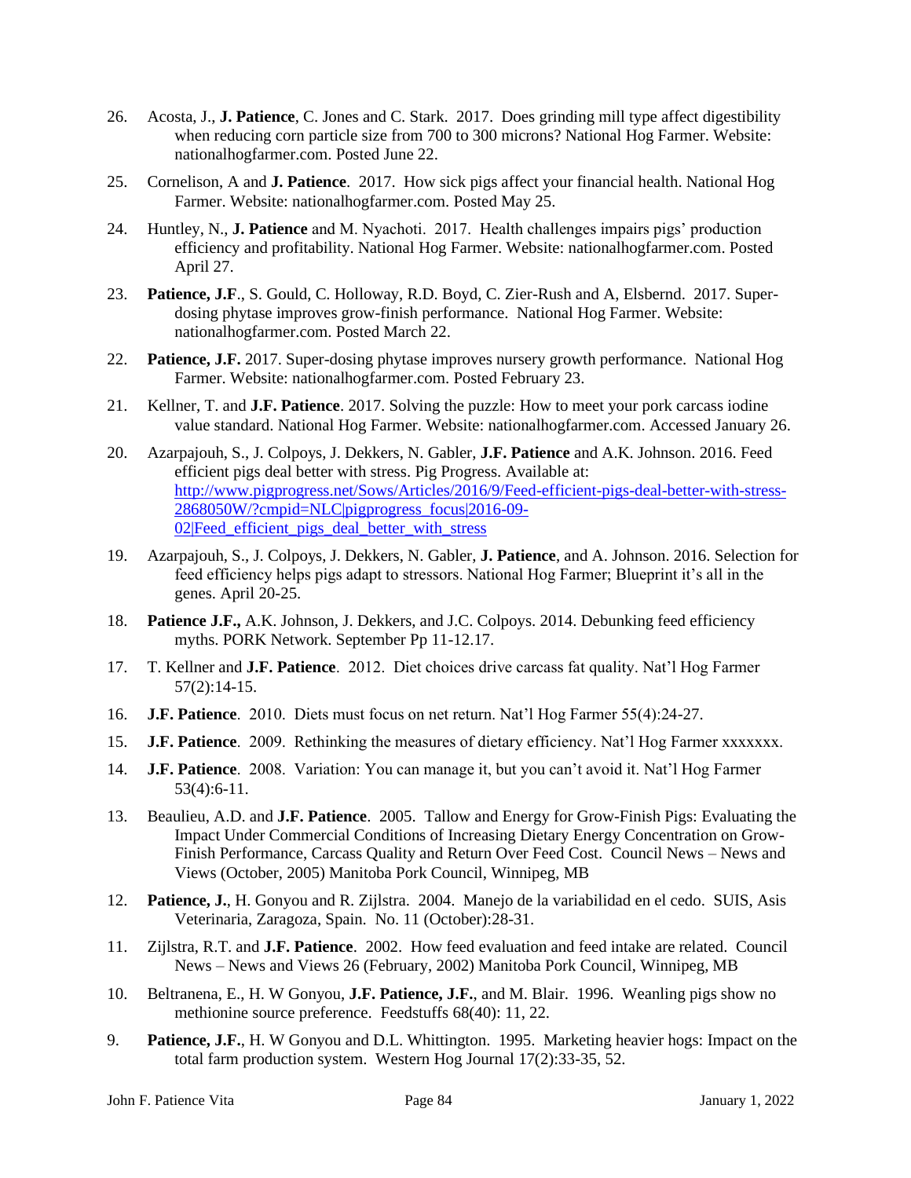26. Acosta, J., **J. Patience**, C. Jones and C. Stark. 2017. Does grinding mill type affect digestibility when reducing corn particle size from 700 to 300 microns? National Hog Farmer. Website: nationalhogfarmer.com. Posted June 22.

25. Cornelison, A and **J. Patience**. 2017. How sick pigs affect your financial health. National Hog Farmer. Website: nationalhogfarmer.com. Posted May 25.

24. Huntley, N., **J. Patience** and M. Nyachoti. 2017. Health challenges impairs pigs' production efficiency and profitability. National Hog Farmer. Website: nationalhogfarmer.com. Posted April 27.

23. **Patience, J.F**., S. Gould, C. Holloway, R.D. Boyd, C. Zier-Rush and A, Elsbernd. 2017. Super-dosing phytase improves grow-finish performance. National Hog Farmer. Website: nationalhogfarmer.com. Posted March 22.

22. **Patience, J.F.** 2017. Super-dosing phytase improves nursery growth performance. National Hog Farmer. Website: nationalhogfarmer.com. Posted February 23.

21. Kellner, T. and **J.F. Patience**. 2017. Solving the puzzle: How to meet your pork carcass iodine value standard. National Hog Farmer. Website: nationalhogfarmer.com. Accessed January 26.

20. Azarpajouh, S., J. Colpoys, J. Dekkers, N. Gabler, **J.F. Patience** and A.K. Johnson. 2016. Feed efficient pigs deal better with stress. Pig Progress. Available at: [http://www.pigprogress.net/Sows/Articles/2016/9/Feed-efficient-pigs-deal-better-with-stress-2868050W/?cmpid=NLC|pigprogress_focus|2016-09-02|Feed_efficient_pigs_deal_better_with_stress](http://www.pigprogress.net/Sows/Articles/2016/9/Feed-efficient-pigs-deal-better-with-stress-2868050W/?cmpid=NLC|pigprogress_focus|2016-09-02|Feed_efficient_pigs_deal_better_with_stress)

19. Azarpajouh, S., J. Colpoys, J. Dekkers, N. Gabler, **J. Patience**, and A. Johnson. 2016. Selection for feed efficiency helps pigs adapt to stressors. National Hog Farmer; Blueprint it's all in the genes. April 20-25.

18. **Patience J.F.,** A.K. Johnson, J. Dekkers, and J.C. Colpoys. 2014. Debunking feed efficiency myths. PORK Network. September Pp 11-12.17.

17. T. Kellner and **J.F. Patience**. 2012. Diet choices drive carcass fat quality. Nat'l Hog Farmer 57(2):14-15.

16. **J.F. Patience**. 2010. Diets must focus on net return. Nat'l Hog Farmer 55(4):24-27.

15. **J.F. Patience**. 2009. Rethinking the measures of dietary efficiency. Nat'l Hog Farmer xxxxxxx.

14. **J.F. Patience**. 2008. Variation: You can manage it, but you can't avoid it. Nat'l Hog Farmer 53(4):6-11.

13. Beaulieu, A.D. and **J.F. Patience**. 2005. Tallow and Energy for Grow-Finish Pigs: Evaluating the Impact Under Commercial Conditions of Increasing Dietary Energy Concentration on Grow-Finish Performance, Carcass Quality and Return Over Feed Cost. Council News – News and Views (October, 2005) Manitoba Pork Council, Winnipeg, MB

12. **Patience, J.**, H. Gonyou and R. Zijlstra. 2004. Manejo de la variabilidad en el cedo. SUIS, Asis Veterinaria, Zaragoza, Spain. No. 11 (October):28-31.

11. Zijlstra, R.T. and **J.F. Patience**. 2002. How feed evaluation and feed intake are related. Council News – News and Views 26 (February, 2002) Manitoba Pork Council, Winnipeg, MB

10. Beltranena, E., H. W Gonyou, **J.F. Patience, J.F.**, and M. Blair. 1996. Weanling pigs show no methionine source preference. Feedstuffs 68(40): 11, 22.

9. **Patience, J.F.**, H. W Gonyou and D.L. Whittington. 1995. Marketing heavier hogs: Impact on the total farm production system. Western Hog Journal 17(2):33-35, 52.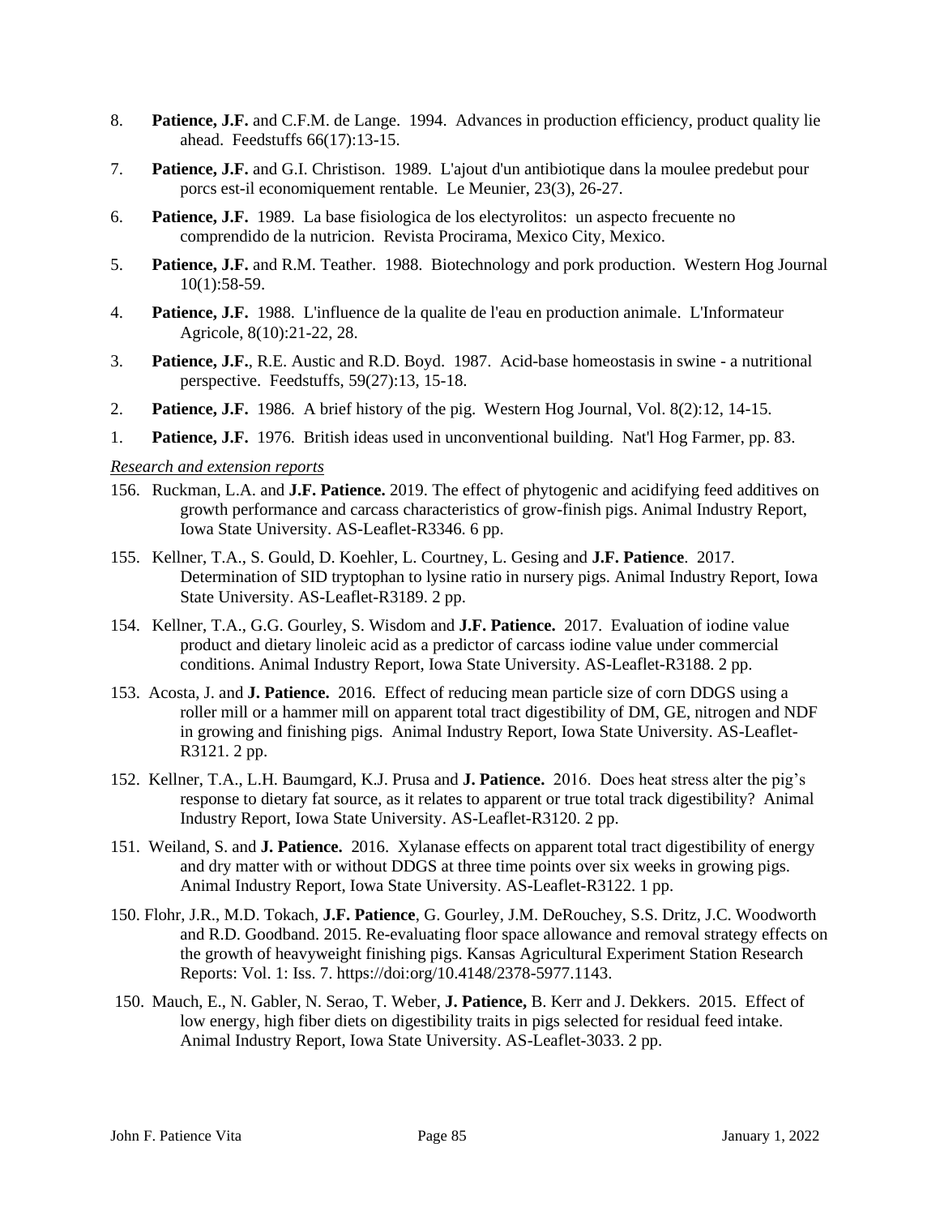8. **Patience, J.F.** and C.F.M. de Lange. 1994. Advances in production efficiency, product quality lie ahead. Feedstuffs 66(17):13-15.

7. **Patience, J.F.** and G.I. Christison. 1989. L'ajout d'un antibiotique dans la moulee predebut pour porcs est-il economiquement rentable. Le Meunier, 23(3), 26-27.

6. **Patience, J.F.** 1989. La base fisiologica de los electyrolitos: un aspecto frecuente no comprendido de la nutricion. Revista Procirama, Mexico City, Mexico.

5. **Patience, J.F.** and R.M. Teather. 1988. Biotechnology and pork production. Western Hog Journal 10(1):58-59.

4. **Patience, J.F.** 1988. L'influence de la qualite de l'eau en production animale. L'Informateur Agricole, 8(10):21-22, 28.

3. **Patience, J.F.**, R.E. Austic and R.D. Boyd. 1987. Acid-base homeostasis in swine - a nutritional perspective. Feedstuffs, 59(27):13, 15-18.

2. **Patience, J.F.** 1986. A brief history of the pig. Western Hog Journal, Vol. 8(2):12, 14-15.

1. **Patience, J.F.** 1976. British ideas used in unconventional building. Nat'l Hog Farmer, pp. 83.

*Research and extension reports*

156. Ruckman, L.A. and **J.F. Patience.** 2019. The effect of phytogenic and acidifying feed additives on growth performance and carcass characteristics of grow-finish pigs. Animal Industry Report, Iowa State University. AS-Leaflet-R3346. 6 pp.

155. Kellner, T.A., S. Gould, D. Koehler, L. Courtney, L. Gesing and **J.F. Patience**. 2017. Determination of SID tryptophan to lysine ratio in nursery pigs. Animal Industry Report, Iowa State University. AS-Leaflet-R3189. 2 pp.

154. Kellner, T.A., G.G. Gourley, S. Wisdom and **J.F. Patience.** 2017. Evaluation of iodine value product and dietary linoleic acid as a predictor of carcass iodine value under commercial conditions. Animal Industry Report, Iowa State University. AS-Leaflet-R3188. 2 pp.

153. Acosta, J. and **J. Patience.** 2016. Effect of reducing mean particle size of corn DDGS using a roller mill or a hammer mill on apparent total tract digestibility of DM, GE, nitrogen and NDF in growing and finishing pigs. Animal Industry Report, Iowa State University. AS-Leaflet-R3121. 2 pp.

152. Kellner, T.A., L.H. Baumgard, K.J. Prusa and **J. Patience.** 2016. Does heat stress alter the pig's response to dietary fat source, as it relates to apparent or true total track digestibility? Animal Industry Report, Iowa State University. AS-Leaflet-R3120. 2 pp.

151. Weiland, S. and **J. Patience.** 2016. Xylanase effects on apparent total tract digestibility of energy and dry matter with or without DDGS at three time points over six weeks in growing pigs. Animal Industry Report, Iowa State University. AS-Leaflet-R3122. 1 pp.

150. Flohr, J.R., M.D. Tokach, **J.F. Patience**, G. Gourley, J.M. DeRouchey, S.S. Dritz, J.C. Woodworth and R.D. Goodband. 2015. Re-evaluating floor space allowance and removal strategy effects on the growth of heavyweight finishing pigs. Kansas Agricultural Experiment Station Research Reports: Vol. 1: Iss. 7. https://doi:org/10.4148/2378-5977.1143.

150. Mauch, E., N. Gabler, N. Serao, T. Weber, **J. Patience,** B. Kerr and J. Dekkers. 2015. Effect of low energy, high fiber diets on digestibility traits in pigs selected for residual feed intake. Animal Industry Report, Iowa State University. AS-Leaflet-3033. 2 pp.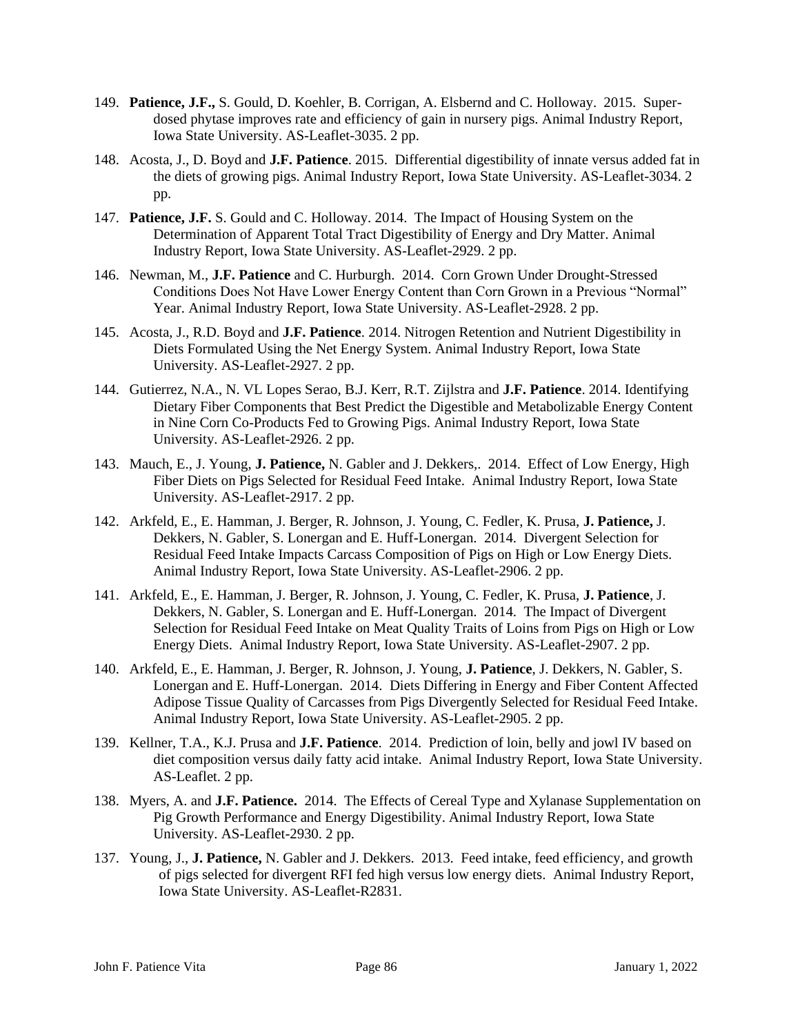149. **Patience, J.F.,** S. Gould, D. Koehler, B. Corrigan, A. Elsbernd and C. Holloway. 2015. Super-dosed phytase improves rate and efficiency of gain in nursery pigs. Animal Industry Report, Iowa State University. AS-Leaflet-3035. 2 pp.

148. Acosta, J., D. Boyd and **J.F. Patience**. 2015. Differential digestibility of innate versus added fat in the diets of growing pigs. Animal Industry Report, Iowa State University. AS-Leaflet-3034. 2 pp.

147. **Patience, J.F.** S. Gould and C. Holloway. 2014. The Impact of Housing System on the Determination of Apparent Total Tract Digestibility of Energy and Dry Matter. Animal Industry Report, Iowa State University. AS-Leaflet-2929. 2 pp.

146. Newman, M., **J.F. Patience** and C. Hurburgh. 2014. Corn Grown Under Drought-Stressed Conditions Does Not Have Lower Energy Content than Corn Grown in a Previous "Normal" Year. Animal Industry Report, Iowa State University. AS-Leaflet-2928. 2 pp.

145. Acosta, J., R.D. Boyd and **J.F. Patience**. 2014. Nitrogen Retention and Nutrient Digestibility in Diets Formulated Using the Net Energy System. Animal Industry Report, Iowa State University. AS-Leaflet-2927. 2 pp.

144. Gutierrez, N.A., N. VL Lopes Serao, B.J. Kerr, R.T. Zijlstra and **J.F. Patience**. 2014. Identifying Dietary Fiber Components that Best Predict the Digestible and Metabolizable Energy Content in Nine Corn Co-Products Fed to Growing Pigs. Animal Industry Report, Iowa State University. AS-Leaflet-2926. 2 pp.

143. Mauch, E., J. Young, **J. Patience,** N. Gabler and J. Dekkers,. 2014. Effect of Low Energy, High Fiber Diets on Pigs Selected for Residual Feed Intake. Animal Industry Report, Iowa State University. AS-Leaflet-2917. 2 pp.

142. Arkfeld, E., E. Hamman, J. Berger, R. Johnson, J. Young, C. Fedler, K. Prusa, **J. Patience,** J. Dekkers, N. Gabler, S. Lonergan and E. Huff-Lonergan. 2014. Divergent Selection for Residual Feed Intake Impacts Carcass Composition of Pigs on High or Low Energy Diets. Animal Industry Report, Iowa State University. AS-Leaflet-2906. 2 pp.

141. Arkfeld, E., E. Hamman, J. Berger, R. Johnson, J. Young, C. Fedler, K. Prusa, **J. Patience**, J. Dekkers, N. Gabler, S. Lonergan and E. Huff-Lonergan. 2014. The Impact of Divergent Selection for Residual Feed Intake on Meat Quality Traits of Loins from Pigs on High or Low Energy Diets. Animal Industry Report, Iowa State University. AS-Leaflet-2907. 2 pp.

140. Arkfeld, E., E. Hamman, J. Berger, R. Johnson, J. Young, **J. Patience**, J. Dekkers, N. Gabler, S. Lonergan and E. Huff-Lonergan. 2014. Diets Differing in Energy and Fiber Content Affected Adipose Tissue Quality of Carcasses from Pigs Divergently Selected for Residual Feed Intake. Animal Industry Report, Iowa State University. AS-Leaflet-2905. 2 pp.

139. Kellner, T.A., K.J. Prusa and **J.F. Patience**. 2014. Prediction of loin, belly and jowl IV based on diet composition versus daily fatty acid intake. Animal Industry Report, Iowa State University. AS-Leaflet. 2 pp.

138. Myers, A. and **J.F. Patience.** 2014. The Effects of Cereal Type and Xylanase Supplementation on Pig Growth Performance and Energy Digestibility. Animal Industry Report, Iowa State University. AS-Leaflet-2930. 2 pp.

137. Young, J., **J. Patience,** N. Gabler and J. Dekkers. 2013. Feed intake, feed efficiency, and growth of pigs selected for divergent RFI fed high versus low energy diets. Animal Industry Report, Iowa State University. AS-Leaflet-R2831.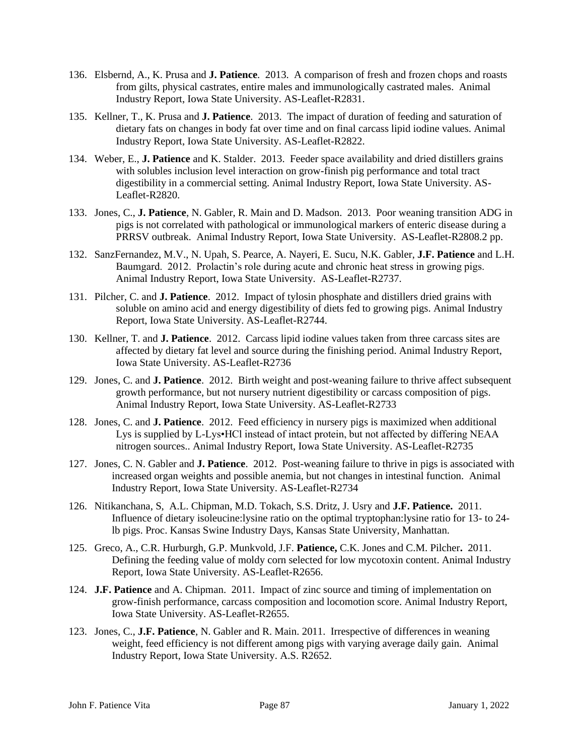136. Elsbernd, A., K. Prusa and **J. Patience**. 2013. A comparison of fresh and frozen chops and roasts from gilts, physical castrates, entire males and immunologically castrated males. Animal Industry Report, Iowa State University. AS-Leaflet-R2831.

135. Kellner, T., K. Prusa and **J. Patience**. 2013. The impact of duration of feeding and saturation of dietary fats on changes in body fat over time and on final carcass lipid iodine values. Animal Industry Report, Iowa State University. AS-Leaflet-R2822.

134. Weber, E., **J. Patience** and K. Stalder. 2013. Feeder space availability and dried distillers grains with solubles inclusion level interaction on grow-finish pig performance and total tract digestibility in a commercial setting. Animal Industry Report, Iowa State University. AS-Leaflet-R2820.

133. Jones, C., **J. Patience**, N. Gabler, R. Main and D. Madson. 2013. Poor weaning transition ADG in pigs is not correlated with pathological or immunological markers of enteric disease during a PRRSV outbreak. Animal Industry Report, Iowa State University. AS-Leaflet-R2808.2 pp.

132. SanzFernandez, M.V., N. Upah, S. Pearce, A. Nayeri, E. Sucu, N.K. Gabler, **J.F. Patience** and L.H. Baumgard. 2012. Prolactin's role during acute and chronic heat stress in growing pigs. Animal Industry Report, Iowa State University. AS-Leaflet-R2737.

131. Pilcher, C. and **J. Patience**. 2012. Impact of tylosin phosphate and distillers dried grains with soluble on amino acid and energy digestibility of diets fed to growing pigs. Animal Industry Report, Iowa State University. AS-Leaflet-R2744.

130. Kellner, T. and **J. Patience**. 2012. Carcass lipid iodine values taken from three carcass sites are affected by dietary fat level and source during the finishing period. Animal Industry Report, Iowa State University. AS-Leaflet-R2736

129. Jones, C. and **J. Patience**. 2012. Birth weight and post-weaning failure to thrive affect subsequent growth performance, but not nursery nutrient digestibility or carcass composition of pigs. Animal Industry Report, Iowa State University. AS-Leaflet-R2733

128. Jones, C. and **J. Patience**. 2012. Feed efficiency in nursery pigs is maximized when additional Lys is supplied by L-Lys•HCl instead of intact protein, but not affected by differing NEAA nitrogen sources.. Animal Industry Report, Iowa State University. AS-Leaflet-R2735

127. Jones, C. N. Gabler and **J. Patience**. 2012. Post-weaning failure to thrive in pigs is associated with increased organ weights and possible anemia, but not changes in intestinal function. Animal Industry Report, Iowa State University. AS-Leaflet-R2734

126. Nitikanchana, S, A.L. Chipman, M.D. Tokach, S.S. Dritz, J. Usry and **J.F. Patience.** 2011. Influence of dietary isoleucine:lysine ratio on the optimal tryptophan:lysine ratio for 13- to 24-lb pigs. Proc. Kansas Swine Industry Days, Kansas State University, Manhattan.

125. Greco, A., C.R. Hurburgh, G.P. Munkvold, J.F. **Patience,** C.K. Jones and C.M. Pilcher**.** 2011. Defining the feeding value of moldy corn selected for low mycotoxin content. Animal Industry Report, Iowa State University. AS-Leaflet-R2656.

124. **J.F. Patience** and A. Chipman. 2011. Impact of zinc source and timing of implementation on grow-finish performance, carcass composition and locomotion score. Animal Industry Report, Iowa State University. AS-Leaflet-R2655.

123. Jones, C., **J.F. Patience**, N. Gabler and R. Main. 2011. Irrespective of differences in weaning weight, feed efficiency is not different among pigs with varying average daily gain. Animal Industry Report, Iowa State University. A.S. R2652.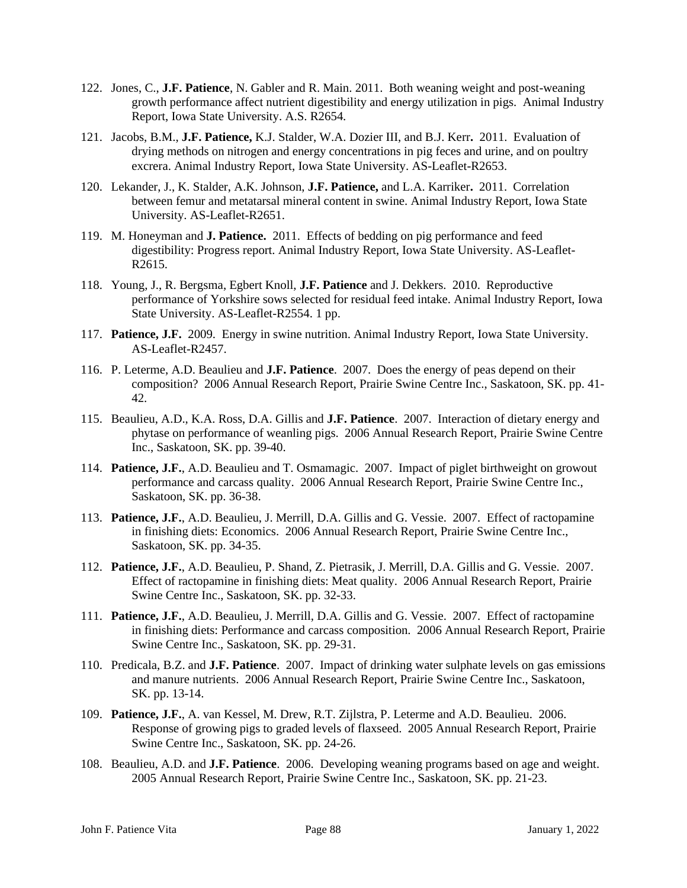122. Jones, C., **J.F. Patience**, N. Gabler and R. Main. 2011. Both weaning weight and post-weaning growth performance affect nutrient digestibility and energy utilization in pigs. Animal Industry Report, Iowa State University. A.S. R2654.

121. Jacobs, B.M., **J.F. Patience,** K.J. Stalder, W.A. Dozier III, and B.J. Kerr**.** 2011. Evaluation of drying methods on nitrogen and energy concentrations in pig feces and urine, and on poultry excrera. Animal Industry Report, Iowa State University. AS-Leaflet-R2653.

120. Lekander, J., K. Stalder, A.K. Johnson, **J.F. Patience,** and L.A. Karriker**.** 2011. Correlation between femur and metatarsal mineral content in swine. Animal Industry Report, Iowa State University. AS-Leaflet-R2651.

119. M. Honeyman and **J. Patience.** 2011. Effects of bedding on pig performance and feed digestibility: Progress report. Animal Industry Report, Iowa State University. AS-Leaflet-R2615.

118. Young, J., R. Bergsma, Egbert Knoll, **J.F. Patience** and J. Dekkers. 2010. Reproductive performance of Yorkshire sows selected for residual feed intake. Animal Industry Report, Iowa State University. AS-Leaflet-R2554. 1 pp.

117. **Patience, J.F.** 2009. Energy in swine nutrition. Animal Industry Report, Iowa State University. AS-Leaflet-R2457.

116. P. Leterme, A.D. Beaulieu and **J.F. Patience**. 2007. Does the energy of peas depend on their composition? 2006 Annual Research Report, Prairie Swine Centre Inc., Saskatoon, SK. pp. 41-42.

115. Beaulieu, A.D., K.A. Ross, D.A. Gillis and **J.F. Patience**. 2007. Interaction of dietary energy and phytase on performance of weanling pigs. 2006 Annual Research Report, Prairie Swine Centre Inc., Saskatoon, SK. pp. 39-40.

114. **Patience, J.F.**, A.D. Beaulieu and T. Osmamagic. 2007. Impact of piglet birthweight on growout performance and carcass quality. 2006 Annual Research Report, Prairie Swine Centre Inc., Saskatoon, SK. pp. 36-38.

113. **Patience, J.F.**, A.D. Beaulieu, J. Merrill, D.A. Gillis and G. Vessie. 2007. Effect of ractopamine in finishing diets: Economics. 2006 Annual Research Report, Prairie Swine Centre Inc., Saskatoon, SK. pp. 34-35.

112. **Patience, J.F.**, A.D. Beaulieu, P. Shand, Z. Pietrasik, J. Merrill, D.A. Gillis and G. Vessie. 2007. Effect of ractopamine in finishing diets: Meat quality. 2006 Annual Research Report, Prairie Swine Centre Inc., Saskatoon, SK. pp. 32-33.

111. **Patience, J.F.**, A.D. Beaulieu, J. Merrill, D.A. Gillis and G. Vessie. 2007. Effect of ractopamine in finishing diets: Performance and carcass composition. 2006 Annual Research Report, Prairie Swine Centre Inc., Saskatoon, SK. pp. 29-31.

110. Predicala, B.Z. and **J.F. Patience**. 2007. Impact of drinking water sulphate levels on gas emissions and manure nutrients. 2006 Annual Research Report, Prairie Swine Centre Inc., Saskatoon, SK. pp. 13-14.

109. **Patience, J.F.**, A. van Kessel, M. Drew, R.T. Zijlstra, P. Leterme and A.D. Beaulieu. 2006. Response of growing pigs to graded levels of flaxseed. 2005 Annual Research Report, Prairie Swine Centre Inc., Saskatoon, SK. pp. 24-26.

108. Beaulieu, A.D. and **J.F. Patience**. 2006. Developing weaning programs based on age and weight. 2005 Annual Research Report, Prairie Swine Centre Inc., Saskatoon, SK. pp. 21-23.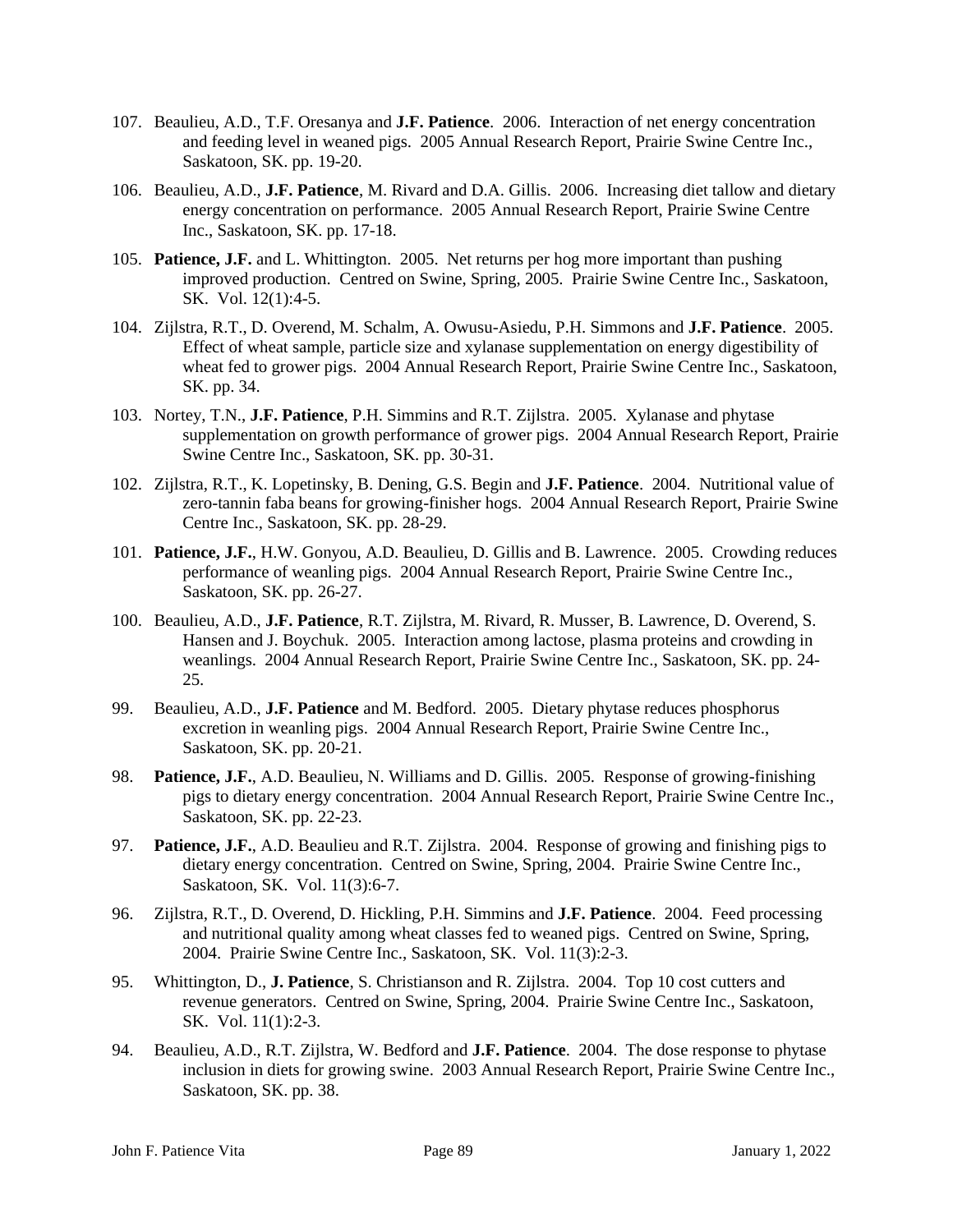107. Beaulieu, A.D., T.F. Oresanya and **J.F. Patience**. 2006. Interaction of net energy concentration and feeding level in weaned pigs. 2005 Annual Research Report, Prairie Swine Centre Inc., Saskatoon, SK. pp. 19-20.

106. Beaulieu, A.D., **J.F. Patience**, M. Rivard and D.A. Gillis. 2006. Increasing diet tallow and dietary energy concentration on performance. 2005 Annual Research Report, Prairie Swine Centre Inc., Saskatoon, SK. pp. 17-18.

105. **Patience, J.F.** and L. Whittington. 2005. Net returns per hog more important than pushing improved production. Centred on Swine, Spring, 2005. Prairie Swine Centre Inc., Saskatoon, SK. Vol. 12(1):4-5.

104. Zijlstra, R.T., D. Overend, M. Schalm, A. Owusu-Asiedu, P.H. Simmons and **J.F. Patience**. 2005. Effect of wheat sample, particle size and xylanase supplementation on energy digestibility of wheat fed to grower pigs. 2004 Annual Research Report, Prairie Swine Centre Inc., Saskatoon, SK. pp. 34.

103. Nortey, T.N., **J.F. Patience**, P.H. Simmins and R.T. Zijlstra. 2005. Xylanase and phytase supplementation on growth performance of grower pigs. 2004 Annual Research Report, Prairie Swine Centre Inc., Saskatoon, SK. pp. 30-31.

102. Zijlstra, R.T., K. Lopetinsky, B. Dening, G.S. Begin and **J.F. Patience**. 2004. Nutritional value of zero-tannin faba beans for growing-finisher hogs. 2004 Annual Research Report, Prairie Swine Centre Inc., Saskatoon, SK. pp. 28-29.

101. **Patience, J.F.**, H.W. Gonyou, A.D. Beaulieu, D. Gillis and B. Lawrence. 2005. Crowding reduces performance of weanling pigs. 2004 Annual Research Report, Prairie Swine Centre Inc., Saskatoon, SK. pp. 26-27.

100. Beaulieu, A.D., **J.F. Patience**, R.T. Zijlstra, M. Rivard, R. Musser, B. Lawrence, D. Overend, S. Hansen and J. Boychuk. 2005. Interaction among lactose, plasma proteins and crowding in weanlings. 2004 Annual Research Report, Prairie Swine Centre Inc., Saskatoon, SK. pp. 24-25.

99. Beaulieu, A.D., **J.F. Patience** and M. Bedford. 2005. Dietary phytase reduces phosphorus excretion in weanling pigs. 2004 Annual Research Report, Prairie Swine Centre Inc., Saskatoon, SK. pp. 20-21.

98. **Patience, J.F.**, A.D. Beaulieu, N. Williams and D. Gillis. 2005. Response of growing-finishing pigs to dietary energy concentration. 2004 Annual Research Report, Prairie Swine Centre Inc., Saskatoon, SK. pp. 22-23.

97. **Patience, J.F.**, A.D. Beaulieu and R.T. Zijlstra. 2004. Response of growing and finishing pigs to dietary energy concentration. Centred on Swine, Spring, 2004. Prairie Swine Centre Inc., Saskatoon, SK. Vol. 11(3):6-7.

96. Zijlstra, R.T., D. Overend, D. Hickling, P.H. Simmins and **J.F. Patience**. 2004. Feed processing and nutritional quality among wheat classes fed to weaned pigs. Centred on Swine, Spring, 2004. Prairie Swine Centre Inc., Saskatoon, SK. Vol. 11(3):2-3.

95. Whittington, D., **J. Patience**, S. Christianson and R. Zijlstra. 2004. Top 10 cost cutters and revenue generators. Centred on Swine, Spring, 2004. Prairie Swine Centre Inc., Saskatoon, SK. Vol. 11(1):2-3.

94. Beaulieu, A.D., R.T. Zijlstra, W. Bedford and **J.F. Patience**. 2004. The dose response to phytase inclusion in diets for growing swine. 2003 Annual Research Report, Prairie Swine Centre Inc., Saskatoon, SK. pp. 38.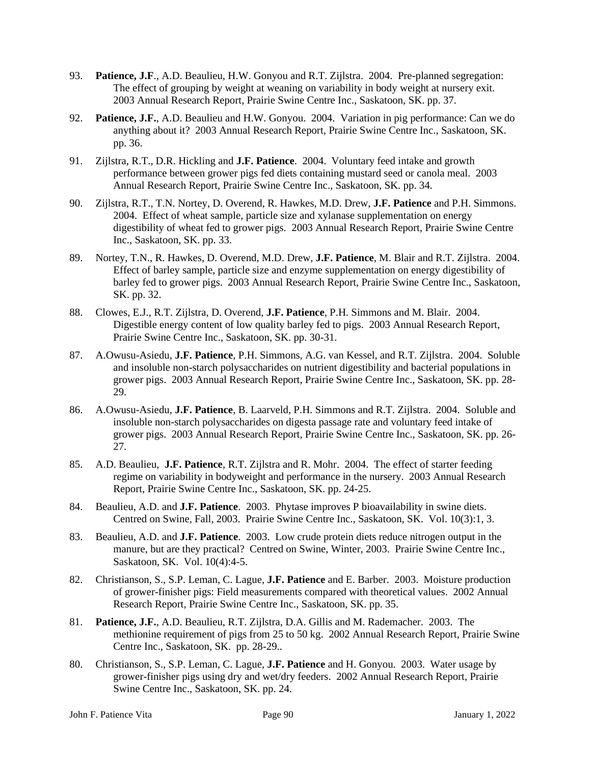93. **Patience, J.F**., A.D. Beaulieu, H.W. Gonyou and R.T. Zijlstra. 2004. Pre-planned segregation: The effect of grouping by weight at weaning on variability in body weight at nursery exit. 2003 Annual Research Report, Prairie Swine Centre Inc., Saskatoon, SK. pp. 37.

92. **Patience, J.F.**, A.D. Beaulieu and H.W. Gonyou. 2004. Variation in pig performance: Can we do anything about it? 2003 Annual Research Report, Prairie Swine Centre Inc., Saskatoon, SK. pp. 36.

91. Zijlstra, R.T., D.R. Hickling and **J.F. Patience**. 2004. Voluntary feed intake and growth performance between grower pigs fed diets containing mustard seed or canola meal. 2003 Annual Research Report, Prairie Swine Centre Inc., Saskatoon, SK. pp. 34.

90. Zijlstra, R.T., T.N. Nortey, D. Overend, R. Hawkes, M.D. Drew, **J.F. Patience** and P.H. Simmons. 2004. Effect of wheat sample, particle size and xylanase supplementation on energy digestibility of wheat fed to grower pigs. 2003 Annual Research Report, Prairie Swine Centre Inc., Saskatoon, SK. pp. 33.

89. Nortey, T.N., R. Hawkes, D. Overend, M.D. Drew, **J.F. Patience**, M. Blair and R.T. Zijlstra. 2004. Effect of barley sample, particle size and enzyme supplementation on energy digestibility of barley fed to grower pigs. 2003 Annual Research Report, Prairie Swine Centre Inc., Saskatoon, SK. pp. 32.

88. Clowes, E.J., R.T. Zijlstra, D. Overend, **J.F. Patience**, P.H. Simmons and M. Blair. 2004. Digestible energy content of low quality barley fed to pigs. 2003 Annual Research Report, Prairie Swine Centre Inc., Saskatoon, SK. pp. 30-31.

87. A.Owusu-Asiedu, **J.F. Patience**, P.H. Simmons, A.G. van Kessel, and R.T. Zijlstra. 2004. Soluble and insoluble non-starch polysaccharides on nutrient digestibility and bacterial populations in grower pigs. 2003 Annual Research Report, Prairie Swine Centre Inc., Saskatoon, SK. pp. 28-29.

86. A.Owusu-Asiedu, **J.F. Patience**, B. Laarveld, P.H. Simmons and R.T. Zijlstra. 2004. Soluble and insoluble non-starch polysaccharides on digesta passage rate and voluntary feed intake of grower pigs. 2003 Annual Research Report, Prairie Swine Centre Inc., Saskatoon, SK. pp. 26-27.

85. A.D. Beaulieu, **J.F. Patience**, R.T. Zijlstra and R. Mohr. 2004. The effect of starter feeding regime on variability in bodyweight and performance in the nursery. 2003 Annual Research Report, Prairie Swine Centre Inc., Saskatoon, SK. pp. 24-25.

84. Beaulieu, A.D. and **J.F. Patience**. 2003. Phytase improves P bioavailability in swine diets. Centred on Swine, Fall, 2003. Prairie Swine Centre Inc., Saskatoon, SK. Vol. 10(3):1, 3.

83. Beaulieu, A.D. and **J.F. Patience**. 2003. Low crude protein diets reduce nitrogen output in the manure, but are they practical? Centred on Swine, Winter, 2003. Prairie Swine Centre Inc., Saskatoon, SK. Vol. 10(4):4-5.

82. Christianson, S., S.P. Leman, C. Lague, **J.F. Patience** and E. Barber. 2003. Moisture production of grower-finisher pigs: Field measurements compared with theoretical values. 2002 Annual Research Report, Prairie Swine Centre Inc., Saskatoon, SK. pp. 35.

81. **Patience, J.F.**, A.D. Beaulieu, R.T. Zijlstra, D.A. Gillis and M. Rademacher. 2003. The methionine requirement of pigs from 25 to 50 kg. 2002 Annual Research Report, Prairie Swine Centre Inc., Saskatoon, SK. pp. 28-29..

80. Christianson, S., S.P. Leman, C. Lague, **J.F. Patience** and H. Gonyou. 2003. Water usage by grower-finisher pigs using dry and wet/dry feeders. 2002 Annual Research Report, Prairie Swine Centre Inc., Saskatoon, SK. pp. 24.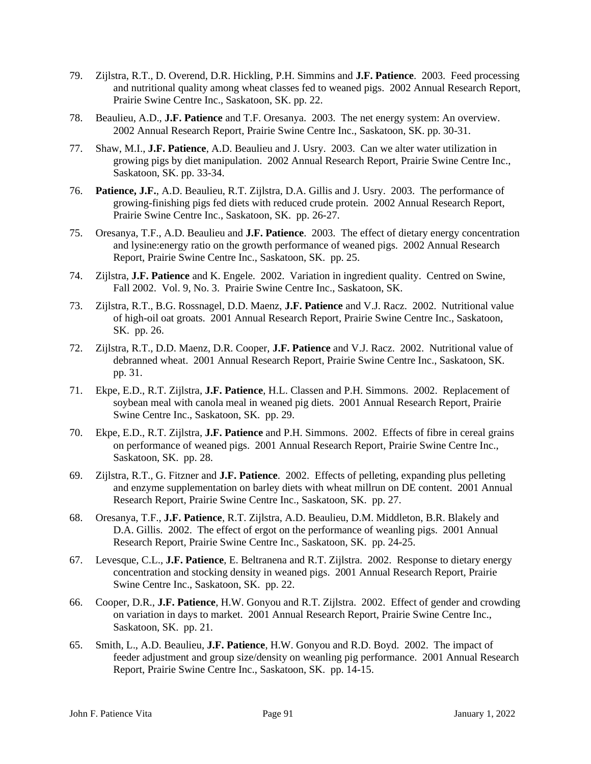79. Zijlstra, R.T., D. Overend, D.R. Hickling, P.H. Simmins and **J.F. Patience**. 2003. Feed processing and nutritional quality among wheat classes fed to weaned pigs. 2002 Annual Research Report, Prairie Swine Centre Inc., Saskatoon, SK. pp. 22.

78. Beaulieu, A.D., **J.F. Patience** and T.F. Oresanya. 2003. The net energy system: An overview. 2002 Annual Research Report, Prairie Swine Centre Inc., Saskatoon, SK. pp. 30-31.

77. Shaw, M.I., **J.F. Patience**, A.D. Beaulieu and J. Usry. 2003. Can we alter water utilization in growing pigs by diet manipulation. 2002 Annual Research Report, Prairie Swine Centre Inc., Saskatoon, SK. pp. 33-34.

76. **Patience, J.F.**, A.D. Beaulieu, R.T. Zijlstra, D.A. Gillis and J. Usry. 2003. The performance of growing-finishing pigs fed diets with reduced crude protein. 2002 Annual Research Report, Prairie Swine Centre Inc., Saskatoon, SK. pp. 26-27.

75. Oresanya, T.F., A.D. Beaulieu and **J.F. Patience**. 2003. The effect of dietary energy concentration and lysine:energy ratio on the growth performance of weaned pigs. 2002 Annual Research Report, Prairie Swine Centre Inc., Saskatoon, SK. pp. 25.

74. Zijlstra, **J.F. Patience** and K. Engele. 2002. Variation in ingredient quality. Centred on Swine, Fall 2002. Vol. 9, No. 3. Prairie Swine Centre Inc., Saskatoon, SK.

73. Zijlstra, R.T., B.G. Rossnagel, D.D. Maenz, **J.F. Patience** and V.J. Racz. 2002. Nutritional value of high-oil oat groats. 2001 Annual Research Report, Prairie Swine Centre Inc., Saskatoon, SK. pp. 26.

72. Zijlstra, R.T., D.D. Maenz, D.R. Cooper, **J.F. Patience** and V.J. Racz. 2002. Nutritional value of debranned wheat. 2001 Annual Research Report, Prairie Swine Centre Inc., Saskatoon, SK. pp. 31.

71. Ekpe, E.D., R.T. Zijlstra, **J.F. Patience**, H.L. Classen and P.H. Simmons. 2002. Replacement of soybean meal with canola meal in weaned pig diets. 2001 Annual Research Report, Prairie Swine Centre Inc., Saskatoon, SK. pp. 29.

70. Ekpe, E.D., R.T. Zijlstra, **J.F. Patience** and P.H. Simmons. 2002. Effects of fibre in cereal grains on performance of weaned pigs. 2001 Annual Research Report, Prairie Swine Centre Inc., Saskatoon, SK. pp. 28.

69. Zijlstra, R.T., G. Fitzner and **J.F. Patience**. 2002. Effects of pelleting, expanding plus pelleting and enzyme supplementation on barley diets with wheat millrun on DE content. 2001 Annual Research Report, Prairie Swine Centre Inc., Saskatoon, SK. pp. 27.

68. Oresanya, T.F., **J.F. Patience**, R.T. Zijlstra, A.D. Beaulieu, D.M. Middleton, B.R. Blakely and D.A. Gillis. 2002. The effect of ergot on the performance of weanling pigs. 2001 Annual Research Report, Prairie Swine Centre Inc., Saskatoon, SK. pp. 24-25.

67. Levesque, C.L., **J.F. Patience**, E. Beltranena and R.T. Zijlstra. 2002. Response to dietary energy concentration and stocking density in weaned pigs. 2001 Annual Research Report, Prairie Swine Centre Inc., Saskatoon, SK. pp. 22.

66. Cooper, D.R., **J.F. Patience**, H.W. Gonyou and R.T. Zijlstra. 2002. Effect of gender and crowding on variation in days to market. 2001 Annual Research Report, Prairie Swine Centre Inc., Saskatoon, SK. pp. 21.

65. Smith, L., A.D. Beaulieu, **J.F. Patience**, H.W. Gonyou and R.D. Boyd. 2002. The impact of feeder adjustment and group size/density on weanling pig performance. 2001 Annual Research Report, Prairie Swine Centre Inc., Saskatoon, SK. pp. 14-15.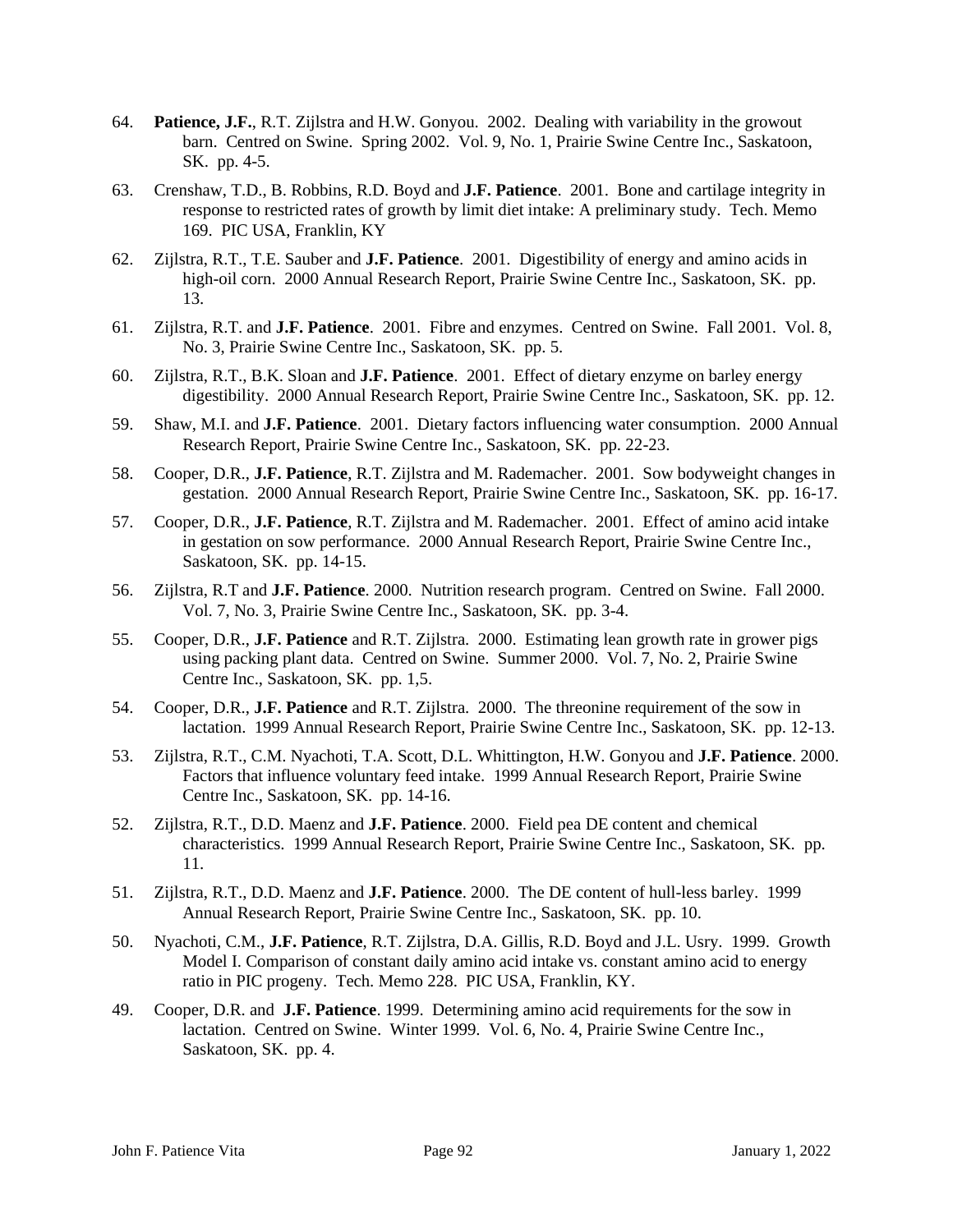64. **Patience, J.F.**, R.T. Zijlstra and H.W. Gonyou. 2002. Dealing with variability in the growout barn. Centred on Swine. Spring 2002. Vol. 9, No. 1, Prairie Swine Centre Inc., Saskatoon, SK. pp. 4-5.

63. Crenshaw, T.D., B. Robbins, R.D. Boyd and **J.F. Patience**. 2001. Bone and cartilage integrity in response to restricted rates of growth by limit diet intake: A preliminary study. Tech. Memo 169. PIC USA, Franklin, KY

62. Zijlstra, R.T., T.E. Sauber and **J.F. Patience**. 2001. Digestibility of energy and amino acids in high-oil corn. 2000 Annual Research Report, Prairie Swine Centre Inc., Saskatoon, SK. pp. 13.

61. Zijlstra, R.T. and **J.F. Patience**. 2001. Fibre and enzymes. Centred on Swine. Fall 2001. Vol. 8, No. 3, Prairie Swine Centre Inc., Saskatoon, SK. pp. 5.

60. Zijlstra, R.T., B.K. Sloan and **J.F. Patience**. 2001. Effect of dietary enzyme on barley energy digestibility. 2000 Annual Research Report, Prairie Swine Centre Inc., Saskatoon, SK. pp. 12.

59. Shaw, M.I. and **J.F. Patience**. 2001. Dietary factors influencing water consumption. 2000 Annual Research Report, Prairie Swine Centre Inc., Saskatoon, SK. pp. 22-23.

58. Cooper, D.R., **J.F. Patience**, R.T. Zijlstra and M. Rademacher. 2001. Sow bodyweight changes in gestation. 2000 Annual Research Report, Prairie Swine Centre Inc., Saskatoon, SK. pp. 16-17.

57. Cooper, D.R., **J.F. Patience**, R.T. Zijlstra and M. Rademacher. 2001. Effect of amino acid intake in gestation on sow performance. 2000 Annual Research Report, Prairie Swine Centre Inc., Saskatoon, SK. pp. 14-15.

56. Zijlstra, R.T and **J.F. Patience**. 2000. Nutrition research program. Centred on Swine. Fall 2000. Vol. 7, No. 3, Prairie Swine Centre Inc., Saskatoon, SK. pp. 3-4.

55. Cooper, D.R., **J.F. Patience** and R.T. Zijlstra. 2000. Estimating lean growth rate in grower pigs using packing plant data. Centred on Swine. Summer 2000. Vol. 7, No. 2, Prairie Swine Centre Inc., Saskatoon, SK. pp. 1,5.

54. Cooper, D.R., **J.F. Patience** and R.T. Zijlstra. 2000. The threonine requirement of the sow in lactation. 1999 Annual Research Report, Prairie Swine Centre Inc., Saskatoon, SK. pp. 12-13.

53. Zijlstra, R.T., C.M. Nyachoti, T.A. Scott, D.L. Whittington, H.W. Gonyou and **J.F. Patience**. 2000. Factors that influence voluntary feed intake. 1999 Annual Research Report, Prairie Swine Centre Inc., Saskatoon, SK. pp. 14-16.

52. Zijlstra, R.T., D.D. Maenz and **J.F. Patience**. 2000. Field pea DE content and chemical characteristics. 1999 Annual Research Report, Prairie Swine Centre Inc., Saskatoon, SK. pp. 11.

51. Zijlstra, R.T., D.D. Maenz and **J.F. Patience**. 2000. The DE content of hull-less barley. 1999 Annual Research Report, Prairie Swine Centre Inc., Saskatoon, SK. pp. 10.

50. Nyachoti, C.M., **J.F. Patience**, R.T. Zijlstra, D.A. Gillis, R.D. Boyd and J.L. Usry. 1999. Growth Model I. Comparison of constant daily amino acid intake vs. constant amino acid to energy ratio in PIC progeny. Tech. Memo 228. PIC USA, Franklin, KY.

49. Cooper, D.R. and **J.F. Patience**. 1999. Determining amino acid requirements for the sow in lactation. Centred on Swine. Winter 1999. Vol. 6, No. 4, Prairie Swine Centre Inc., Saskatoon, SK. pp. 4.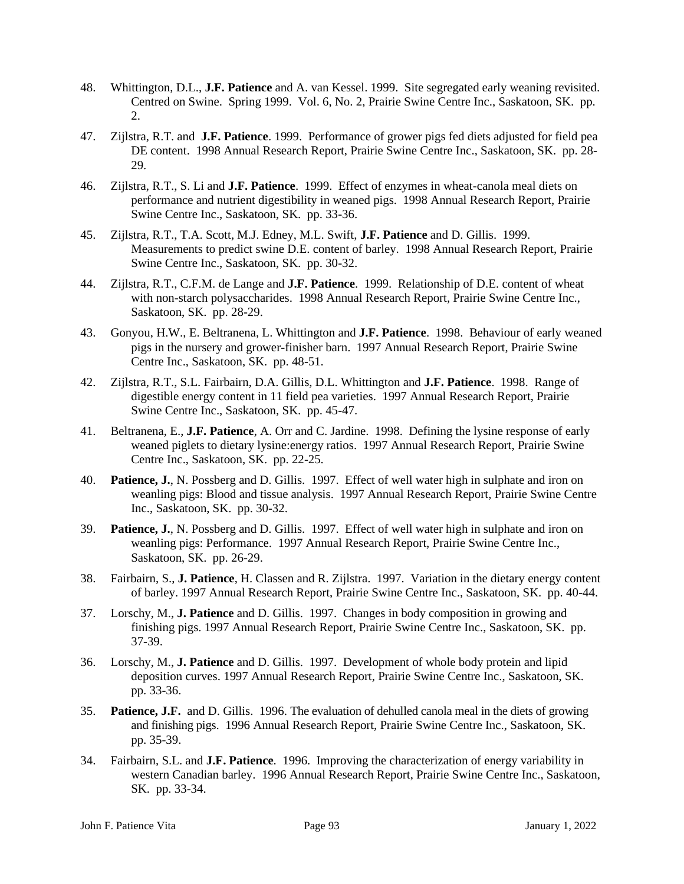48. Whittington, D.L., **J.F. Patience** and A. van Kessel. 1999. Site segregated early weaning revisited. Centred on Swine. Spring 1999. Vol. 6, No. 2, Prairie Swine Centre Inc., Saskatoon, SK. pp. 2.

47. Zijlstra, R.T. and **J.F. Patience**. 1999. Performance of grower pigs fed diets adjusted for field pea DE content. 1998 Annual Research Report, Prairie Swine Centre Inc., Saskatoon, SK. pp. 28-29.

46. Zijlstra, R.T., S. Li and **J.F. Patience**. 1999. Effect of enzymes in wheat-canola meal diets on performance and nutrient digestibility in weaned pigs. 1998 Annual Research Report, Prairie Swine Centre Inc., Saskatoon, SK. pp. 33-36.

45. Zijlstra, R.T., T.A. Scott, M.J. Edney, M.L. Swift, **J.F. Patience** and D. Gillis. 1999. Measurements to predict swine D.E. content of barley. 1998 Annual Research Report, Prairie Swine Centre Inc., Saskatoon, SK. pp. 30-32.

44. Zijlstra, R.T., C.F.M. de Lange and **J.F. Patience**. 1999. Relationship of D.E. content of wheat with non-starch polysaccharides. 1998 Annual Research Report, Prairie Swine Centre Inc., Saskatoon, SK. pp. 28-29.

43. Gonyou, H.W., E. Beltranena, L. Whittington and **J.F. Patience**. 1998. Behaviour of early weaned pigs in the nursery and grower-finisher barn. 1997 Annual Research Report, Prairie Swine Centre Inc., Saskatoon, SK. pp. 48-51.

42. Zijlstra, R.T., S.L. Fairbairn, D.A. Gillis, D.L. Whittington and **J.F. Patience**. 1998. Range of digestible energy content in 11 field pea varieties. 1997 Annual Research Report, Prairie Swine Centre Inc., Saskatoon, SK. pp. 45-47.

41. Beltranena, E., **J.F. Patience**, A. Orr and C. Jardine. 1998. Defining the lysine response of early weaned piglets to dietary lysine:energy ratios. 1997 Annual Research Report, Prairie Swine Centre Inc., Saskatoon, SK. pp. 22-25.

40. **Patience, J.**, N. Possberg and D. Gillis. 1997. Effect of well water high in sulphate and iron on weanling pigs: Blood and tissue analysis. 1997 Annual Research Report, Prairie Swine Centre Inc., Saskatoon, SK. pp. 30-32.

39. **Patience, J.**, N. Possberg and D. Gillis. 1997. Effect of well water high in sulphate and iron on weanling pigs: Performance. 1997 Annual Research Report, Prairie Swine Centre Inc., Saskatoon, SK. pp. 26-29.

38. Fairbairn, S., **J. Patience**, H. Classen and R. Zijlstra. 1997. Variation in the dietary energy content of barley. 1997 Annual Research Report, Prairie Swine Centre Inc., Saskatoon, SK. pp. 40-44.

37. Lorschy, M., **J. Patience** and D. Gillis. 1997. Changes in body composition in growing and finishing pigs. 1997 Annual Research Report, Prairie Swine Centre Inc., Saskatoon, SK. pp. 37-39.

36. Lorschy, M., **J. Patience** and D. Gillis. 1997. Development of whole body protein and lipid deposition curves. 1997 Annual Research Report, Prairie Swine Centre Inc., Saskatoon, SK. pp. 33-36.

35. **Patience, J.F.** and D. Gillis. 1996. The evaluation of dehulled canola meal in the diets of growing and finishing pigs. 1996 Annual Research Report, Prairie Swine Centre Inc., Saskatoon, SK. pp. 35-39.

34. Fairbairn, S.L. and **J.F. Patience**. 1996. Improving the characterization of energy variability in western Canadian barley. 1996 Annual Research Report, Prairie Swine Centre Inc., Saskatoon, SK. pp. 33-34.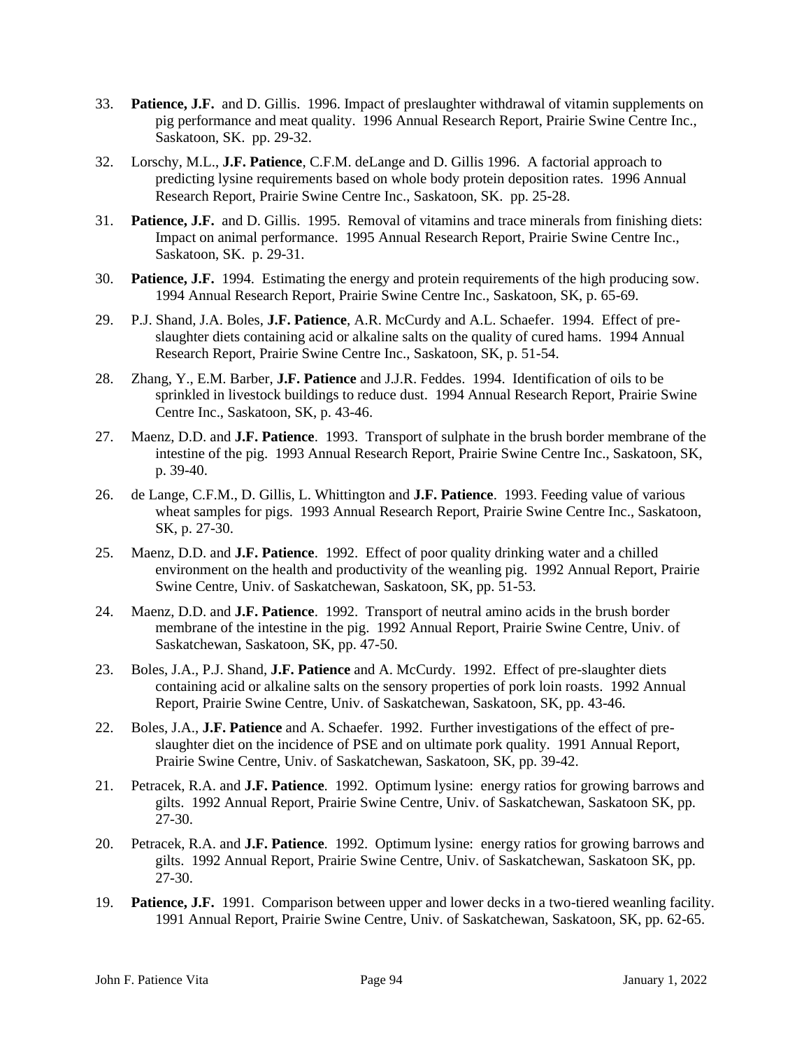33. **Patience, J.F.** and D. Gillis. 1996. Impact of preslaughter withdrawal of vitamin supplements on pig performance and meat quality. 1996 Annual Research Report, Prairie Swine Centre Inc., Saskatoon, SK. pp. 29-32.

32. Lorschy, M.L., **J.F. Patience**, C.F.M. deLange and D. Gillis 1996. A factorial approach to predicting lysine requirements based on whole body protein deposition rates. 1996 Annual Research Report, Prairie Swine Centre Inc., Saskatoon, SK. pp. 25-28.

31. **Patience, J.F.** and D. Gillis. 1995. Removal of vitamins and trace minerals from finishing diets: Impact on animal performance. 1995 Annual Research Report, Prairie Swine Centre Inc., Saskatoon, SK. p. 29-31.

30. **Patience, J.F.** 1994. Estimating the energy and protein requirements of the high producing sow. 1994 Annual Research Report, Prairie Swine Centre Inc., Saskatoon, SK, p. 65-69.

29. P.J. Shand, J.A. Boles, **J.F. Patience**, A.R. McCurdy and A.L. Schaefer. 1994. Effect of pre-slaughter diets containing acid or alkaline salts on the quality of cured hams. 1994 Annual Research Report, Prairie Swine Centre Inc., Saskatoon, SK, p. 51-54.

28. Zhang, Y., E.M. Barber, **J.F. Patience** and J.J.R. Feddes. 1994. Identification of oils to be sprinkled in livestock buildings to reduce dust. 1994 Annual Research Report, Prairie Swine Centre Inc., Saskatoon, SK, p. 43-46.

27. Maenz, D.D. and **J.F. Patience**. 1993. Transport of sulphate in the brush border membrane of the intestine of the pig. 1993 Annual Research Report, Prairie Swine Centre Inc., Saskatoon, SK, p. 39-40.

26. de Lange, C.F.M., D. Gillis, L. Whittington and **J.F. Patience**. 1993. Feeding value of various wheat samples for pigs. 1993 Annual Research Report, Prairie Swine Centre Inc., Saskatoon, SK, p. 27-30.

25. Maenz, D.D. and **J.F. Patience**. 1992. Effect of poor quality drinking water and a chilled environment on the health and productivity of the weanling pig. 1992 Annual Report, Prairie Swine Centre, Univ. of Saskatchewan, Saskatoon, SK, pp. 51-53.

24. Maenz, D.D. and **J.F. Patience**. 1992. Transport of neutral amino acids in the brush border membrane of the intestine in the pig. 1992 Annual Report, Prairie Swine Centre, Univ. of Saskatchewan, Saskatoon, SK, pp. 47-50.

23. Boles, J.A., P.J. Shand, **J.F. Patience** and A. McCurdy. 1992. Effect of pre-slaughter diets containing acid or alkaline salts on the sensory properties of pork loin roasts. 1992 Annual Report, Prairie Swine Centre, Univ. of Saskatchewan, Saskatoon, SK, pp. 43-46.

22. Boles, J.A., **J.F. Patience** and A. Schaefer. 1992. Further investigations of the effect of pre-slaughter diet on the incidence of PSE and on ultimate pork quality. 1991 Annual Report, Prairie Swine Centre, Univ. of Saskatchewan, Saskatoon, SK, pp. 39-42.

21. Petracek, R.A. and **J.F. Patience**. 1992. Optimum lysine: energy ratios for growing barrows and gilts. 1992 Annual Report, Prairie Swine Centre, Univ. of Saskatchewan, Saskatoon SK, pp. 27-30.

20. Petracek, R.A. and **J.F. Patience**. 1992. Optimum lysine: energy ratios for growing barrows and gilts. 1992 Annual Report, Prairie Swine Centre, Univ. of Saskatchewan, Saskatoon SK, pp. 27-30.

19. **Patience, J.F.** 1991. Comparison between upper and lower decks in a two-tiered weanling facility. 1991 Annual Report, Prairie Swine Centre, Univ. of Saskatchewan, Saskatoon, SK, pp. 62-65.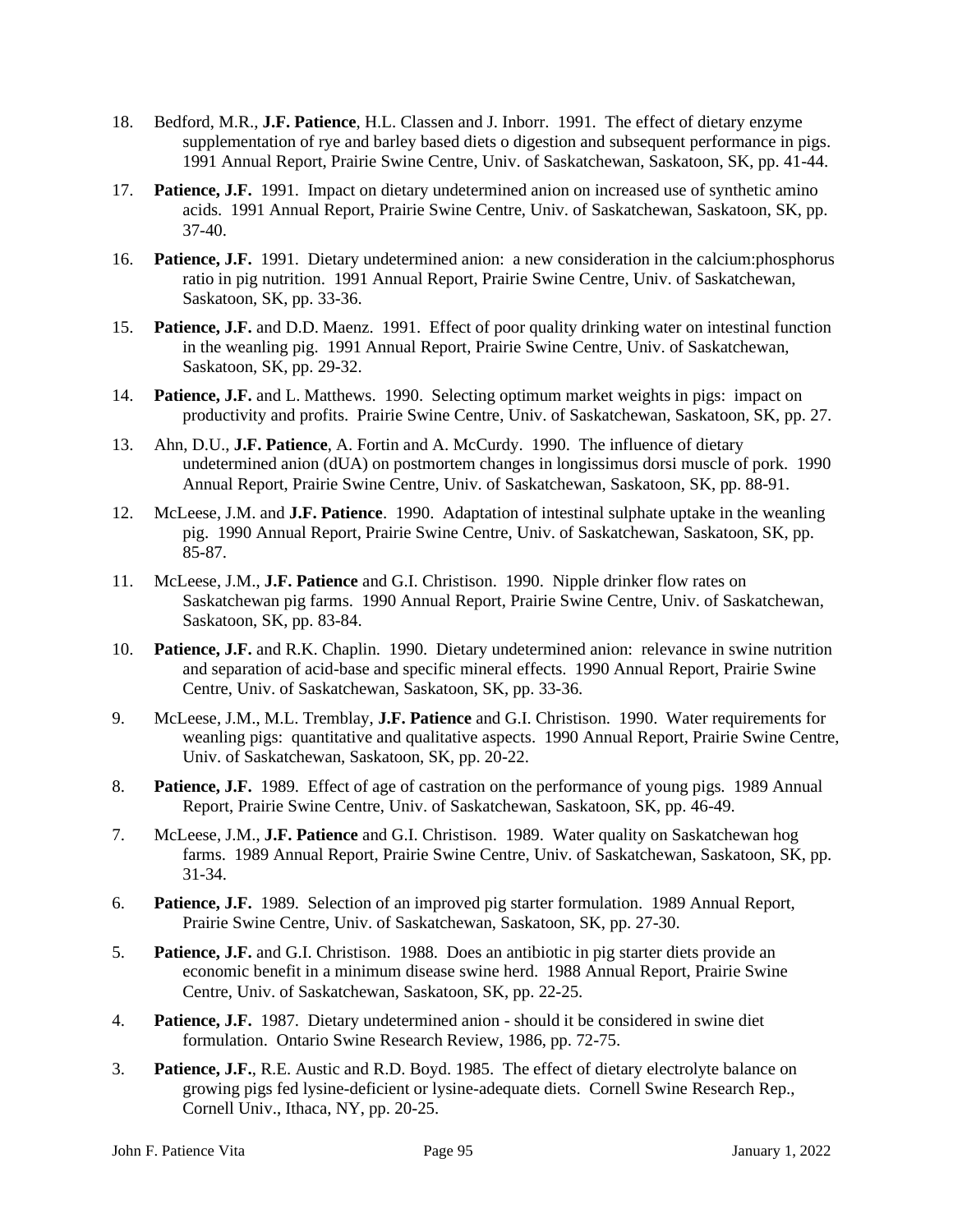18. Bedford, M.R., **J.F. Patience**, H.L. Classen and J. Inborr. 1991. The effect of dietary enzyme supplementation of rye and barley based diets o digestion and subsequent performance in pigs. 1991 Annual Report, Prairie Swine Centre, Univ. of Saskatchewan, Saskatoon, SK, pp. 41-44.

17. **Patience, J.F.** 1991. Impact on dietary undetermined anion on increased use of synthetic amino acids. 1991 Annual Report, Prairie Swine Centre, Univ. of Saskatchewan, Saskatoon, SK, pp. 37-40.

16. **Patience, J.F.** 1991. Dietary undetermined anion: a new consideration in the calcium:phosphorus ratio in pig nutrition. 1991 Annual Report, Prairie Swine Centre, Univ. of Saskatchewan, Saskatoon, SK, pp. 33-36.

15. **Patience, J.F.** and D.D. Maenz. 1991. Effect of poor quality drinking water on intestinal function in the weanling pig. 1991 Annual Report, Prairie Swine Centre, Univ. of Saskatchewan, Saskatoon, SK, pp. 29-32.

14. **Patience, J.F.** and L. Matthews. 1990. Selecting optimum market weights in pigs: impact on productivity and profits. Prairie Swine Centre, Univ. of Saskatchewan, Saskatoon, SK, pp. 27.

13. Ahn, D.U., **J.F. Patience**, A. Fortin and A. McCurdy. 1990. The influence of dietary undetermined anion (dUA) on postmortem changes in longissimus dorsi muscle of pork. 1990 Annual Report, Prairie Swine Centre, Univ. of Saskatchewan, Saskatoon, SK, pp. 88-91.

12. McLeese, J.M. and **J.F. Patience**. 1990. Adaptation of intestinal sulphate uptake in the weanling pig. 1990 Annual Report, Prairie Swine Centre, Univ. of Saskatchewan, Saskatoon, SK, pp. 85-87.

11. McLeese, J.M., **J.F. Patience** and G.I. Christison. 1990. Nipple drinker flow rates on Saskatchewan pig farms. 1990 Annual Report, Prairie Swine Centre, Univ. of Saskatchewan, Saskatoon, SK, pp. 83-84.

10. **Patience, J.F.** and R.K. Chaplin. 1990. Dietary undetermined anion: relevance in swine nutrition and separation of acid-base and specific mineral effects. 1990 Annual Report, Prairie Swine Centre, Univ. of Saskatchewan, Saskatoon, SK, pp. 33-36.

9. McLeese, J.M., M.L. Tremblay, **J.F. Patience** and G.I. Christison. 1990. Water requirements for weanling pigs: quantitative and qualitative aspects. 1990 Annual Report, Prairie Swine Centre, Univ. of Saskatchewan, Saskatoon, SK, pp. 20-22.

8. **Patience, J.F.** 1989. Effect of age of castration on the performance of young pigs. 1989 Annual Report, Prairie Swine Centre, Univ. of Saskatchewan, Saskatoon, SK, pp. 46-49.

7. McLeese, J.M., **J.F. Patience** and G.I. Christison. 1989. Water quality on Saskatchewan hog farms. 1989 Annual Report, Prairie Swine Centre, Univ. of Saskatchewan, Saskatoon, SK, pp. 31-34.

6. **Patience, J.F.** 1989. Selection of an improved pig starter formulation. 1989 Annual Report, Prairie Swine Centre, Univ. of Saskatchewan, Saskatoon, SK, pp. 27-30.

5. **Patience, J.F.** and G.I. Christison. 1988. Does an antibiotic in pig starter diets provide an economic benefit in a minimum disease swine herd. 1988 Annual Report, Prairie Swine Centre, Univ. of Saskatchewan, Saskatoon, SK, pp. 22-25.

4. **Patience, J.F.** 1987. Dietary undetermined anion - should it be considered in swine diet formulation. Ontario Swine Research Review, 1986, pp. 72-75.

3. **Patience, J.F.**, R.E. Austic and R.D. Boyd. 1985. The effect of dietary electrolyte balance on growing pigs fed lysine-deficient or lysine-adequate diets. Cornell Swine Research Rep., Cornell Univ., Ithaca, NY, pp. 20-25.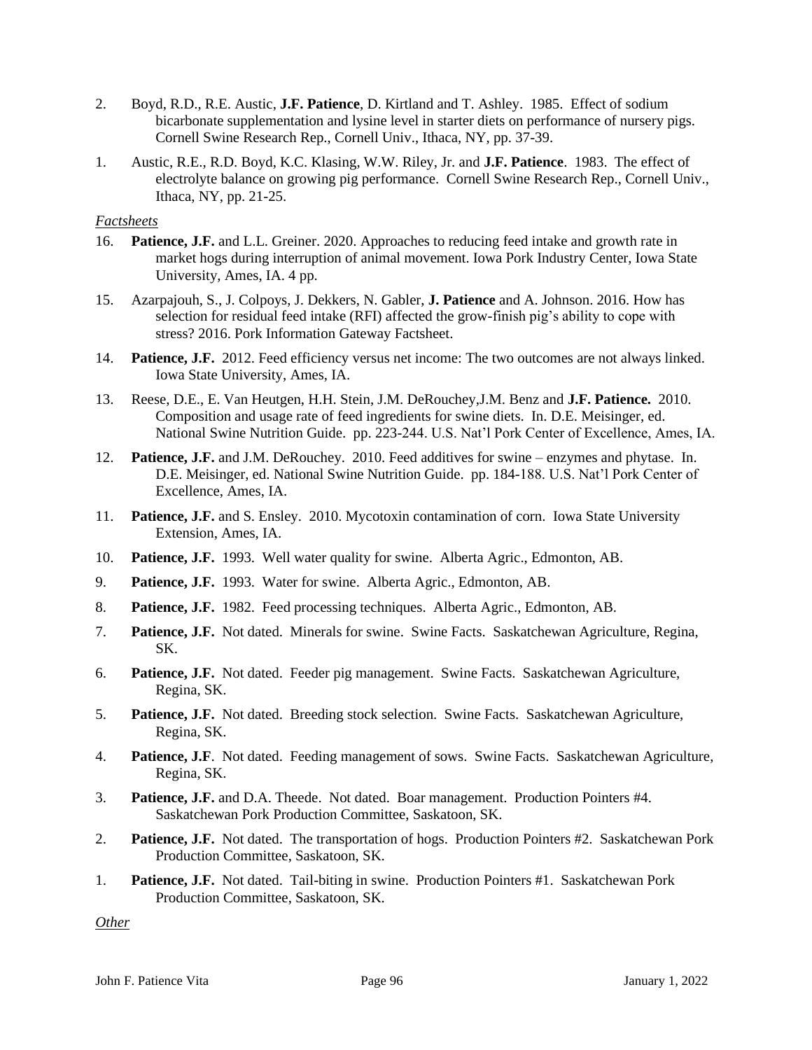2. Boyd, R.D., R.E. Austic, **J.F. Patience**, D. Kirtland and T. Ashley. 1985. Effect of sodium bicarbonate supplementation and lysine level in starter diets on performance of nursery pigs. Cornell Swine Research Rep., Cornell Univ., Ithaca, NY, pp. 37-39.

1. Austic, R.E., R.D. Boyd, K.C. Klasing, W.W. Riley, Jr. and **J.F. Patience**. 1983. The effect of electrolyte balance on growing pig performance. Cornell Swine Research Rep., Cornell Univ., Ithaca, NY, pp. 21-25.

*Factsheets*

16. **Patience, J.F.** and L.L. Greiner. 2020. Approaches to reducing feed intake and growth rate in market hogs during interruption of animal movement. Iowa Pork Industry Center, Iowa State University, Ames, IA. 4 pp.

15. Azarpajouh, S., J. Colpoys, J. Dekkers, N. Gabler, **J. Patience** and A. Johnson. 2016. How has selection for residual feed intake (RFI) affected the grow-finish pig's ability to cope with stress? 2016. Pork Information Gateway Factsheet.

14. **Patience, J.F.** 2012. Feed efficiency versus net income: The two outcomes are not always linked. Iowa State University, Ames, IA.

13. Reese, D.E., E. Van Heutgen, H.H. Stein, J.M. DeRouchey,J.M. Benz and **J.F. Patience.** 2010. Composition and usage rate of feed ingredients for swine diets. In. D.E. Meisinger, ed. National Swine Nutrition Guide. pp. 223-244. U.S. Nat'l Pork Center of Excellence, Ames, IA.

12. **Patience, J.F.** and J.M. DeRouchey. 2010. Feed additives for swine – enzymes and phytase. In. D.E. Meisinger, ed. National Swine Nutrition Guide. pp. 184-188. U.S. Nat'l Pork Center of Excellence, Ames, IA.

11. **Patience, J.F.** and S. Ensley. 2010. Mycotoxin contamination of corn. Iowa State University Extension, Ames, IA.

10. **Patience, J.F.** 1993. Well water quality for swine. Alberta Agric., Edmonton, AB.

9. **Patience, J.F.** 1993. Water for swine. Alberta Agric., Edmonton, AB.

8. **Patience, J.F.** 1982. Feed processing techniques. Alberta Agric., Edmonton, AB.

7. **Patience, J.F.** Not dated. Minerals for swine. Swine Facts. Saskatchewan Agriculture, Regina, SK.

6. **Patience, J.F.** Not dated. Feeder pig management. Swine Facts. Saskatchewan Agriculture, Regina, SK.

5. **Patience, J.F.** Not dated. Breeding stock selection. Swine Facts. Saskatchewan Agriculture, Regina, SK.

4. **Patience, J.F**. Not dated. Feeding management of sows. Swine Facts. Saskatchewan Agriculture, Regina, SK.

3. **Patience, J.F.** and D.A. Theede. Not dated. Boar management. Production Pointers #4. Saskatchewan Pork Production Committee, Saskatoon, SK.

2. **Patience, J.F.** Not dated. The transportation of hogs. Production Pointers #2. Saskatchewan Pork Production Committee, Saskatoon, SK.

1. **Patience, J.F.** Not dated. Tail-biting in swine. Production Pointers #1. Saskatchewan Pork Production Committee, Saskatoon, SK.

*Other*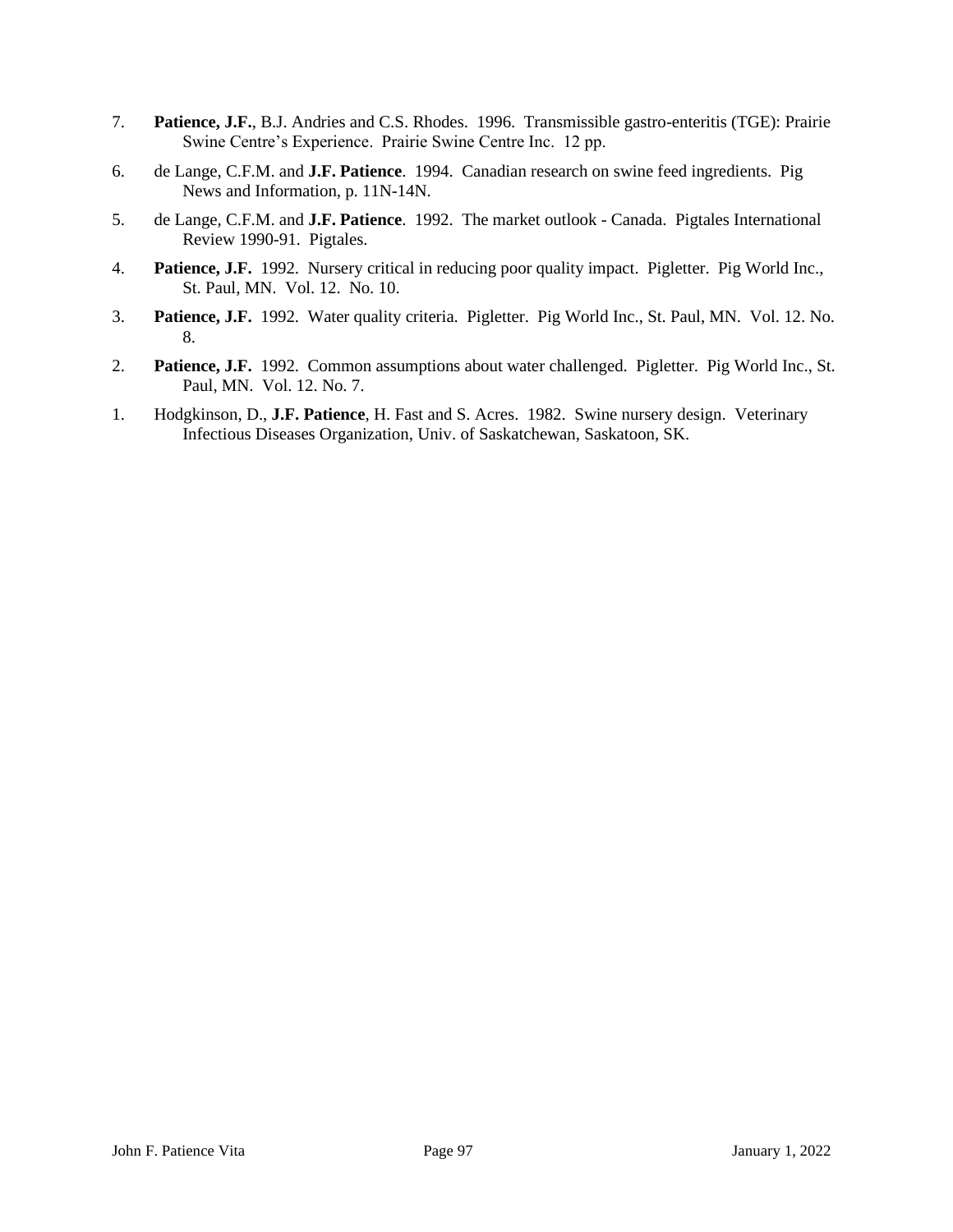7. **Patience, J.F.**, B.J. Andries and C.S. Rhodes. 1996. Transmissible gastro-enteritis (TGE): Prairie Swine Centre's Experience. Prairie Swine Centre Inc. 12 pp.

6. de Lange, C.F.M. and **J.F. Patience**. 1994. Canadian research on swine feed ingredients. Pig News and Information, p. 11N-14N.

5. de Lange, C.F.M. and **J.F. Patience**. 1992. The market outlook - Canada. Pigtales International Review 1990-91. Pigtales.

4. **Patience, J.F.** 1992. Nursery critical in reducing poor quality impact. Pigletter. Pig World Inc., St. Paul, MN. Vol. 12. No. 10.

3. **Patience, J.F.** 1992. Water quality criteria. Pigletter. Pig World Inc., St. Paul, MN. Vol. 12. No. 8.

2. **Patience, J.F.** 1992. Common assumptions about water challenged. Pigletter. Pig World Inc., St. Paul, MN. Vol. 12. No. 7.

1. Hodgkinson, D., **J.F. Patience**, H. Fast and S. Acres. 1982. Swine nursery design. Veterinary Infectious Diseases Organization, Univ. of Saskatchewan, Saskatoon, SK.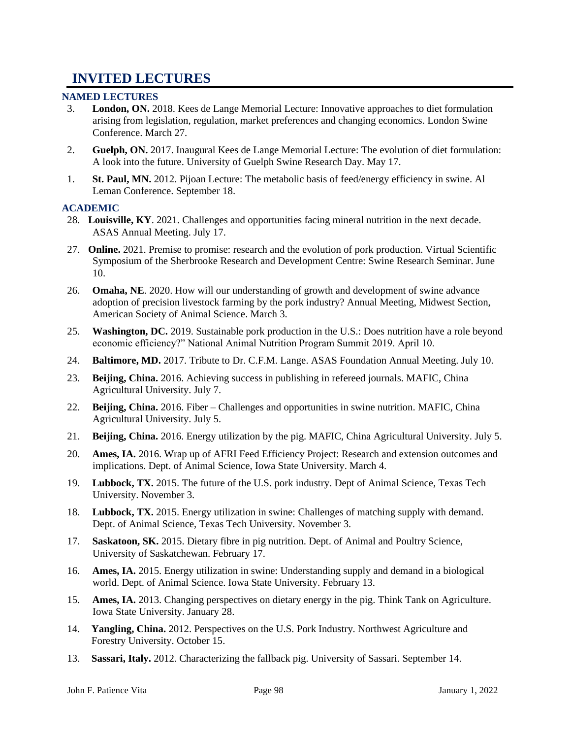# INVITED LECTURES

## NAMED LECTURES

3. **London, ON.** 2018. Kees de Lange Memorial Lecture: Innovative approaches to diet formulation arising from legislation, regulation, market preferences and changing economics. London Swine Conference. March 27.

2. **Guelph, ON.** 2017. Inaugural Kees de Lange Memorial Lecture: The evolution of diet formulation: A look into the future. University of Guelph Swine Research Day. May 17.

1. **St. Paul, MN.** 2012. Pijoan Lecture: The metabolic basis of feed/energy efficiency in swine. Al Leman Conference. September 18.

## ACADEMIC

28. **Louisville, KY**. 2021. Challenges and opportunities facing mineral nutrition in the next decade. ASAS Annual Meeting. July 17.

27. **Online.** 2021. Premise to promise: research and the evolution of pork production. Virtual Scientific Symposium of the Sherbrooke Research and Development Centre: Swine Research Seminar. June 10.

26. **Omaha, NE**. 2020. How will our understanding of growth and development of swine advance adoption of precision livestock farming by the pork industry? Annual Meeting, Midwest Section, American Society of Animal Science. March 3.

25. **Washington, DC.** 2019. Sustainable pork production in the U.S.: Does nutrition have a role beyond economic efficiency?" National Animal Nutrition Program Summit 2019. April 10.

24. **Baltimore, MD.** 2017. Tribute to Dr. C.F.M. Lange. ASAS Foundation Annual Meeting. July 10.

23. **Beijing, China.** 2016. Achieving success in publishing in refereed journals. MAFIC, China Agricultural University. July 7.

22. **Beijing, China.** 2016. Fiber – Challenges and opportunities in swine nutrition. MAFIC, China Agricultural University. July 5.

21. **Beijing, China.** 2016. Energy utilization by the pig. MAFIC, China Agricultural University. July 5.

20. **Ames, IA.** 2016. Wrap up of AFRI Feed Efficiency Project: Research and extension outcomes and implications. Dept. of Animal Science, Iowa State University. March 4.

19. **Lubbock, TX.** 2015. The future of the U.S. pork industry. Dept of Animal Science, Texas Tech University. November 3.

18. **Lubbock, TX.** 2015. Energy utilization in swine: Challenges of matching supply with demand. Dept. of Animal Science, Texas Tech University. November 3.

17. **Saskatoon, SK.** 2015. Dietary fibre in pig nutrition. Dept. of Animal and Poultry Science, University of Saskatchewan. February 17.

16. **Ames, IA.** 2015. Energy utilization in swine: Understanding supply and demand in a biological world. Dept. of Animal Science. Iowa State University. February 13.

15. **Ames, IA.** 2013. Changing perspectives on dietary energy in the pig. Think Tank on Agriculture. Iowa State University. January 28.

14. **Yangling, China.** 2012. Perspectives on the U.S. Pork Industry. Northwest Agriculture and Forestry University. October 15.

13. **Sassari, Italy.** 2012. Characterizing the fallback pig. University of Sassari. September 14.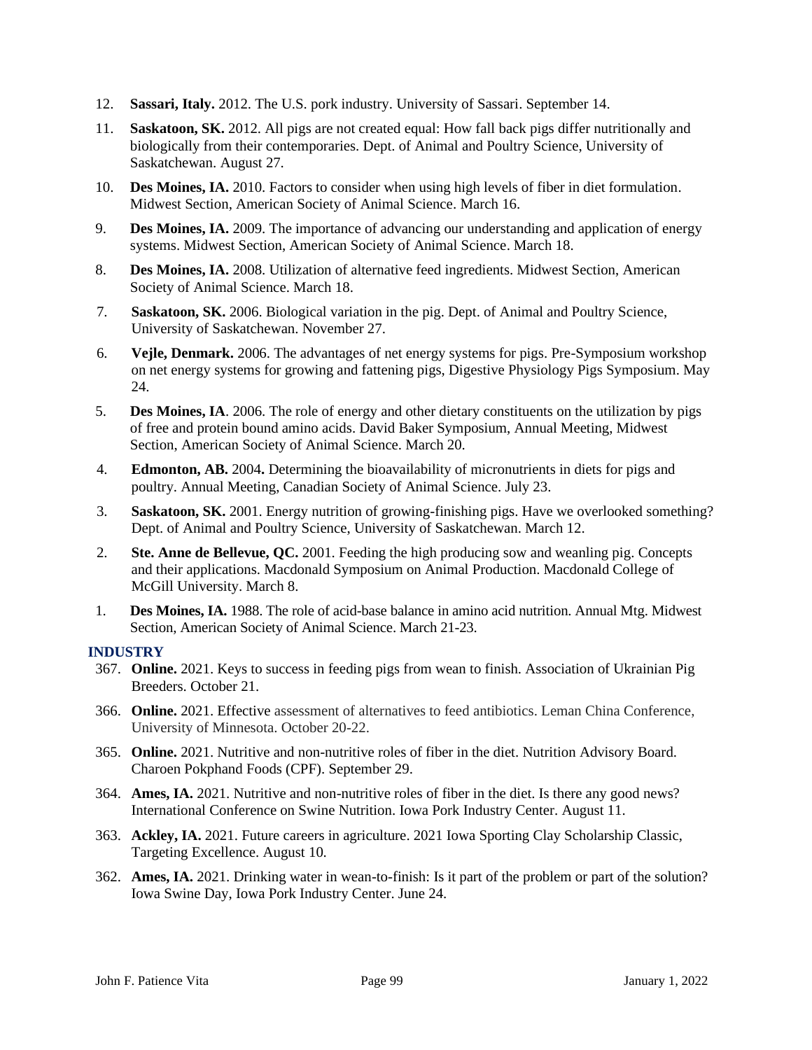12. **Sassari, Italy.** 2012. The U.S. pork industry. University of Sassari. September 14.

11. **Saskatoon, SK.** 2012. All pigs are not created equal: How fall back pigs differ nutritionally and biologically from their contemporaries. Dept. of Animal and Poultry Science, University of Saskatchewan. August 27.

10. **Des Moines, IA.** 2010. Factors to consider when using high levels of fiber in diet formulation. Midwest Section, American Society of Animal Science. March 16.

9. **Des Moines, IA.** 2009. The importance of advancing our understanding and application of energy systems. Midwest Section, American Society of Animal Science. March 18.

8. **Des Moines, IA.** 2008. Utilization of alternative feed ingredients. Midwest Section, American Society of Animal Science. March 18.

7. **Saskatoon, SK.** 2006. Biological variation in the pig. Dept. of Animal and Poultry Science, University of Saskatchewan. November 27.

6. **Vejle, Denmark.** 2006. The advantages of net energy systems for pigs. Pre-Symposium workshop on net energy systems for growing and fattening pigs, Digestive Physiology Pigs Symposium. May 24.

5. **Des Moines, IA**. 2006. The role of energy and other dietary constituents on the utilization by pigs of free and protein bound amino acids. David Baker Symposium, Annual Meeting, Midwest Section, American Society of Animal Science. March 20.

4. **Edmonton, AB.** 2004**.** Determining the bioavailability of micronutrients in diets for pigs and poultry. Annual Meeting, Canadian Society of Animal Science. July 23.

3. **Saskatoon, SK.** 2001. Energy nutrition of growing-finishing pigs. Have we overlooked something? Dept. of Animal and Poultry Science, University of Saskatchewan. March 12.

2. **Ste. Anne de Bellevue, QC.** 2001. Feeding the high producing sow and weanling pig. Concepts and their applications. Macdonald Symposium on Animal Production. Macdonald College of McGill University. March 8.

1. **Des Moines, IA.** 1988. The role of acid-base balance in amino acid nutrition. Annual Mtg. Midwest Section, American Society of Animal Science. March 21-23.

### INDUSTRY

367. **Online.** 2021. Keys to success in feeding pigs from wean to finish. Association of Ukrainian Pig Breeders. October 21.

366. **Online.** 2021. Effective assessment of alternatives to feed antibiotics. Leman China Conference, University of Minnesota. October 20-22.

365. **Online.** 2021. Nutritive and non-nutritive roles of fiber in the diet. Nutrition Advisory Board. Charoen Pokphand Foods (CPF). September 29.

364. **Ames, IA.** 2021. Nutritive and non-nutritive roles of fiber in the diet. Is there any good news? International Conference on Swine Nutrition. Iowa Pork Industry Center. August 11.

363. **Ackley, IA.** 2021. Future careers in agriculture. 2021 Iowa Sporting Clay Scholarship Classic, Targeting Excellence. August 10.

362. **Ames, IA.** 2021. Drinking water in wean-to-finish: Is it part of the problem or part of the solution? Iowa Swine Day, Iowa Pork Industry Center. June 24.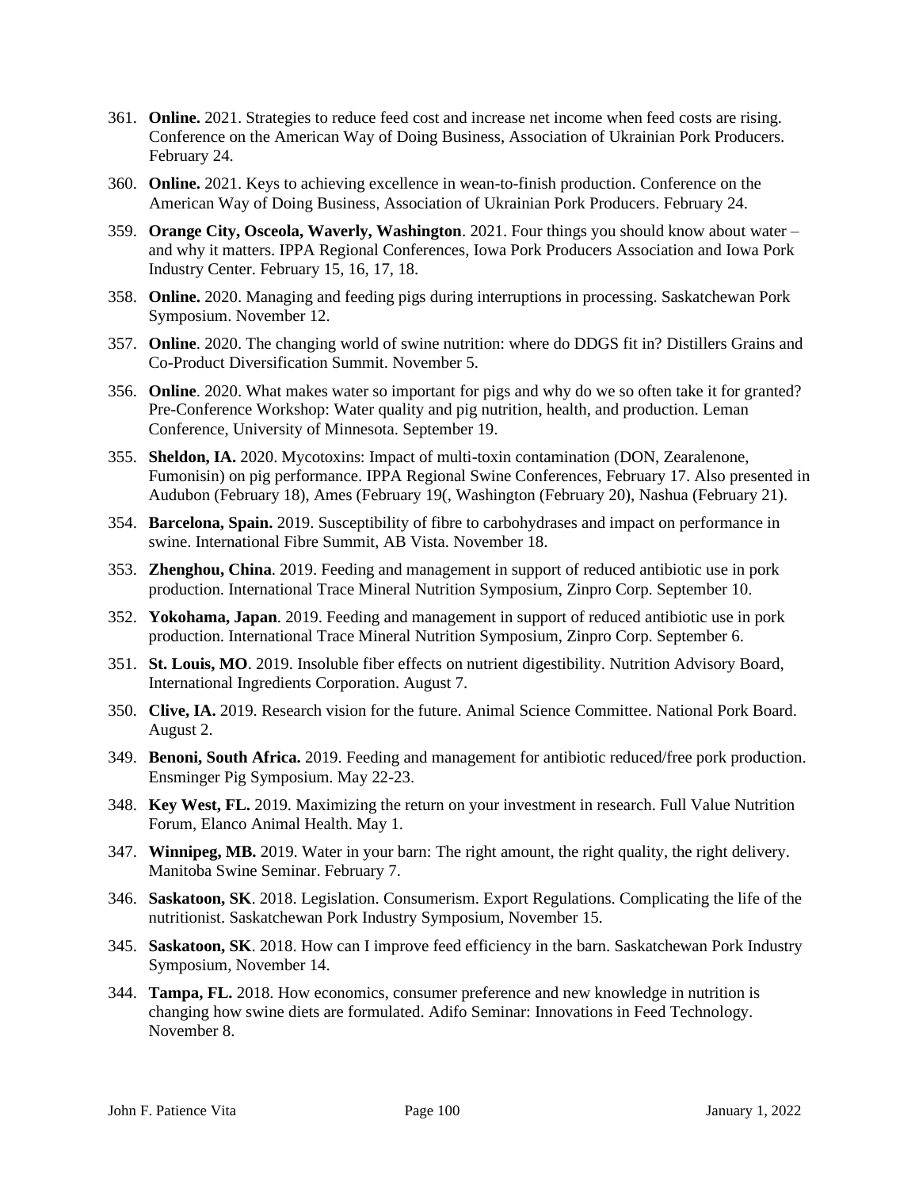361. **Online.** 2021. Strategies to reduce feed cost and increase net income when feed costs are rising. Conference on the American Way of Doing Business, Association of Ukrainian Pork Producers. February 24.

360. **Online.** 2021. Keys to achieving excellence in wean-to-finish production. Conference on the American Way of Doing Business, Association of Ukrainian Pork Producers. February 24.

359. **Orange City, Osceola, Waverly, Washington**. 2021. Four things you should know about water – and why it matters. IPPA Regional Conferences, Iowa Pork Producers Association and Iowa Pork Industry Center. February 15, 16, 17, 18.

358. **Online.** 2020. Managing and feeding pigs during interruptions in processing. Saskatchewan Pork Symposium. November 12.

357. **Online**. 2020. The changing world of swine nutrition: where do DDGS fit in? Distillers Grains and Co-Product Diversification Summit. November 5.

356. **Online**. 2020. What makes water so important for pigs and why do we so often take it for granted? Pre-Conference Workshop: Water quality and pig nutrition, health, and production. Leman Conference, University of Minnesota. September 19.

355. **Sheldon, IA.** 2020. Mycotoxins: Impact of multi-toxin contamination (DON, Zearalenone, Fumonisin) on pig performance. IPPA Regional Swine Conferences, February 17. Also presented in Audubon (February 18), Ames (February 19(, Washington (February 20), Nashua (February 21).

354. **Barcelona, Spain.** 2019. Susceptibility of fibre to carbohydrases and impact on performance in swine. International Fibre Summit, AB Vista. November 18.

353. **Zhenghou, China**. 2019. Feeding and management in support of reduced antibiotic use in pork production. International Trace Mineral Nutrition Symposium, Zinpro Corp. September 10.

352. **Yokohama, Japan**. 2019. Feeding and management in support of reduced antibiotic use in pork production. International Trace Mineral Nutrition Symposium, Zinpro Corp. September 6.

351. **St. Louis, MO**. 2019. Insoluble fiber effects on nutrient digestibility. Nutrition Advisory Board, International Ingredients Corporation. August 7.

350. **Clive, IA.** 2019. Research vision for the future. Animal Science Committee. National Pork Board. August 2.

349. **Benoni, South Africa.** 2019. Feeding and management for antibiotic reduced/free pork production. Ensminger Pig Symposium. May 22-23.

348. **Key West, FL.** 2019. Maximizing the return on your investment in research. Full Value Nutrition Forum, Elanco Animal Health. May 1.

347. **Winnipeg, MB.** 2019. Water in your barn: The right amount, the right quality, the right delivery. Manitoba Swine Seminar. February 7.

346. **Saskatoon, SK**. 2018. Legislation. Consumerism. Export Regulations. Complicating the life of the nutritionist. Saskatchewan Pork Industry Symposium, November 15.

345. **Saskatoon, SK**. 2018. How can I improve feed efficiency in the barn. Saskatchewan Pork Industry Symposium, November 14.

344. **Tampa, FL.** 2018. How economics, consumer preference and new knowledge in nutrition is changing how swine diets are formulated. Adifo Seminar: Innovations in Feed Technology. November 8.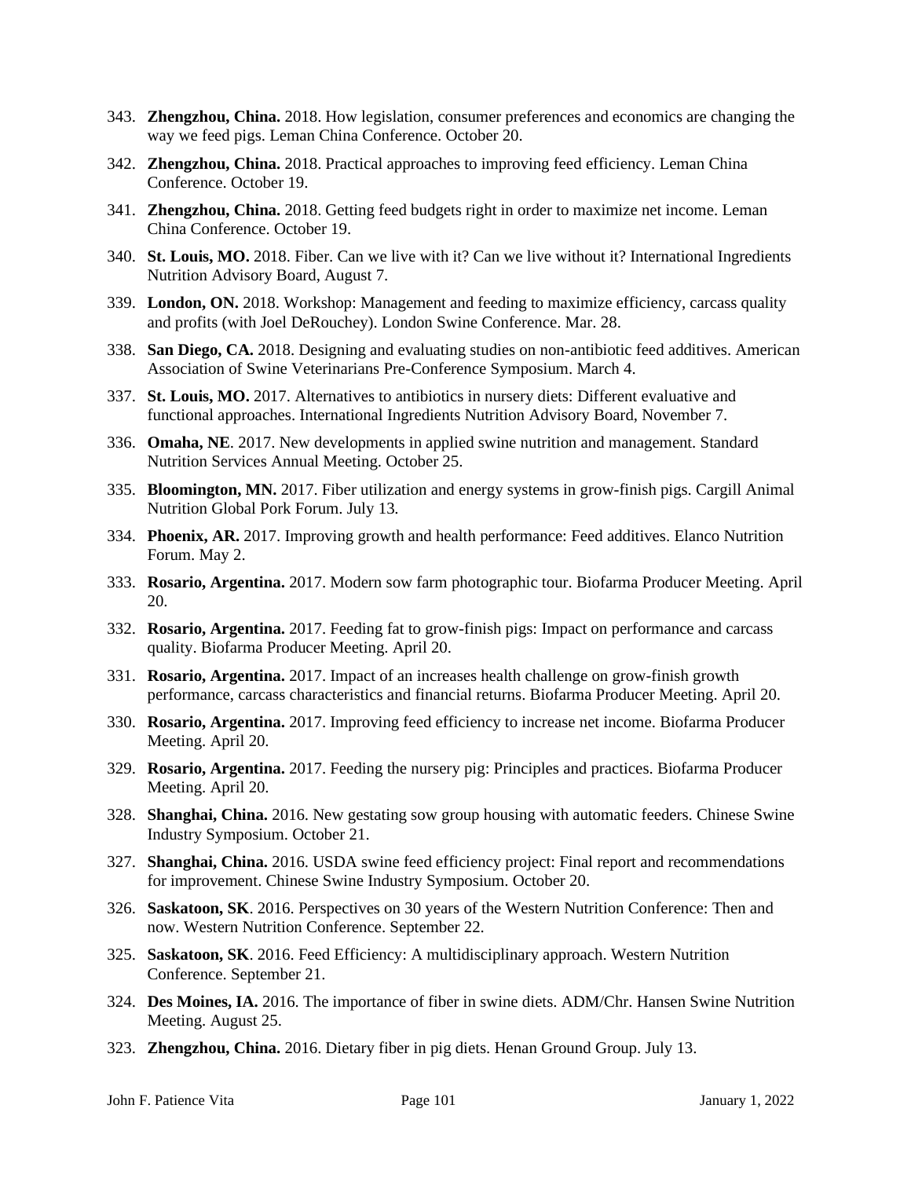343. **Zhengzhou, China.** 2018. How legislation, consumer preferences and economics are changing the way we feed pigs. Leman China Conference. October 20.

342. **Zhengzhou, China.** 2018. Practical approaches to improving feed efficiency. Leman China Conference. October 19.

341. **Zhengzhou, China.** 2018. Getting feed budgets right in order to maximize net income. Leman China Conference. October 19.

340. **St. Louis, MO.** 2018. Fiber. Can we live with it? Can we live without it? International Ingredients Nutrition Advisory Board, August 7.

339. **London, ON.** 2018. Workshop: Management and feeding to maximize efficiency, carcass quality and profits (with Joel DeRouchey). London Swine Conference. Mar. 28.

338. **San Diego, CA.** 2018. Designing and evaluating studies on non-antibiotic feed additives. American Association of Swine Veterinarians Pre-Conference Symposium. March 4.

337. **St. Louis, MO.** 2017. Alternatives to antibiotics in nursery diets: Different evaluative and functional approaches. International Ingredients Nutrition Advisory Board, November 7.

336. **Omaha, NE**. 2017. New developments in applied swine nutrition and management. Standard Nutrition Services Annual Meeting. October 25.

335. **Bloomington, MN.** 2017. Fiber utilization and energy systems in grow-finish pigs. Cargill Animal Nutrition Global Pork Forum. July 13.

334. **Phoenix, AR.** 2017. Improving growth and health performance: Feed additives. Elanco Nutrition Forum. May 2.

333. **Rosario, Argentina.** 2017. Modern sow farm photographic tour. Biofarma Producer Meeting. April 20.

332. **Rosario, Argentina.** 2017. Feeding fat to grow-finish pigs: Impact on performance and carcass quality. Biofarma Producer Meeting. April 20.

331. **Rosario, Argentina.** 2017. Impact of an increases health challenge on grow-finish growth performance, carcass characteristics and financial returns. Biofarma Producer Meeting. April 20.

330. **Rosario, Argentina.** 2017. Improving feed efficiency to increase net income. Biofarma Producer Meeting. April 20.

329. **Rosario, Argentina.** 2017. Feeding the nursery pig: Principles and practices. Biofarma Producer Meeting. April 20.

328. **Shanghai, China.** 2016. New gestating sow group housing with automatic feeders. Chinese Swine Industry Symposium. October 21.

327. **Shanghai, China.** 2016. USDA swine feed efficiency project: Final report and recommendations for improvement. Chinese Swine Industry Symposium. October 20.

326. **Saskatoon, SK**. 2016. Perspectives on 30 years of the Western Nutrition Conference: Then and now. Western Nutrition Conference. September 22.

325. **Saskatoon, SK**. 2016. Feed Efficiency: A multidisciplinary approach. Western Nutrition Conference. September 21.

324. **Des Moines, IA.** 2016. The importance of fiber in swine diets. ADM/Chr. Hansen Swine Nutrition Meeting. August 25.

323. **Zhengzhou, China.** 2016. Dietary fiber in pig diets. Henan Ground Group. July 13.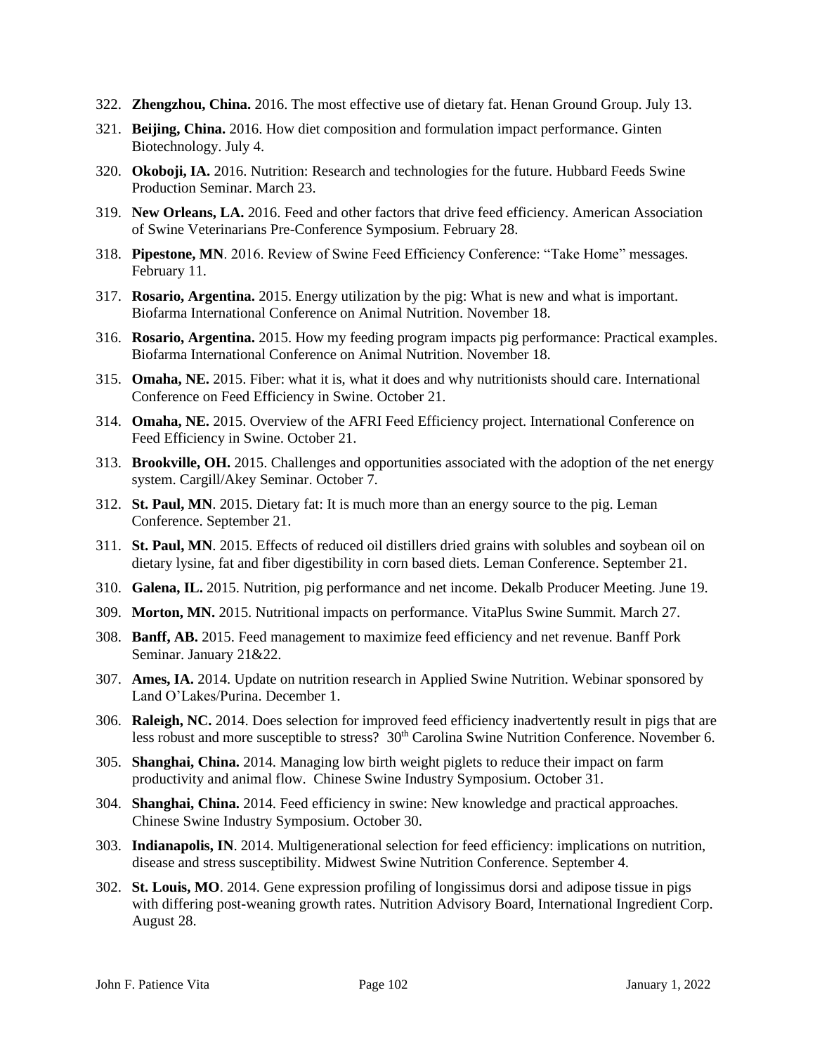322. **Zhengzhou, China.** 2016. The most effective use of dietary fat. Henan Ground Group. July 13.

321. **Beijing, China.** 2016. How diet composition and formulation impact performance. Ginten Biotechnology. July 4.

320. **Okoboji, IA.** 2016. Nutrition: Research and technologies for the future. Hubbard Feeds Swine Production Seminar. March 23.

319. **New Orleans, LA.** 2016. Feed and other factors that drive feed efficiency. American Association of Swine Veterinarians Pre-Conference Symposium. February 28.

318. **Pipestone, MN**. 2016. Review of Swine Feed Efficiency Conference: "Take Home" messages. February 11.

317. **Rosario, Argentina.** 2015. Energy utilization by the pig: What is new and what is important. Biofarma International Conference on Animal Nutrition. November 18.

316. **Rosario, Argentina.** 2015. How my feeding program impacts pig performance: Practical examples. Biofarma International Conference on Animal Nutrition. November 18.

315. **Omaha, NE.** 2015. Fiber: what it is, what it does and why nutritionists should care. International Conference on Feed Efficiency in Swine. October 21.

314. **Omaha, NE.** 2015. Overview of the AFRI Feed Efficiency project. International Conference on Feed Efficiency in Swine. October 21.

313. **Brookville, OH.** 2015. Challenges and opportunities associated with the adoption of the net energy system. Cargill/Akey Seminar. October 7.

312. **St. Paul, MN**. 2015. Dietary fat: It is much more than an energy source to the pig. Leman Conference. September 21.

311. **St. Paul, MN**. 2015. Effects of reduced oil distillers dried grains with solubles and soybean oil on dietary lysine, fat and fiber digestibility in corn based diets. Leman Conference. September 21.

310. **Galena, IL.** 2015. Nutrition, pig performance and net income. Dekalb Producer Meeting. June 19.

309. **Morton, MN.** 2015. Nutritional impacts on performance. VitaPlus Swine Summit. March 27.

308. **Banff, AB.** 2015. Feed management to maximize feed efficiency and net revenue. Banff Pork Seminar. January 21&22.

307. **Ames, IA.** 2014. Update on nutrition research in Applied Swine Nutrition. Webinar sponsored by Land O'Lakes/Purina. December 1.

306. **Raleigh, NC.** 2014. Does selection for improved feed efficiency inadvertently result in pigs that are less robust and more susceptible to stress? 30th Carolina Swine Nutrition Conference. November 6.

305. **Shanghai, China.** 2014. Managing low birth weight piglets to reduce their impact on farm productivity and animal flow. Chinese Swine Industry Symposium. October 31.

304. **Shanghai, China.** 2014. Feed efficiency in swine: New knowledge and practical approaches. Chinese Swine Industry Symposium. October 30.

303. **Indianapolis, IN**. 2014. Multigenerational selection for feed efficiency: implications on nutrition, disease and stress susceptibility. Midwest Swine Nutrition Conference. September 4.

302. **St. Louis, MO**. 2014. Gene expression profiling of longissimus dorsi and adipose tissue in pigs with differing post-weaning growth rates. Nutrition Advisory Board, International Ingredient Corp. August 28.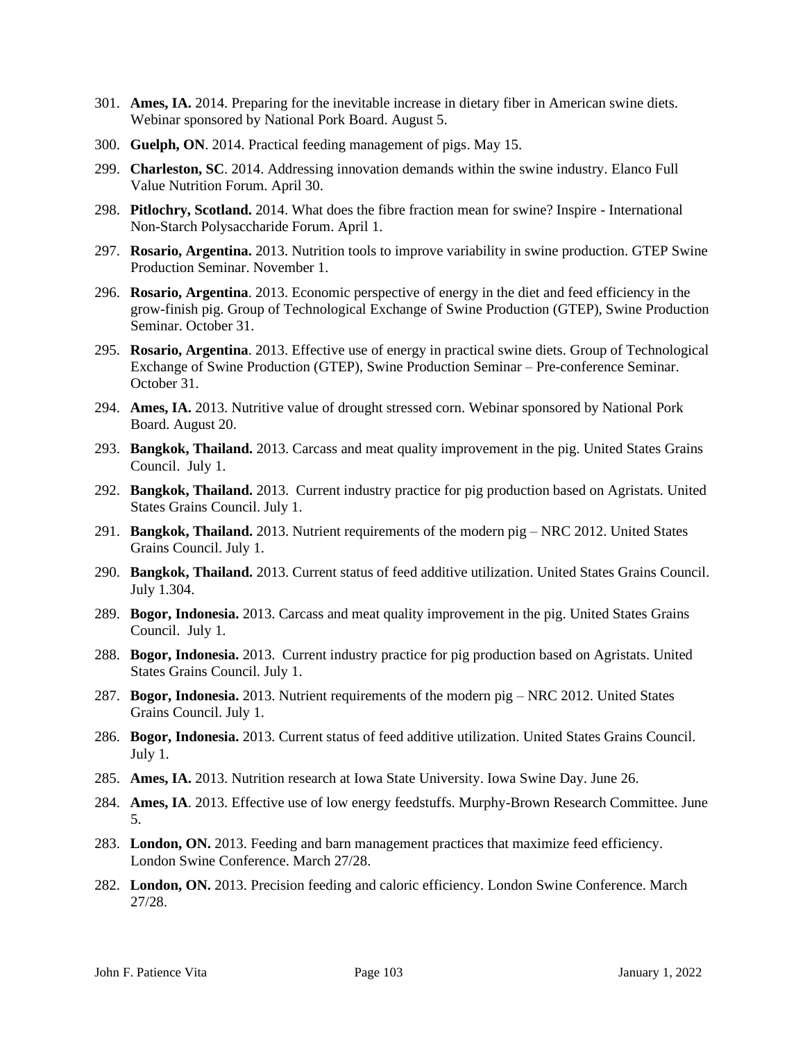301. **Ames, IA.** 2014. Preparing for the inevitable increase in dietary fiber in American swine diets. Webinar sponsored by National Pork Board. August 5.

300. **Guelph, ON**. 2014. Practical feeding management of pigs. May 15.

299. **Charleston, SC**. 2014. Addressing innovation demands within the swine industry. Elanco Full Value Nutrition Forum. April 30.

298. **Pitlochry, Scotland.** 2014. What does the fibre fraction mean for swine? Inspire - International Non-Starch Polysaccharide Forum. April 1.

297. **Rosario, Argentina.** 2013. Nutrition tools to improve variability in swine production. GTEP Swine Production Seminar. November 1.

296. **Rosario, Argentina**. 2013. Economic perspective of energy in the diet and feed efficiency in the grow-finish pig. Group of Technological Exchange of Swine Production (GTEP), Swine Production Seminar. October 31.

295. **Rosario, Argentina**. 2013. Effective use of energy in practical swine diets. Group of Technological Exchange of Swine Production (GTEP), Swine Production Seminar – Pre-conference Seminar. October 31.

294. **Ames, IA.** 2013. Nutritive value of drought stressed corn. Webinar sponsored by National Pork Board. August 20.

293. **Bangkok, Thailand.** 2013. Carcass and meat quality improvement in the pig. United States Grains Council. July 1.

292. **Bangkok, Thailand.** 2013. Current industry practice for pig production based on Agristats. United States Grains Council. July 1.

291. **Bangkok, Thailand.** 2013. Nutrient requirements of the modern pig – NRC 2012. United States Grains Council. July 1.

290. **Bangkok, Thailand.** 2013. Current status of feed additive utilization. United States Grains Council. July 1.304.

289. **Bogor, Indonesia.** 2013. Carcass and meat quality improvement in the pig. United States Grains Council. July 1.

288. **Bogor, Indonesia.** 2013. Current industry practice for pig production based on Agristats. United States Grains Council. July 1.

287. **Bogor, Indonesia.** 2013. Nutrient requirements of the modern pig – NRC 2012. United States Grains Council. July 1.

286. **Bogor, Indonesia.** 2013. Current status of feed additive utilization. United States Grains Council. July 1.

285. **Ames, IA.** 2013. Nutrition research at Iowa State University. Iowa Swine Day. June 26.

284. **Ames, IA**. 2013. Effective use of low energy feedstuffs. Murphy-Brown Research Committee. June 5.

283. **London, ON.** 2013. Feeding and barn management practices that maximize feed efficiency. London Swine Conference. March 27/28.

282. **London, ON.** 2013. Precision feeding and caloric efficiency. London Swine Conference. March 27/28.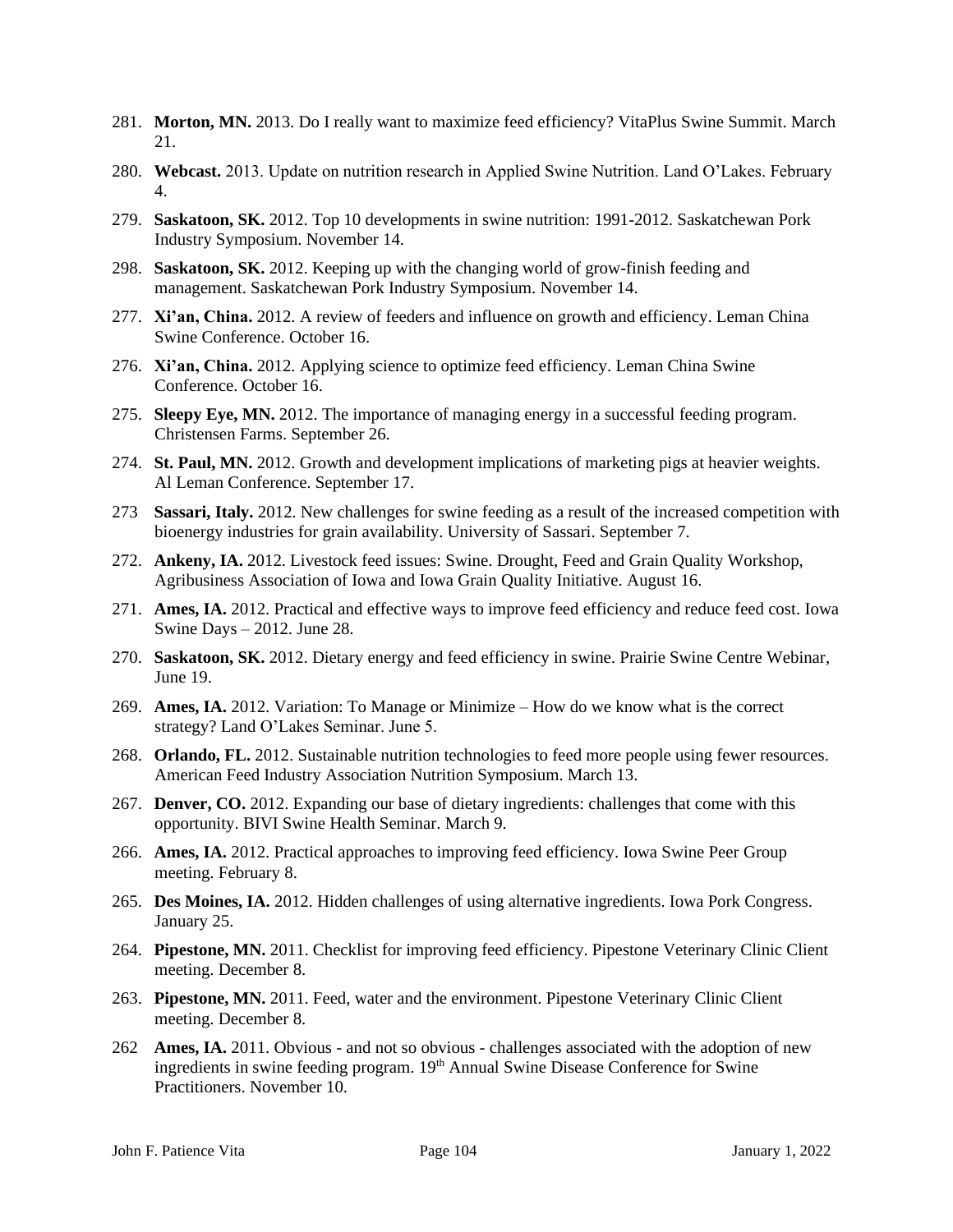281. **Morton, MN.** 2013. Do I really want to maximize feed efficiency? VitaPlus Swine Summit. March 21.

280. **Webcast.** 2013. Update on nutrition research in Applied Swine Nutrition. Land O'Lakes. February 4.

279. **Saskatoon, SK.** 2012. Top 10 developments in swine nutrition: 1991-2012. Saskatchewan Pork Industry Symposium. November 14.

298. **Saskatoon, SK.** 2012. Keeping up with the changing world of grow-finish feeding and management. Saskatchewan Pork Industry Symposium. November 14.

277. **Xi'an, China.** 2012. A review of feeders and influence on growth and efficiency. Leman China Swine Conference. October 16.

276. **Xi'an, China.** 2012. Applying science to optimize feed efficiency. Leman China Swine Conference. October 16.

275. **Sleepy Eye, MN.** 2012. The importance of managing energy in a successful feeding program. Christensen Farms. September 26.

274. **St. Paul, MN.** 2012. Growth and development implications of marketing pigs at heavier weights. Al Leman Conference. September 17.

273 **Sassari, Italy.** 2012. New challenges for swine feeding as a result of the increased competition with bioenergy industries for grain availability. University of Sassari. September 7.

272. **Ankeny, IA.** 2012. Livestock feed issues: Swine. Drought, Feed and Grain Quality Workshop, Agribusiness Association of Iowa and Iowa Grain Quality Initiative. August 16.

271. **Ames, IA.** 2012. Practical and effective ways to improve feed efficiency and reduce feed cost. Iowa Swine Days – 2012. June 28.

270. **Saskatoon, SK.** 2012. Dietary energy and feed efficiency in swine. Prairie Swine Centre Webinar, June 19.

269. **Ames, IA.** 2012. Variation: To Manage or Minimize – How do we know what is the correct strategy? Land O'Lakes Seminar. June 5.

268. **Orlando, FL.** 2012. Sustainable nutrition technologies to feed more people using fewer resources. American Feed Industry Association Nutrition Symposium. March 13.

267. **Denver, CO.** 2012. Expanding our base of dietary ingredients: challenges that come with this opportunity. BIVI Swine Health Seminar. March 9.

266. **Ames, IA.** 2012. Practical approaches to improving feed efficiency. Iowa Swine Peer Group meeting. February 8.

265. **Des Moines, IA.** 2012. Hidden challenges of using alternative ingredients. Iowa Pork Congress. January 25.

264. **Pipestone, MN.** 2011. Checklist for improving feed efficiency. Pipestone Veterinary Clinic Client meeting. December 8.

263. **Pipestone, MN.** 2011. Feed, water and the environment. Pipestone Veterinary Clinic Client meeting. December 8.

262 **Ames, IA.** 2011. Obvious - and not so obvious - challenges associated with the adoption of new ingredients in swine feeding program. 19th Annual Swine Disease Conference for Swine Practitioners. November 10.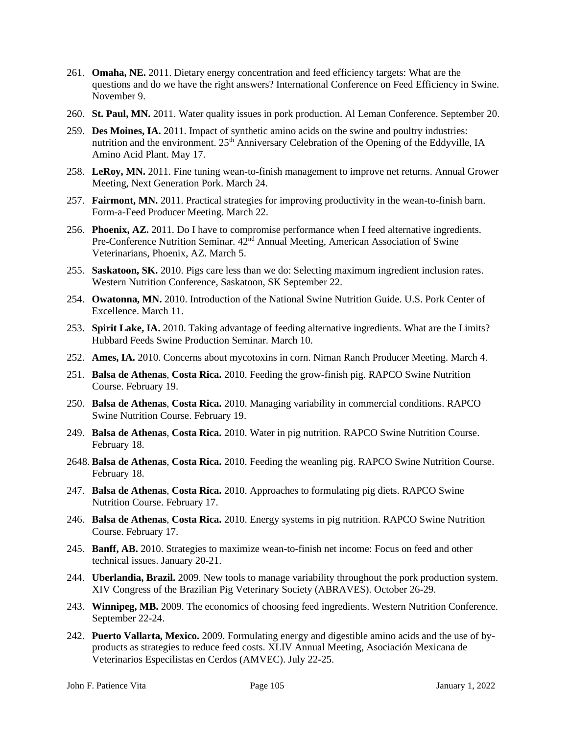261. **Omaha, NE.** 2011. Dietary energy concentration and feed efficiency targets: What are the questions and do we have the right answers? International Conference on Feed Efficiency in Swine. November 9.

260. **St. Paul, MN.** 2011. Water quality issues in pork production. Al Leman Conference. September 20.

259. **Des Moines, IA.** 2011. Impact of synthetic amino acids on the swine and poultry industries: nutrition and the environment. 25th Anniversary Celebration of the Opening of the Eddyville, IA Amino Acid Plant. May 17.

258. **LeRoy, MN.** 2011. Fine tuning wean-to-finish management to improve net returns. Annual Grower Meeting, Next Generation Pork. March 24.

257. **Fairmont, MN.** 2011. Practical strategies for improving productivity in the wean-to-finish barn. Form-a-Feed Producer Meeting. March 22.

256. **Phoenix, AZ.** 2011. Do I have to compromise performance when I feed alternative ingredients. Pre-Conference Nutrition Seminar. 42nd Annual Meeting, American Association of Swine Veterinarians, Phoenix, AZ. March 5.

255. **Saskatoon, SK.** 2010. Pigs care less than we do: Selecting maximum ingredient inclusion rates. Western Nutrition Conference, Saskatoon, SK September 22.

254. **Owatonna, MN.** 2010. Introduction of the National Swine Nutrition Guide. U.S. Pork Center of Excellence. March 11.

253. **Spirit Lake, IA.** 2010. Taking advantage of feeding alternative ingredients. What are the Limits? Hubbard Feeds Swine Production Seminar. March 10.

252. **Ames, IA.** 2010. Concerns about mycotoxins in corn. Niman Ranch Producer Meeting. March 4.

251. **Balsa de Athenas**, **Costa Rica.** 2010. Feeding the grow-finish pig. RAPCO Swine Nutrition Course. February 19.

250. **Balsa de Athenas**, **Costa Rica.** 2010. Managing variability in commercial conditions. RAPCO Swine Nutrition Course. February 19.

249. **Balsa de Athenas**, **Costa Rica.** 2010. Water in pig nutrition. RAPCO Swine Nutrition Course. February 18.

2648. **Balsa de Athenas**, **Costa Rica.** 2010. Feeding the weanling pig. RAPCO Swine Nutrition Course. February 18.

247. **Balsa de Athenas**, **Costa Rica.** 2010. Approaches to formulating pig diets. RAPCO Swine Nutrition Course. February 17.

246. **Balsa de Athenas**, **Costa Rica.** 2010. Energy systems in pig nutrition. RAPCO Swine Nutrition Course. February 17.

245. **Banff, AB.** 2010. Strategies to maximize wean-to-finish net income: Focus on feed and other technical issues. January 20-21.

244. **Uberlandia, Brazil.** 2009. New tools to manage variability throughout the pork production system. XIV Congress of the Brazilian Pig Veterinary Society (ABRAVES). October 26-29.

243. **Winnipeg, MB.** 2009. The economics of choosing feed ingredients. Western Nutrition Conference. September 22-24.

242. **Puerto Vallarta, Mexico.** 2009. Formulating energy and digestible amino acids and the use of by-products as strategies to reduce feed costs. XLIV Annual Meeting, Asociación Mexicana de Veterinarios Especilistas en Cerdos (AMVEC). July 22-25.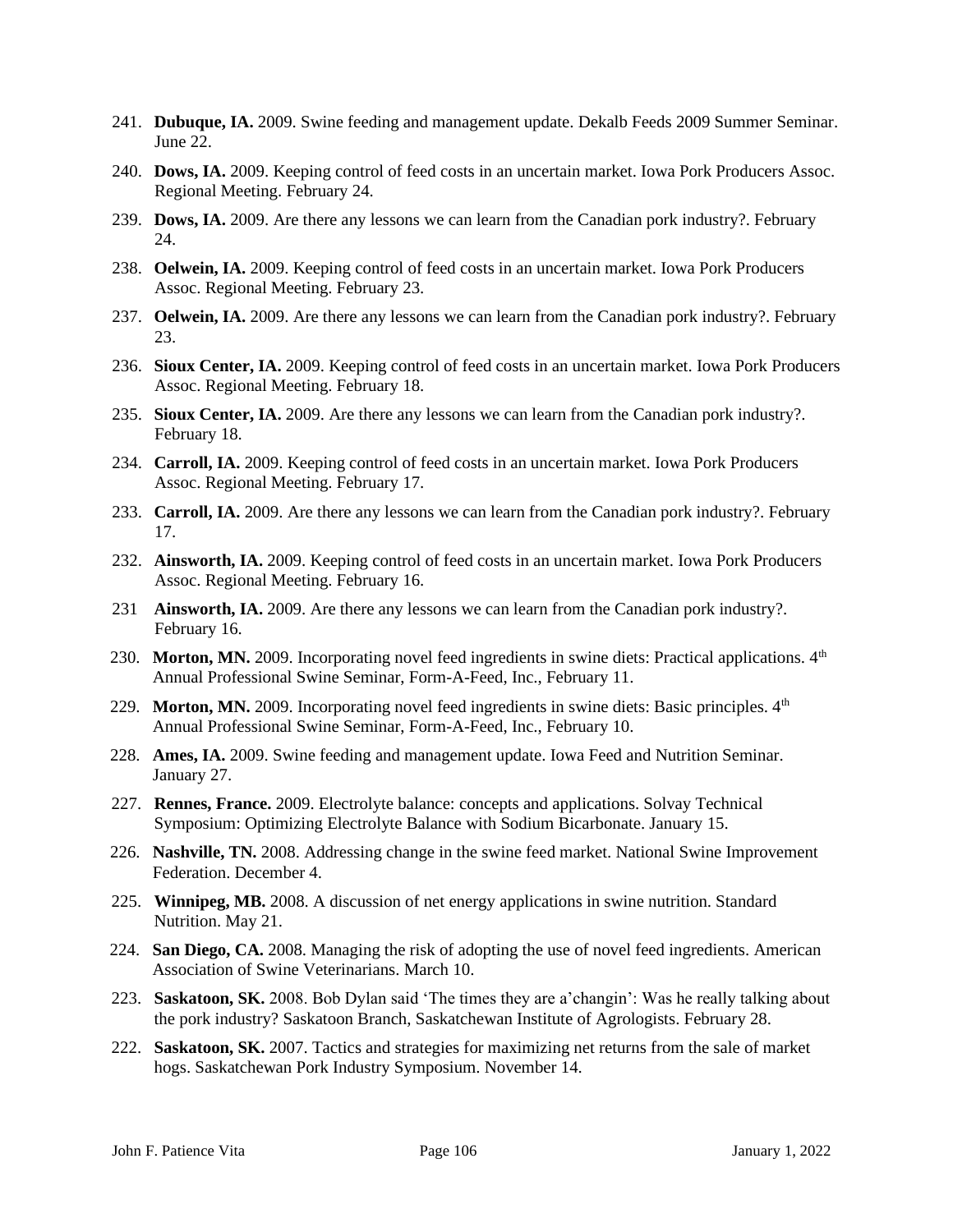241. **Dubuque, IA.** 2009. Swine feeding and management update. Dekalb Feeds 2009 Summer Seminar. June 22.

240. **Dows, IA.** 2009. Keeping control of feed costs in an uncertain market. Iowa Pork Producers Assoc. Regional Meeting. February 24.

239. **Dows, IA.** 2009. Are there any lessons we can learn from the Canadian pork industry?. February 24.

238. **Oelwein, IA.** 2009. Keeping control of feed costs in an uncertain market. Iowa Pork Producers Assoc. Regional Meeting. February 23.

237. **Oelwein, IA.** 2009. Are there any lessons we can learn from the Canadian pork industry?. February 23.

236. **Sioux Center, IA.** 2009. Keeping control of feed costs in an uncertain market. Iowa Pork Producers Assoc. Regional Meeting. February 18.

235. **Sioux Center, IA.** 2009. Are there any lessons we can learn from the Canadian pork industry?. February 18.

234. **Carroll, IA.** 2009. Keeping control of feed costs in an uncertain market. Iowa Pork Producers Assoc. Regional Meeting. February 17.

233. **Carroll, IA.** 2009. Are there any lessons we can learn from the Canadian pork industry?. February 17.

232. **Ainsworth, IA.** 2009. Keeping control of feed costs in an uncertain market. Iowa Pork Producers Assoc. Regional Meeting. February 16.

231 **Ainsworth, IA.** 2009. Are there any lessons we can learn from the Canadian pork industry?. February 16.

230. **Morton, MN.** 2009. Incorporating novel feed ingredients in swine diets: Practical applications. 4th Annual Professional Swine Seminar, Form-A-Feed, Inc., February 11.

229. **Morton, MN.** 2009. Incorporating novel feed ingredients in swine diets: Basic principles. 4th Annual Professional Swine Seminar, Form-A-Feed, Inc., February 10.

228. **Ames, IA.** 2009. Swine feeding and management update. Iowa Feed and Nutrition Seminar. January 27.

227. **Rennes, France.** 2009. Electrolyte balance: concepts and applications. Solvay Technical Symposium: Optimizing Electrolyte Balance with Sodium Bicarbonate. January 15.

226. **Nashville, TN.** 2008. Addressing change in the swine feed market. National Swine Improvement Federation. December 4.

225. **Winnipeg, MB.** 2008. A discussion of net energy applications in swine nutrition. Standard Nutrition. May 21.

224. **San Diego, CA.** 2008. Managing the risk of adopting the use of novel feed ingredients. American Association of Swine Veterinarians. March 10.

223. **Saskatoon, SK.** 2008. Bob Dylan said 'The times they are a'changin': Was he really talking about the pork industry? Saskatoon Branch, Saskatchewan Institute of Agrologists. February 28.

222. **Saskatoon, SK.** 2007. Tactics and strategies for maximizing net returns from the sale of market hogs. Saskatchewan Pork Industry Symposium. November 14.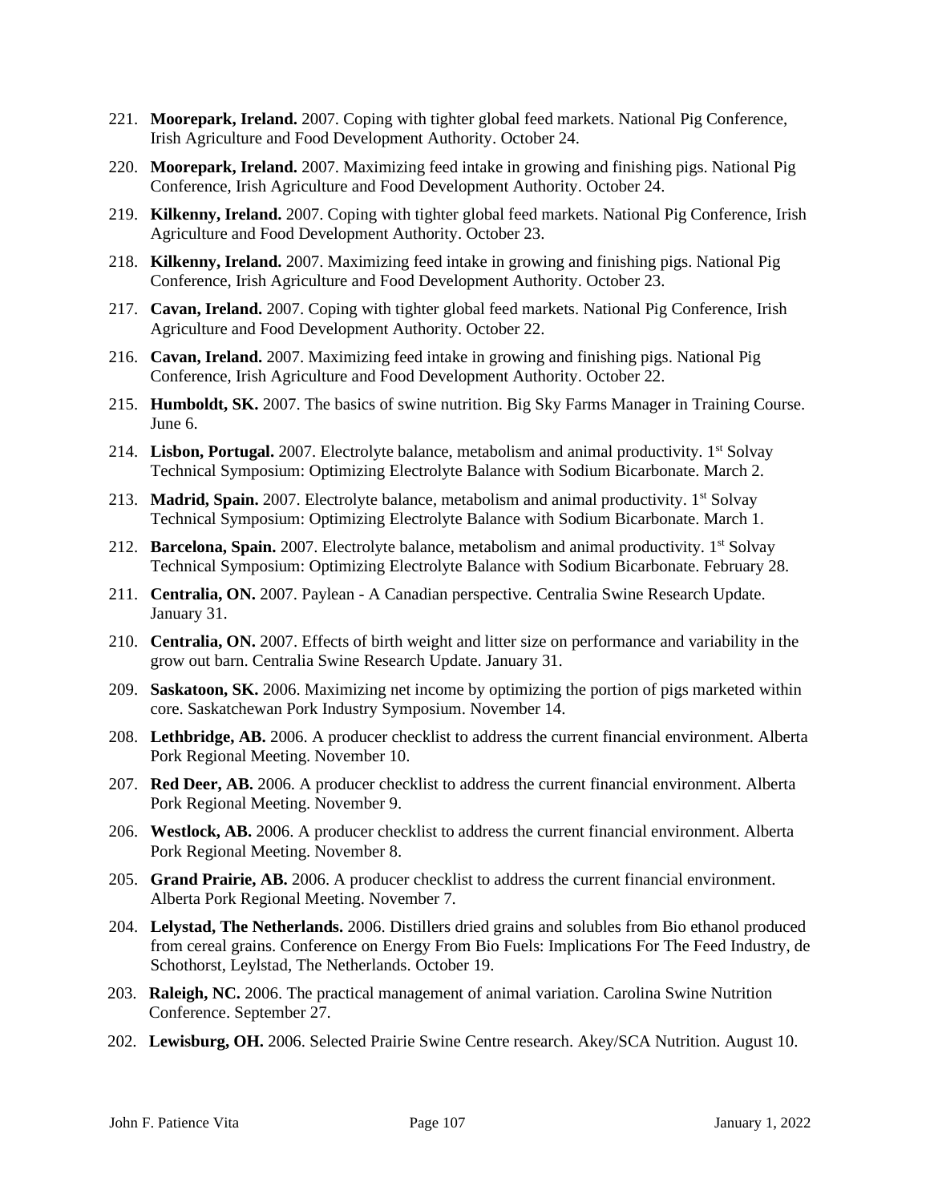221. **Moorepark, Ireland.** 2007. Coping with tighter global feed markets. National Pig Conference, Irish Agriculture and Food Development Authority. October 24.

220. **Moorepark, Ireland.** 2007. Maximizing feed intake in growing and finishing pigs. National Pig Conference, Irish Agriculture and Food Development Authority. October 24.

219. **Kilkenny, Ireland.** 2007. Coping with tighter global feed markets. National Pig Conference, Irish Agriculture and Food Development Authority. October 23.

218. **Kilkenny, Ireland.** 2007. Maximizing feed intake in growing and finishing pigs. National Pig Conference, Irish Agriculture and Food Development Authority. October 23.

217. **Cavan, Ireland.** 2007. Coping with tighter global feed markets. National Pig Conference, Irish Agriculture and Food Development Authority. October 22.

216. **Cavan, Ireland.** 2007. Maximizing feed intake in growing and finishing pigs. National Pig Conference, Irish Agriculture and Food Development Authority. October 22.

215. **Humboldt, SK.** 2007. The basics of swine nutrition. Big Sky Farms Manager in Training Course. June 6.

214. **Lisbon, Portugal.** 2007. Electrolyte balance, metabolism and animal productivity. 1st Solvay Technical Symposium: Optimizing Electrolyte Balance with Sodium Bicarbonate. March 2.

213. **Madrid, Spain.** 2007. Electrolyte balance, metabolism and animal productivity. 1st Solvay Technical Symposium: Optimizing Electrolyte Balance with Sodium Bicarbonate. March 1.

212. **Barcelona, Spain.** 2007. Electrolyte balance, metabolism and animal productivity. 1st Solvay Technical Symposium: Optimizing Electrolyte Balance with Sodium Bicarbonate. February 28.

211. **Centralia, ON.** 2007. Paylean - A Canadian perspective. Centralia Swine Research Update. January 31.

210. **Centralia, ON.** 2007. Effects of birth weight and litter size on performance and variability in the grow out barn. Centralia Swine Research Update. January 31.

209. **Saskatoon, SK.** 2006. Maximizing net income by optimizing the portion of pigs marketed within core. Saskatchewan Pork Industry Symposium. November 14.

208. **Lethbridge, AB.** 2006. A producer checklist to address the current financial environment. Alberta Pork Regional Meeting. November 10.

207. **Red Deer, AB.** 2006. A producer checklist to address the current financial environment. Alberta Pork Regional Meeting. November 9.

206. **Westlock, AB.** 2006. A producer checklist to address the current financial environment. Alberta Pork Regional Meeting. November 8.

205. **Grand Prairie, AB.** 2006. A producer checklist to address the current financial environment. Alberta Pork Regional Meeting. November 7.

204. **Lelystad, The Netherlands.** 2006. Distillers dried grains and solubles from Bio ethanol produced from cereal grains. Conference on Energy From Bio Fuels: Implications For The Feed Industry, de Schothorst, Leylstad, The Netherlands. October 19.

203. **Raleigh, NC.** 2006. The practical management of animal variation. Carolina Swine Nutrition Conference. September 27.

202. **Lewisburg, OH.** 2006. Selected Prairie Swine Centre research. Akey/SCA Nutrition. August 10.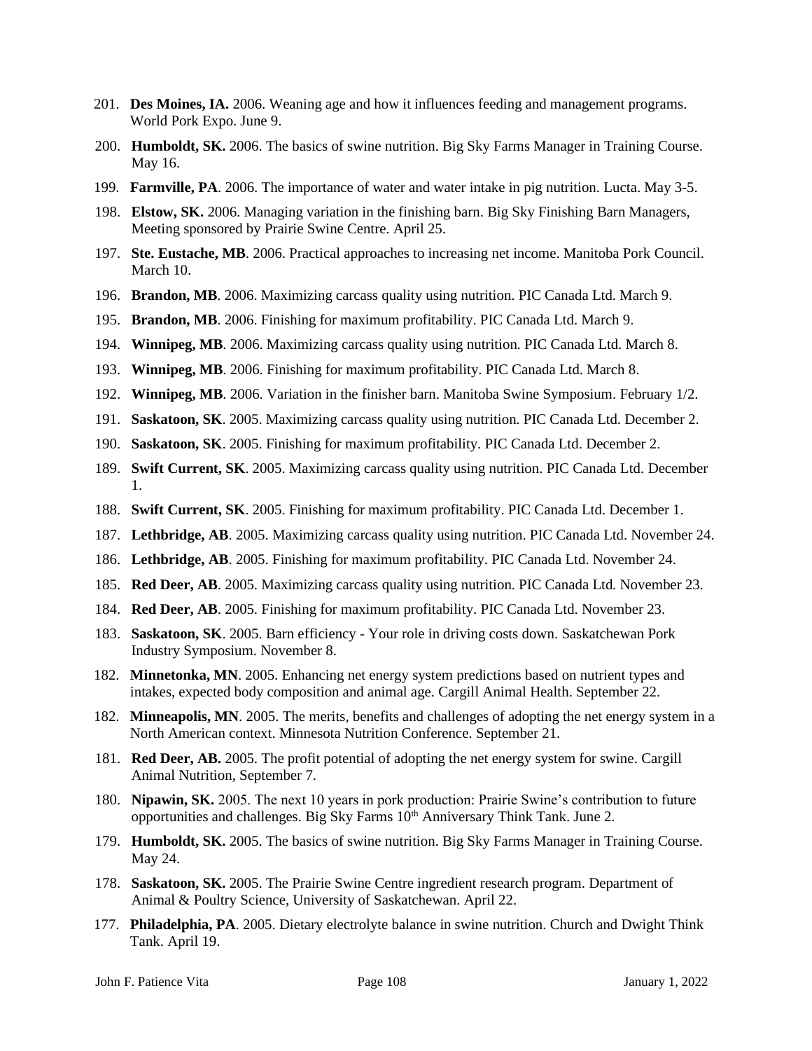201. **Des Moines, IA.** 2006. Weaning age and how it influences feeding and management programs. World Pork Expo. June 9.

200. **Humboldt, SK.** 2006. The basics of swine nutrition. Big Sky Farms Manager in Training Course. May 16.

199. **Farmville, PA**. 2006. The importance of water and water intake in pig nutrition. Lucta. May 3-5.

198. **Elstow, SK.** 2006. Managing variation in the finishing barn. Big Sky Finishing Barn Managers, Meeting sponsored by Prairie Swine Centre. April 25.

197. **Ste. Eustache, MB**. 2006. Practical approaches to increasing net income. Manitoba Pork Council. March 10.

196. **Brandon, MB**. 2006. Maximizing carcass quality using nutrition. PIC Canada Ltd. March 9.

195. **Brandon, MB**. 2006. Finishing for maximum profitability. PIC Canada Ltd. March 9.

194. **Winnipeg, MB**. 2006. Maximizing carcass quality using nutrition. PIC Canada Ltd. March 8.

193. **Winnipeg, MB**. 2006. Finishing for maximum profitability. PIC Canada Ltd. March 8.

192. **Winnipeg, MB**. 2006. Variation in the finisher barn. Manitoba Swine Symposium. February 1/2.

191. **Saskatoon, SK**. 2005. Maximizing carcass quality using nutrition. PIC Canada Ltd. December 2.

190. **Saskatoon, SK**. 2005. Finishing for maximum profitability. PIC Canada Ltd. December 2.

189. **Swift Current, SK**. 2005. Maximizing carcass quality using nutrition. PIC Canada Ltd. December 1.

188. **Swift Current, SK**. 2005. Finishing for maximum profitability. PIC Canada Ltd. December 1.

187. **Lethbridge, AB**. 2005. Maximizing carcass quality using nutrition. PIC Canada Ltd. November 24.

186. **Lethbridge, AB**. 2005. Finishing for maximum profitability. PIC Canada Ltd. November 24.

185. **Red Deer, AB**. 2005. Maximizing carcass quality using nutrition. PIC Canada Ltd. November 23.

184. **Red Deer, AB**. 2005. Finishing for maximum profitability. PIC Canada Ltd. November 23.

183. **Saskatoon, SK**. 2005. Barn efficiency - Your role in driving costs down. Saskatchewan Pork Industry Symposium. November 8.

182. **Minnetonka, MN**. 2005. Enhancing net energy system predictions based on nutrient types and intakes, expected body composition and animal age. Cargill Animal Health. September 22.

182. **Minneapolis, MN**. 2005. The merits, benefits and challenges of adopting the net energy system in a North American context. Minnesota Nutrition Conference. September 21.

181. **Red Deer, AB.** 2005. The profit potential of adopting the net energy system for swine. Cargill Animal Nutrition, September 7.

180. **Nipawin, SK.** 2005. The next 10 years in pork production: Prairie Swine's contribution to future opportunities and challenges. Big Sky Farms 10th Anniversary Think Tank. June 2.

179. **Humboldt, SK.** 2005. The basics of swine nutrition. Big Sky Farms Manager in Training Course. May 24.

178. **Saskatoon, SK.** 2005. The Prairie Swine Centre ingredient research program. Department of Animal & Poultry Science, University of Saskatchewan. April 22.

177. **Philadelphia, PA**. 2005. Dietary electrolyte balance in swine nutrition. Church and Dwight Think Tank. April 19.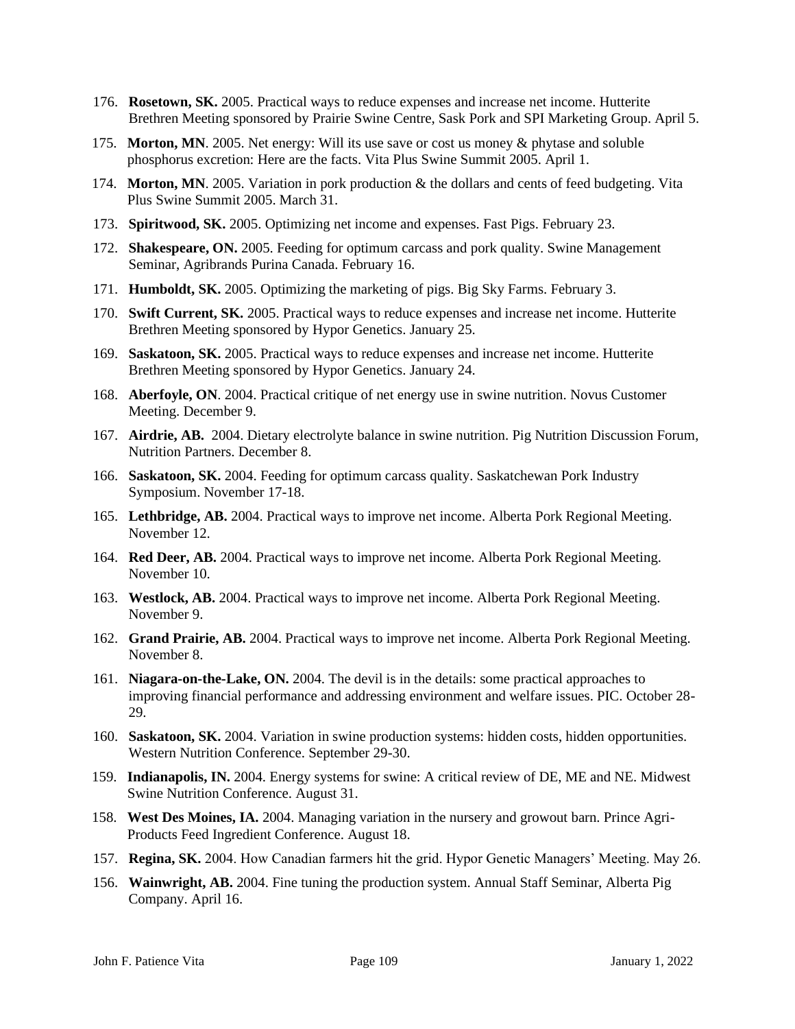176. **Rosetown, SK.** 2005. Practical ways to reduce expenses and increase net income. Hutterite Brethren Meeting sponsored by Prairie Swine Centre, Sask Pork and SPI Marketing Group. April 5.

175. **Morton, MN**. 2005. Net energy: Will its use save or cost us money & phytase and soluble phosphorus excretion: Here are the facts. Vita Plus Swine Summit 2005. April 1.

174. **Morton, MN**. 2005. Variation in pork production & the dollars and cents of feed budgeting. Vita Plus Swine Summit 2005. March 31.

173. **Spiritwood, SK.** 2005. Optimizing net income and expenses. Fast Pigs. February 23.

172. **Shakespeare, ON.** 2005. Feeding for optimum carcass and pork quality. Swine Management Seminar, Agribrands Purina Canada. February 16.

171. **Humboldt, SK.** 2005. Optimizing the marketing of pigs. Big Sky Farms. February 3.

170. **Swift Current, SK.** 2005. Practical ways to reduce expenses and increase net income. Hutterite Brethren Meeting sponsored by Hypor Genetics. January 25.

169. **Saskatoon, SK.** 2005. Practical ways to reduce expenses and increase net income. Hutterite Brethren Meeting sponsored by Hypor Genetics. January 24.

168. **Aberfoyle, ON**. 2004. Practical critique of net energy use in swine nutrition. Novus Customer Meeting. December 9.

167. **Airdrie, AB.** 2004. Dietary electrolyte balance in swine nutrition. Pig Nutrition Discussion Forum, Nutrition Partners. December 8.

166. **Saskatoon, SK.** 2004. Feeding for optimum carcass quality. Saskatchewan Pork Industry Symposium. November 17-18.

165. **Lethbridge, AB.** 2004. Practical ways to improve net income. Alberta Pork Regional Meeting. November 12.

164. **Red Deer, AB.** 2004. Practical ways to improve net income. Alberta Pork Regional Meeting. November 10.

163. **Westlock, AB.** 2004. Practical ways to improve net income. Alberta Pork Regional Meeting. November 9.

162. **Grand Prairie, AB.** 2004. Practical ways to improve net income. Alberta Pork Regional Meeting. November 8.

161. **Niagara-on-the-Lake, ON.** 2004. The devil is in the details: some practical approaches to improving financial performance and addressing environment and welfare issues. PIC. October 28-29.

160. **Saskatoon, SK.** 2004. Variation in swine production systems: hidden costs, hidden opportunities. Western Nutrition Conference. September 29-30.

159. **Indianapolis, IN.** 2004. Energy systems for swine: A critical review of DE, ME and NE. Midwest Swine Nutrition Conference. August 31.

158. **West Des Moines, IA.** 2004. Managing variation in the nursery and growout barn. Prince Agri-Products Feed Ingredient Conference. August 18.

157. **Regina, SK.** 2004. How Canadian farmers hit the grid. Hypor Genetic Managers' Meeting. May 26.

156. **Wainwright, AB.** 2004. Fine tuning the production system. Annual Staff Seminar, Alberta Pig Company. April 16.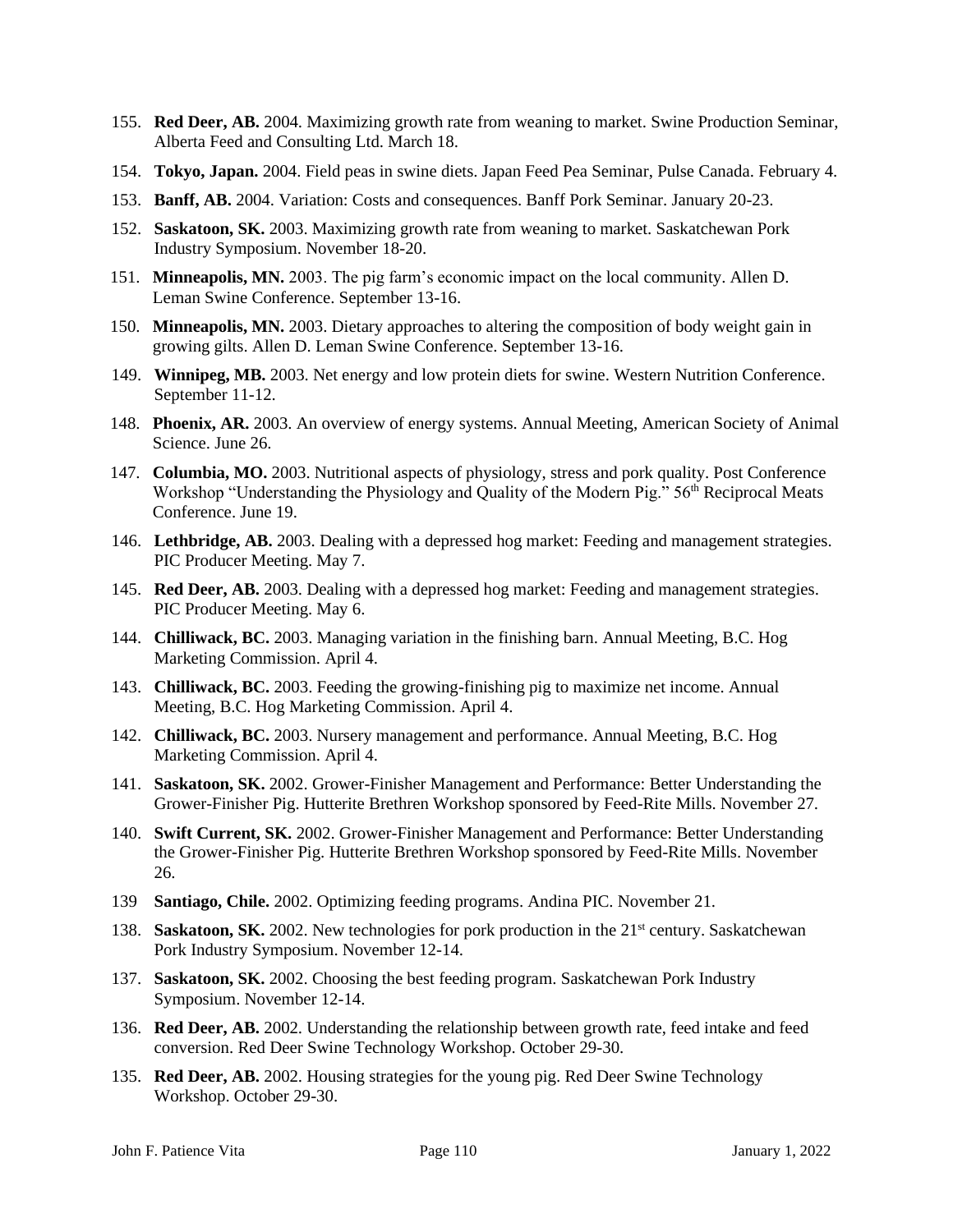155. **Red Deer, AB.** 2004. Maximizing growth rate from weaning to market. Swine Production Seminar, Alberta Feed and Consulting Ltd. March 18.

154. **Tokyo, Japan.** 2004. Field peas in swine diets. Japan Feed Pea Seminar, Pulse Canada. February 4.

153. **Banff, AB.** 2004. Variation: Costs and consequences. Banff Pork Seminar. January 20-23.

152. **Saskatoon, SK.** 2003. Maximizing growth rate from weaning to market. Saskatchewan Pork Industry Symposium. November 18-20.

151. **Minneapolis, MN.** 2003. The pig farm's economic impact on the local community. Allen D. Leman Swine Conference. September 13-16.

150. **Minneapolis, MN.** 2003. Dietary approaches to altering the composition of body weight gain in growing gilts. Allen D. Leman Swine Conference. September 13-16.

149. **Winnipeg, MB.** 2003. Net energy and low protein diets for swine. Western Nutrition Conference. September 11-12.

148. **Phoenix, AR.** 2003. An overview of energy systems. Annual Meeting, American Society of Animal Science. June 26.

147. **Columbia, MO.** 2003. Nutritional aspects of physiology, stress and pork quality. Post Conference Workshop "Understanding the Physiology and Quality of the Modern Pig." 56th Reciprocal Meats Conference. June 19.

146. **Lethbridge, AB.** 2003. Dealing with a depressed hog market: Feeding and management strategies. PIC Producer Meeting. May 7.

145. **Red Deer, AB.** 2003. Dealing with a depressed hog market: Feeding and management strategies. PIC Producer Meeting. May 6.

144. **Chilliwack, BC.** 2003. Managing variation in the finishing barn. Annual Meeting, B.C. Hog Marketing Commission. April 4.

143. **Chilliwack, BC.** 2003. Feeding the growing-finishing pig to maximize net income. Annual Meeting, B.C. Hog Marketing Commission. April 4.

142. **Chilliwack, BC.** 2003. Nursery management and performance. Annual Meeting, B.C. Hog Marketing Commission. April 4.

141. **Saskatoon, SK.** 2002. Grower-Finisher Management and Performance: Better Understanding the Grower-Finisher Pig. Hutterite Brethren Workshop sponsored by Feed-Rite Mills. November 27.

140. **Swift Current, SK.** 2002. Grower-Finisher Management and Performance: Better Understanding the Grower-Finisher Pig. Hutterite Brethren Workshop sponsored by Feed-Rite Mills. November 26.

139 **Santiago, Chile.** 2002. Optimizing feeding programs. Andina PIC. November 21.

138. **Saskatoon, SK.** 2002. New technologies for pork production in the 21st century. Saskatchewan Pork Industry Symposium. November 12-14.

137. **Saskatoon, SK.** 2002. Choosing the best feeding program. Saskatchewan Pork Industry Symposium. November 12-14.

136. **Red Deer, AB.** 2002. Understanding the relationship between growth rate, feed intake and feed conversion. Red Deer Swine Technology Workshop. October 29-30.

135. **Red Deer, AB.** 2002. Housing strategies for the young pig. Red Deer Swine Technology Workshop. October 29-30.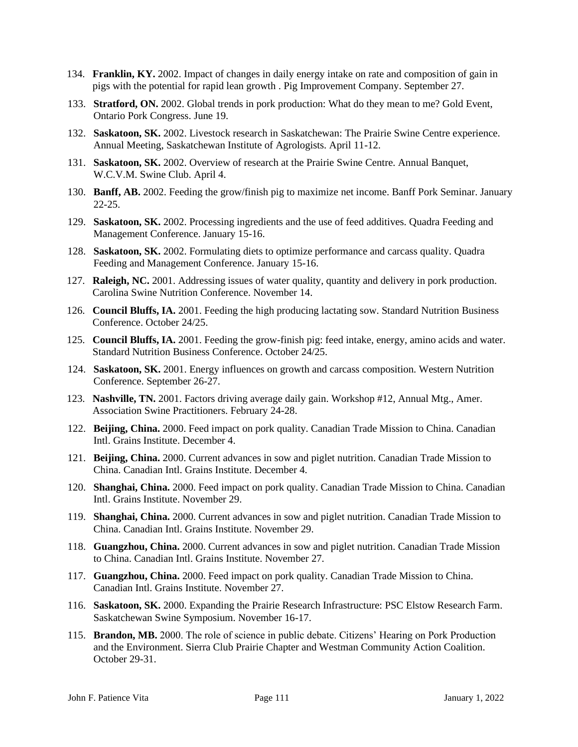134. **Franklin, KY.** 2002. Impact of changes in daily energy intake on rate and composition of gain in pigs with the potential for rapid lean growth . Pig Improvement Company. September 27.

133. **Stratford, ON.** 2002. Global trends in pork production: What do they mean to me? Gold Event, Ontario Pork Congress. June 19.

132. **Saskatoon, SK.** 2002. Livestock research in Saskatchewan: The Prairie Swine Centre experience. Annual Meeting, Saskatchewan Institute of Agrologists. April 11-12.

131. **Saskatoon, SK.** 2002. Overview of research at the Prairie Swine Centre. Annual Banquet, W.C.V.M. Swine Club. April 4.

130. **Banff, AB.** 2002. Feeding the grow/finish pig to maximize net income. Banff Pork Seminar. January 22-25.

129. **Saskatoon, SK.** 2002. Processing ingredients and the use of feed additives. Quadra Feeding and Management Conference. January 15-16.

128. **Saskatoon, SK.** 2002. Formulating diets to optimize performance and carcass quality. Quadra Feeding and Management Conference. January 15-16.

127. **Raleigh, NC.** 2001. Addressing issues of water quality, quantity and delivery in pork production. Carolina Swine Nutrition Conference. November 14.

126. **Council Bluffs, IA.** 2001. Feeding the high producing lactating sow. Standard Nutrition Business Conference. October 24/25.

125. **Council Bluffs, IA.** 2001. Feeding the grow-finish pig: feed intake, energy, amino acids and water. Standard Nutrition Business Conference. October 24/25.

124. **Saskatoon, SK.** 2001. Energy influences on growth and carcass composition. Western Nutrition Conference. September 26-27.

123. **Nashville, TN.** 2001. Factors driving average daily gain. Workshop #12, Annual Mtg., Amer. Association Swine Practitioners. February 24-28.

122. **Beijing, China.** 2000. Feed impact on pork quality. Canadian Trade Mission to China. Canadian Intl. Grains Institute. December 4.

121. **Beijing, China.** 2000. Current advances in sow and piglet nutrition. Canadian Trade Mission to China. Canadian Intl. Grains Institute. December 4.

120. **Shanghai, China.** 2000. Feed impact on pork quality. Canadian Trade Mission to China. Canadian Intl. Grains Institute. November 29.

119. **Shanghai, China.** 2000. Current advances in sow and piglet nutrition. Canadian Trade Mission to China. Canadian Intl. Grains Institute. November 29.

118. **Guangzhou, China.** 2000. Current advances in sow and piglet nutrition. Canadian Trade Mission to China. Canadian Intl. Grains Institute. November 27.

117. **Guangzhou, China.** 2000. Feed impact on pork quality. Canadian Trade Mission to China. Canadian Intl. Grains Institute. November 27.

116. **Saskatoon, SK.** 2000. Expanding the Prairie Research Infrastructure: PSC Elstow Research Farm. Saskatchewan Swine Symposium. November 16-17.

115. **Brandon, MB.** 2000. The role of science in public debate. Citizens' Hearing on Pork Production and the Environment. Sierra Club Prairie Chapter and Westman Community Action Coalition. October 29-31.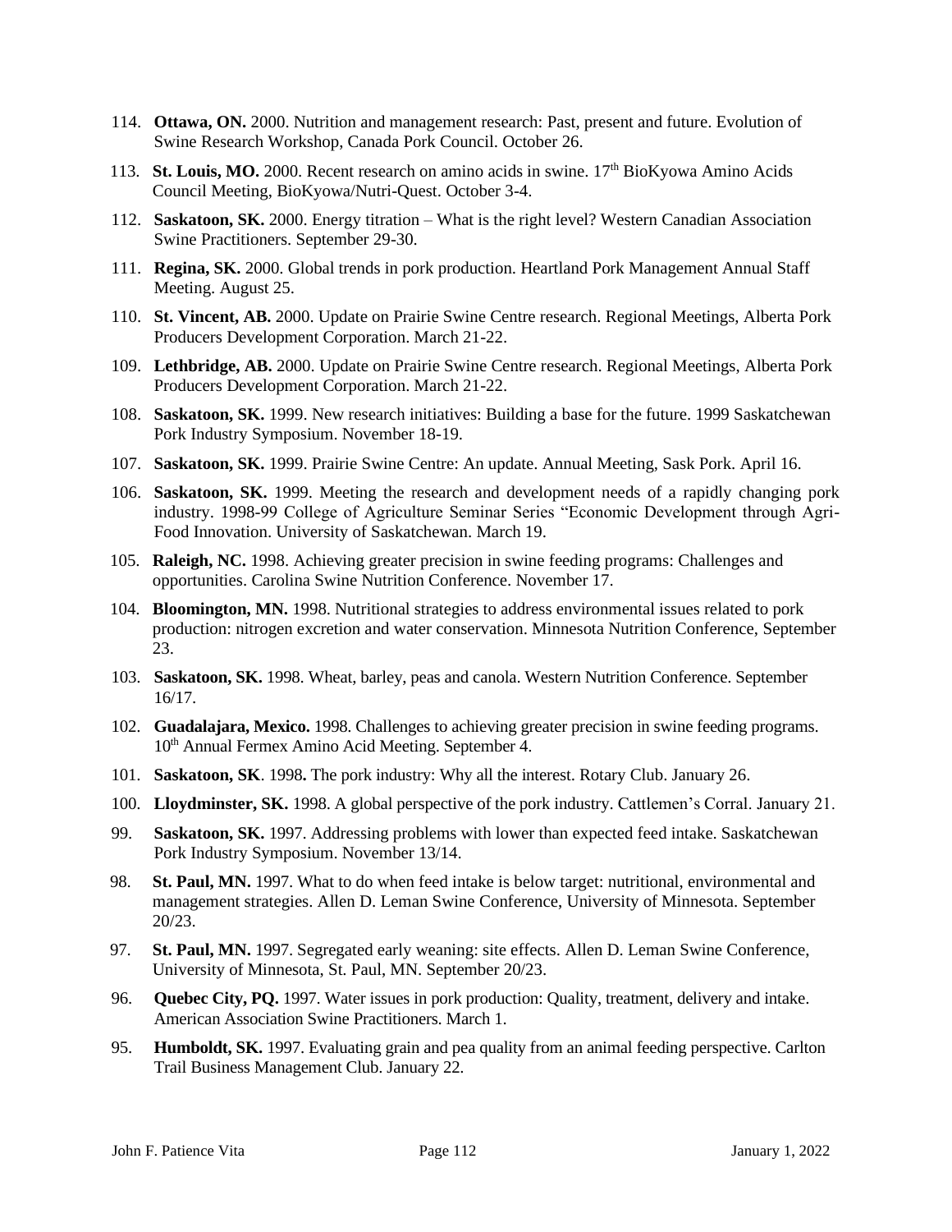114. **Ottawa, ON.** 2000. Nutrition and management research: Past, present and future. Evolution of Swine Research Workshop, Canada Pork Council. October 26.

113. **St. Louis, MO.** 2000. Recent research on amino acids in swine. 17th BioKyowa Amino Acids Council Meeting, BioKyowa/Nutri-Quest. October 3-4.

112. **Saskatoon, SK.** 2000. Energy titration – What is the right level? Western Canadian Association Swine Practitioners. September 29-30.

111. **Regina, SK.** 2000. Global trends in pork production. Heartland Pork Management Annual Staff Meeting. August 25.

110. **St. Vincent, AB.** 2000. Update on Prairie Swine Centre research. Regional Meetings, Alberta Pork Producers Development Corporation. March 21-22.

109. **Lethbridge, AB.** 2000. Update on Prairie Swine Centre research. Regional Meetings, Alberta Pork Producers Development Corporation. March 21-22.

108. **Saskatoon, SK.** 1999. New research initiatives: Building a base for the future. 1999 Saskatchewan Pork Industry Symposium. November 18-19.

107. **Saskatoon, SK.** 1999. Prairie Swine Centre: An update. Annual Meeting, Sask Pork. April 16.

106. **Saskatoon, SK.** 1999. Meeting the research and development needs of a rapidly changing pork industry. 1998-99 College of Agriculture Seminar Series "Economic Development through Agri-Food Innovation. University of Saskatchewan. March 19.

105. **Raleigh, NC.** 1998. Achieving greater precision in swine feeding programs: Challenges and opportunities. Carolina Swine Nutrition Conference. November 17.

104. **Bloomington, MN.** 1998. Nutritional strategies to address environmental issues related to pork production: nitrogen excretion and water conservation. Minnesota Nutrition Conference, September 23.

103. **Saskatoon, SK.** 1998. Wheat, barley, peas and canola. Western Nutrition Conference. September 16/17.

102. **Guadalajara, Mexico.** 1998. Challenges to achieving greater precision in swine feeding programs. 10th Annual Fermex Amino Acid Meeting. September 4.

101. **Saskatoon, SK**. 1998**.** The pork industry: Why all the interest. Rotary Club. January 26.

100. **Lloydminster, SK.** 1998. A global perspective of the pork industry. Cattlemen's Corral. January 21.

99. **Saskatoon, SK.** 1997. Addressing problems with lower than expected feed intake. Saskatchewan Pork Industry Symposium. November 13/14.

98. **St. Paul, MN.** 1997. What to do when feed intake is below target: nutritional, environmental and management strategies. Allen D. Leman Swine Conference, University of Minnesota. September 20/23.

97. **St. Paul, MN.** 1997. Segregated early weaning: site effects. Allen D. Leman Swine Conference, University of Minnesota, St. Paul, MN. September 20/23.

96. **Quebec City, PQ.** 1997. Water issues in pork production: Quality, treatment, delivery and intake. American Association Swine Practitioners. March 1.

95. **Humboldt, SK.** 1997. Evaluating grain and pea quality from an animal feeding perspective. Carlton Trail Business Management Club. January 22.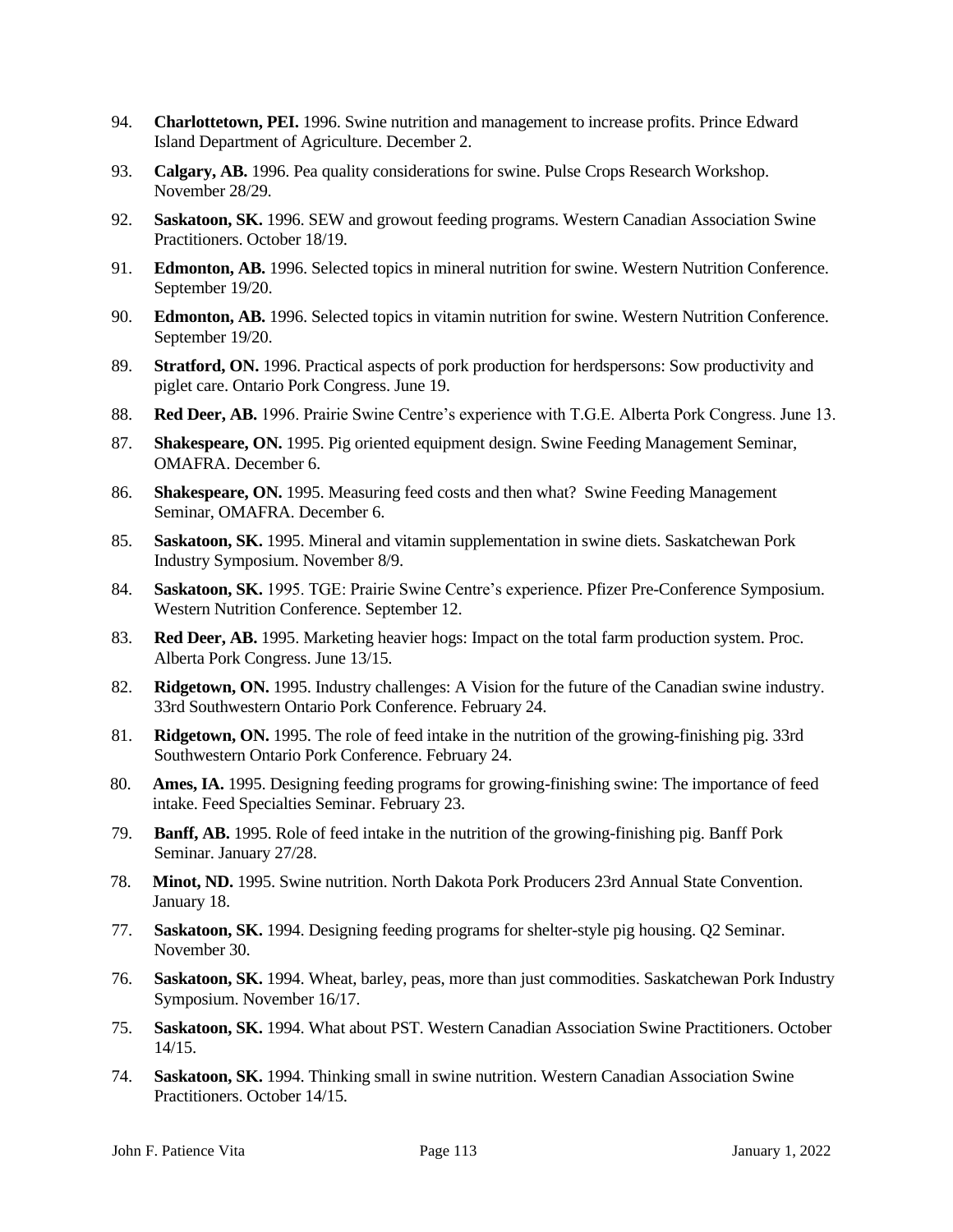94. **Charlottetown, PEI.** 1996. Swine nutrition and management to increase profits. Prince Edward Island Department of Agriculture. December 2.

93. **Calgary, AB.** 1996. Pea quality considerations for swine. Pulse Crops Research Workshop. November 28/29.

92. **Saskatoon, SK.** 1996. SEW and growout feeding programs. Western Canadian Association Swine Practitioners. October 18/19.

91. **Edmonton, AB.** 1996. Selected topics in mineral nutrition for swine. Western Nutrition Conference. September 19/20.

90. **Edmonton, AB.** 1996. Selected topics in vitamin nutrition for swine. Western Nutrition Conference. September 19/20.

89. **Stratford, ON.** 1996. Practical aspects of pork production for herdspersons: Sow productivity and piglet care. Ontario Pork Congress. June 19.

88. **Red Deer, AB.** 1996. Prairie Swine Centre's experience with T.G.E. Alberta Pork Congress. June 13.

87. **Shakespeare, ON.** 1995. Pig oriented equipment design. Swine Feeding Management Seminar, OMAFRA. December 6.

86. **Shakespeare, ON.** 1995. Measuring feed costs and then what? Swine Feeding Management Seminar, OMAFRA. December 6.

85. **Saskatoon, SK.** 1995. Mineral and vitamin supplementation in swine diets. Saskatchewan Pork Industry Symposium. November 8/9.

84. **Saskatoon, SK.** 1995. TGE: Prairie Swine Centre's experience. Pfizer Pre-Conference Symposium. Western Nutrition Conference. September 12.

83. **Red Deer, AB.** 1995. Marketing heavier hogs: Impact on the total farm production system. Proc. Alberta Pork Congress. June 13/15.

82. **Ridgetown, ON.** 1995. Industry challenges: A Vision for the future of the Canadian swine industry. 33rd Southwestern Ontario Pork Conference. February 24.

81. **Ridgetown, ON.** 1995. The role of feed intake in the nutrition of the growing-finishing pig. 33rd Southwestern Ontario Pork Conference. February 24.

80. **Ames, IA.** 1995. Designing feeding programs for growing-finishing swine: The importance of feed intake. Feed Specialties Seminar. February 23.

79. **Banff, AB.** 1995. Role of feed intake in the nutrition of the growing-finishing pig. Banff Pork Seminar. January 27/28.

78. **Minot, ND.** 1995. Swine nutrition. North Dakota Pork Producers 23rd Annual State Convention. January 18.

77. **Saskatoon, SK.** 1994. Designing feeding programs for shelter-style pig housing. Q2 Seminar. November 30.

76. **Saskatoon, SK.** 1994. Wheat, barley, peas, more than just commodities. Saskatchewan Pork Industry Symposium. November 16/17.

75. **Saskatoon, SK.** 1994. What about PST. Western Canadian Association Swine Practitioners. October 14/15.

74. **Saskatoon, SK.** 1994. Thinking small in swine nutrition. Western Canadian Association Swine Practitioners. October 14/15.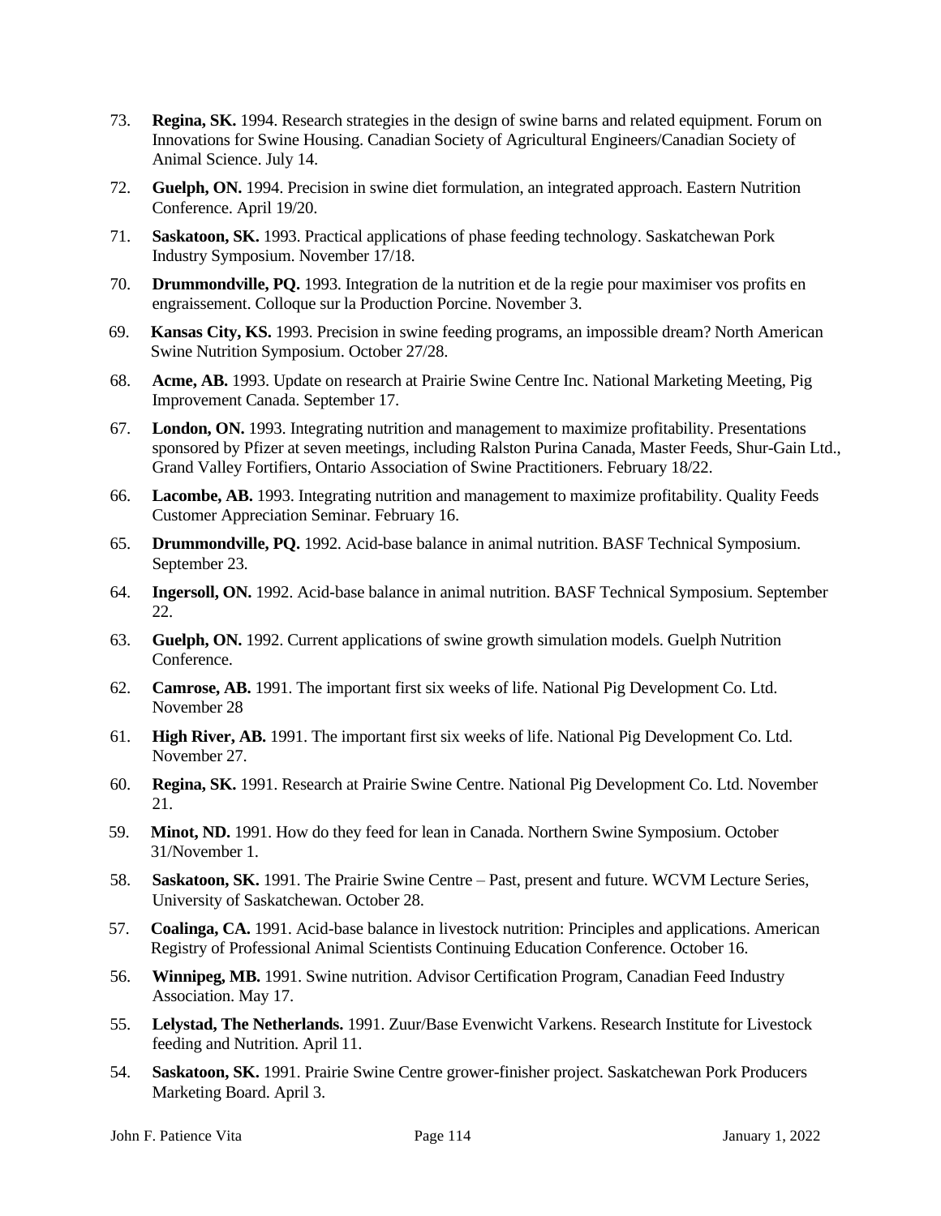73. **Regina, SK.** 1994. Research strategies in the design of swine barns and related equipment. Forum on Innovations for Swine Housing. Canadian Society of Agricultural Engineers/Canadian Society of Animal Science. July 14.

72. **Guelph, ON.** 1994. Precision in swine diet formulation, an integrated approach. Eastern Nutrition Conference. April 19/20.

71. **Saskatoon, SK.** 1993. Practical applications of phase feeding technology. Saskatchewan Pork Industry Symposium. November 17/18.

70. **Drummondville, PQ.** 1993. Integration de la nutrition et de la regie pour maximiser vos profits en engraissement. Colloque sur la Production Porcine. November 3.

69. **Kansas City, KS.** 1993. Precision in swine feeding programs, an impossible dream? North American Swine Nutrition Symposium. October 27/28.

68. **Acme, AB.** 1993. Update on research at Prairie Swine Centre Inc. National Marketing Meeting, Pig Improvement Canada. September 17.

67. **London, ON.** 1993. Integrating nutrition and management to maximize profitability. Presentations sponsored by Pfizer at seven meetings, including Ralston Purina Canada, Master Feeds, Shur-Gain Ltd., Grand Valley Fortifiers, Ontario Association of Swine Practitioners. February 18/22.

66. **Lacombe, AB.** 1993. Integrating nutrition and management to maximize profitability. Quality Feeds Customer Appreciation Seminar. February 16.

65. **Drummondville, PQ.** 1992. Acid-base balance in animal nutrition. BASF Technical Symposium. September 23.

64. **Ingersoll, ON.** 1992. Acid-base balance in animal nutrition. BASF Technical Symposium. September 22.

63. **Guelph, ON.** 1992. Current applications of swine growth simulation models. Guelph Nutrition Conference.

62. **Camrose, AB.** 1991. The important first six weeks of life. National Pig Development Co. Ltd. November 28

61. **High River, AB.** 1991. The important first six weeks of life. National Pig Development Co. Ltd. November 27.

60. **Regina, SK.** 1991. Research at Prairie Swine Centre. National Pig Development Co. Ltd. November 21.

59. **Minot, ND.** 1991. How do they feed for lean in Canada. Northern Swine Symposium. October 31/November 1.

58. **Saskatoon, SK.** 1991. The Prairie Swine Centre – Past, present and future. WCVM Lecture Series, University of Saskatchewan. October 28.

57. **Coalinga, CA.** 1991. Acid-base balance in livestock nutrition: Principles and applications. American Registry of Professional Animal Scientists Continuing Education Conference. October 16.

56. **Winnipeg, MB.** 1991. Swine nutrition. Advisor Certification Program, Canadian Feed Industry Association. May 17.

55. **Lelystad, The Netherlands.** 1991. Zuur/Base Evenwicht Varkens. Research Institute for Livestock feeding and Nutrition. April 11.

54. **Saskatoon, SK.** 1991. Prairie Swine Centre grower-finisher project. Saskatchewan Pork Producers Marketing Board. April 3.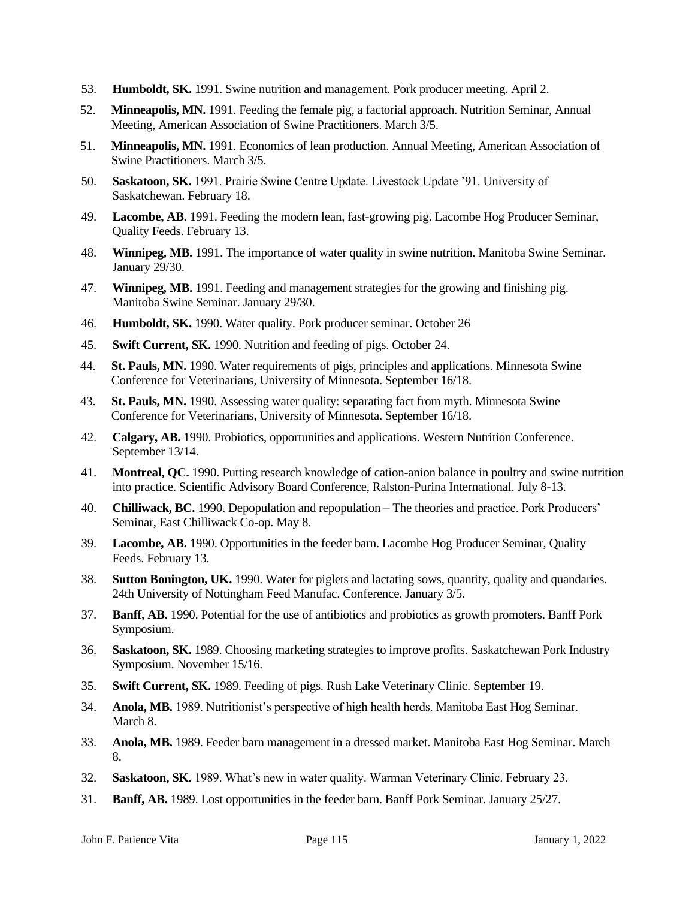53. **Humboldt, SK.** 1991. Swine nutrition and management. Pork producer meeting. April 2.

52. **Minneapolis, MN.** 1991. Feeding the female pig, a factorial approach. Nutrition Seminar, Annual Meeting, American Association of Swine Practitioners. March 3/5.

51. **Minneapolis, MN.** 1991. Economics of lean production. Annual Meeting, American Association of Swine Practitioners. March 3/5.

50. **Saskatoon, SK.** 1991. Prairie Swine Centre Update. Livestock Update '91. University of Saskatchewan. February 18.

49. **Lacombe, AB.** 1991. Feeding the modern lean, fast-growing pig. Lacombe Hog Producer Seminar, Quality Feeds. February 13.

48. **Winnipeg, MB.** 1991. The importance of water quality in swine nutrition. Manitoba Swine Seminar. January 29/30.

47. **Winnipeg, MB.** 1991. Feeding and management strategies for the growing and finishing pig. Manitoba Swine Seminar. January 29/30.

46. **Humboldt, SK.** 1990. Water quality. Pork producer seminar. October 26

45. **Swift Current, SK.** 1990. Nutrition and feeding of pigs. October 24.

44. **St. Pauls, MN.** 1990. Water requirements of pigs, principles and applications. Minnesota Swine Conference for Veterinarians, University of Minnesota. September 16/18.

43. **St. Pauls, MN.** 1990. Assessing water quality: separating fact from myth. Minnesota Swine Conference for Veterinarians, University of Minnesota. September 16/18.

42. **Calgary, AB.** 1990. Probiotics, opportunities and applications. Western Nutrition Conference. September 13/14.

41. **Montreal, QC.** 1990. Putting research knowledge of cation-anion balance in poultry and swine nutrition into practice. Scientific Advisory Board Conference, Ralston-Purina International. July 8-13.

40. **Chilliwack, BC.** 1990. Depopulation and repopulation – The theories and practice. Pork Producers' Seminar, East Chilliwack Co-op. May 8.

39. **Lacombe, AB.** 1990. Opportunities in the feeder barn. Lacombe Hog Producer Seminar, Quality Feeds. February 13.

38. **Sutton Bonington, UK.** 1990. Water for piglets and lactating sows, quantity, quality and quandaries. 24th University of Nottingham Feed Manufac. Conference. January 3/5.

37. **Banff, AB.** 1990. Potential for the use of antibiotics and probiotics as growth promoters. Banff Pork Symposium.

36. **Saskatoon, SK.** 1989. Choosing marketing strategies to improve profits. Saskatchewan Pork Industry Symposium. November 15/16.

35. **Swift Current, SK.** 1989. Feeding of pigs. Rush Lake Veterinary Clinic. September 19.

34. **Anola, MB.** 1989. Nutritionist's perspective of high health herds. Manitoba East Hog Seminar. March 8.

33. **Anola, MB.** 1989. Feeder barn management in a dressed market. Manitoba East Hog Seminar. March 8.

32. **Saskatoon, SK.** 1989. What's new in water quality. Warman Veterinary Clinic. February 23.

31. **Banff, AB.** 1989. Lost opportunities in the feeder barn. Banff Pork Seminar. January 25/27.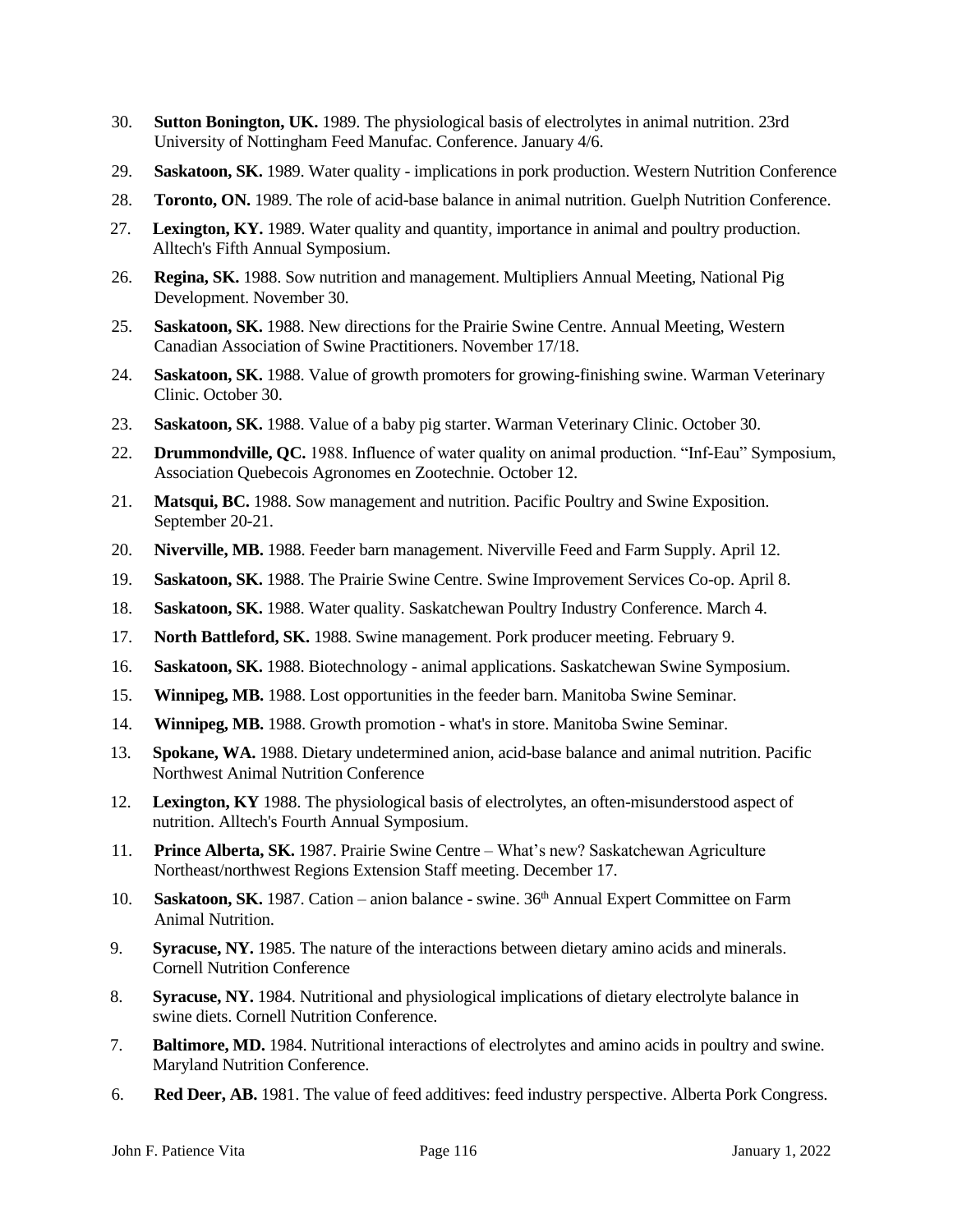30. **Sutton Bonington, UK.** 1989. The physiological basis of electrolytes in animal nutrition. 23rd University of Nottingham Feed Manufac. Conference. January 4/6.

29. **Saskatoon, SK.** 1989. Water quality - implications in pork production. Western Nutrition Conference

28. **Toronto, ON.** 1989. The role of acid-base balance in animal nutrition. Guelph Nutrition Conference.

27. **Lexington, KY.** 1989. Water quality and quantity, importance in animal and poultry production. Alltech's Fifth Annual Symposium.

26. **Regina, SK.** 1988. Sow nutrition and management. Multipliers Annual Meeting, National Pig Development. November 30.

25. **Saskatoon, SK.** 1988. New directions for the Prairie Swine Centre. Annual Meeting, Western Canadian Association of Swine Practitioners. November 17/18.

24. **Saskatoon, SK.** 1988. Value of growth promoters for growing-finishing swine. Warman Veterinary Clinic. October 30.

23. **Saskatoon, SK.** 1988. Value of a baby pig starter. Warman Veterinary Clinic. October 30.

22. **Drummondville, QC.** 1988. Influence of water quality on animal production. "Inf-Eau" Symposium, Association Quebecois Agronomes en Zootechnie. October 12.

21. **Matsqui, BC.** 1988. Sow management and nutrition. Pacific Poultry and Swine Exposition. September 20-21.

20. **Niverville, MB.** 1988. Feeder barn management. Niverville Feed and Farm Supply. April 12.

19. **Saskatoon, SK.** 1988. The Prairie Swine Centre. Swine Improvement Services Co-op. April 8.

18. **Saskatoon, SK.** 1988. Water quality. Saskatchewan Poultry Industry Conference. March 4.

17. **North Battleford, SK.** 1988. Swine management. Pork producer meeting. February 9.

16. **Saskatoon, SK.** 1988. Biotechnology - animal applications. Saskatchewan Swine Symposium.

15. **Winnipeg, MB.** 1988. Lost opportunities in the feeder barn. Manitoba Swine Seminar.

14. **Winnipeg, MB.** 1988. Growth promotion - what's in store. Manitoba Swine Seminar.

13. **Spokane, WA.** 1988. Dietary undetermined anion, acid-base balance and animal nutrition. Pacific Northwest Animal Nutrition Conference

12. **Lexington, KY** 1988. The physiological basis of electrolytes, an often-misunderstood aspect of nutrition. Alltech's Fourth Annual Symposium.

11. **Prince Alberta, SK.** 1987. Prairie Swine Centre – What's new? Saskatchewan Agriculture Northeast/northwest Regions Extension Staff meeting. December 17.

10. **Saskatoon, SK.** 1987. Cation – anion balance - swine. 36th Annual Expert Committee on Farm Animal Nutrition.

9. **Syracuse, NY.** 1985. The nature of the interactions between dietary amino acids and minerals. Cornell Nutrition Conference

8. **Syracuse, NY.** 1984. Nutritional and physiological implications of dietary electrolyte balance in swine diets. Cornell Nutrition Conference.

7. **Baltimore, MD.** 1984. Nutritional interactions of electrolytes and amino acids in poultry and swine. Maryland Nutrition Conference.

6. **Red Deer, AB.** 1981. The value of feed additives: feed industry perspective. Alberta Pork Congress.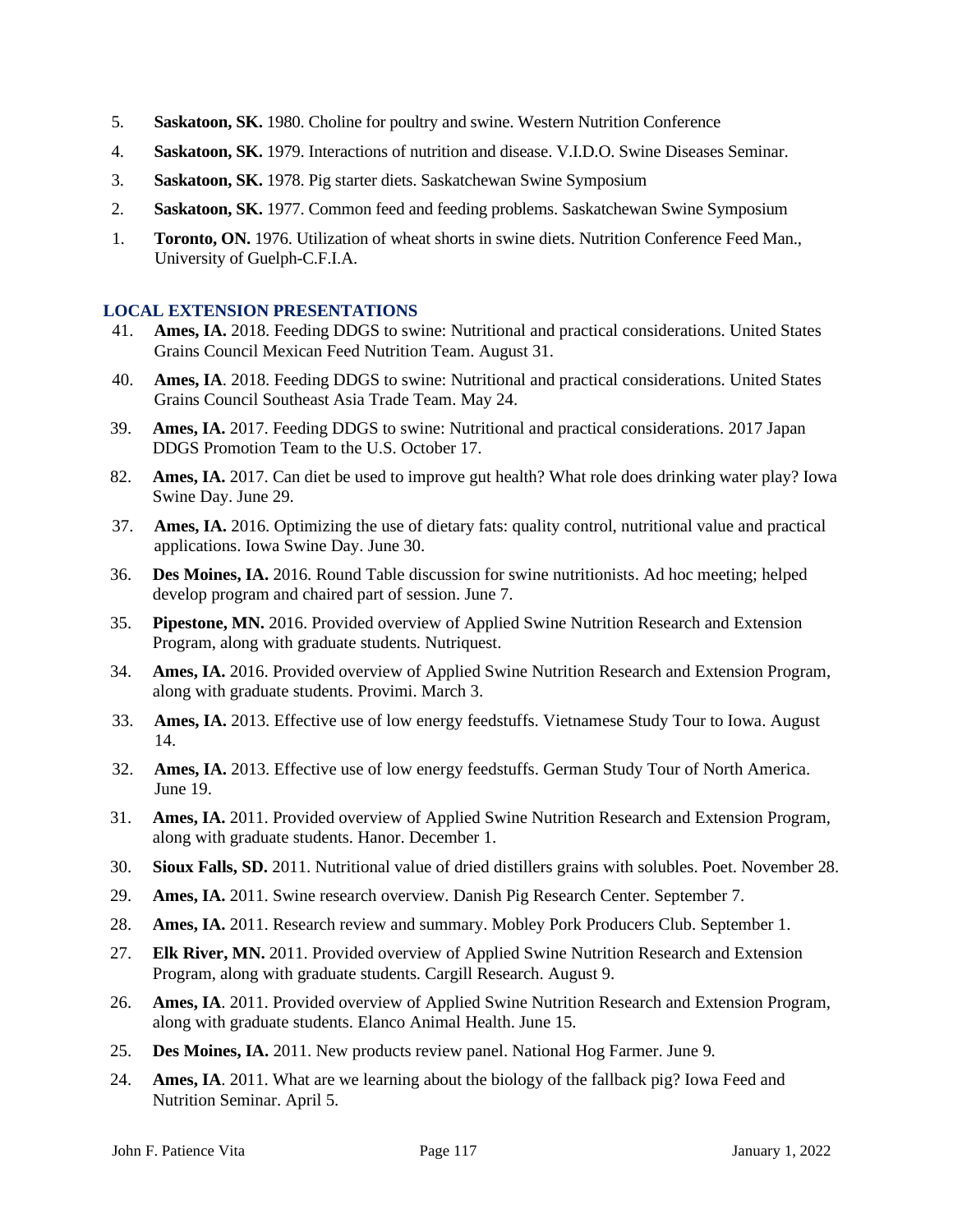5. **Saskatoon, SK.** 1980. Choline for poultry and swine. Western Nutrition Conference

4. **Saskatoon, SK.** 1979. Interactions of nutrition and disease. V.I.D.O. Swine Diseases Seminar.

3. **Saskatoon, SK.** 1978. Pig starter diets. Saskatchewan Swine Symposium

2. **Saskatoon, SK.** 1977. Common feed and feeding problems. Saskatchewan Swine Symposium

1. **Toronto, ON.** 1976. Utilization of wheat shorts in swine diets. Nutrition Conference Feed Man., University of Guelph-C.F.I.A.

### LOCAL EXTENSION PRESENTATIONS

41. **Ames, IA.** 2018. Feeding DDGS to swine: Nutritional and practical considerations. United States Grains Council Mexican Feed Nutrition Team. August 31.

40. **Ames, IA**. 2018. Feeding DDGS to swine: Nutritional and practical considerations. United States Grains Council Southeast Asia Trade Team. May 24.

39. **Ames, IA.** 2017. Feeding DDGS to swine: Nutritional and practical considerations. 2017 Japan DDGS Promotion Team to the U.S. October 17.

82. **Ames, IA.** 2017. Can diet be used to improve gut health? What role does drinking water play? Iowa Swine Day. June 29.

37. **Ames, IA.** 2016. Optimizing the use of dietary fats: quality control, nutritional value and practical applications. Iowa Swine Day. June 30.

36. **Des Moines, IA.** 2016. Round Table discussion for swine nutritionists. Ad hoc meeting; helped develop program and chaired part of session. June 7.

35. **Pipestone, MN.** 2016. Provided overview of Applied Swine Nutrition Research and Extension Program, along with graduate students. Nutriquest.

34. **Ames, IA.** 2016. Provided overview of Applied Swine Nutrition Research and Extension Program, along with graduate students. Provimi. March 3.

33. **Ames, IA.** 2013. Effective use of low energy feedstuffs. Vietnamese Study Tour to Iowa. August 14.

32. **Ames, IA.** 2013. Effective use of low energy feedstuffs. German Study Tour of North America. June 19.

31. **Ames, IA.** 2011. Provided overview of Applied Swine Nutrition Research and Extension Program, along with graduate students. Hanor. December 1.

30. **Sioux Falls, SD.** 2011. Nutritional value of dried distillers grains with solubles. Poet. November 28.

29. **Ames, IA.** 2011. Swine research overview. Danish Pig Research Center. September 7.

28. **Ames, IA.** 2011. Research review and summary. Mobley Pork Producers Club. September 1.

27. **Elk River, MN.** 2011. Provided overview of Applied Swine Nutrition Research and Extension Program, along with graduate students. Cargill Research. August 9.

26. **Ames, IA**. 2011. Provided overview of Applied Swine Nutrition Research and Extension Program, along with graduate students. Elanco Animal Health. June 15.

25. **Des Moines, IA.** 2011. New products review panel. National Hog Farmer. June 9.

24. **Ames, IA**. 2011. What are we learning about the biology of the fallback pig? Iowa Feed and Nutrition Seminar. April 5.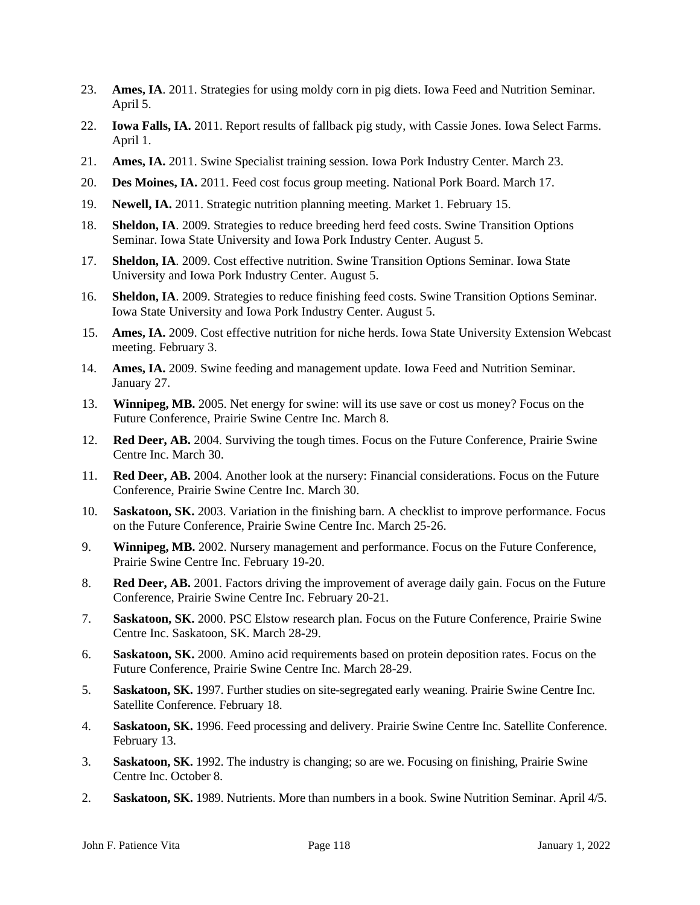23. **Ames, IA**. 2011. Strategies for using moldy corn in pig diets. Iowa Feed and Nutrition Seminar. April 5.

22. **Iowa Falls, IA.** 2011. Report results of fallback pig study, with Cassie Jones. Iowa Select Farms. April 1.

21. **Ames, IA.** 2011. Swine Specialist training session. Iowa Pork Industry Center. March 23.

20. **Des Moines, IA.** 2011. Feed cost focus group meeting. National Pork Board. March 17.

19. **Newell, IA.** 2011. Strategic nutrition planning meeting. Market 1. February 15.

18. **Sheldon, IA**. 2009. Strategies to reduce breeding herd feed costs. Swine Transition Options Seminar. Iowa State University and Iowa Pork Industry Center. August 5.

17. **Sheldon, IA**. 2009. Cost effective nutrition. Swine Transition Options Seminar. Iowa State University and Iowa Pork Industry Center. August 5.

16. **Sheldon, IA**. 2009. Strategies to reduce finishing feed costs. Swine Transition Options Seminar. Iowa State University and Iowa Pork Industry Center. August 5.

15. **Ames, IA.** 2009. Cost effective nutrition for niche herds. Iowa State University Extension Webcast meeting. February 3.

14. **Ames, IA.** 2009. Swine feeding and management update. Iowa Feed and Nutrition Seminar. January 27.

13. **Winnipeg, MB.** 2005. Net energy for swine: will its use save or cost us money? Focus on the Future Conference, Prairie Swine Centre Inc. March 8.

12. **Red Deer, AB.** 2004. Surviving the tough times. Focus on the Future Conference, Prairie Swine Centre Inc. March 30.

11. **Red Deer, AB.** 2004. Another look at the nursery: Financial considerations. Focus on the Future Conference, Prairie Swine Centre Inc. March 30.

10. **Saskatoon, SK.** 2003. Variation in the finishing barn. A checklist to improve performance. Focus on the Future Conference, Prairie Swine Centre Inc. March 25-26.

9. **Winnipeg, MB.** 2002. Nursery management and performance. Focus on the Future Conference, Prairie Swine Centre Inc. February 19-20.

8. **Red Deer, AB.** 2001. Factors driving the improvement of average daily gain. Focus on the Future Conference, Prairie Swine Centre Inc. February 20-21.

7. **Saskatoon, SK.** 2000. PSC Elstow research plan. Focus on the Future Conference, Prairie Swine Centre Inc. Saskatoon, SK. March 28-29.

6. **Saskatoon, SK.** 2000. Amino acid requirements based on protein deposition rates. Focus on the Future Conference, Prairie Swine Centre Inc. March 28-29.

5. **Saskatoon, SK.** 1997. Further studies on site-segregated early weaning. Prairie Swine Centre Inc. Satellite Conference. February 18.

4. **Saskatoon, SK.** 1996. Feed processing and delivery. Prairie Swine Centre Inc. Satellite Conference. February 13.

3. **Saskatoon, SK.** 1992. The industry is changing; so are we. Focusing on finishing, Prairie Swine Centre Inc. October 8.

2. **Saskatoon, SK.** 1989. Nutrients. More than numbers in a book. Swine Nutrition Seminar. April 4/5.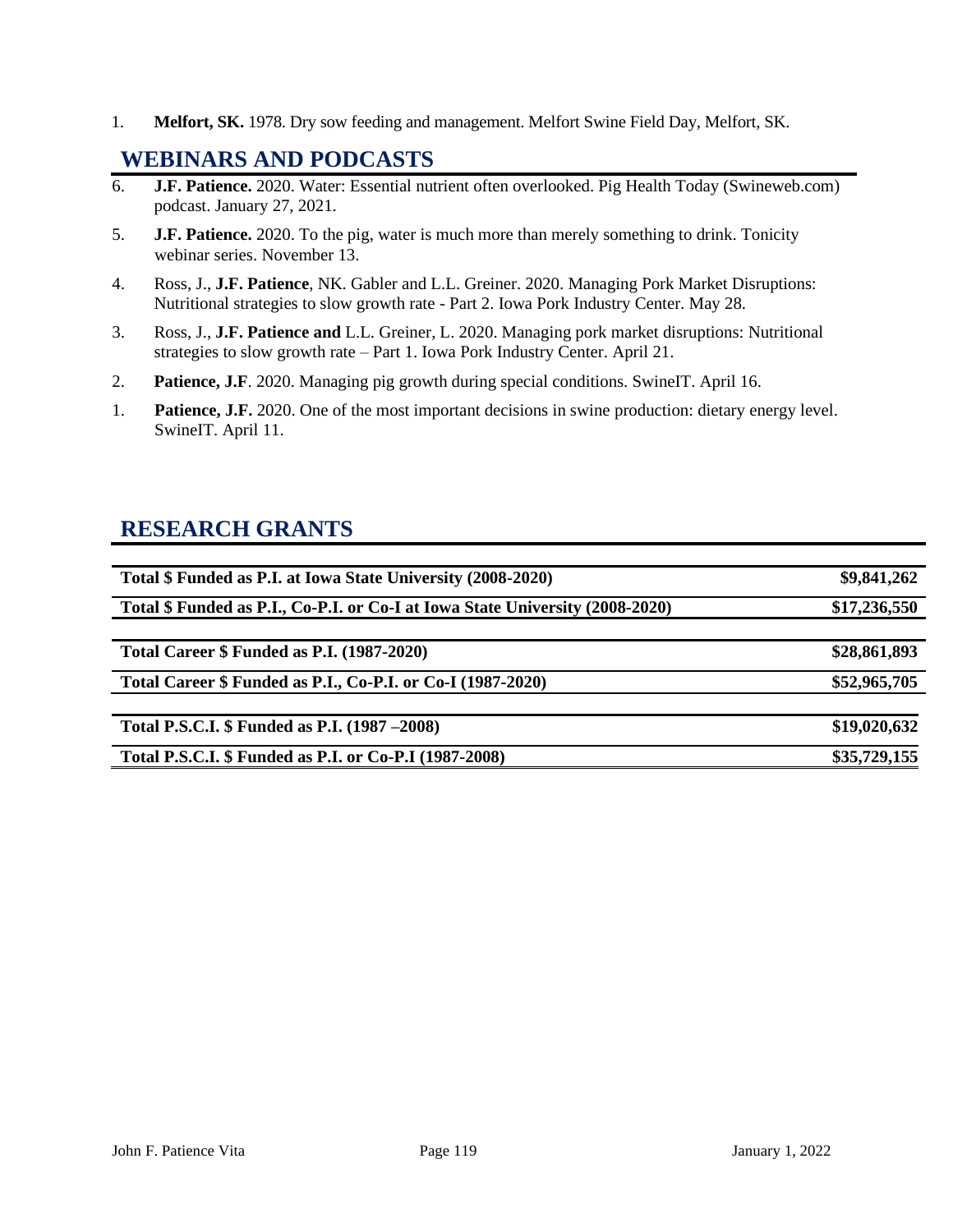1. **Melfort, SK.** 1978. Dry sow feeding and management. Melfort Swine Field Day, Melfort, SK.

## WEBINARS AND PODCASTS

6. **J.F. Patience.** 2020. Water: Essential nutrient often overlooked. Pig Health Today (Swineweb.com) podcast. January 27, 2021.

5. **J.F. Patience.** 2020. To the pig, water is much more than merely something to drink. Tonicity webinar series. November 13.

4. Ross, J., **J.F. Patience**, NK. Gabler and L.L. Greiner. 2020. Managing Pork Market Disruptions: Nutritional strategies to slow growth rate - Part 2. Iowa Pork Industry Center. May 28.

3. Ross, J., **J.F. Patience and** L.L. Greiner, L. 2020. Managing pork market disruptions: Nutritional strategies to slow growth rate – Part 1. Iowa Pork Industry Center. April 21.

2. **Patience, J.F**. 2020. Managing pig growth during special conditions. SwineIT. April 16.

1. **Patience, J.F.** 2020. One of the most important decisions in swine production: dietary energy level. SwineIT. April 11.

## RESEARCH GRANTS

| | |
|---|---|
| **Total $ Funded as P.I. at Iowa State University (2008-2020)** | **$9,841,262** |
| **Total $ Funded as P.I., Co-P.I. or Co-I at Iowa State University (2008-2020)** | **$17,236,550** |
| **Total Career $ Funded as P.I. (1987-2020)** | **$28,861,893** |
| **Total Career $ Funded as P.I., Co-P.I. or Co-I (1987-2020)** | **$52,965,705** |
| **Total P.S.C.I. $ Funded as P.I. (1987 –2008)** | **$19,020,632** |
| **Total P.S.C.I. $ Funded as P.I. or Co-P.I (1987-2008)** | **$35,729,155** |